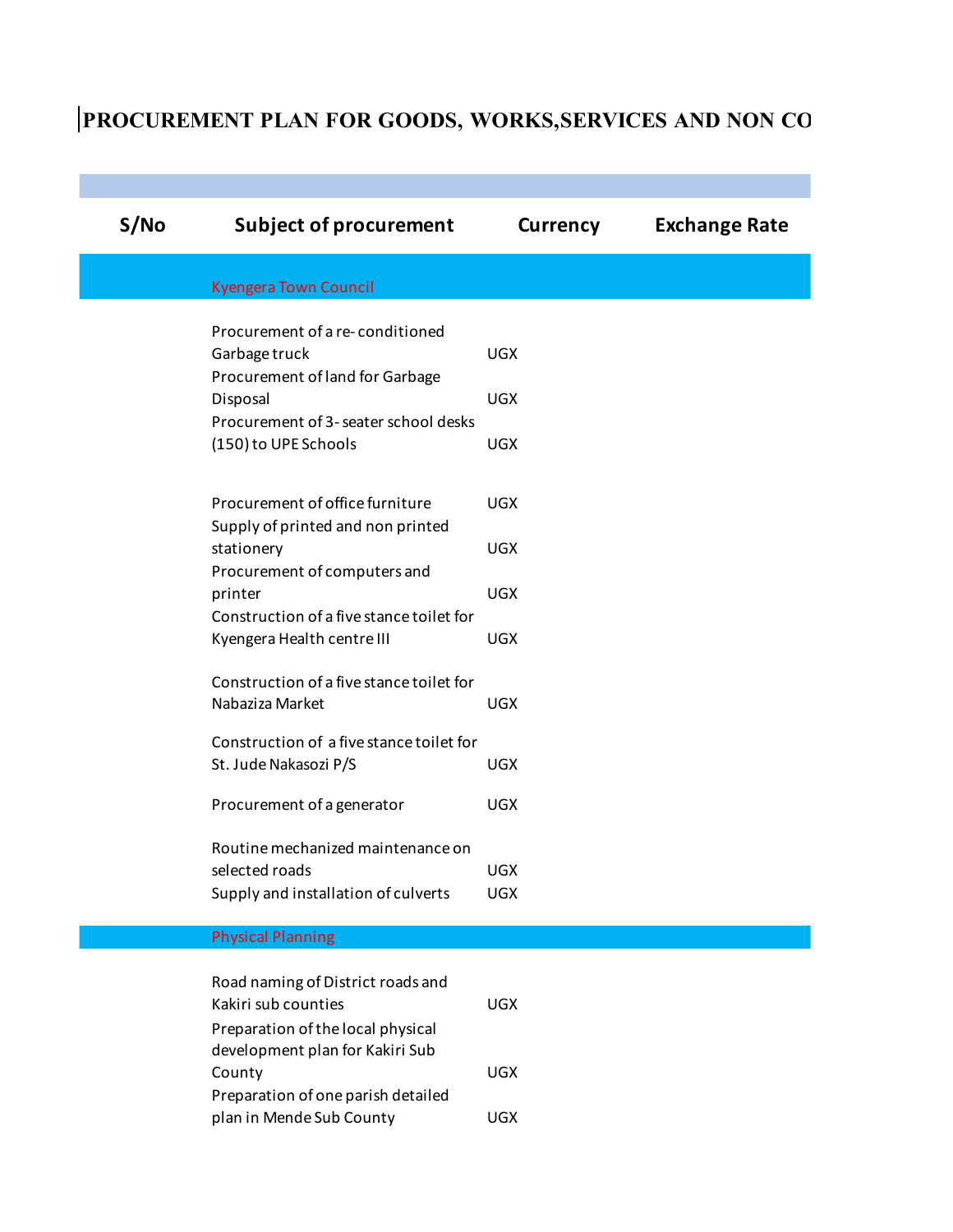# PROCUREMENT PLAN FOR GOODS, WORKS,SERVICES AND NON CO

| S/No | Subject of procurement | Currency | Exchange Rate |
|---|---|---|---|
| | Kyengera Town Council | | |
| | Procurement of a re- conditioned Garbage truck | UGX | |
| | Procurement of land for Garbage Disposal | UGX | |
| | Procurement of 3- seater school desks (150) to UPE Schools | UGX | |
| | Procurement of office furniture | UGX | |
| | Supply of printed and non printed stationery | UGX | |
| | Procurement of computers and printer | UGX | |
| | Construction of a five stance toilet for Kyengera Health centre III | UGX | |
| | Construction of a five stance toilet for Nabaziza Market | UGX | |
| | Construction of a five stance toilet for St. Jude Nakasozi P/S | UGX | |
| | Procurement of a generator | UGX | |
| | Routine mechanized maintenance on selected roads | UGX | |
| | Supply and installation of culverts | UGX | |
| | Physical Planning | | |
| | Road naming of District roads and Kakiri sub counties | UGX | |
| | Preparation of the local physical development plan for Kakiri Sub County | UGX | |
| | Preparation of one parish detailed plan in Mende Sub County | UGX | |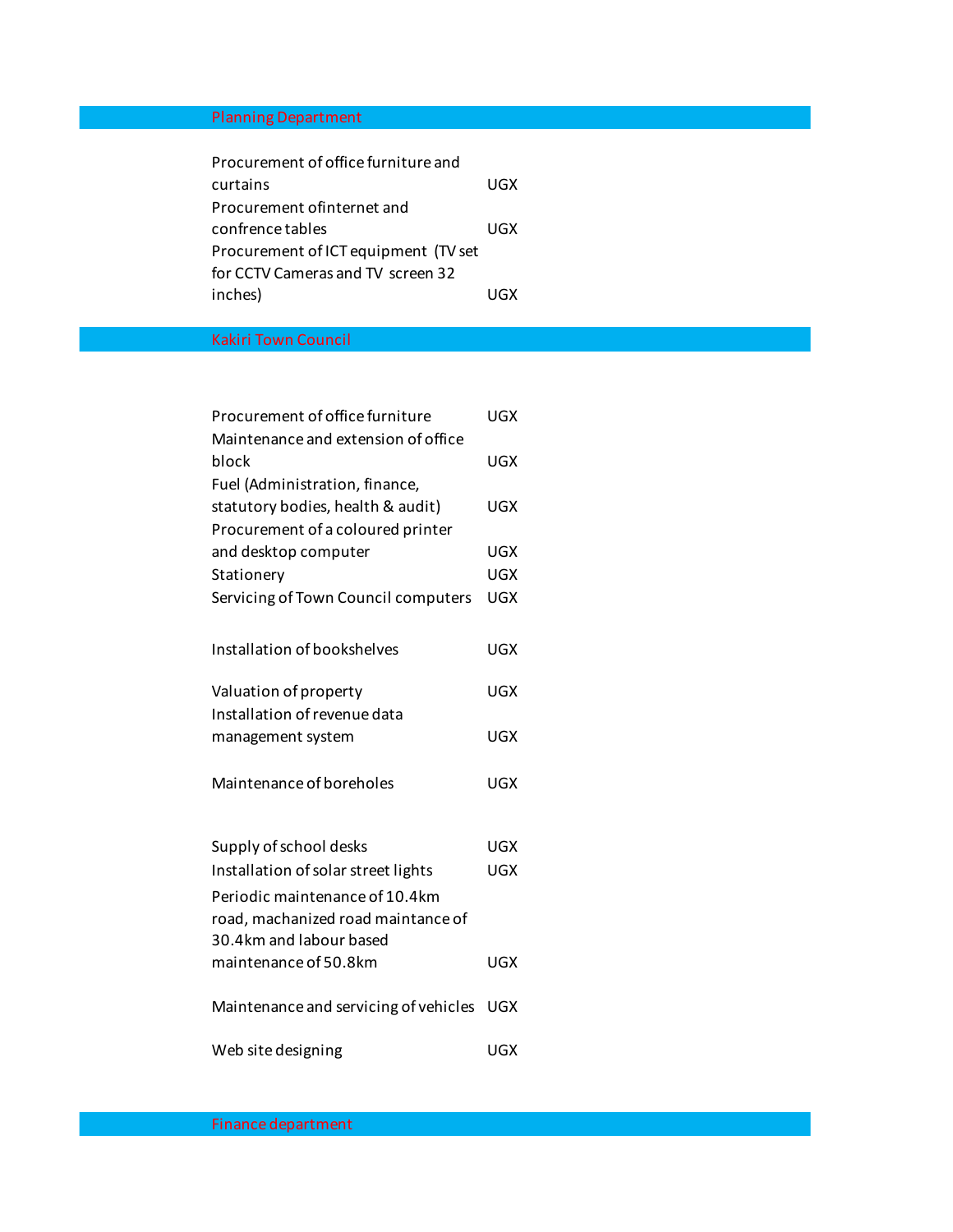## Planning Department

| | |
|---|---|
| Procurement of office furniture and curtains | UGX |
| Procurement ofinternet and confrence tables | UGX |
| Procurement of ICT equipment (TV set for CCTV Cameras and TV screen 32 inches) | UGX |

## Kakiri Town Council

| | |
|---|---|
| Procurement of office furniture | UGX |
| Maintenance and extension of office block | UGX |
| Fuel (Administration, finance, statutory bodies, health & audit) | UGX |
| Procurement of a coloured printer and desktop computer | UGX |
| Stationery | UGX |
| Servicing of Town Council computers | UGX |
| Installation of bookshelves | UGX |
| Valuation of property | UGX |
| Installation of revenue data management system | UGX |
| Maintenance of boreholes | UGX |
| Supply of school desks | UGX |
| Installation of solar street lights | UGX |
| Periodic maintenance of 10.4km road, machanized road maintance of 30.4km and labour based maintenance of 50.8km | UGX |
| Maintenance and servicing of vehicles | UGX |
| Web site designing | UGX |

## Finance department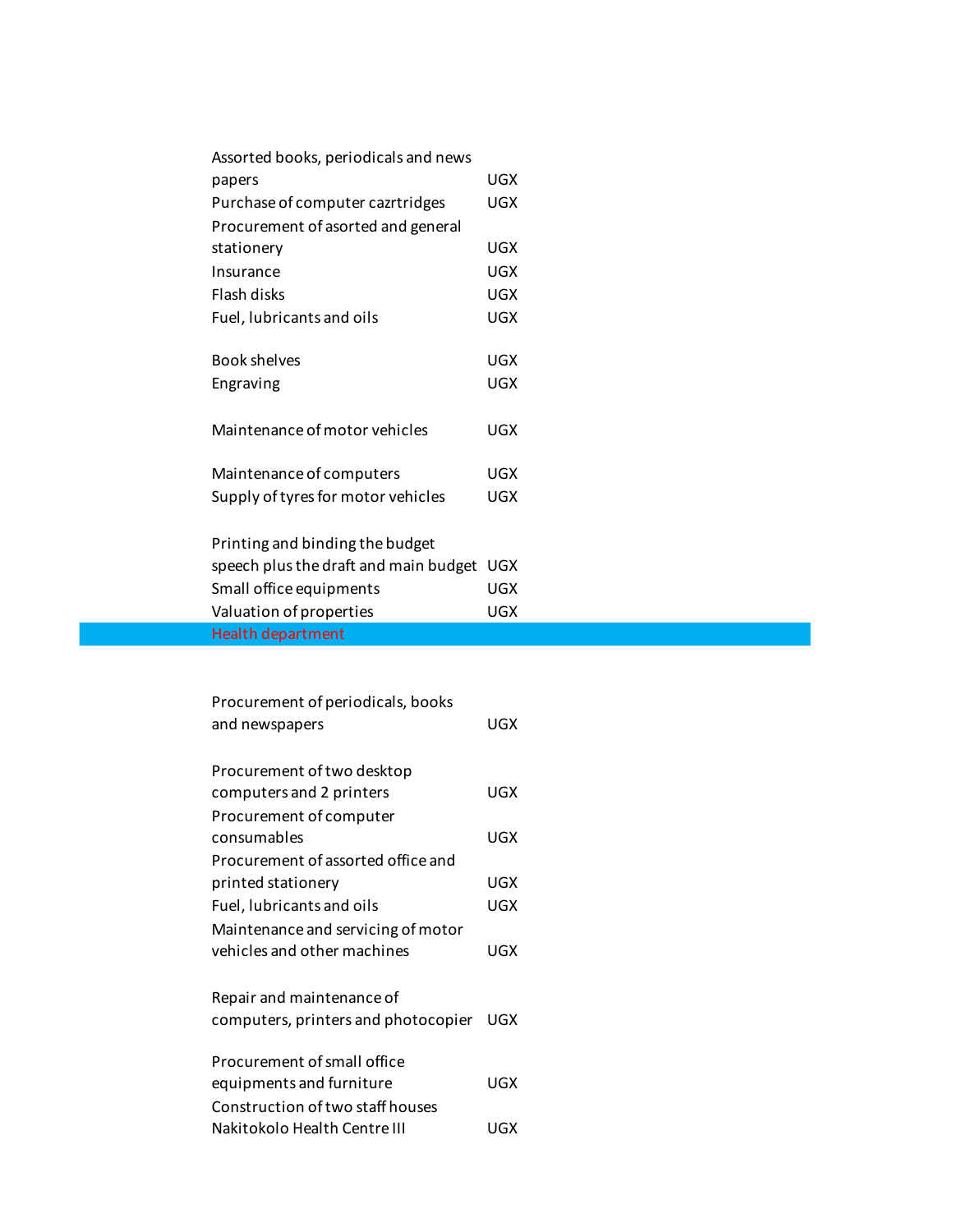| | |
|---|---|
| Assorted books, periodicals and news papers | UGX |
| Purchase of computer cazrtridges | UGX |
| Procurement of asorted and general stationery | UGX |
| Insurance | UGX |
| Flash disks | UGX |
| Fuel, lubricants and oils | UGX |
| Book shelves | UGX |
| Engraving | UGX |
| Maintenance of motor vehicles | UGX |
| Maintenance of computers | UGX |
| Supply of tyres for motor vehicles | UGX |
| Printing and binding the budget speech plus the draft and main budget | UGX |
| Small office equipments | UGX |
| Valuation of properties | UGX |

## Health department

| | |
|---|---|
| Procurement of periodicals, books and newspapers | UGX |
| Procurement of two desktop computers and 2 printers | UGX |
| Procurement of computer consumables | UGX |
| Procurement of assorted office and printed stationery | UGX |
| Fuel, lubricants and oils | UGX |
| Maintenance and servicing of motor vehicles and other machines | UGX |
| Repair and maintenance of computers, printers and photocopier | UGX |
| Procurement of small office equipments and furniture | UGX |
| Construction of two staff houses Nakitokolo Health Centre III | UGX |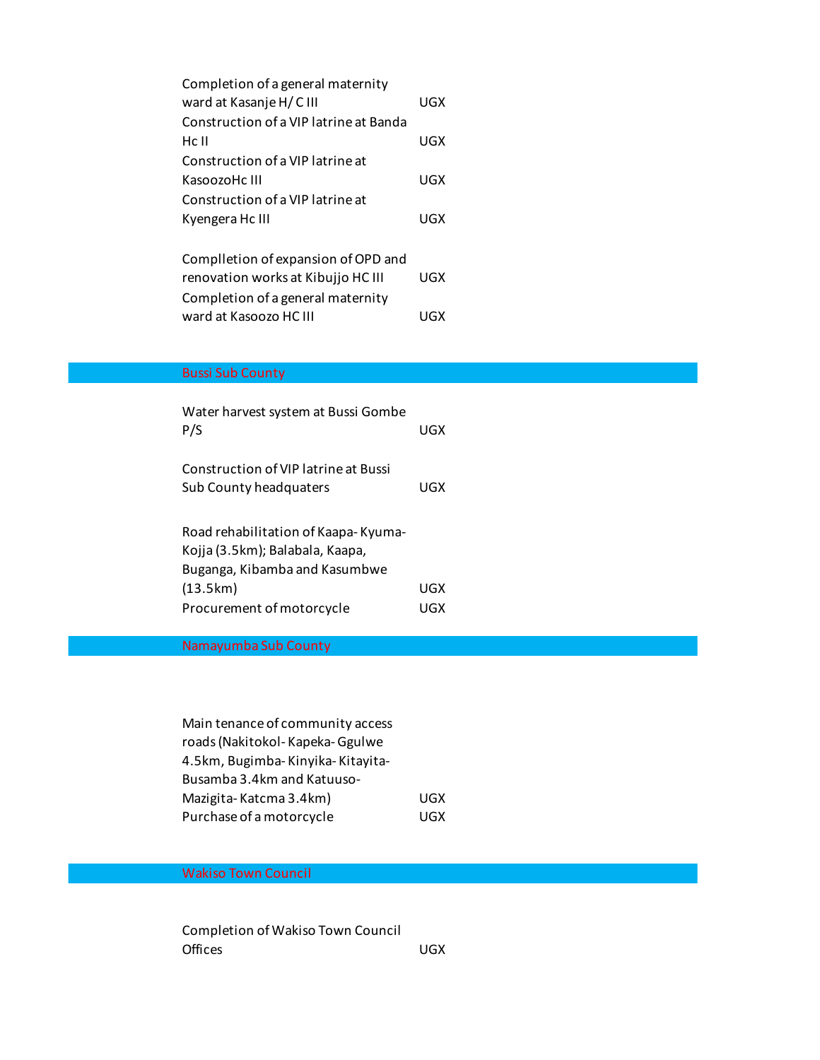| | |
|---|---|
| Completion of a general maternity ward at Kasanje H/ C III | UGX |
| Construction of a VIP latrine at Banda Hc II | UGX |
| Construction of a VIP latrine at KasoozoHc III | UGX |
| Construction of a VIP latrine at Kyengera Hc III | UGX |
| Complletion of expansion of OPD and renovation works at Kibujjo HC III | UGX |
| Completion of a general maternity ward at Kasoozo HC III | UGX |

## Bussi Sub County

| | |
|---|---|
| Water harvest system at Bussi Gombe P/S | UGX |
| Construction of VIP latrine at Bussi Sub County headquaters | UGX |
| Road rehabilitation of Kaapa- Kyuma- Kojja (3.5km); Balabala, Kaapa, Buganga, Kibamba and Kasumbwe (13.5km) | UGX |
| Procurement of motorcycle | UGX |

## Namayumba Sub County

| | |
|---|---|
| Main tenance of community access roads (Nakitokol- Kapeka- Ggulwe 4.5km, Bugimba- Kinyika- Kitayita- Busamba 3.4km and Katuuso- Mazigita- Katcma 3.4km) | UGX |
| Purchase of a motorcycle | UGX |

## Wakiso Town Council

| | |
|---|---|
| Completion of Wakiso Town Council Offices | UGX |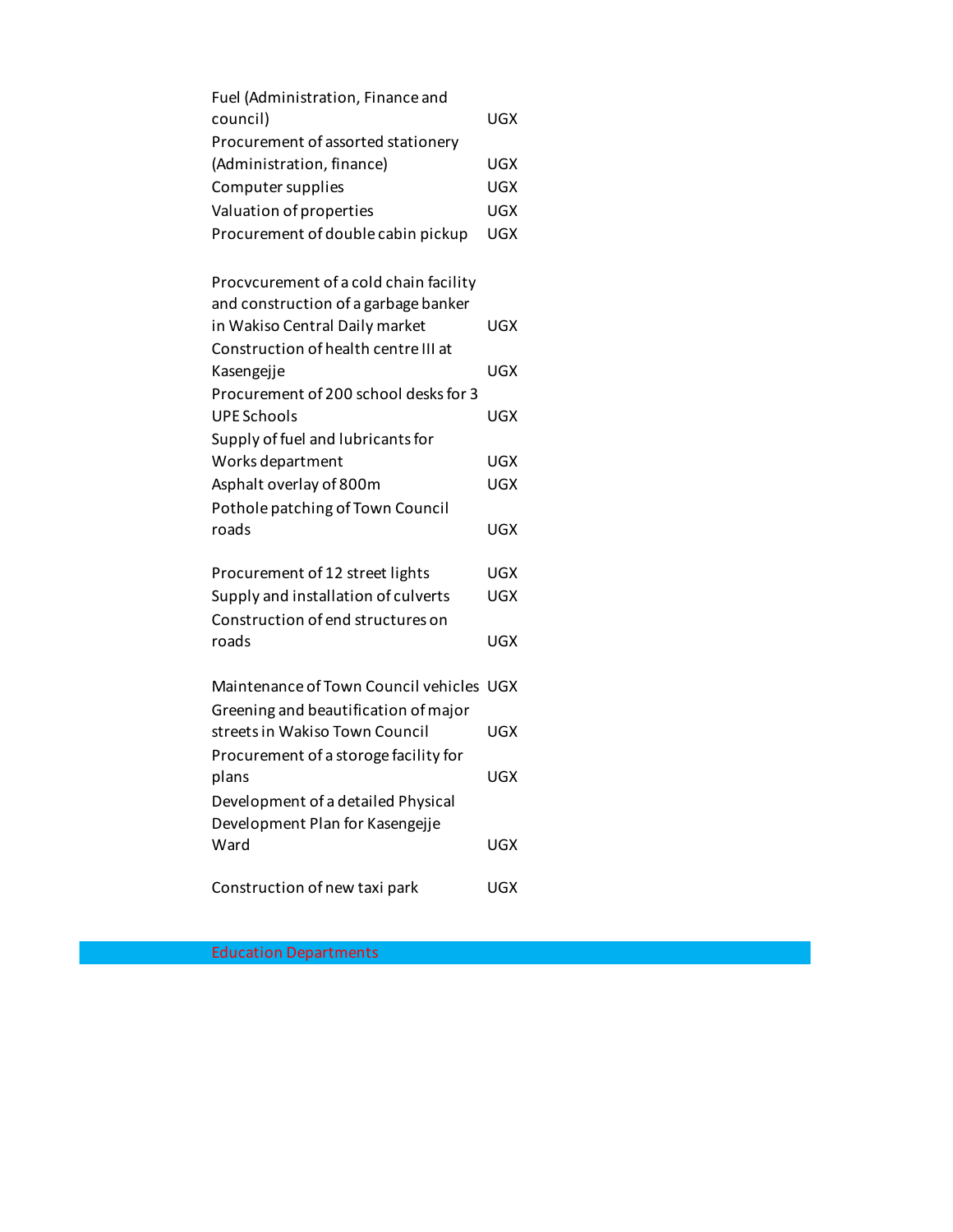| | |
|---|---|
| Fuel (Administration, Finance and council) | UGX |
| Procurement of assorted stationery (Administration, finance) | UGX |
| Computer supplies | UGX |
| Valuation of properties | UGX |
| Procurement of double cabin pickup | UGX |
| Procvcurement of a cold chain facility and construction of a garbage banker in Wakiso Central Daily market | UGX |
| Construction of health centre III at Kasengejje | UGX |
| Procurement of 200 school desks for 3 UPE Schools | UGX |
| Supply of fuel and lubricants for Works department | UGX |
| Asphalt overlay of 800m | UGX |
| Pothole patching of Town Council roads | UGX |
| Procurement of 12 street lights | UGX |
| Supply and installation of culverts | UGX |
| Construction of end structures on roads | UGX |
| Maintenance of Town Council vehicles | UGX |
| Greening and beautification of major streets in Wakiso Town Council | UGX |
| Procurement of a storoge facility for plans | UGX |
| Development of a detailed Physical Development Plan for Kasengejje Ward | UGX |
| Construction of new taxi park | UGX |

Education Departments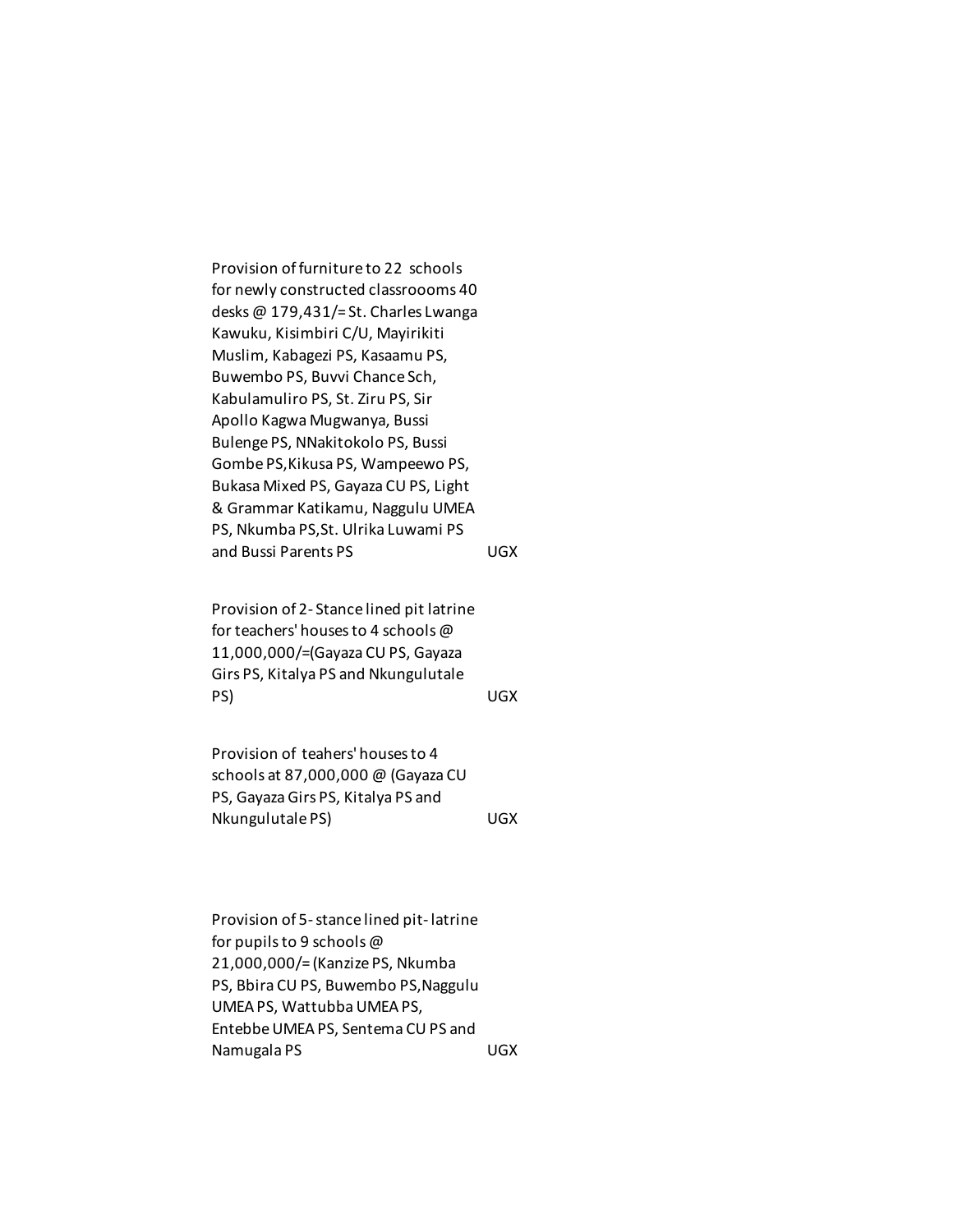| | |
|---|---|
| Provision of furniture to 22 schools for newly constructed classroooms 40 desks @ 179,431/= St. Charles Lwanga Kawuku, Kisimbiri C/U, Mayirikiti Muslim, Kabagezi PS, Kasaamu PS, Buwembo PS, Buvvi Chance Sch, Kabulamuliro PS, St. Ziru PS, Sir Apollo Kagwa Mugwanya, Bussi Bulenge PS, NNakitokolo PS, Bussi Gombe PS,Kikusa PS, Wampeewo PS, Bukasa Mixed PS, Gayaza CU PS, Light & Grammar Katikamu, Naggulu UMEA PS, Nkumba PS,St. Ulrika Luwami PS and Bussi Parents PS | UGX |
| Provision of 2-Stance lined pit latrine for teachers' houses to 4 schools @ 11,000,000/=(Gayaza CU PS, Gayaza Girs PS, Kitalya PS and Nkungulutale PS) | UGX |
| Provision of teahers' houses to 4 schools at 87,000,000 @ (Gayaza CU PS, Gayaza Girs PS, Kitalya PS and Nkungulutale PS) | UGX |
| Provision of 5-stance lined pit-latrine for pupils to 9 schools @ 21,000,000/= (Kanzize PS, Nkumba PS, Bbira CU PS, Buwembo PS,Naggulu UMEA PS, Wattubba UMEA PS, Entebbe UMEA PS, Sentema CU PS and Namugala PS | UGX |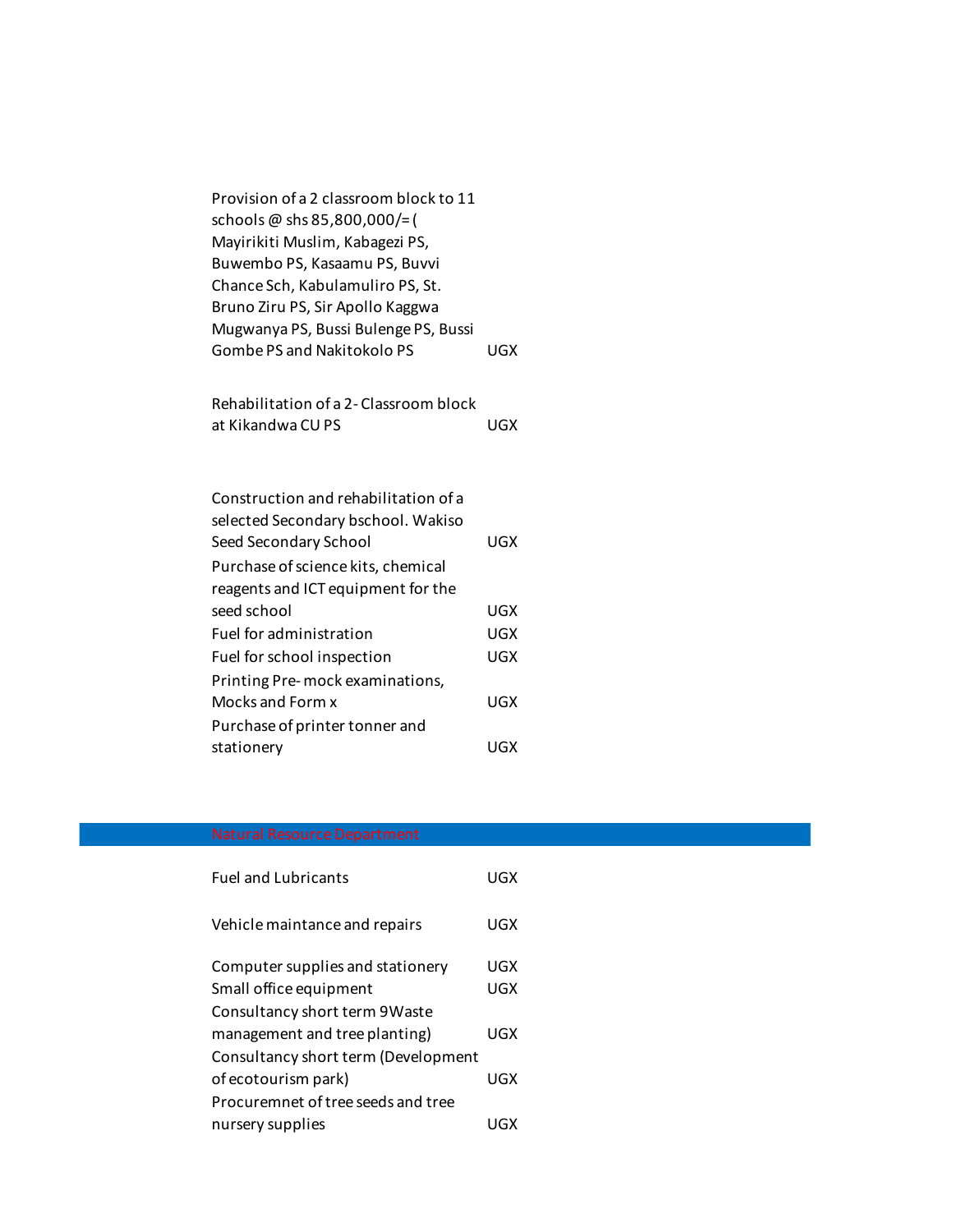| Item | Currency |
| --- | --- |
| Provision of a 2 classroom block to 11 schools @ shs 85,800,000/= ( Mayirikiti Muslim, Kabagezi PS, Buwembo PS, Kasaamu PS, Buvvi Chance Sch, Kabulamuliro PS, St. Bruno Ziru PS, Sir Apollo Kaggwa Mugwanya PS, Bussi Bulenge PS, Bussi Gombe PS and Nakitokolo PS | UGX |
| Rehabilitation of a 2- Classroom block at Kikandwa CU PS | UGX |
| Construction and rehabilitation of a selected Secondary bschool. Wakiso Seed Secondary School | UGX |
| Purchase of science kits, chemical reagents and ICT equipment for the seed school | UGX |
| Fuel for administration | UGX |
| Fuel for school inspection | UGX |
| Printing Pre- mock examinations, Mocks and Form x | UGX |
| Purchase of printer tonner and stationery | UGX |

## Natural Resource Department

| Item | Currency |
| --- | --- |
| Fuel and Lubricants | UGX |
| Vehicle maintance and repairs | UGX |
| Computer supplies and stationery | UGX |
| Small office equipment | UGX |
| Consultancy short term 9Waste management and tree planting) | UGX |
| Consultancy short term (Development of ecotourism park) | UGX |
| Procuremnet of tree seeds and tree nursery supplies | UGX |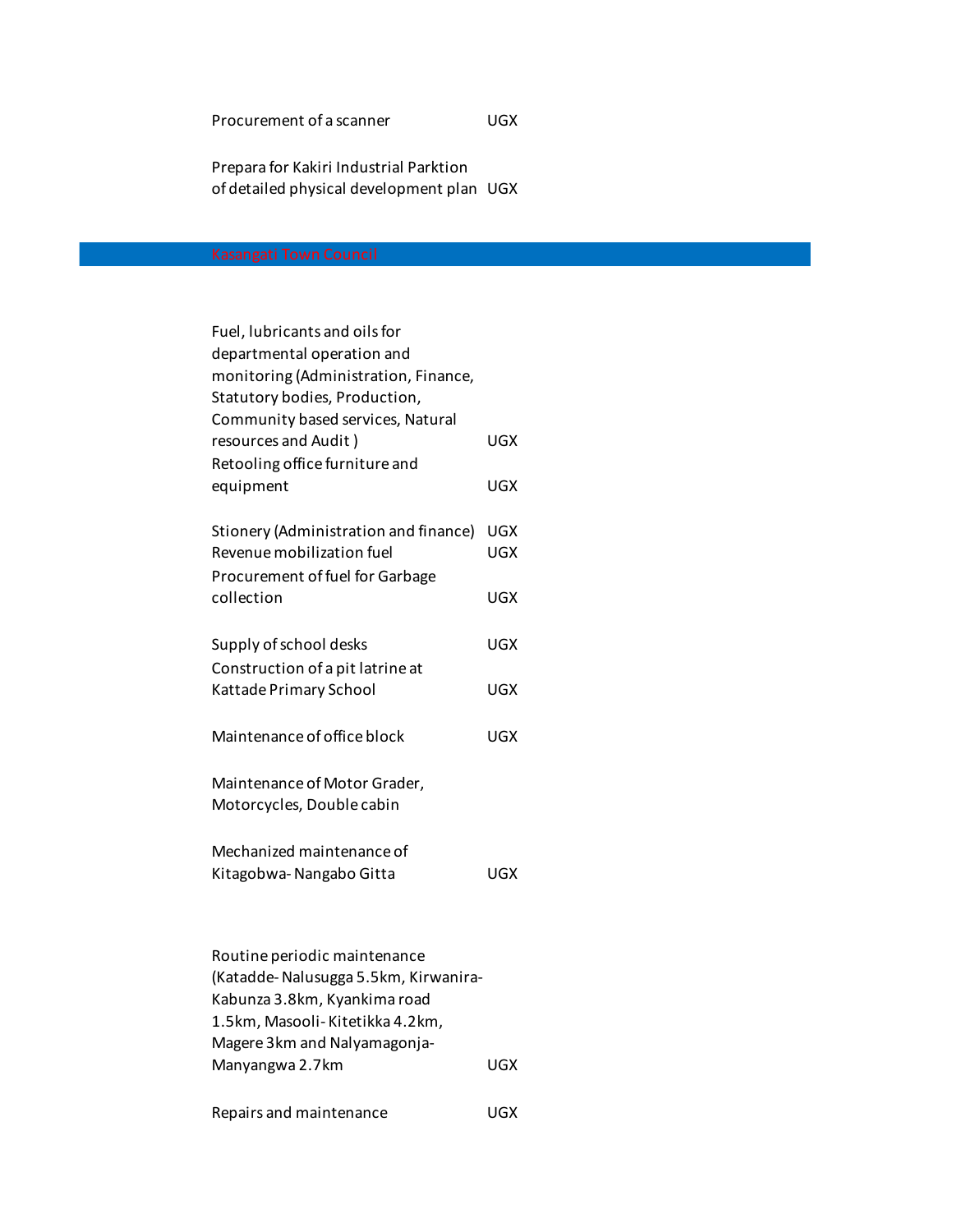| | |
|---|---|
| Procurement of a scanner | UGX |
| Prepara for Kakiri Industrial Parktion of detailed physical development plan | UGX |

## Kasangati Town Council

| | |
|---|---|
| Fuel, lubricants and oils for departmental operation and monitoring (Administration, Finance, Statutory bodies, Production, Community based services, Natural resources and Audit ) | UGX |
| Retooling office furniture and equipment | UGX |
| Stionery (Administration and finance) | UGX |
| Revenue mobilization fuel | UGX |
| Procurement of fuel for Garbage collection | UGX |
| Supply of school desks | UGX |
| Construction of a pit latrine at Kattade Primary School | UGX |
| Maintenance of office block | UGX |
| Maintenance of Motor Grader, Motorcycles, Double cabin | |
| Mechanized maintenance of Kitagobwa- Nangabo Gitta | UGX |
| Routine periodic maintenance (Katadde- Nalusugga 5.5km, Kirwanira-Kabunza 3.8km, Kyankima road 1.5km, Masooli- Kitetikka 4.2km, Magere 3km and Nalyamagonja-Manyangwa 2.7km | UGX |
| Repairs and maintenance | UGX |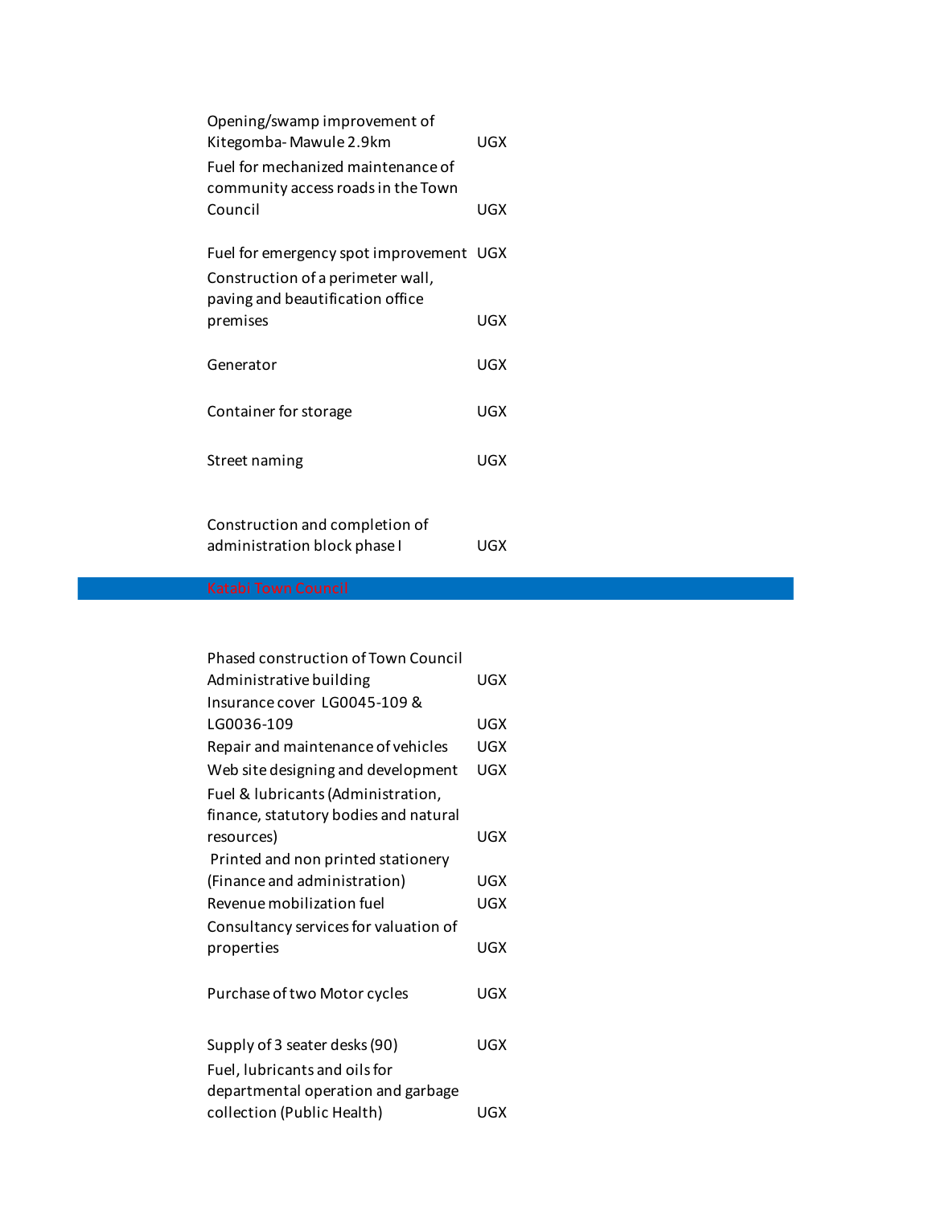| | |
|---|---|
| Opening/swamp improvement of Kitegomba- Mawule 2.9km | UGX |
| Fuel for mechanized maintenance of community access roads in the Town Council | UGX |
| Fuel for emergency spot improvement | UGX |
| Construction of a perimeter wall, paving and beautification office premises | UGX |
| Generator | UGX |
| Container for storage | UGX |
| Street naming | UGX |
| Construction and completion of administration block phase I | UGX |

## Katabi Town Council

| | |
|---|---|
| Phased construction of Town Council Administrative building | UGX |
| Insurance cover LG0045-109 & LG0036-109 | UGX |
| Repair and maintenance of vehicles | UGX |
| Web site designing and development | UGX |
| Fuel & lubricants (Administration, finance, statutory bodies and natural resources) | UGX |
| Printed and non printed stationery (Finance and administration) | UGX |
| Revenue mobilization fuel | UGX |
| Consultancy services for valuation of properties | UGX |
| Purchase of two Motor cycles | UGX |
| Supply of 3 seater desks (90) | UGX |
| Fuel, lubricants and oils for departmental operation and garbage collection (Public Health) | UGX |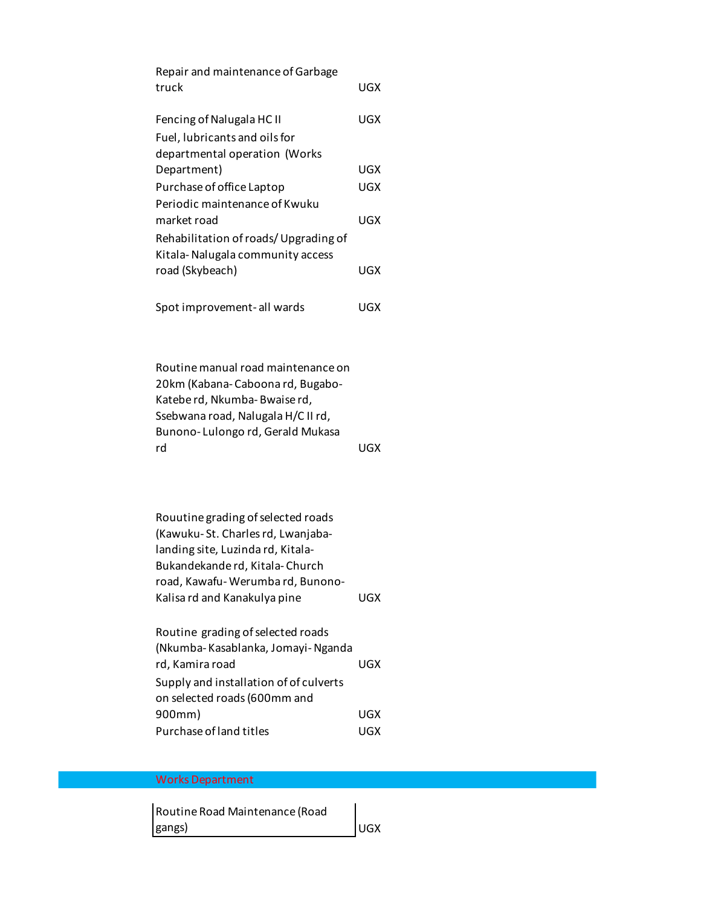| | |
|---|---|
| Repair and maintenance of Garbage truck | UGX |
| Fencing of Nalugala HC II | UGX |
| Fuel, lubricants and oils for departmental operation (Works Department) | UGX |
| Purchase of office Laptop | UGX |
| Periodic maintenance of Kwuku market road | UGX |
| Rehabilitation of roads/ Upgrading of Kitala- Nalugala community access road (Skybeach) | UGX |
| Spot improvement- all wards | UGX |
| Routine manual road maintenance on 20km (Kabana- Caboona rd, Bugabo-Katebe rd, Nkumba- Bwaise rd, Ssebwana road, Nalugala H/C II rd, Bunono- Lulongo rd, Gerald Mukasa rd | UGX |
| Rouutine grading of selected roads (Kawuku- St. Charles rd, Lwanjaba-landing site, Luzinda rd, Kitala-Bukandekande rd, Kitala- Church road, Kawafu- Werumba rd, Bunono-Kalisa rd and Kanakulya pine | UGX |
| Routine grading of selected roads (Nkumba- Kasablanka, Jomayi- Nganda rd, Kamira road | UGX |
| Supply and installation of of culverts on selected roads (600mm and 900mm) | UGX |
| Purchase of land titles | UGX |

## Works Department

| | |
|---|---|
| Routine Road Maintenance (Road gangs) | UGX |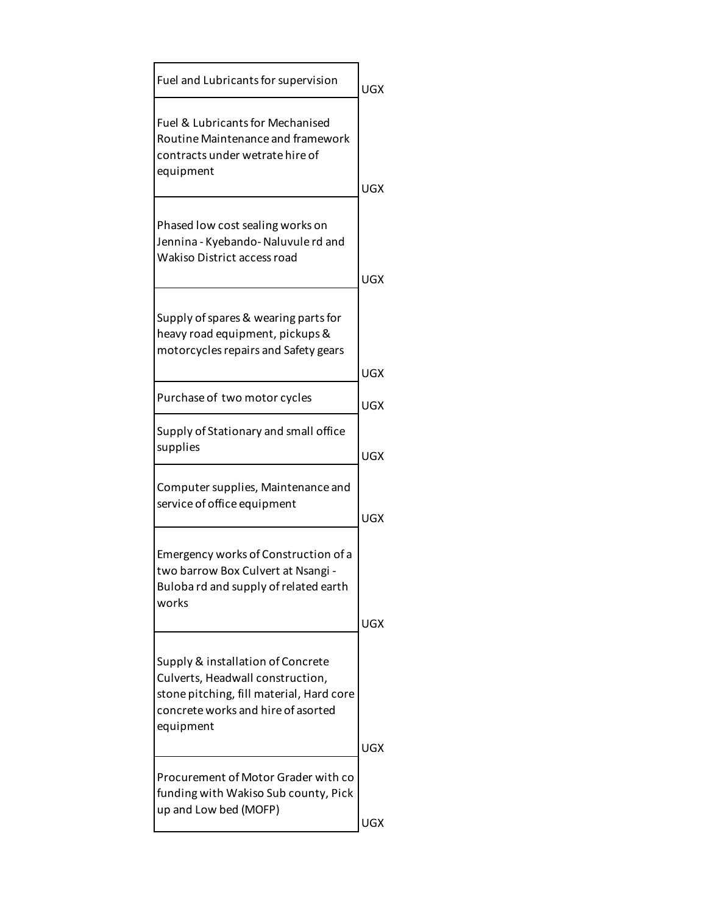| | |
|---|---|
| Fuel and Lubricants for supervision | UGX |
| Fuel & Lubricants for Mechanised Routine Maintenance and framework contracts under wetrate hire of equipment | UGX |
| Phased low cost sealing works on Jennina - Kyebando- Naluvule rd and Wakiso District access road | UGX |
| Supply of spares & wearing parts for heavy road equipment, pickups & motorcycles repairs and Safety gears | UGX |
| Purchase of two motor cycles | UGX |
| Supply of Stationary and small office supplies | UGX |
| Computer supplies, Maintenance and service of office equipment | UGX |
| Emergency works of Construction of a two barrow Box Culvert at Nsangi - Buloba rd and supply of related earth works | UGX |
| Supply & installation of Concrete Culverts, Headwall construction, stone pitching, fill material, Hard core concrete works and hire of asorted equipment | UGX |
| Procurement of Motor Grader with co funding with Wakiso Sub county, Pick up and Low bed (MOFP) | UGX |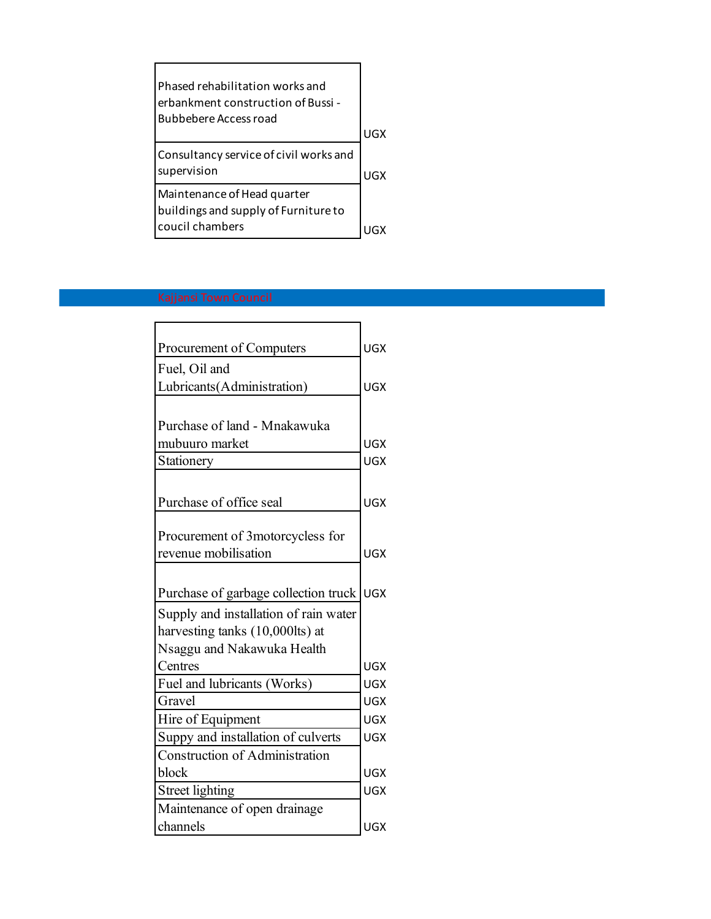| | |
|---|---|
| Phased rehabilitation works and erbankment construction of Bussi - Bubbebere Access road | UGX |
| Consultancy service of civil works and supervision | UGX |
| Maintenance of Head quarter buildings and supply of Furniture to coucil chambers | UGX |

## Kajjansi Town Council

| | |
|---|---|
| Procurement of Computers | UGX |
| Fuel, Oil and Lubricants(Administration) | UGX |
| Purchase of land - Mnakawuka mubuuro market | UGX |
| Stationery | UGX |
| Purchase of office seal | UGX |
| Procurement of 3motorcycless for revenue mobilisation | UGX |
| Purchase of garbage collection truck | UGX |
| Supply and installation of rain water harvesting tanks (10,000lts) at Nsaggu and Nakawuka Health Centres | UGX |
| Fuel and lubricants (Works) | UGX |
| Gravel | UGX |
| Hire of Equipment | UGX |
| Suppy and installation of culverts | UGX |
| Construction of Administration block | UGX |
| Street lighting | UGX |
| Maintenance of open drainage channels | UGX |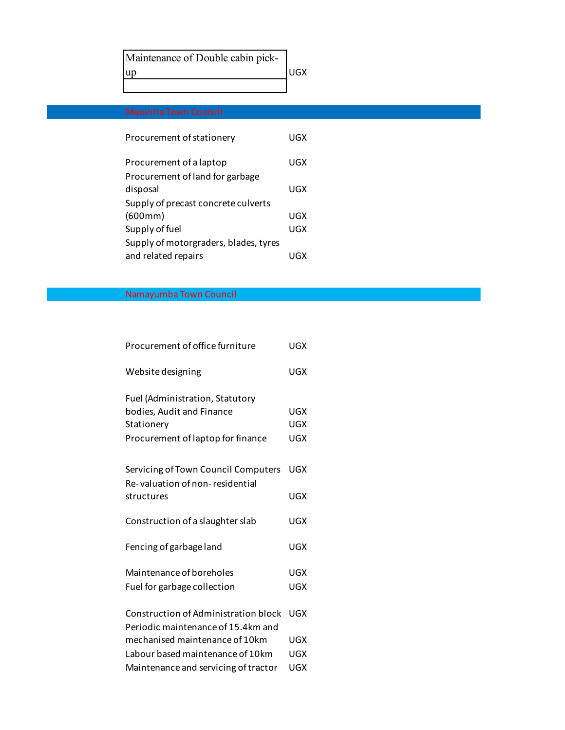| Maintenance of Double cabin pick-up | UGX |
|---|---|
| | |

## Masulita Town Council

| | |
|---|---|
| Procurement of stationery | UGX |
| Procurement of a laptop | UGX |
| Procurement of land for garbage disposal | UGX |
| Supply of precast concrete culverts (600mm) | UGX |
| Supply of fuel | UGX |
| Supply of motorgraders, blades, tyres and related repairs | UGX |

## Namayumba Town Council

| | |
|---|---|
| Procurement of office furniture | UGX |
| Website designing | UGX |
| Fuel (Administration, Statutory bodies, Audit and Finance | UGX |
| Stationery | UGX |
| Procurement of laptop for finance | UGX |
| Servicing of Town Council Computers | UGX |
| Re-valuation of non-residential structures | UGX |
| Construction of a slaughter slab | UGX |
| Fencing of garbage land | UGX |
| Maintenance of boreholes | UGX |
| Fuel for garbage collection | UGX |
| Construction of Administration block | UGX |
| Periodic maintenance of 15.4km and mechanised maintenance of 10km | UGX |
| Labour based maintenence of 10km | UGX |
| Maintenance and servicing of tractor | UGX |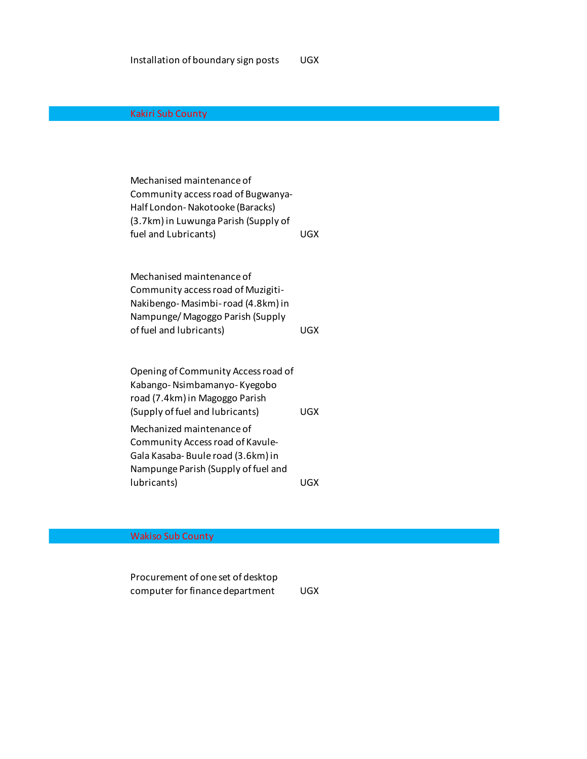| | |
|---|---|
| Installation of boundary sign posts | UGX |

## Kakiri Sub County

| | |
|---|---|
| Mechanised maintenance of Community access road of Bugwanya- Half London- Nakotooke (Baracks) (3.7km) in Luwunga Parish (Supply of fuel and Lubricants) | UGX |
| Mechanised maintenance of Community access road of Muzigiti- Nakibengo- Masimbi- road (4.8km) in Nampunge/ Magoggo Parish (Supply of fuel and lubricants) | UGX |
| Opening of Community Access road of Kabango- Nsimbamanyo- Kyegobo road (7.4km) in Magoggo Parish (Supply of fuel and lubricants) | UGX |
| Mechanized maintenance of Community Access road of Kavule- Gala Kasaba- Buule road (3.6km) in Nampunge Parish (Supply of fuel and lubricants) | UGX |

## Wakiso Sub County

| | |
|---|---|
| Procurement of one set of desktop computer for finance department | UGX |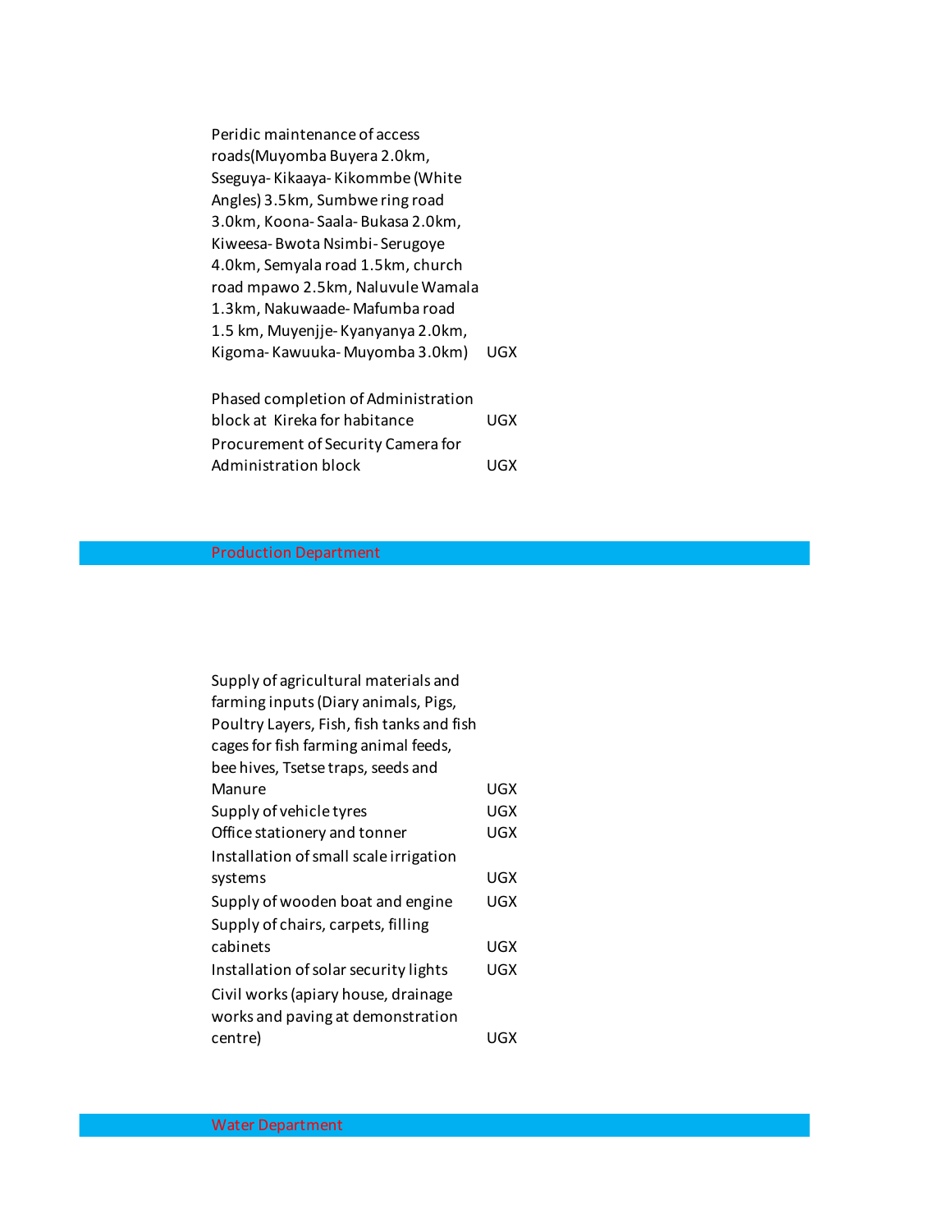| | |
|---|---|
| Peridic maintenance of access roads(Muyomba Buyera 2.0km, Sseguya- Kikaaya- Kikommbe (White Angles) 3.5km, Sumbwe ring road 3.0km, Koona- Saala- Bukasa 2.0km, Kiweesa- Bwota Nsimbi- Serugoye 4.0km, Semyala road 1.5km, church road mpawo 2.5km, Naluvule Wamala 1.3km, Nakuwaade- Mafumba road 1.5 km, Muyenjje- Kyanyanya 2.0km, Kigoma- Kawuuka- Muyomba 3.0km) | UGX |
| Phased completion of Administration block at Kireka for habitance | UGX |
| Procurement of Security Camera for Administration block | UGX |

## Production Department

| | |
|---|---|
| Supply of agricultural materials and farming inputs (Diary animals, Pigs, Poultry Layers, Fish, fish tanks and fish cages for fish farming animal feeds, bee hives, Tsetse traps, seeds and Manure | UGX |
| Supply of vehicle tyres | UGX |
| Office stationery and tonner | UGX |
| Installation of small scale irrigation systems | UGX |
| Supply of wooden boat and engine | UGX |
| Supply of chairs, carpets, filling cabinets | UGX |
| Installation of solar security lights | UGX |
| Civil works (apiary house, drainage works and paving at demonstration centre) | UGX |

## Water Department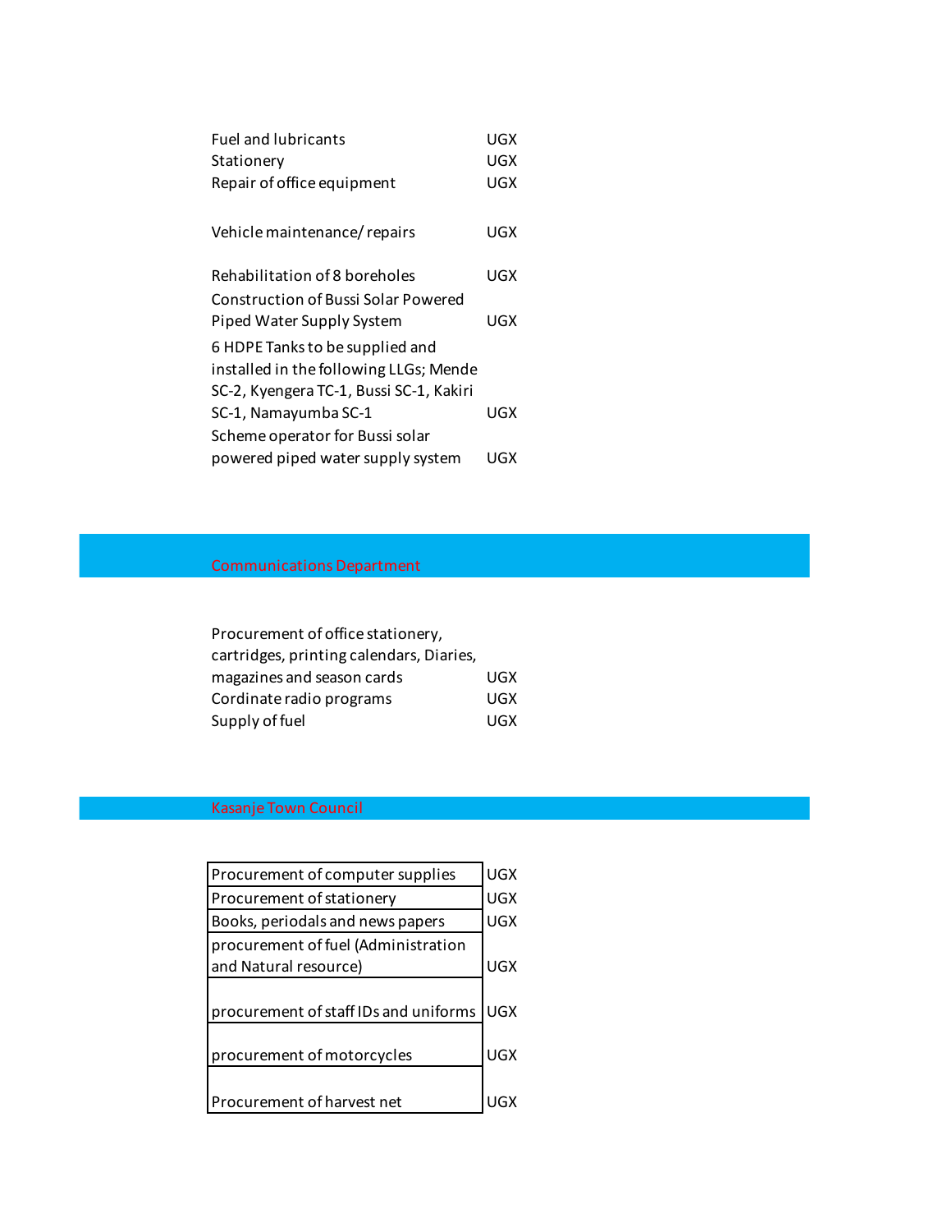| | |
|---|---|
| Fuel and lubricants | UGX |
| Stationery | UGX |
| Repair of office equipment | UGX |
| Vehicle maintenance/ repairs | UGX |
| Rehabilitation of 8 boreholes | UGX |
| Construction of Bussi Solar Powered Piped Water Supply System | UGX |
| 6 HDPE Tanks to be supplied and installed in the following LLGs; Mende SC-2, Kyengera TC-1, Bussi SC-1, Kakiri SC-1, Namayumba SC-1 | UGX |
| Scheme operator for Bussi solar powered piped water supply system | UGX |

## Communications Department

| | |
|---|---|
| Procurement of office stationery, cartridges, printing calendars, Diaries, magazines and season cards | UGX |
| Cordinate radio programs | UGX |
| Supply of fuel | UGX |

## Kasanje Town Council

| | |
|---|---|
| Procurement of computer supplies | UGX |
| Procurement of stationery | UGX |
| Books, periodals and news papers | UGX |
| procurement of fuel (Administration and Natural resource) | UGX |
| procurement of staff IDs and uniforms | UGX |
| procurement of motorcycles | UGX |
| Procurement of harvest net | UGX |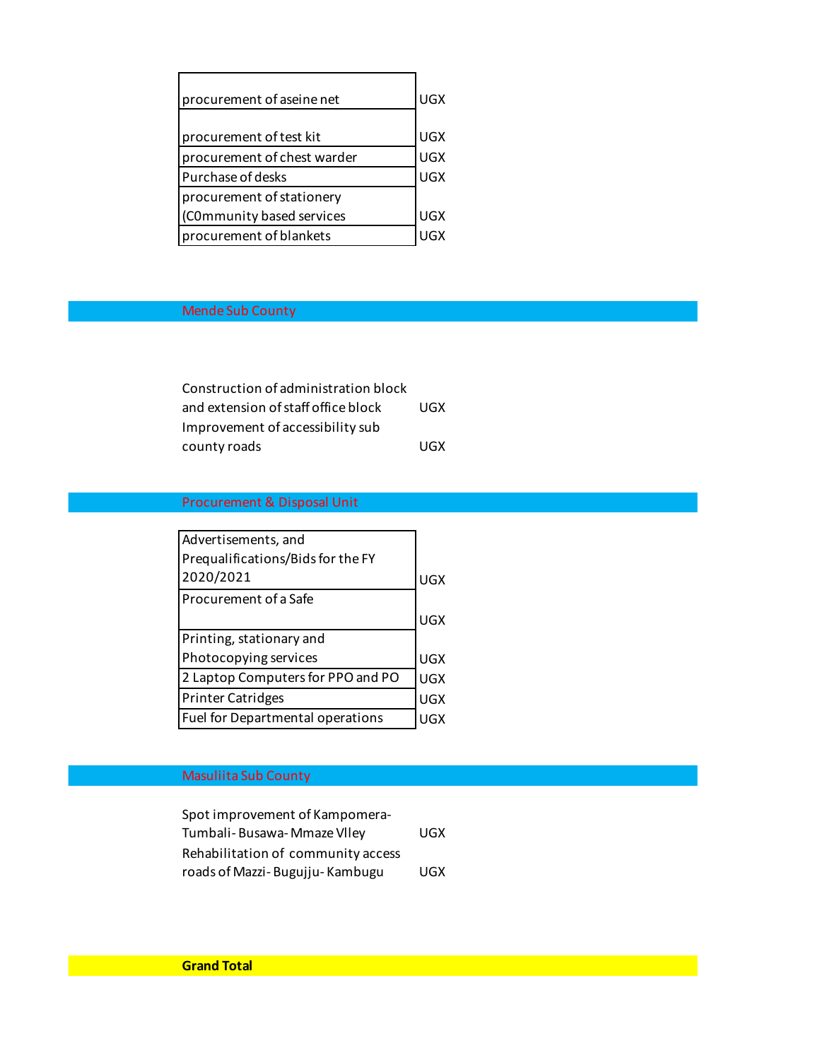| | |
|---|---|
| procurement of aseine net | UGX |
| procurement of test kit | UGX |
| procurement of chest warder | UGX |
| Purchase of desks | UGX |
| procurement of stationery (C0mmunity based services | UGX |
| procurement of blankets | UGX |

## Mende Sub County

| | |
|---|---|
| Construction of administration block and extension of staff office block | UGX |
| Improvement of accessibility sub county roads | UGX |

## Procurement & Disposal Unit

| | |
|---|---|
| Advertisements, and Prequalifications/Bids for the FY 2020/2021 | UGX |
| Procurement of a Safe | UGX |
| Printing, stationary and Photocopying services | UGX |
| 2 Laptop Computers for PPO and PO | UGX |
| Printer Catridges | UGX |
| Fuel for Departmental operations | UGX |

## Masuliita Sub County

| | |
|---|---|
| Spot improvement of Kampomera-Tumbali- Busawa- Mmaze Vlley | UGX |
| Rehabilitation of community access roads of Mazzi- Bugujju- Kambugu | UGX |

**Grand Total**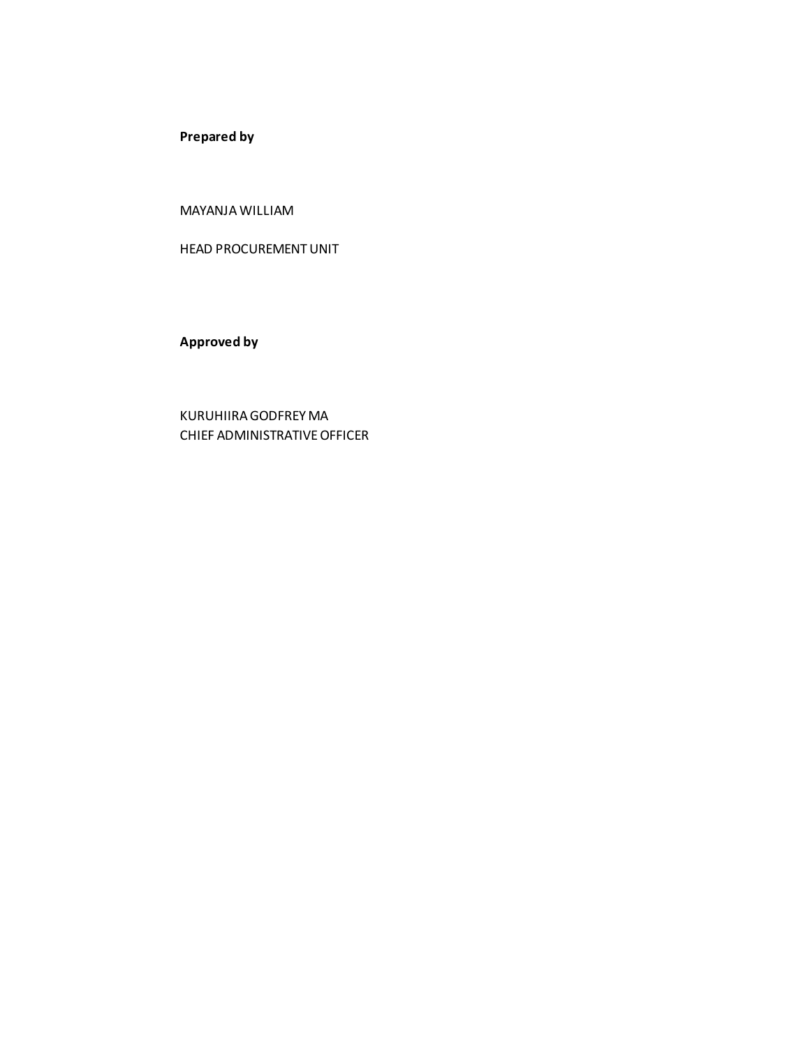**Prepared by**

MAYANJA WILLIAM

HEAD PROCUREMENT UNIT

**Approved by**

KURUHIIRA GODFREY MA
CHIEF ADMINISTRATIVE OFFICER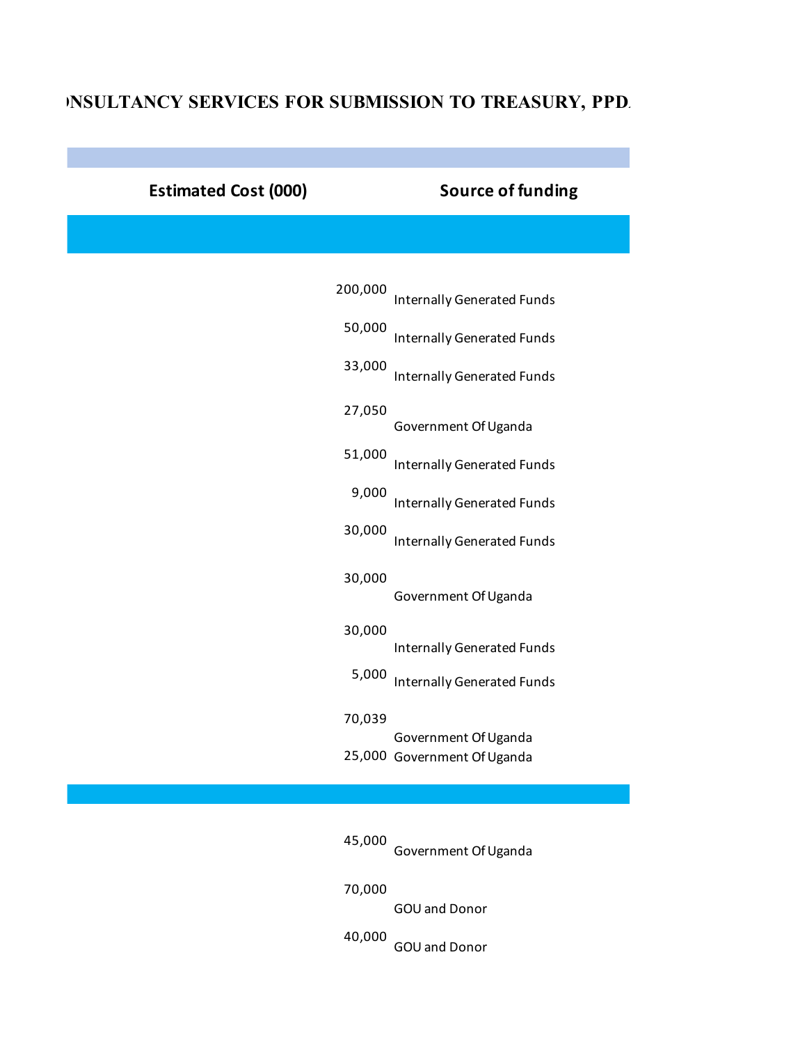# NSULTANCY SERVICES FOR SUBMISSION TO TREASURY, PPD.

| Estimated Cost (000) | Source of funding |
|---|---|
| | |
| 200,000 | Internally Generated Funds |
| 50,000 | Internally Generated Funds |
| 33,000 | Internally Generated Funds |
| 27,050 | Government Of Uganda |
| 51,000 | Internally Generated Funds |
| 9,000 | Internally Generated Funds |
| 30,000 | Internally Generated Funds |
| 30,000 | Government Of Uganda |
| 30,000 | Internally Generated Funds |
| 5,000 | Internally Generated Funds |
| 70,039 | Government Of Uganda |
| 25,000 | Government Of Uganda |
| | |
| 45,000 | Government Of Uganda |
| 70,000 | GOU and Donor |
| 40,000 | GOU and Donor |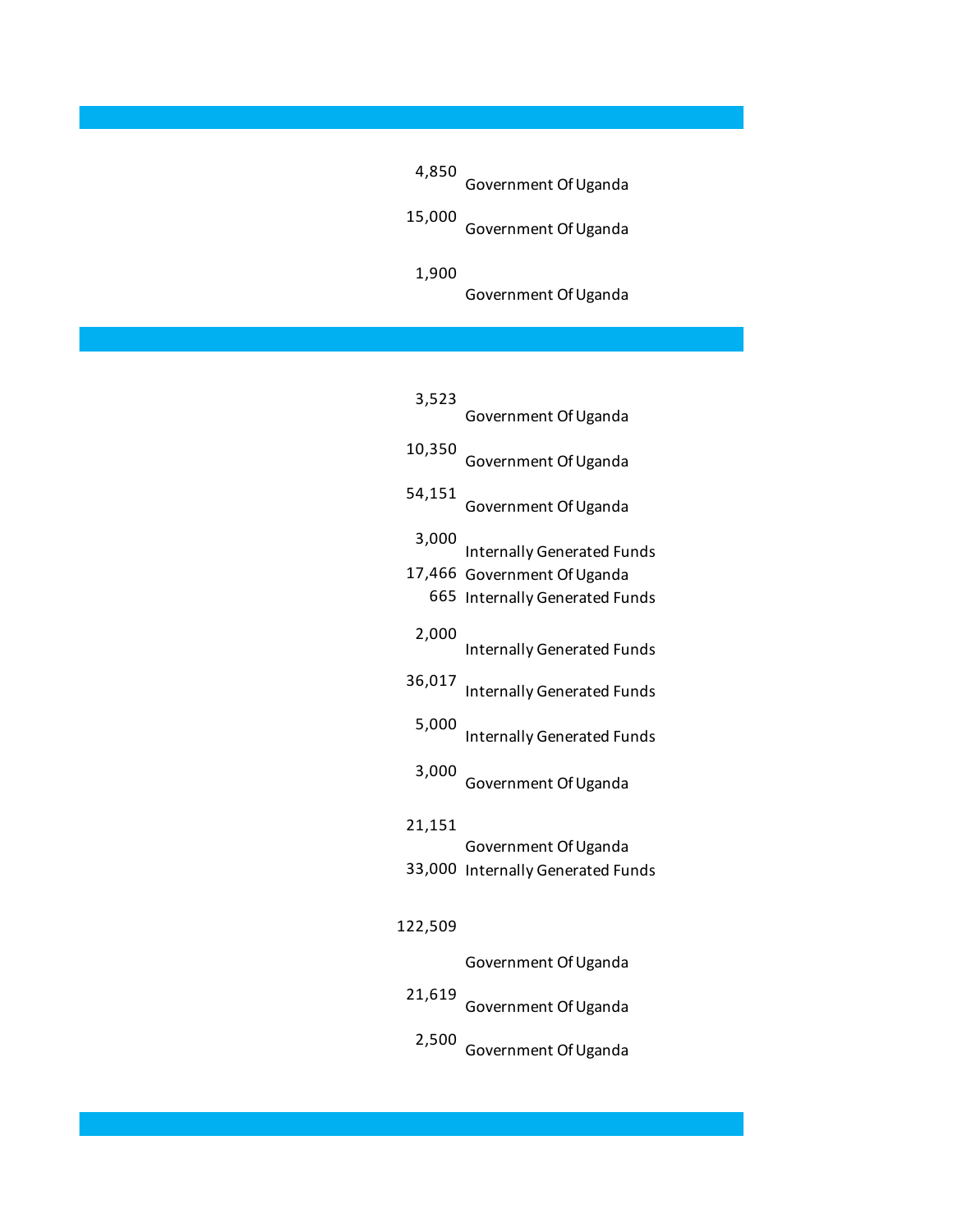| Amount | Source |
|---|---|
| 4,850 | Government Of Uganda |
| 15,000 | Government Of Uganda |
| 1,900 | Government Of Uganda |

| Amount | Source |
|---|---|
| 3,523 | Government Of Uganda |
| 10,350 | Government Of Uganda |
| 54,151 | Government Of Uganda |
| 3,000 | Internally Generated Funds |
| 17,466 | Government Of Uganda |
| 665 | Internally Generated Funds |
| 2,000 | Internally Generated Funds |
| 36,017 | Internally Generated Funds |
| 5,000 | Internally Generated Funds |
| 3,000 | Government Of Uganda |
| 21,151 | Government Of Uganda |
| 33,000 | Internally Generated Funds |
| 122,509 | |
| | Government Of Uganda |
| 21,619 | Government Of Uganda |
| 2,500 | Government Of Uganda |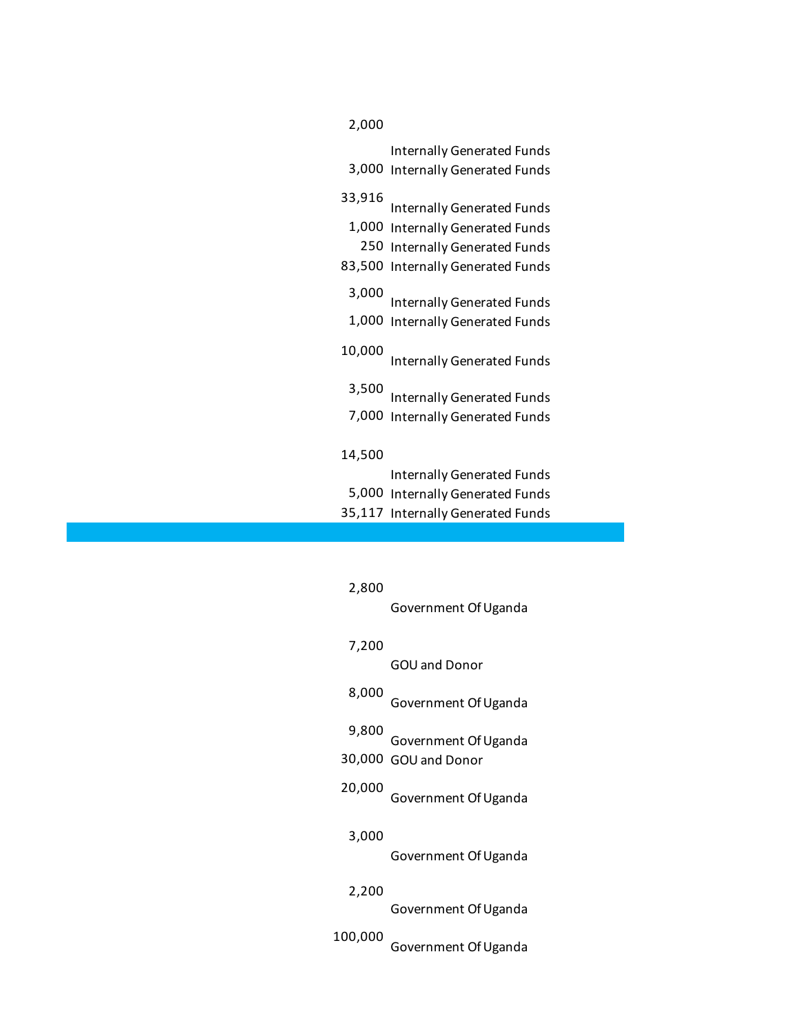| Amount | Source of Funding |
|---|---|
| 2,000 | Internally Generated Funds |
| 3,000 | Internally Generated Funds |
| 33,916 | Internally Generated Funds |
| 1,000 | Internally Generated Funds |
| 250 | Internally Generated Funds |
| 83,500 | Internally Generated Funds |
| 3,000 | Internally Generated Funds |
| 1,000 | Internally Generated Funds |
| 10,000 | Internally Generated Funds |
| 3,500 | Internally Generated Funds |
| 7,000 | Internally Generated Funds |
| 14,500 | Internally Generated Funds |
| 5,000 | Internally Generated Funds |
| 35,117 | Internally Generated Funds |
| | |
| 2,800 | Government Of Uganda |
| 7,200 | GOU and Donor |
| 8,000 | Government Of Uganda |
| 9,800 | Government Of Uganda |
| 30,000 | GOU and Donor |
| 20,000 | Government Of Uganda |
| 3,000 | Government Of Uganda |
| 2,200 | Government Of Uganda |
| 100,000 | Government Of Uganda |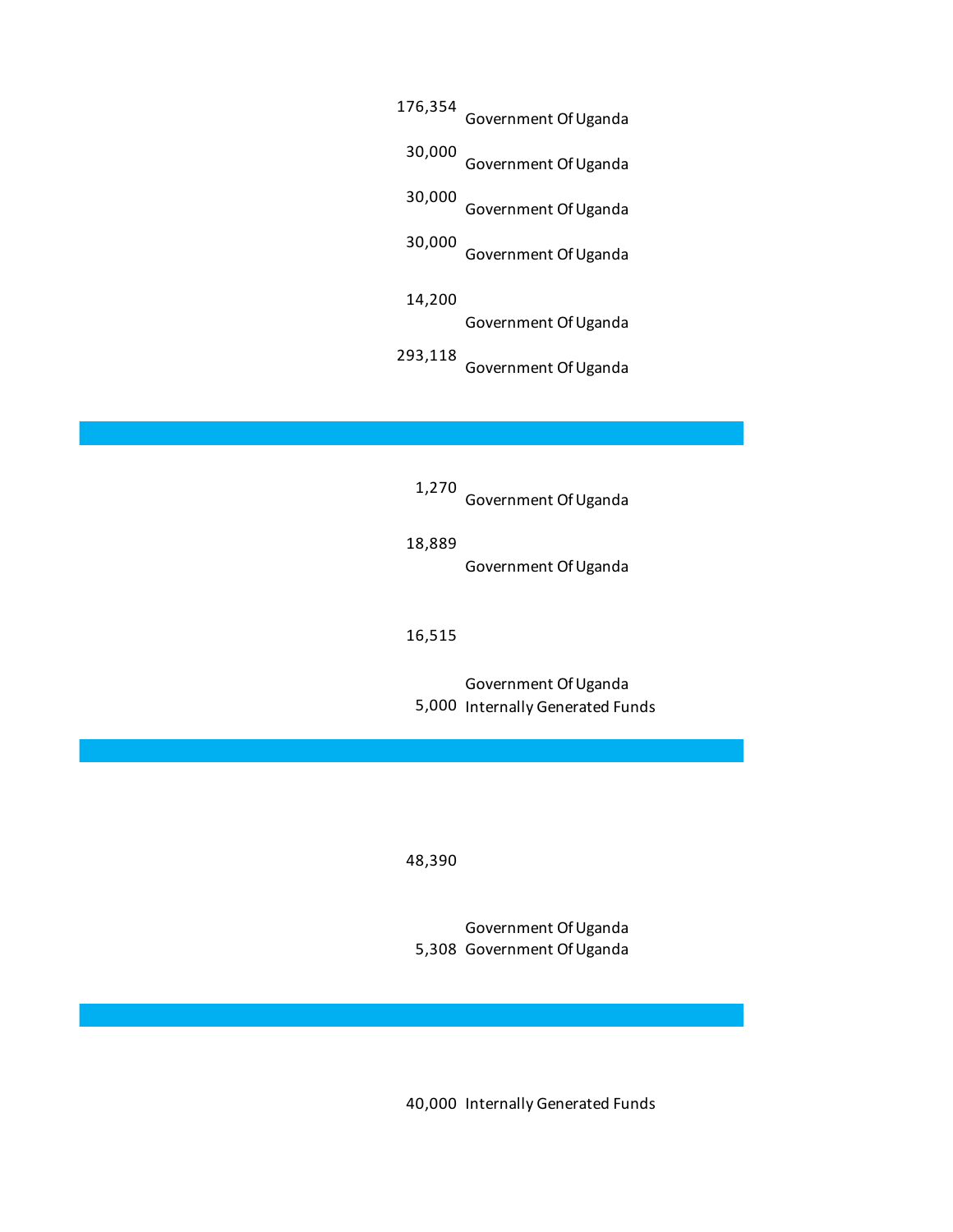| | |
|---|---|
| 176,354 | Government Of Uganda |
| 30,000 | Government Of Uganda |
| 30,000 | Government Of Uganda |
| 30,000 | Government Of Uganda |
| 14,200 | Government Of Uganda |
| 293,118 | Government Of Uganda |

| | |
|---|---|
| 1,270 | Government Of Uganda |
| 18,889 | Government Of Uganda |
| 16,515 | Government Of Uganda |
| 5,000 | Internally Generated Funds |

| | |
|---|---|
| 48,390 | Government Of Uganda |
| 5,308 | Government Of Uganda |

| | |
|---|---|
| 40,000 | Internally Generated Funds |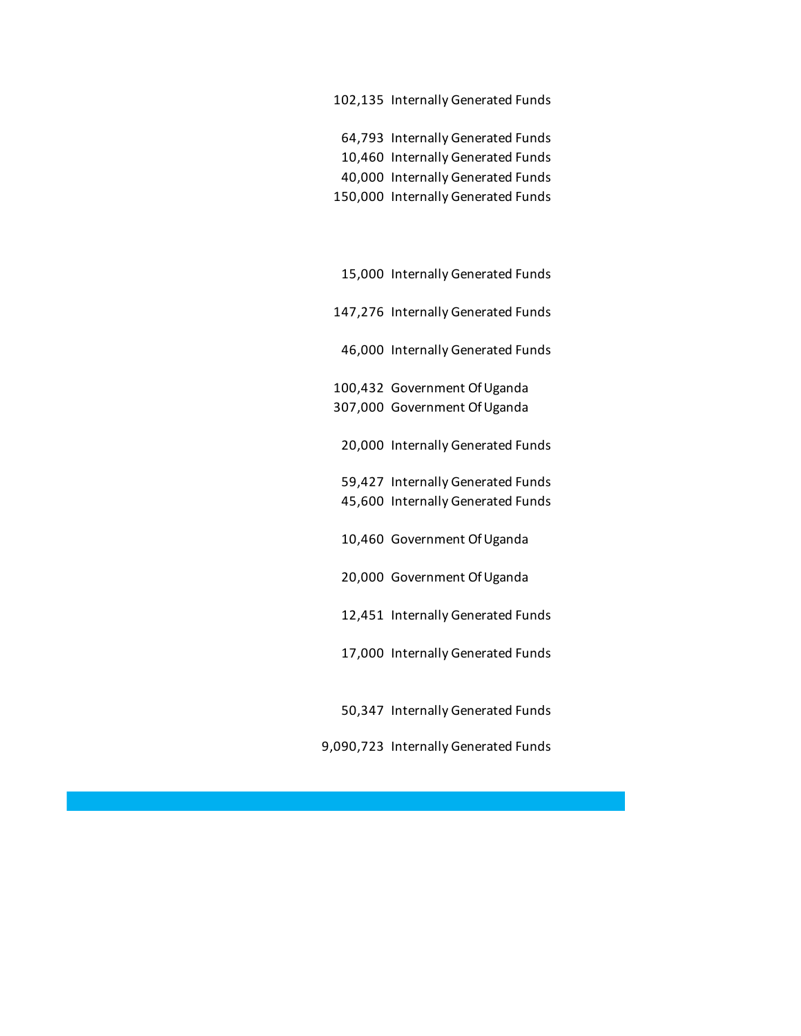| | |
|---|---|
| 102,135 | Internally Generated Funds |
| 64,793 | Internally Generated Funds |
| 10,460 | Internally Generated Funds |
| 40,000 | Internally Generated Funds |
| 150,000 | Internally Generated Funds |
| 15,000 | Internally Generated Funds |
| 147,276 | Internally Generated Funds |
| 46,000 | Internally Generated Funds |
| 100,432 | Government Of Uganda |
| 307,000 | Government Of Uganda |
| 20,000 | Internally Generated Funds |
| 59,427 | Internally Generated Funds |
| 45,600 | Internally Generated Funds |
| 10,460 | Government Of Uganda |
| 20,000 | Government Of Uganda |
| 12,451 | Internally Generated Funds |
| 17,000 | Internally Generated Funds |
| 50,347 | Internally Generated Funds |
| 9,090,723 | Internally Generated Funds |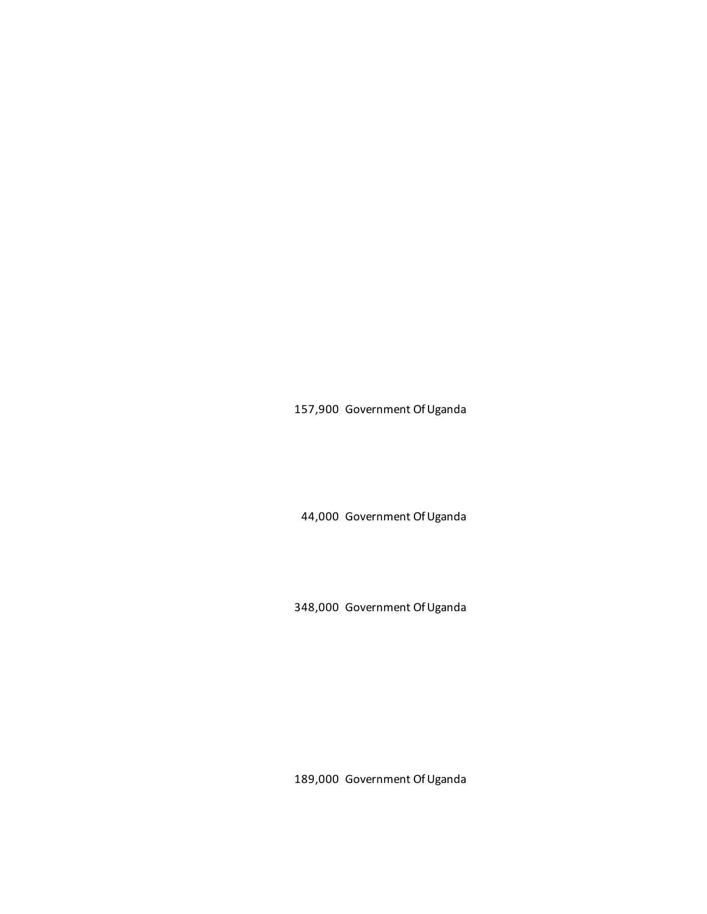157,900 Government Of Uganda

44,000 Government Of Uganda

348,000 Government Of Uganda

189,000 Government Of Uganda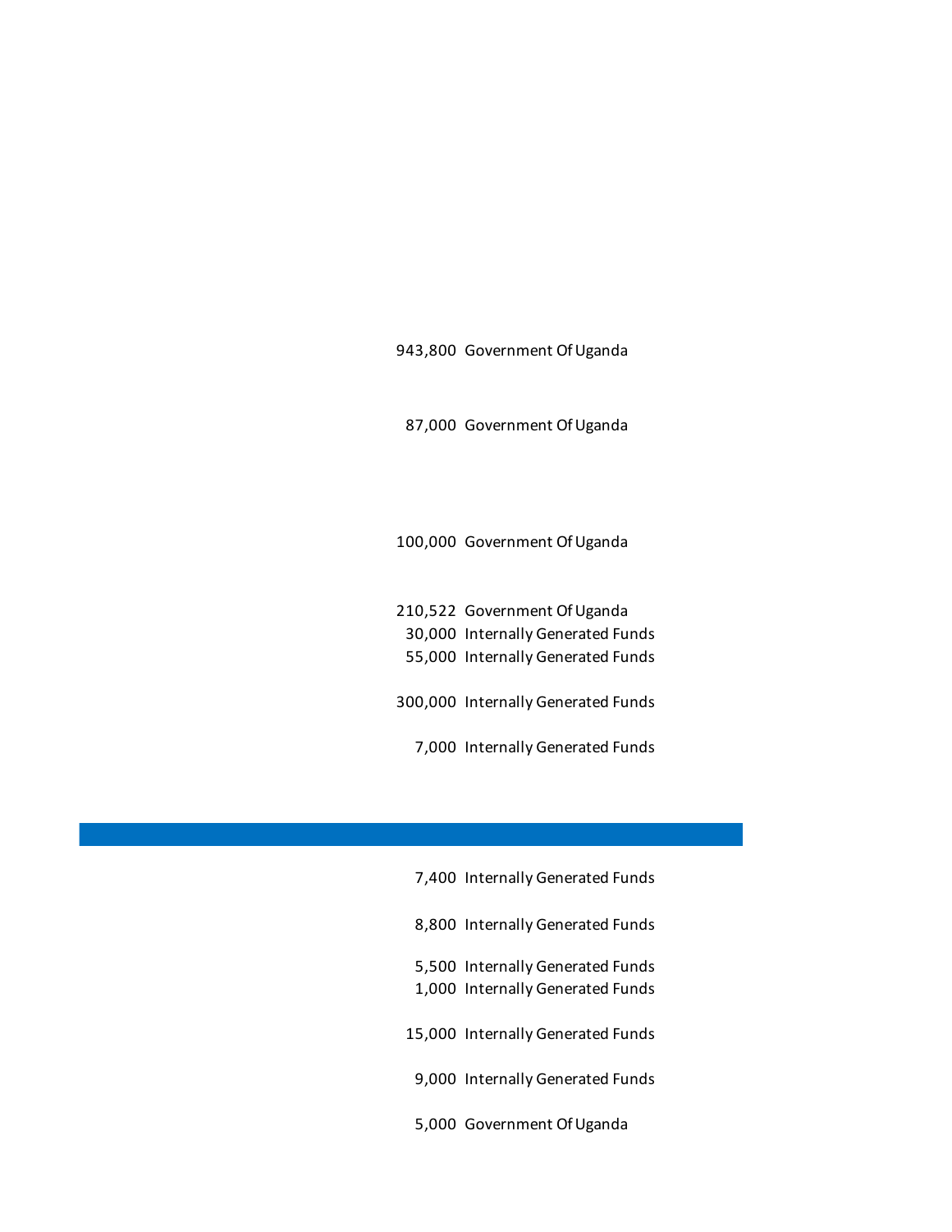| | |
|---|---|
| 943,800 | Government Of Uganda |
| 87,000 | Government Of Uganda |
| 100,000 | Government Of Uganda |
| 210,522 | Government Of Uganda |
| 30,000 | Internally Generated Funds |
| 55,000 | Internally Generated Funds |
| 300,000 | Internally Generated Funds |
| 7,000 | Internally Generated Funds |

| | |
|---|---|
| 7,400 | Internally Generated Funds |
| 8,800 | Internally Generated Funds |
| 5,500 | Internally Generated Funds |
| 1,000 | Internally Generated Funds |
| 15,000 | Internally Generated Funds |
| 9,000 | Internally Generated Funds |
| 5,000 | Government Of Uganda |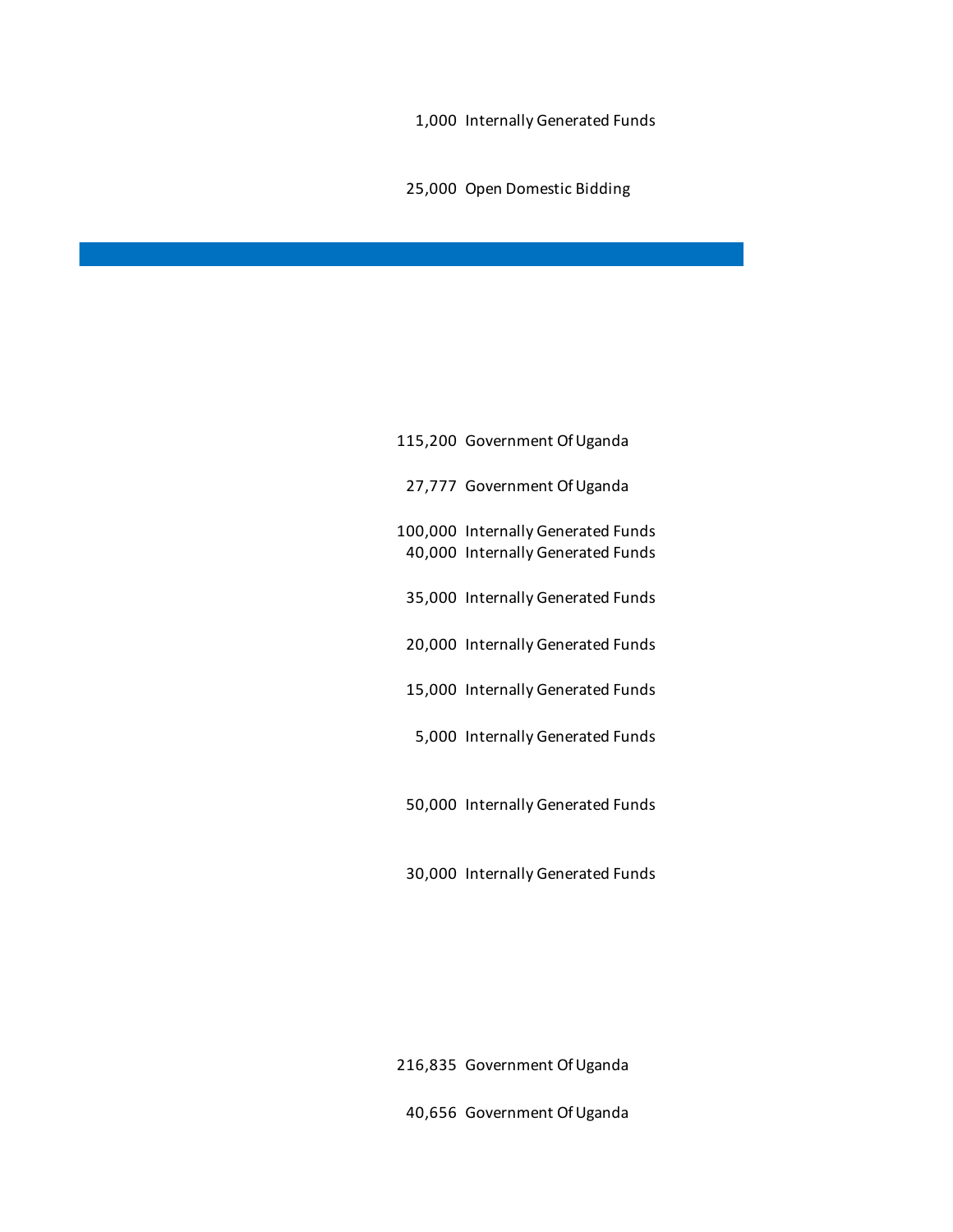1,000 Internally Generated Funds

25,000 Open Domestic Bidding

---

115,200 Government Of Uganda

27,777 Government Of Uganda

100,000 Internally Generated Funds
40,000 Internally Generated Funds

35,000 Internally Generated Funds

20,000 Internally Generated Funds

15,000 Internally Generated Funds

5,000 Internally Generated Funds

50,000 Internally Generated Funds

30,000 Internally Generated Funds

216,835 Government Of Uganda

40,656 Government Of Uganda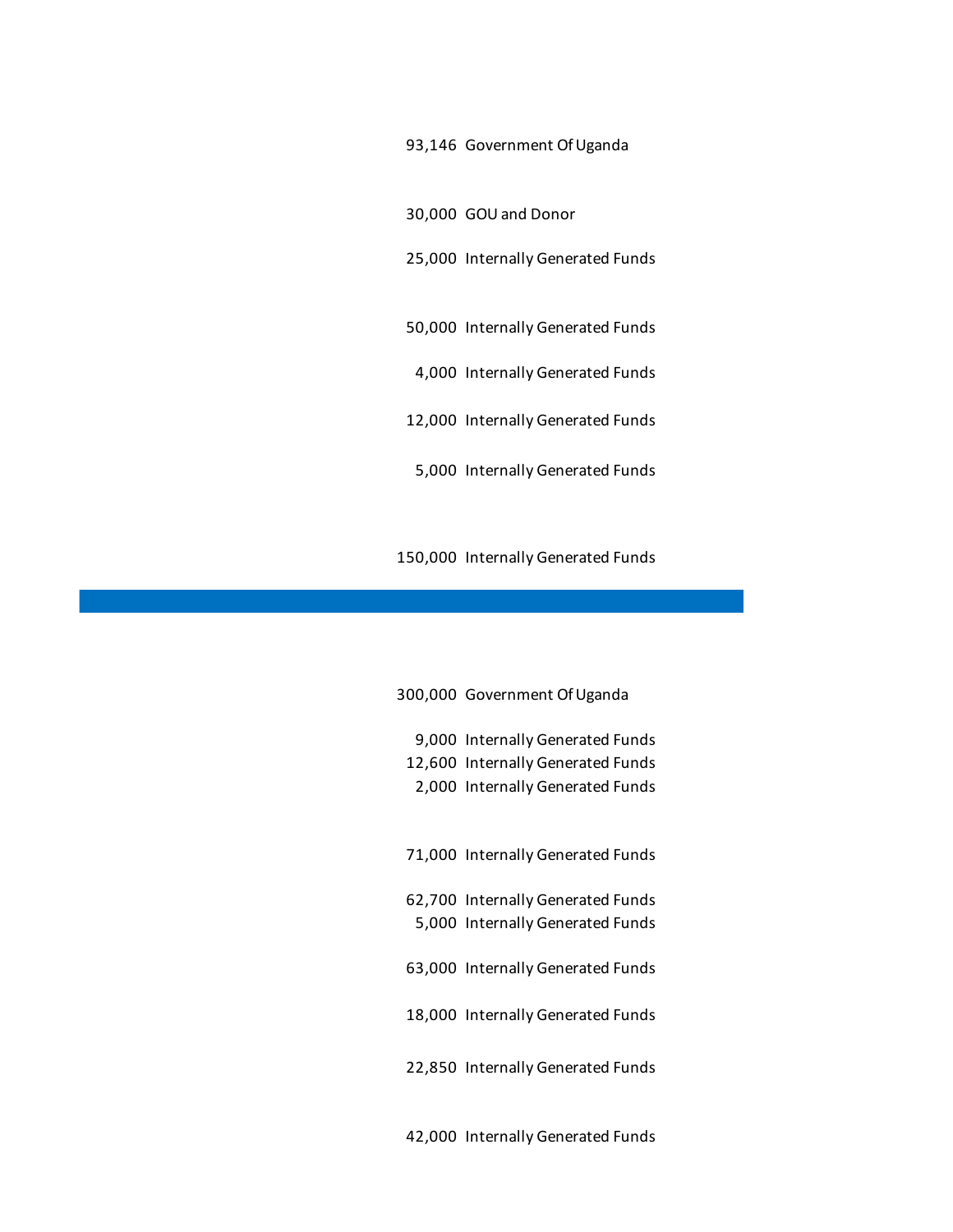| | |
|---|---|
| 93,146 | Government Of Uganda |
| 30,000 | GOU and Donor |
| 25,000 | Internally Generated Funds |
| 50,000 | Internally Generated Funds |
| 4,000 | Internally Generated Funds |
| 12,000 | Internally Generated Funds |
| 5,000 | Internally Generated Funds |
| 150,000 | Internally Generated Funds |

| | |
|---|---|
| 300,000 | Government Of Uganda |
| 9,000 | Internally Generated Funds |
| 12,600 | Internally Generated Funds |
| 2,000 | Internally Generated Funds |
| 71,000 | Internally Generated Funds |
| 62,700 | Internally Generated Funds |
| 5,000 | Internally Generated Funds |
| 63,000 | Internally Generated Funds |
| 18,000 | Internally Generated Funds |
| 22,850 | Internally Generated Funds |
| 42,000 | Internally Generated Funds |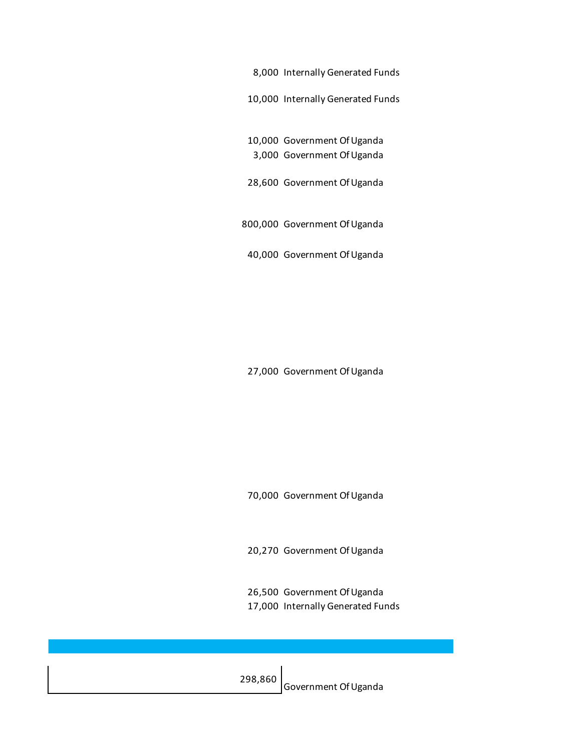| Amount | Source |
|---|---|
| 8,000 | Internally Generated Funds |
| 10,000 | Internally Generated Funds |
| 10,000 | Government Of Uganda |
| 3,000 | Government Of Uganda |
| 28,600 | Government Of Uganda |
| 800,000 | Government Of Uganda |
| 40,000 | Government Of Uganda |
| 27,000 | Government Of Uganda |
| 70,000 | Government Of Uganda |
| 20,270 | Government Of Uganda |
| 26,500 | Government Of Uganda |
| 17,000 | Internally Generated Funds |

| Amount | Source |
|---|---|
| 298,860 | Government Of Uganda |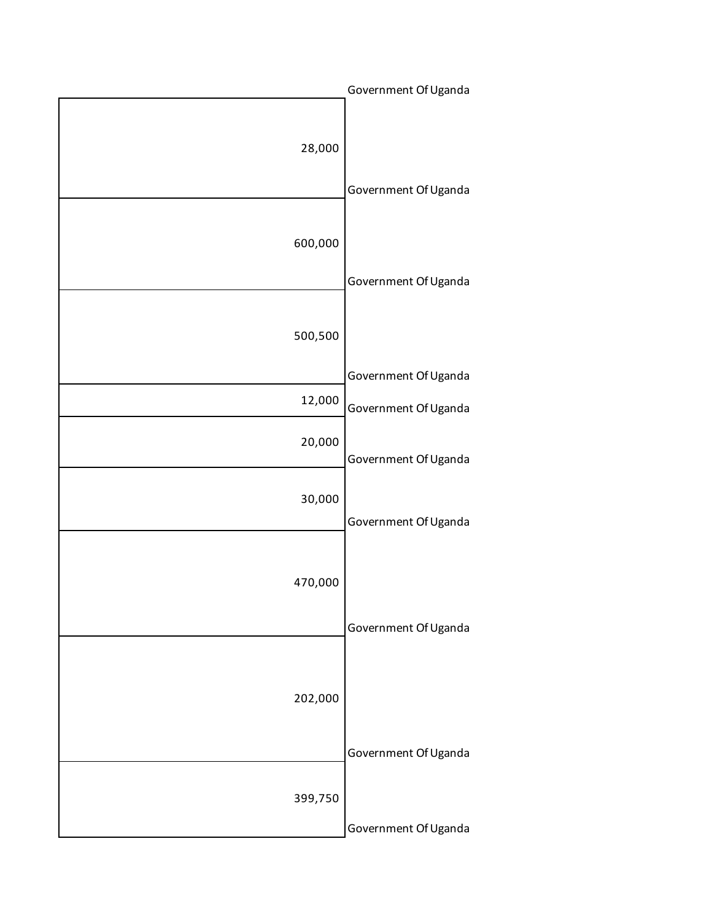| Amount | Source |
|---|---|
| | Government Of Uganda |
| 28,000 | Government Of Uganda |
| 600,000 | Government Of Uganda |
| 500,500 | Government Of Uganda |
| 12,000 | Government Of Uganda |
| 20,000 | Government Of Uganda |
| 30,000 | Government Of Uganda |
| 470,000 | Government Of Uganda |
| 202,000 | Government Of Uganda |
| 399,750 | Government Of Uganda |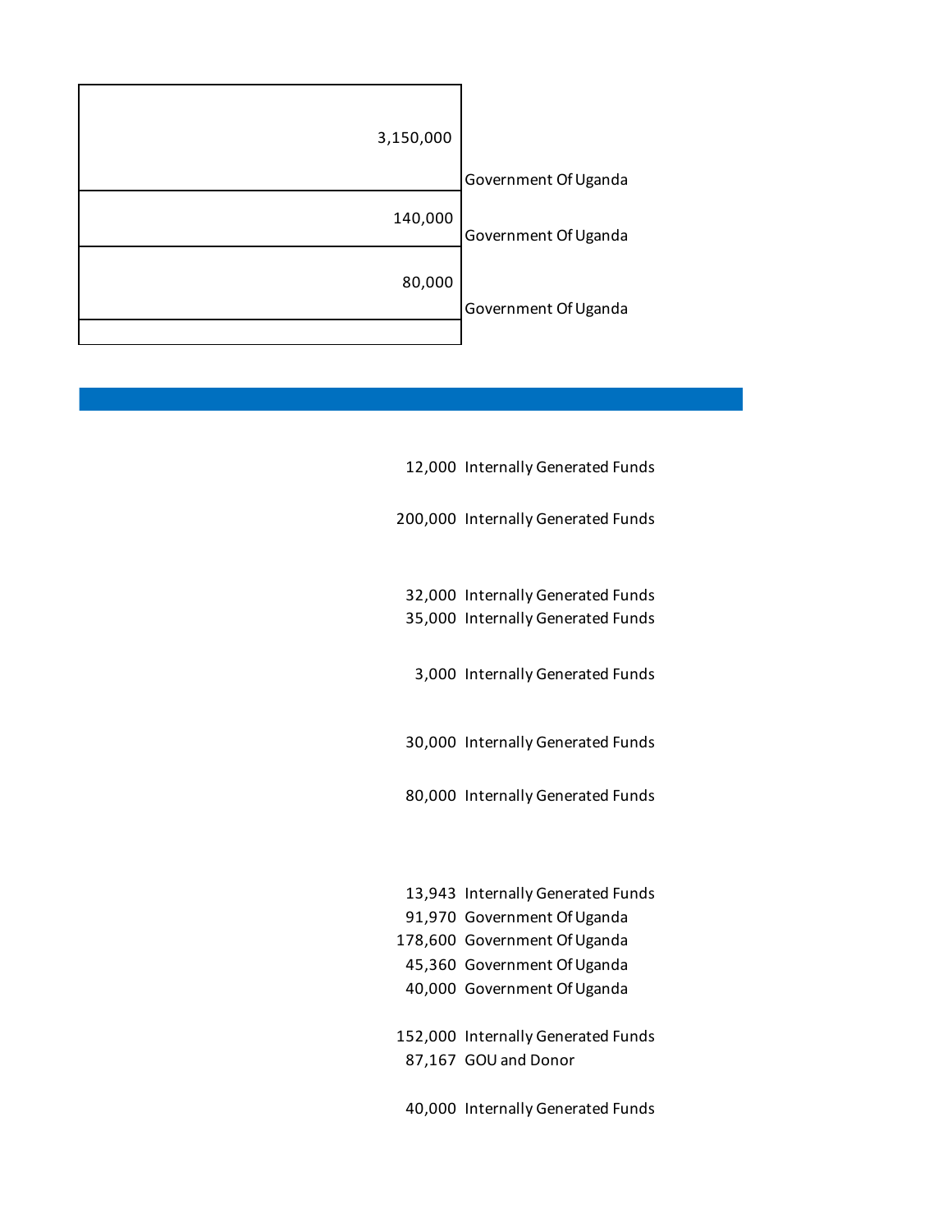| Amount | Source |
| --- | --- |
| 3,150,000 | Government Of Uganda |
| 140,000 | Government Of Uganda |
| 80,000 | Government Of Uganda |
| | |

| Amount | Source |
| --- | --- |
| 12,000 | Internally Generated Funds |
| 200,000 | Internally Generated Funds |
| 32,000 | Internally Generated Funds |
| 35,000 | Internally Generated Funds |
| 3,000 | Internally Generated Funds |
| 30,000 | Internally Generated Funds |
| 80,000 | Internally Generated Funds |
| 13,943 | Internally Generated Funds |
| 91,970 | Government Of Uganda |
| 178,600 | Government Of Uganda |
| 45,360 | Government Of Uganda |
| 40,000 | Government Of Uganda |
| 152,000 | Internally Generated Funds |
| 87,167 | GOU and Donor |
| 40,000 | Internally Generated Funds |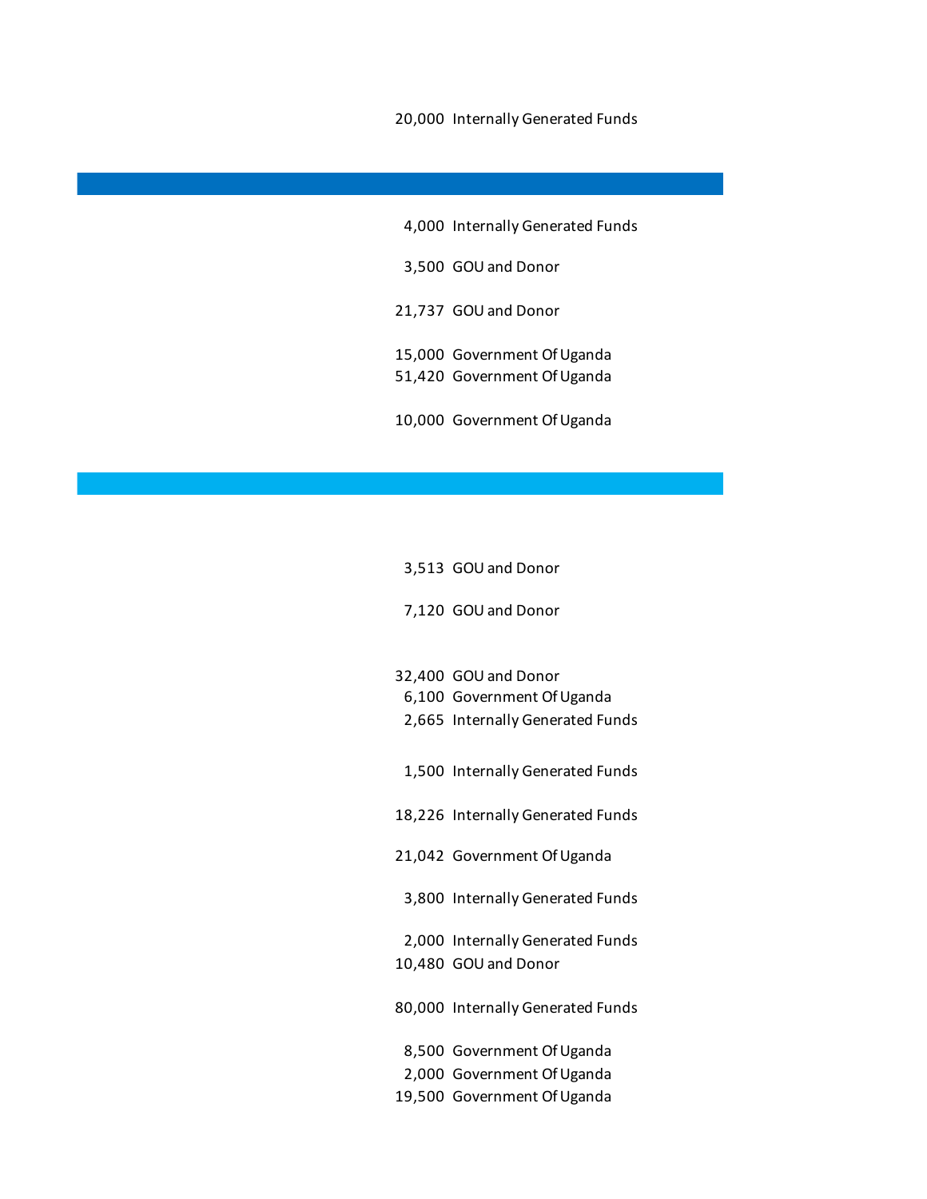| Amount | Source of Funding |
|---|---|
| 20,000 | Internally Generated Funds |
| | |
| 4,000 | Internally Generated Funds |
| 3,500 | GOU and Donor |
| 21,737 | GOU and Donor |
| 15,000 | Government Of Uganda |
| 51,420 | Government Of Uganda |
| 10,000 | Government Of Uganda |
| | |
| 3,513 | GOU and Donor |
| 7,120 | GOU and Donor |
| 32,400 | GOU and Donor |
| 6,100 | Government Of Uganda |
| 2,665 | Internally Generated Funds |
| 1,500 | Internally Generated Funds |
| 18,226 | Internally Generated Funds |
| 21,042 | Government Of Uganda |
| 3,800 | Internally Generated Funds |
| 2,000 | Internally Generated Funds |
| 10,480 | GOU and Donor |
| 80,000 | Internally Generated Funds |
| 8,500 | Government Of Uganda |
| 2,000 | Government Of Uganda |
| 19,500 | Government Of Uganda |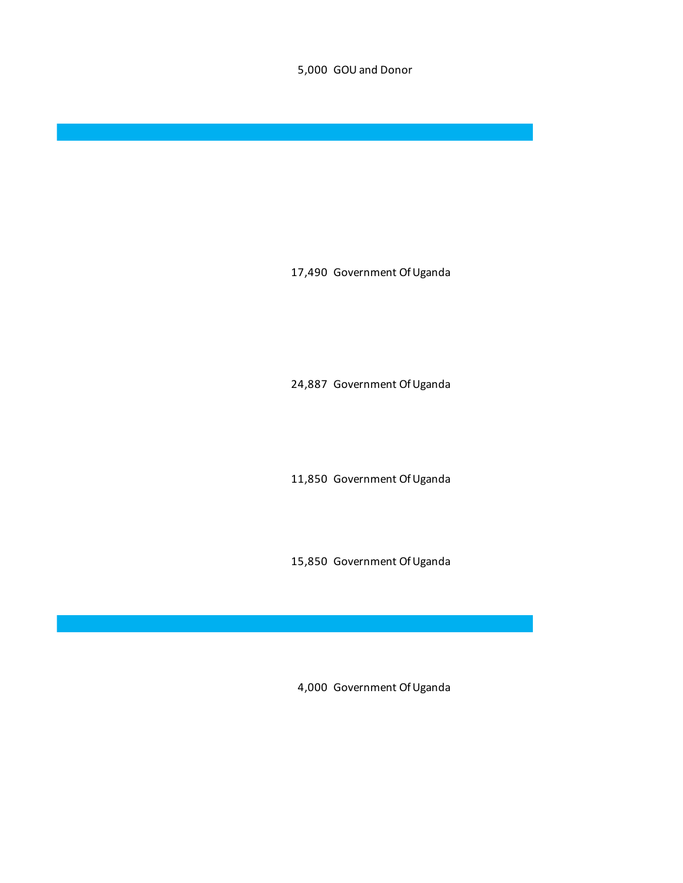| | |
|---|---|
| 5,000 | GOU and Donor |
| 17,490 | Government Of Uganda |
| 24,887 | Government Of Uganda |
| 11,850 | Government Of Uganda |
| 15,850 | Government Of Uganda |
| 4,000 | Government Of Uganda |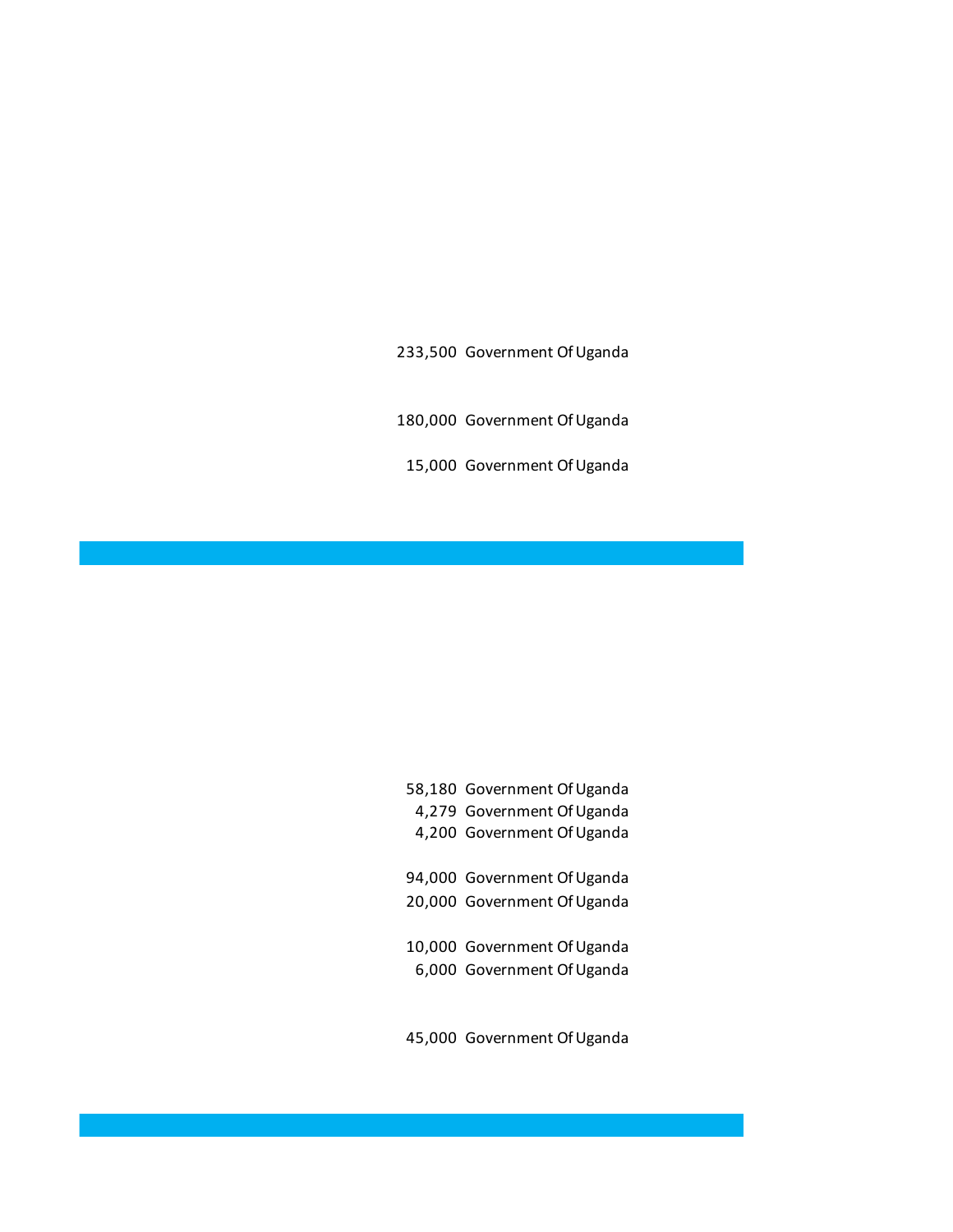| | |
|---|---|
| 233,500 | Government Of Uganda |
| 180,000 | Government Of Uganda |
| 15,000 | Government Of Uganda |

| | |
|---|---|
| 58,180 | Government Of Uganda |
| 4,279 | Government Of Uganda |
| 4,200 | Government Of Uganda |
| 94,000 | Government Of Uganda |
| 20,000 | Government Of Uganda |
| 10,000 | Government Of Uganda |
| 6,000 | Government Of Uganda |
| 45,000 | Government Of Uganda |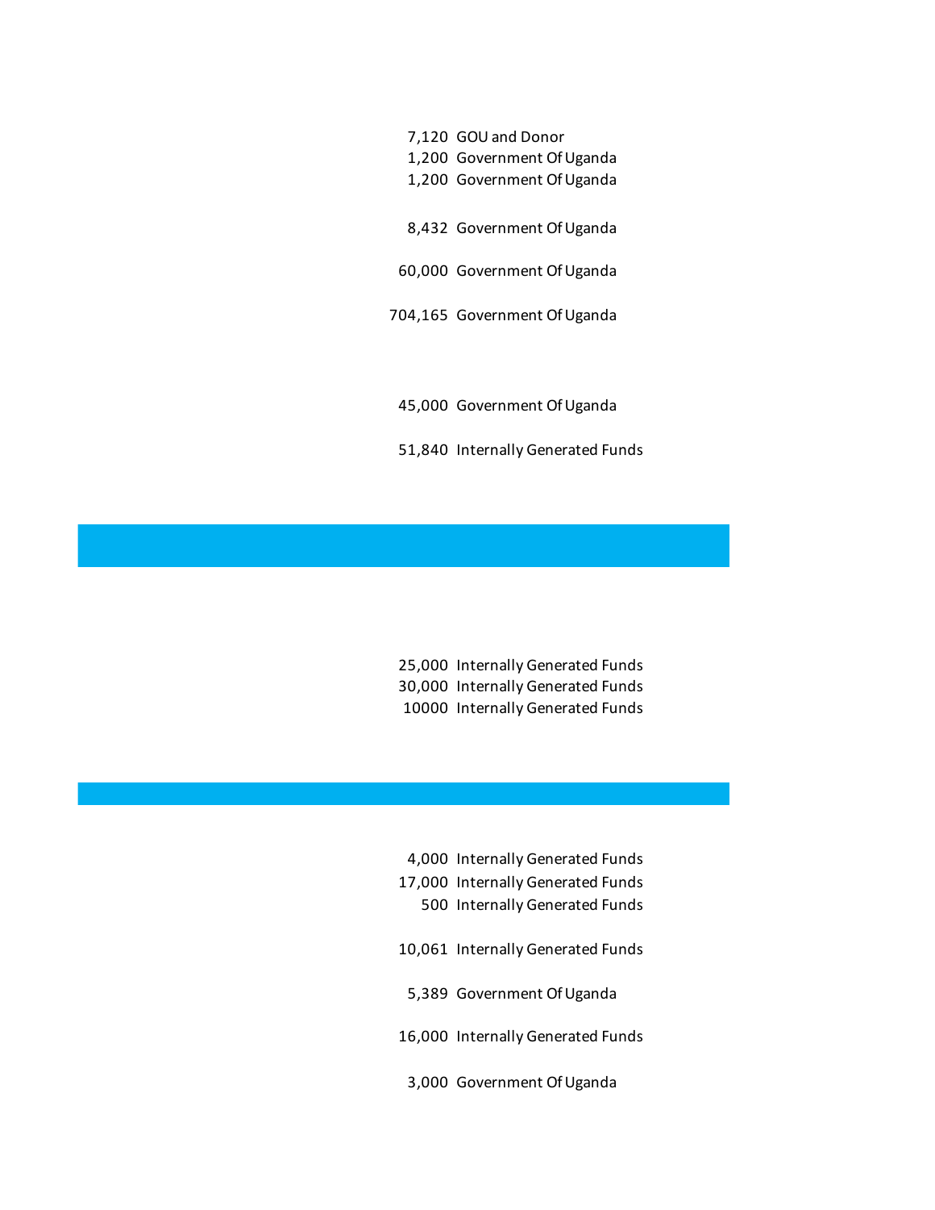| | |
|---|---|
| 7,120 | GOU and Donor |
| 1,200 | Government Of Uganda |
| 1,200 | Government Of Uganda |
| 8,432 | Government Of Uganda |
| 60,000 | Government Of Uganda |
| 704,165 | Government Of Uganda |
| 45,000 | Government Of Uganda |
| 51,840 | Internally Generated Funds |

| | |
|---|---|
| 25,000 | Internally Generated Funds |
| 30,000 | Internally Generated Funds |
| 10000 | Internally Generated Funds |

| | |
|---|---|
| 4,000 | Internally Generated Funds |
| 17,000 | Internally Generated Funds |
| 500 | Internally Generated Funds |
| 10,061 | Internally Generated Funds |
| 5,389 | Government Of Uganda |
| 16,000 | Internally Generated Funds |
| 3,000 | Government Of Uganda |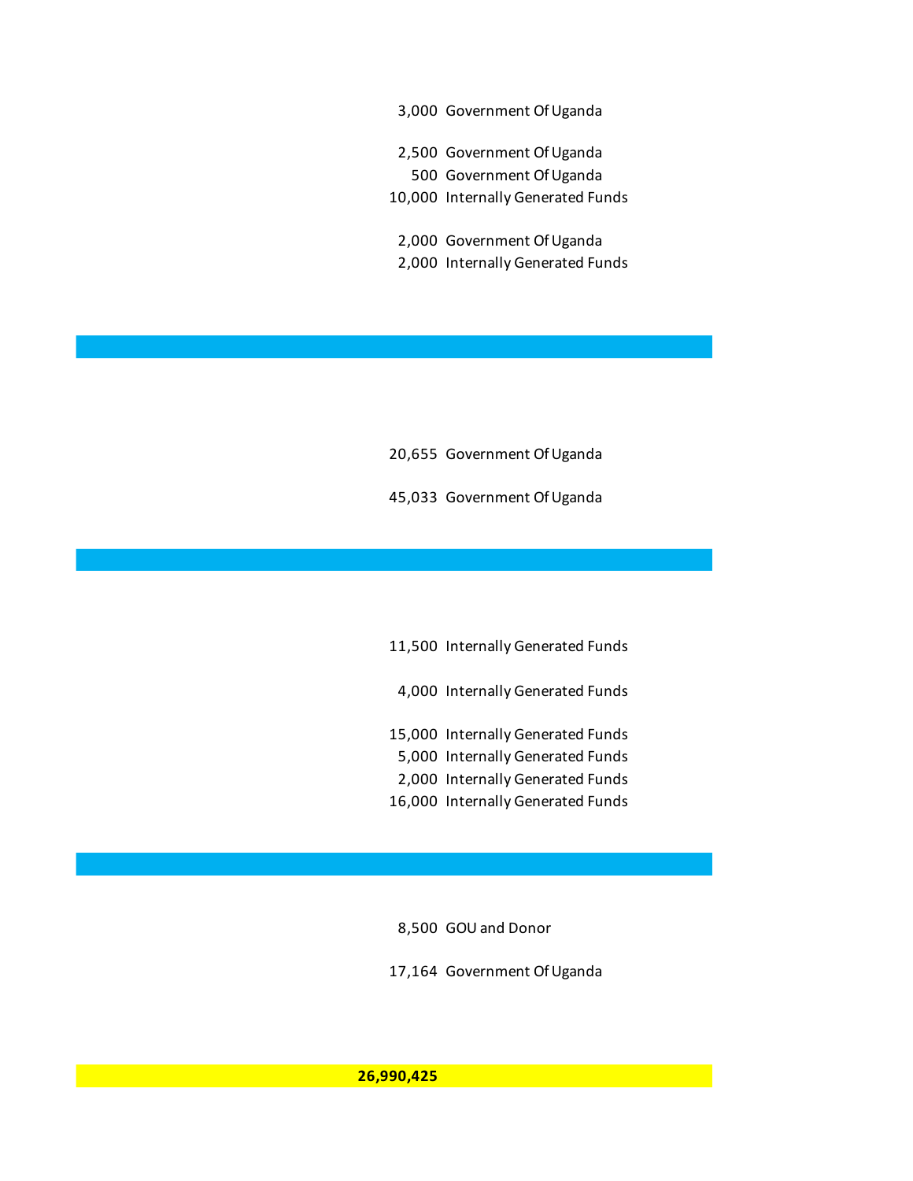| | |
|---:|---|
| 3,000 | Government Of Uganda |
| 2,500 | Government Of Uganda |
| 500 | Government Of Uganda |
| 10,000 | Internally Generated Funds |
| 2,000 | Government Of Uganda |
| 2,000 | Internally Generated Funds |
| | |
| 20,655 | Government Of Uganda |
| 45,033 | Government Of Uganda |
| | |
| 11,500 | Internally Generated Funds |
| 4,000 | Internally Generated Funds |
| 15,000 | Internally Generated Funds |
| 5,000 | Internally Generated Funds |
| 2,000 | Internally Generated Funds |
| 16,000 | Internally Generated Funds |
| | |
| 8,500 | GOU and Donor |
| 17,164 | Government Of Uganda |
| | |
| **26,990,425** | |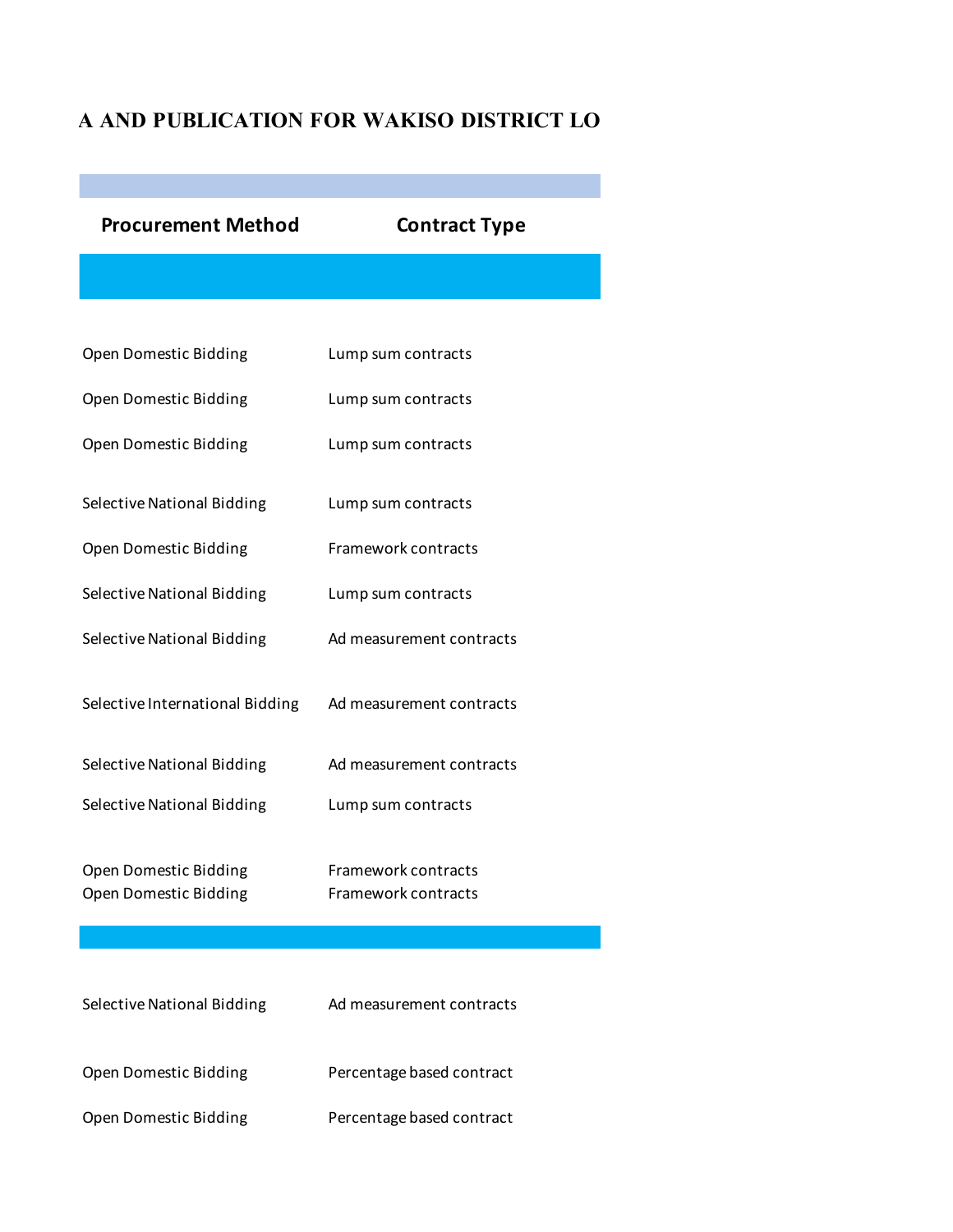**A AND PUBLICATION FOR WAKISO DISTRICT LO**

| Procurement Method | Contract Type |
| --- | --- |
| | |
| Open Domestic Bidding | Lump sum contracts |
| Open Domestic Bidding | Lump sum contracts |
| Open Domestic Bidding | Lump sum contracts |
| Selective National Bidding | Lump sum contracts |
| Open Domestic Bidding | Framework contracts |
| Selective National Bidding | Lump sum contracts |
| Selective National Bidding | Ad measurement contracts |
| Selective International Bidding | Ad measurement contracts |
| Selective National Bidding | Ad measurement contracts |
| Selective National Bidding | Lump sum contracts |
| Open Domestic Bidding | Framework contracts |
| Open Domestic Bidding | Framework contracts |
| | |
| Selective National Bidding | Ad measurement contracts |
| Open Domestic Bidding | Percentage based contract |
| Open Domestic Bidding | Percentage based contract |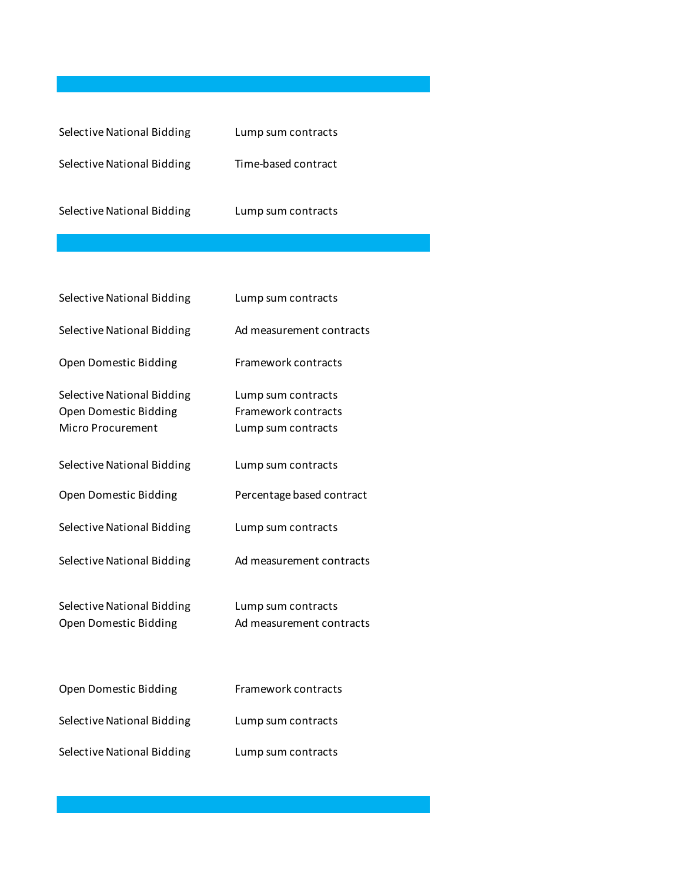| | |
|---|---|
| Selective National Bidding | Lump sum contracts |
| Selective National Bidding | Time-based contract |
| Selective National Bidding | Lump sum contracts |

| | |
|---|---|
| Selective National Bidding | Lump sum contracts |
| Selective National Bidding | Ad measurement contracts |
| Open Domestic Bidding | Framework contracts |
| Selective National Bidding | Lump sum contracts |
| Open Domestic Bidding | Framework contracts |
| Micro Procurement | Lump sum contracts |
| Selective National Bidding | Lump sum contracts |
| Open Domestic Bidding | Percentage based contract |
| Selective National Bidding | Lump sum contracts |
| Selective National Bidding | Ad measurement contracts |
| Selective National Bidding | Lump sum contracts |
| Open Domestic Bidding | Ad measurement contracts |
| Open Domestic Bidding | Framework contracts |
| Selective National Bidding | Lump sum contracts |
| Selective National Bidding | Lump sum contracts |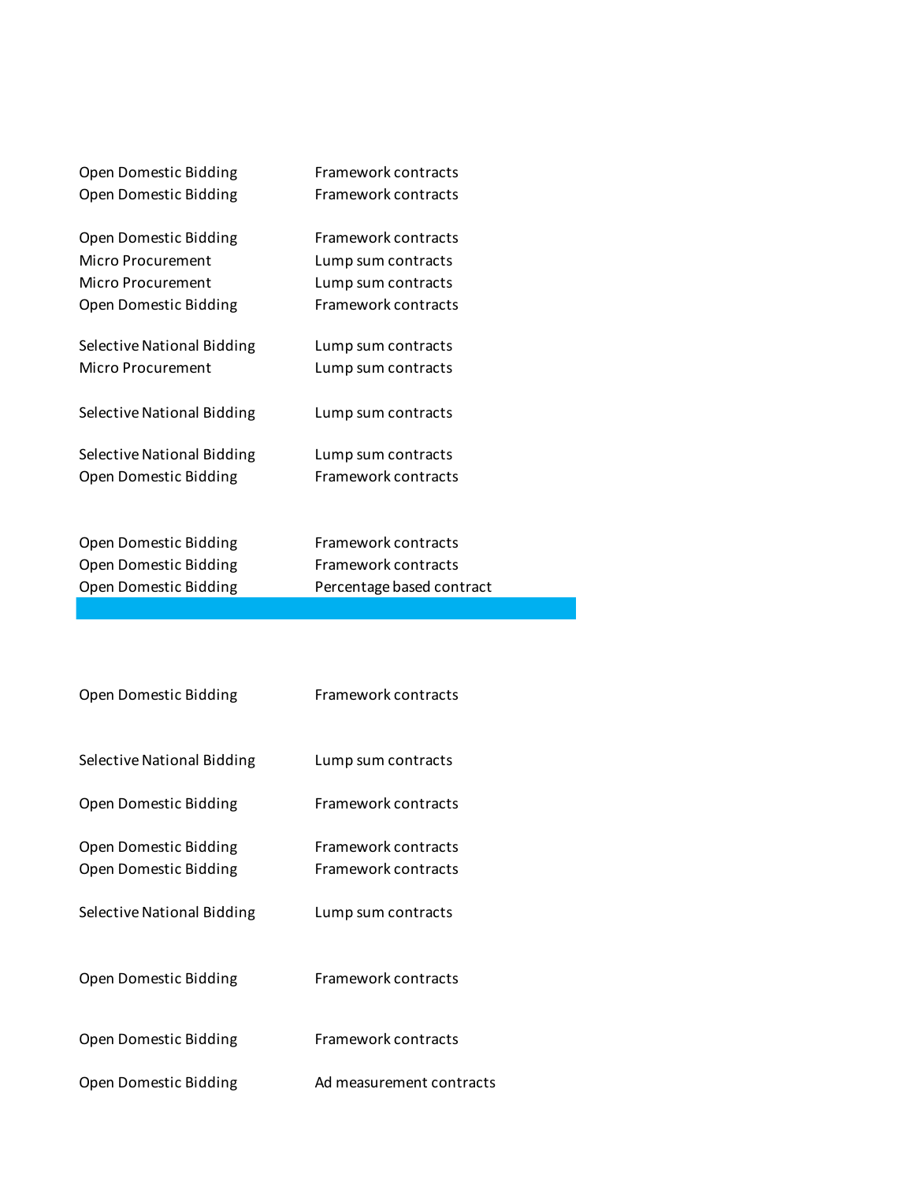| | |
|---|---|
| Open Domestic Bidding | Framework contracts |
| Open Domestic Bidding | Framework contracts |
| Open Domestic Bidding | Framework contracts |
| Micro Procurement | Lump sum contracts |
| Micro Procurement | Lump sum contracts |
| Open Domestic Bidding | Framework contracts |
| Selective National Bidding | Lump sum contracts |
| Micro Procurement | Lump sum contracts |
| Selective National Bidding | Lump sum contracts |
| Selective National Bidding | Lump sum contracts |
| Open Domestic Bidding | Framework contracts |
| Open Domestic Bidding | Framework contracts |
| Open Domestic Bidding | Framework contracts |
| Open Domestic Bidding | Percentage based contract |
| | |
| Open Domestic Bidding | Framework contracts |
| Selective National Bidding | Lump sum contracts |
| Open Domestic Bidding | Framework contracts |
| Open Domestic Bidding | Framework contracts |
| Open Domestic Bidding | Framework contracts |
| Selective National Bidding | Lump sum contracts |
| Open Domestic Bidding | Framework contracts |
| Open Domestic Bidding | Framework contracts |
| Open Domestic Bidding | Ad measurement contracts |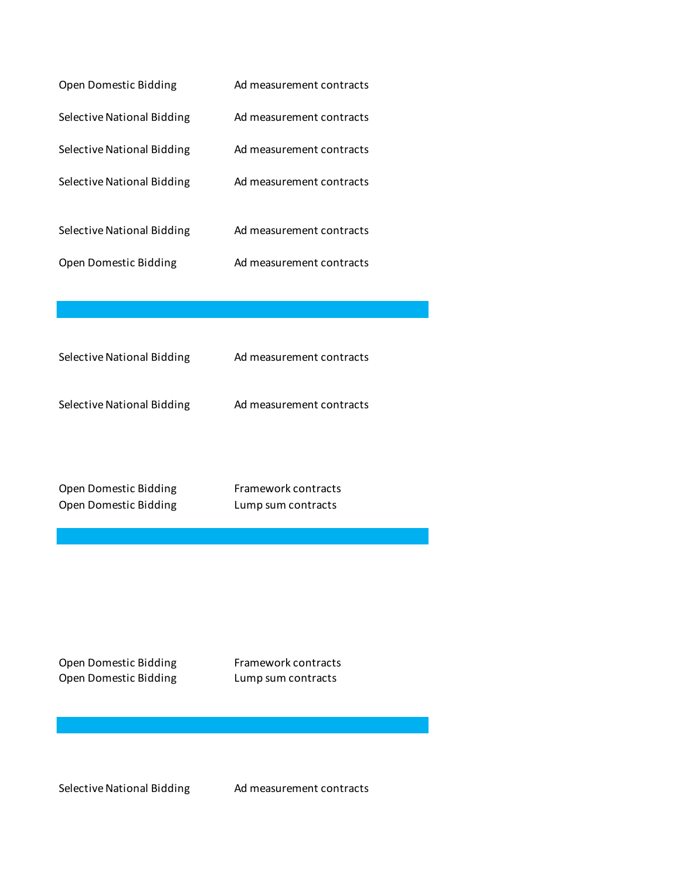| | |
|---|---|
| Open Domestic Bidding | Ad measurement contracts |
| Selective National Bidding | Ad measurement contracts |
| Selective National Bidding | Ad measurement contracts |
| Selective National Bidding | Ad measurement contracts |
| Selective National Bidding | Ad measurement contracts |
| Open Domestic Bidding | Ad measurement contracts |
| | |
| Selective National Bidding | Ad measurement contracts |
| Selective National Bidding | Ad measurement contracts |
| Open Domestic Bidding | Framework contracts |
| Open Domestic Bidding | Lump sum contracts |
| | |
| Open Domestic Bidding | Framework contracts |
| Open Domestic Bidding | Lump sum contracts |
| | |
| Selective National Bidding | Ad measurement contracts |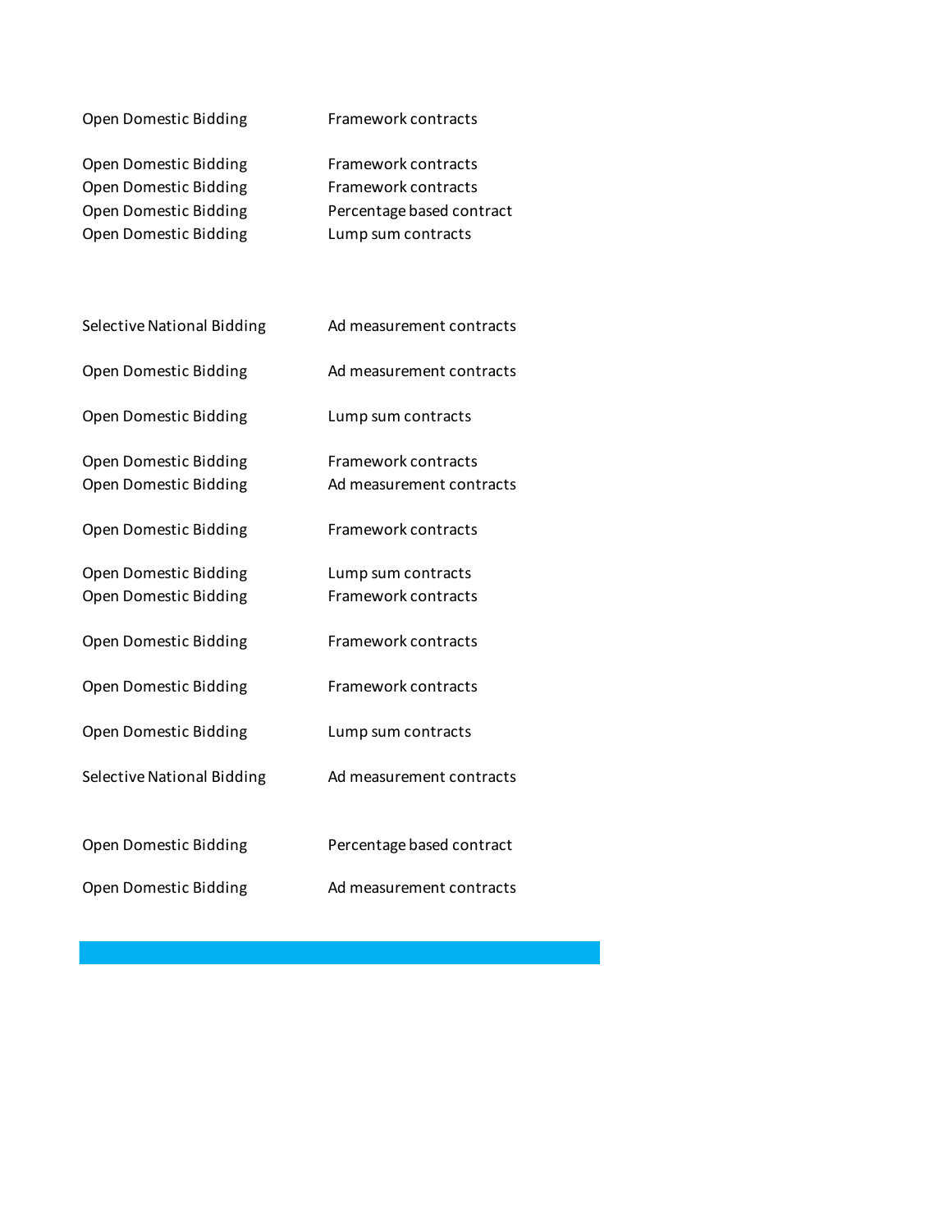| | |
|---|---|
| Open Domestic Bidding | Framework contracts |
| Open Domestic Bidding | Framework contracts |
| Open Domestic Bidding | Framework contracts |
| Open Domestic Bidding | Percentage based contract |
| Open Domestic Bidding | Lump sum contracts |
| Selective National Bidding | Ad measurement contracts |
| Open Domestic Bidding | Ad measurement contracts |
| Open Domestic Bidding | Lump sum contracts |
| Open Domestic Bidding | Framework contracts |
| Open Domestic Bidding | Ad measurement contracts |
| Open Domestic Bidding | Framework contracts |
| Open Domestic Bidding | Lump sum contracts |
| Open Domestic Bidding | Framework contracts |
| Open Domestic Bidding | Framework contracts |
| Open Domestic Bidding | Framework contracts |
| Open Domestic Bidding | Lump sum contracts |
| Selective National Bidding | Ad measurement contracts |
| Open Domestic Bidding | Percentage based contract |
| Open Domestic Bidding | Ad measurement contracts |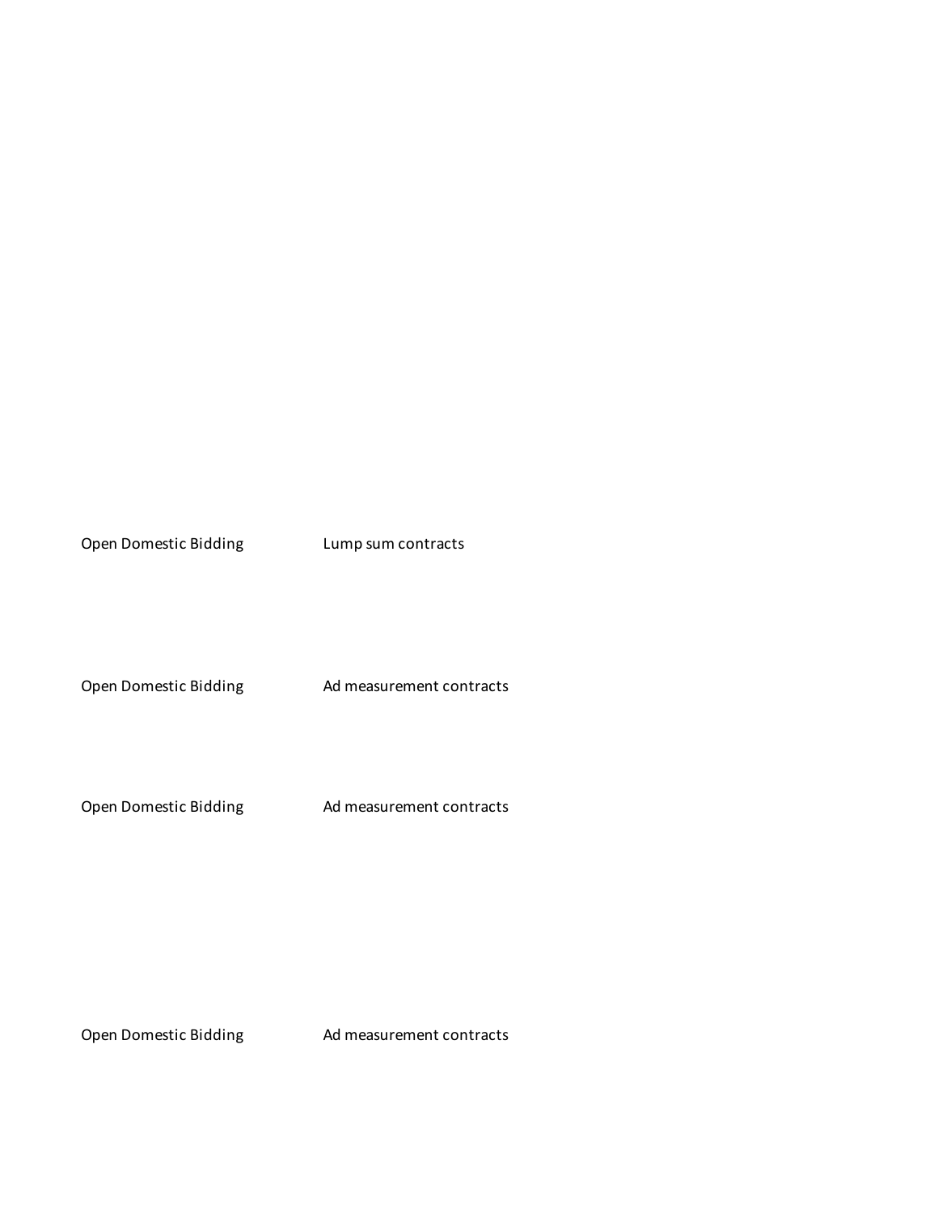| | |
|---|---|
| Open Domestic Bidding | Lump sum contracts |
| Open Domestic Bidding | Ad measurement contracts |
| Open Domestic Bidding | Ad measurement contracts |
| Open Domestic Bidding | Ad measurement contracts |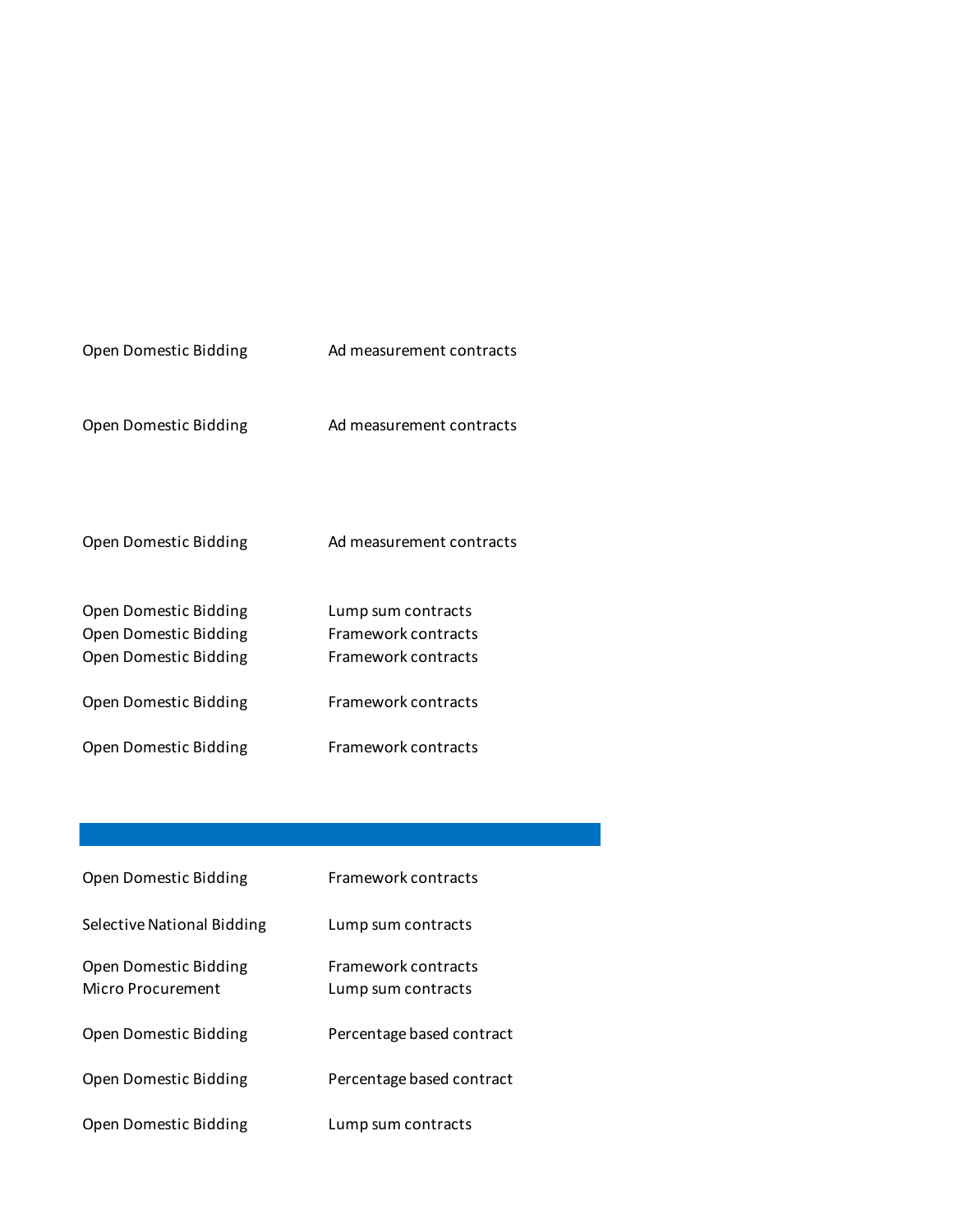| | |
|---|---|
| Open Domestic Bidding | Ad measurement contracts |
| Open Domestic Bidding | Ad measurement contracts |
| Open Domestic Bidding | Ad measurement contracts |
| Open Domestic Bidding | Lump sum contracts |
| Open Domestic Bidding | Framework contracts |
| Open Domestic Bidding | Framework contracts |
| Open Domestic Bidding | Framework contracts |
| Open Domestic Bidding | Framework contracts |
| | |
| Open Domestic Bidding | Framework contracts |
| Selective National Bidding | Lump sum contracts |
| Open Domestic Bidding | Framework contracts |
| Micro Procurement | Lump sum contracts |
| Open Domestic Bidding | Percentage based contract |
| Open Domestic Bidding | Percentage based contract |
| Open Domestic Bidding | Lump sum contracts |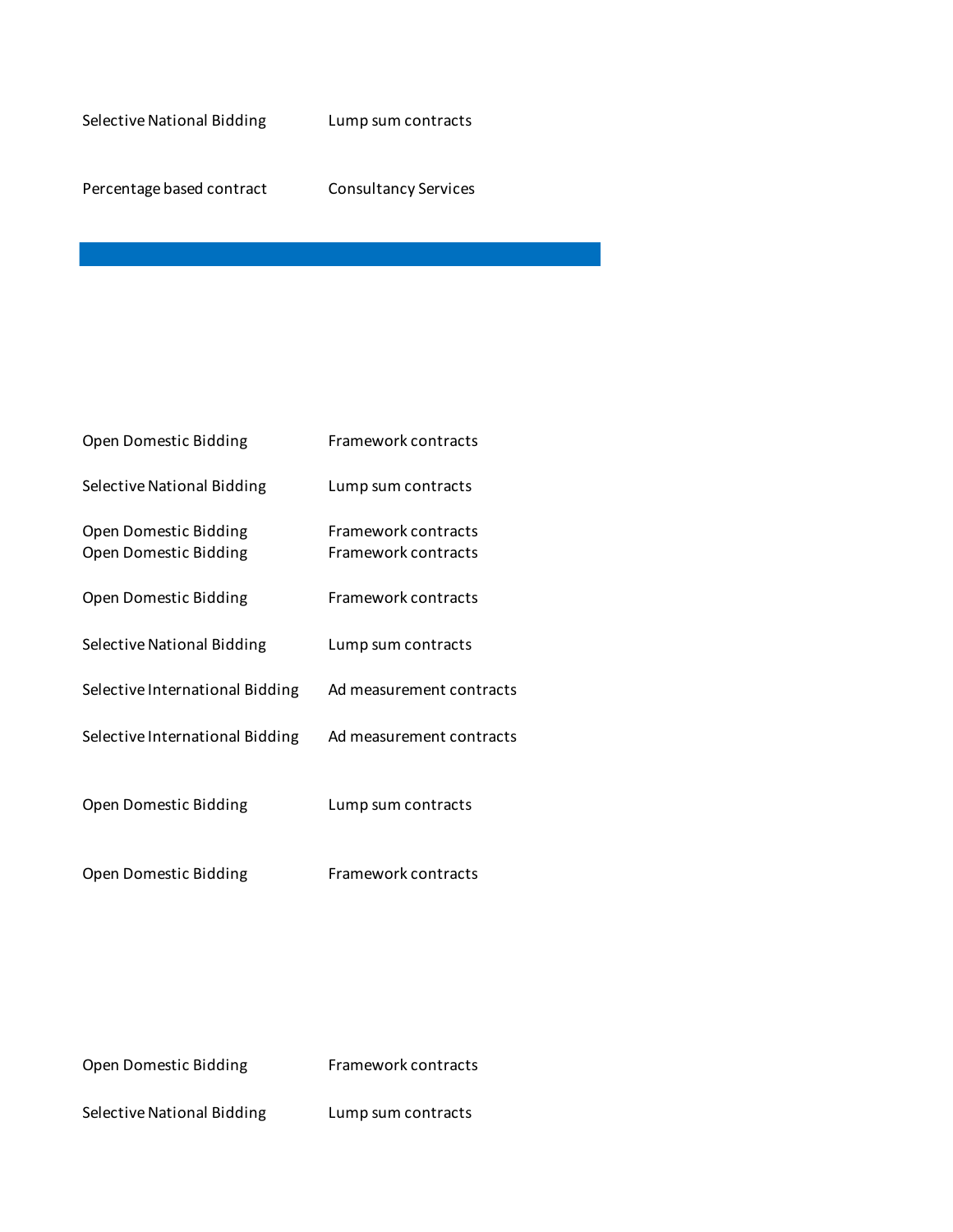| | |
|---|---|
| Selective National Bidding | Lump sum contracts |
| Percentage based contract | Consultancy Services |

---

| | |
|---|---|
| Open Domestic Bidding | Framework contracts |
| Selective National Bidding | Lump sum contracts |
| Open Domestic Bidding | Framework contracts |
| Open Domestic Bidding | Framework contracts |
| Open Domestic Bidding | Framework contracts |
| Selective National Bidding | Lump sum contracts |
| Selective International Bidding | Ad measurement contracts |
| Selective International Bidding | Ad measurement contracts |
| Open Domestic Bidding | Lump sum contracts |
| Open Domestic Bidding | Framework contracts |
| Open Domestic Bidding | Framework contracts |
| Selective National Bidding | Lump sum contracts |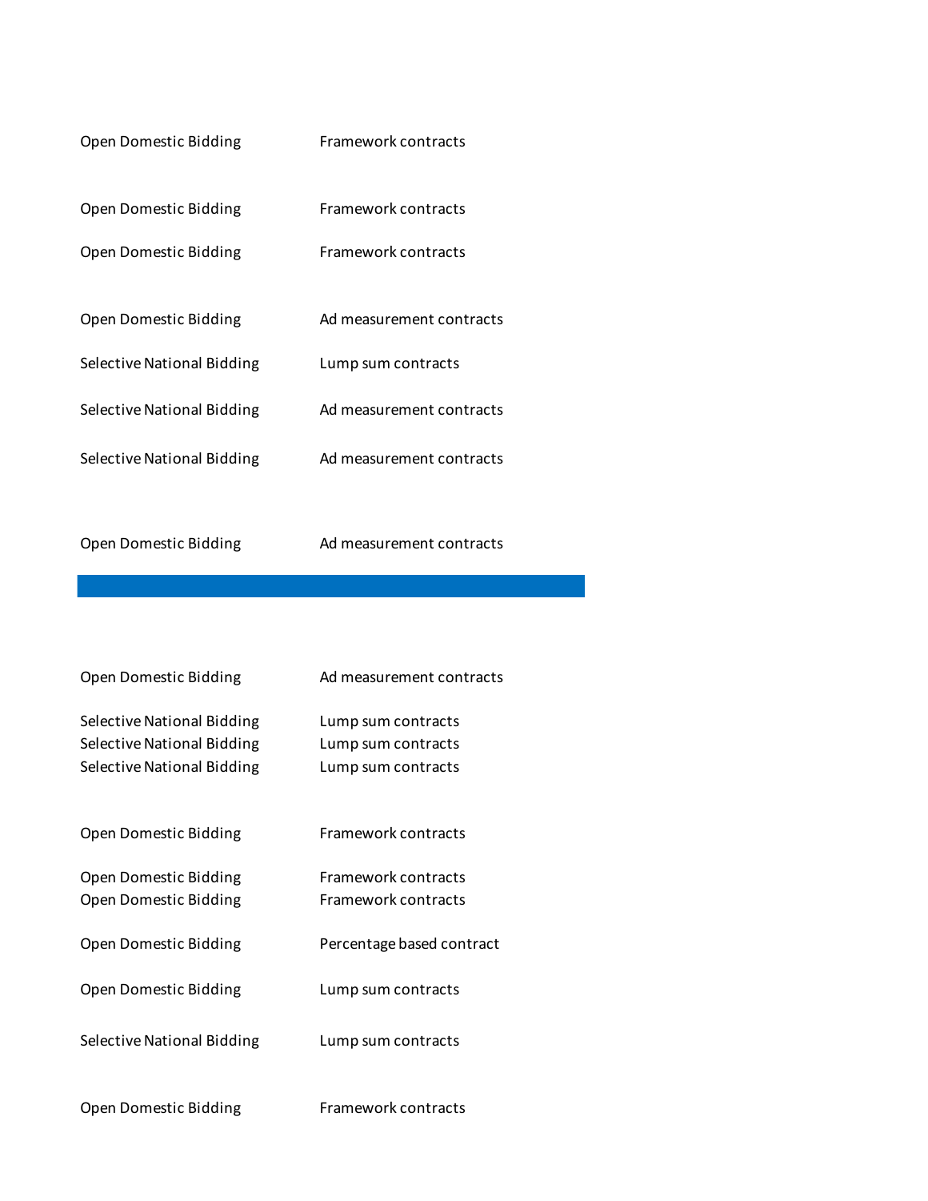| | |
|---|---|
| Open Domestic Bidding | Framework contracts |
| Open Domestic Bidding | Framework contracts |
| Open Domestic Bidding | Framework contracts |
| Open Domestic Bidding | Ad measurement contracts |
| Selective National Bidding | Lump sum contracts |
| Selective National Bidding | Ad measurement contracts |
| Selective National Bidding | Ad measurement contracts |
| Open Domestic Bidding | Ad measurement contracts |

| | |
|---|---|
| Open Domestic Bidding | Ad measurement contracts |
| Selective National Bidding | Lump sum contracts |
| Selective National Bidding | Lump sum contracts |
| Selective National Bidding | Lump sum contracts |
| Open Domestic Bidding | Framework contracts |
| Open Domestic Bidding | Framework contracts |
| Open Domestic Bidding | Framework contracts |
| Open Domestic Bidding | Percentage based contract |
| Open Domestic Bidding | Lump sum contracts |
| Selective National Bidding | Lump sum contracts |
| Open Domestic Bidding | Framework contracts |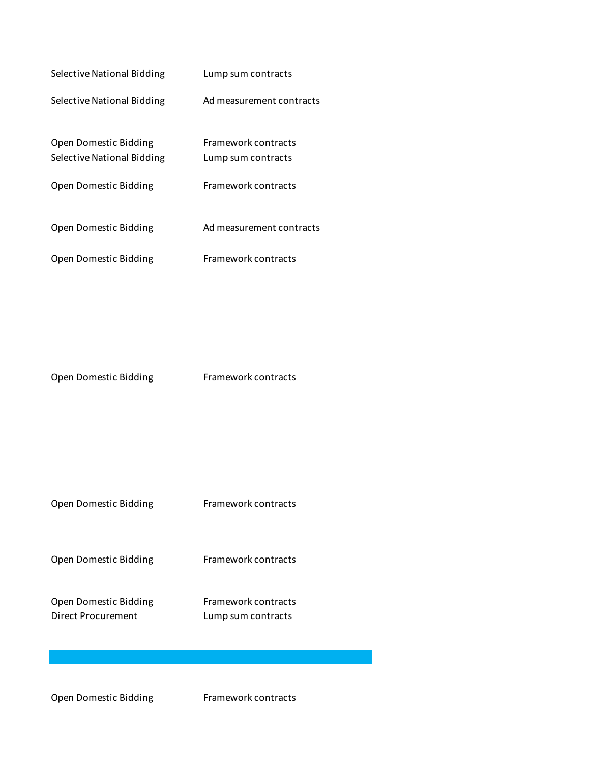| | |
|---|---|
| Selective National Bidding | Lump sum contracts |
| Selective National Bidding | Ad measurement contracts |
| Open Domestic Bidding | Framework contracts |
| Selective National Bidding | Lump sum contracts |
| Open Domestic Bidding | Framework contracts |
| Open Domestic Bidding | Ad measurement contracts |
| Open Domestic Bidding | Framework contracts |
| Open Domestic Bidding | Framework contracts |
| Open Domestic Bidding | Framework contracts |
| Open Domestic Bidding | Framework contracts |
| Open Domestic Bidding | Framework contracts |
| Direct Procurement | Lump sum contracts |
| | |
| Open Domestic Bidding | Framework contracts |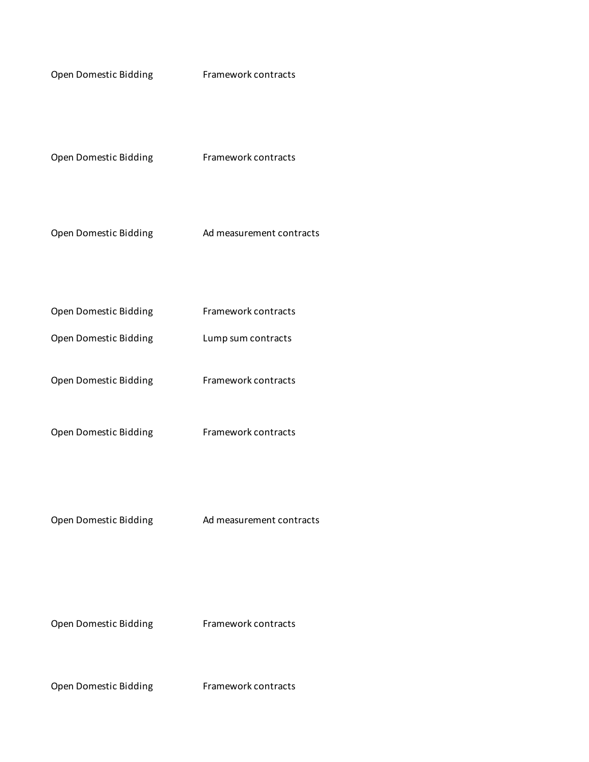| | |
|---|---|
| Open Domestic Bidding | Framework contracts |
| Open Domestic Bidding | Framework contracts |
| Open Domestic Bidding | Ad measurement contracts |
| Open Domestic Bidding | Framework contracts |
| Open Domestic Bidding | Lump sum contracts |
| Open Domestic Bidding | Framework contracts |
| Open Domestic Bidding | Framework contracts |
| Open Domestic Bidding | Ad measurement contracts |
| Open Domestic Bidding | Framework contracts |
| Open Domestic Bidding | Framework contracts |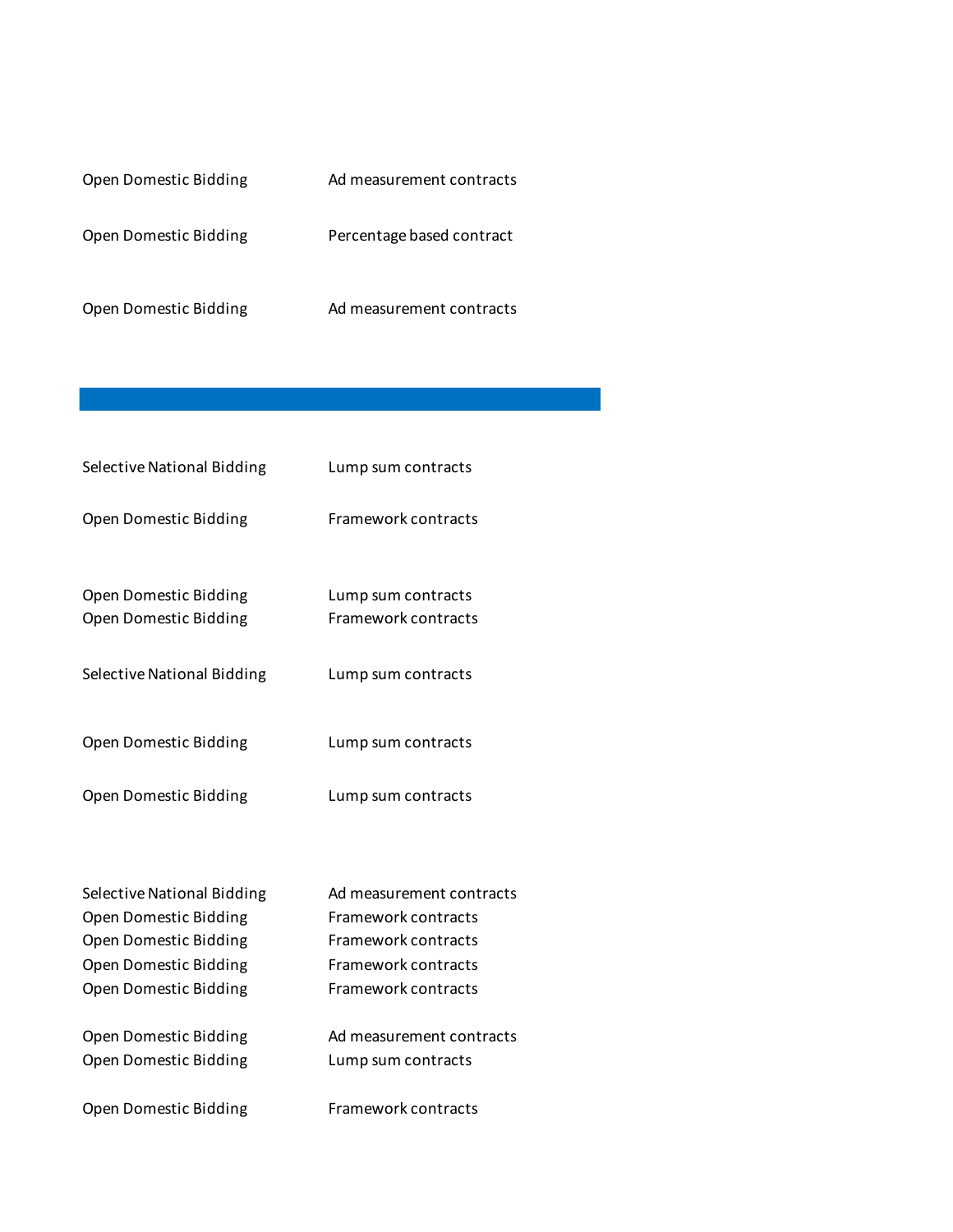| | |
|---|---|
| Open Domestic Bidding | Ad measurement contracts |
| Open Domestic Bidding | Percentage based contract |
| Open Domestic Bidding | Ad measurement contracts |

| | |
|---|---|
| Selective National Bidding | Lump sum contracts |
| Open Domestic Bidding | Framework contracts |
| Open Domestic Bidding | Lump sum contracts |
| Open Domestic Bidding | Framework contracts |
| Selective National Bidding | Lump sum contracts |
| Open Domestic Bidding | Lump sum contracts |
| Open Domestic Bidding | Lump sum contracts |
| Selective National Bidding | Ad measurement contracts |
| Open Domestic Bidding | Framework contracts |
| Open Domestic Bidding | Framework contracts |
| Open Domestic Bidding | Framework contracts |
| Open Domestic Bidding | Framework contracts |
| Open Domestic Bidding | Ad measurement contracts |
| Open Domestic Bidding | Lump sum contracts |
| Open Domestic Bidding | Framework contracts |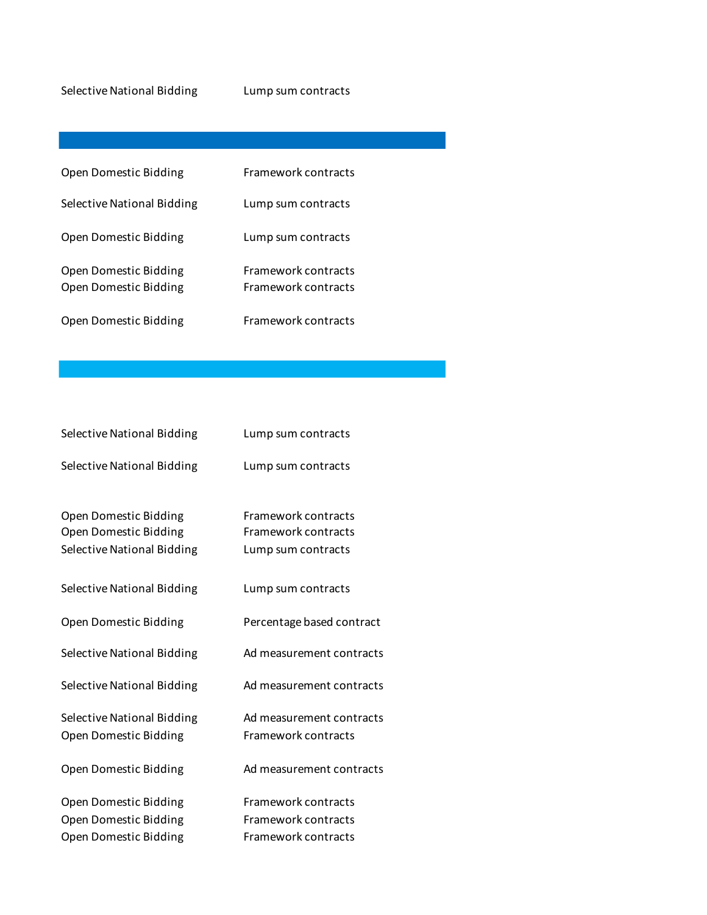| | |
|---|---|
| Selective National Bidding | Lump sum contracts |
| | |
| Open Domestic Bidding | Framework contracts |
| Selective National Bidding | Lump sum contracts |
| Open Domestic Bidding | Lump sum contracts |
| Open Domestic Bidding | Framework contracts |
| Open Domestic Bidding | Framework contracts |
| Open Domestic Bidding | Framework contracts |
| | |
| Selective National Bidding | Lump sum contracts |
| Selective National Bidding | Lump sum contracts |
| Open Domestic Bidding | Framework contracts |
| Open Domestic Bidding | Framework contracts |
| Selective National Bidding | Lump sum contracts |
| Selective National Bidding | Lump sum contracts |
| Open Domestic Bidding | Percentage based contract |
| Selective National Bidding | Ad measurement contracts |
| Selective National Bidding | Ad measurement contracts |
| Selective National Bidding | Ad measurement contracts |
| Open Domestic Bidding | Framework contracts |
| Open Domestic Bidding | Ad measurement contracts |
| Open Domestic Bidding | Framework contracts |
| Open Domestic Bidding | Framework contracts |
| Open Domestic Bidding | Framework contracts |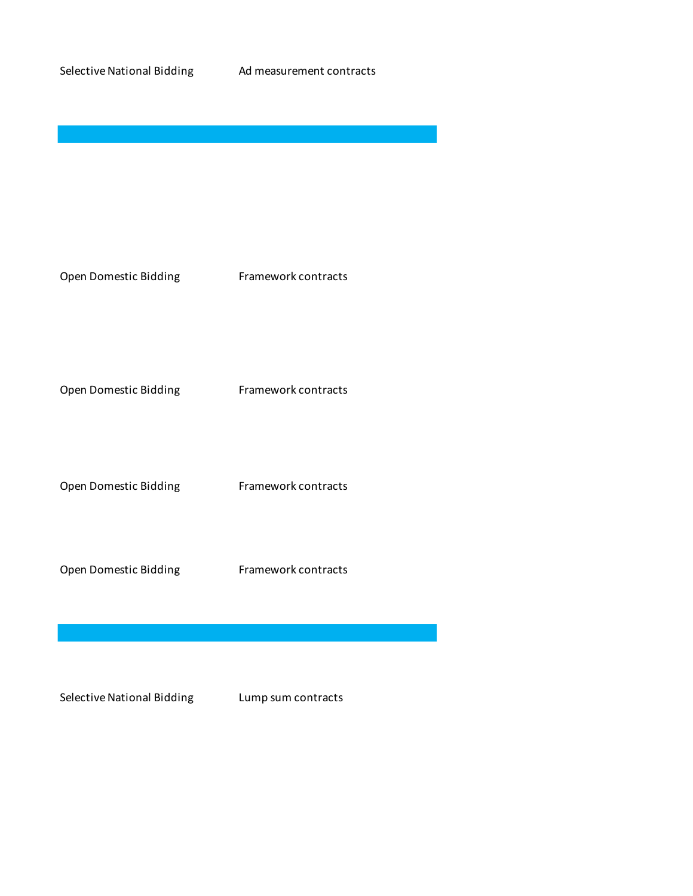| | |
|---|---|
| Selective National Bidding | Ad measurement contracts |
| | |
| Open Domestic Bidding | Framework contracts |
| Open Domestic Bidding | Framework contracts |
| Open Domestic Bidding | Framework contracts |
| Open Domestic Bidding | Framework contracts |
| | |
| Selective National Bidding | Lump sum contracts |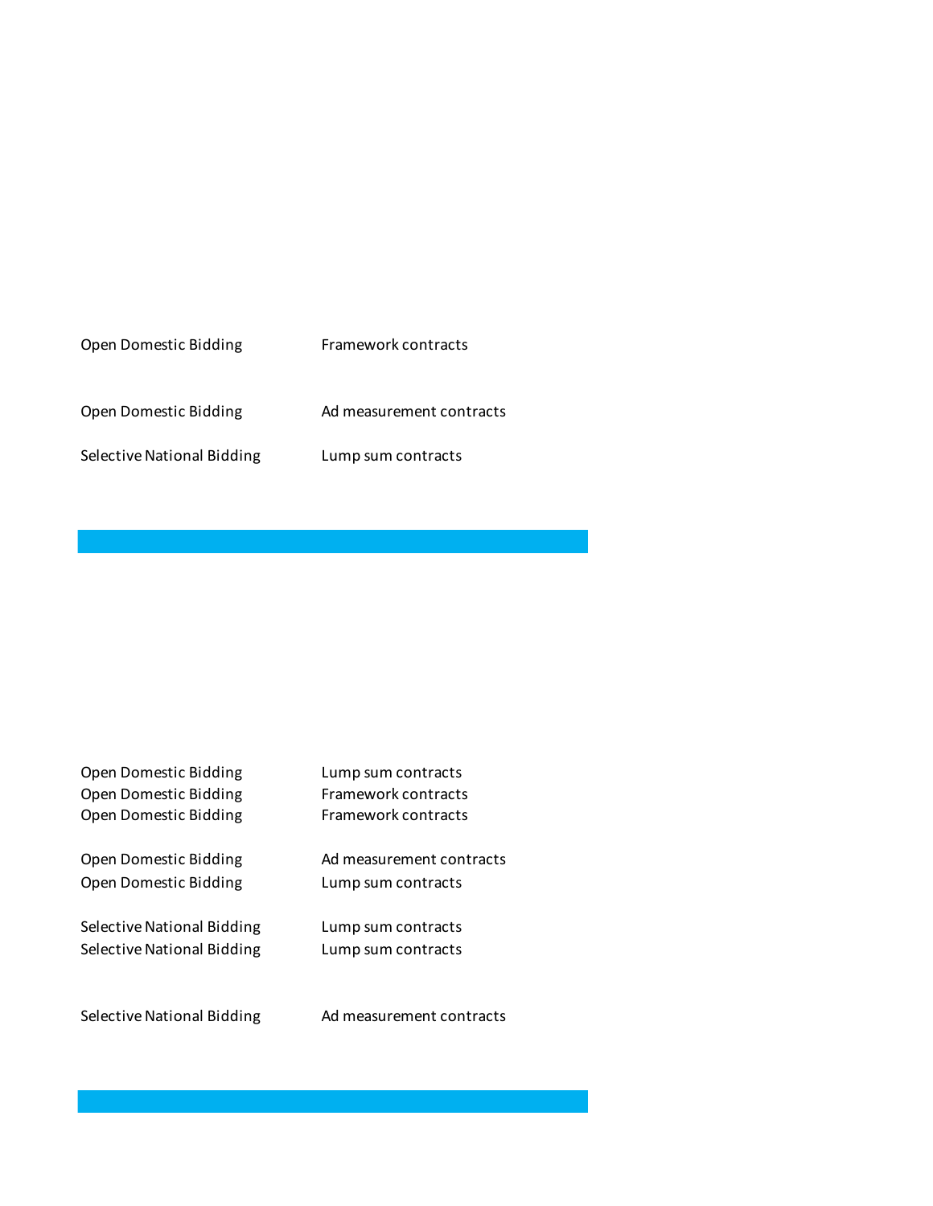| | |
|---|---|
| Open Domestic Bidding | Framework contracts |
| Open Domestic Bidding | Ad measurement contracts |
| Selective National Bidding | Lump sum contracts |

| | |
|---|---|
| Open Domestic Bidding | Lump sum contracts |
| Open Domestic Bidding | Framework contracts |
| Open Domestic Bidding | Framework contracts |
| Open Domestic Bidding | Ad measurement contracts |
| Open Domestic Bidding | Lump sum contracts |
| Selective National Bidding | Lump sum contracts |
| Selective National Bidding | Lump sum contracts |
| Selective National Bidding | Ad measurement contracts |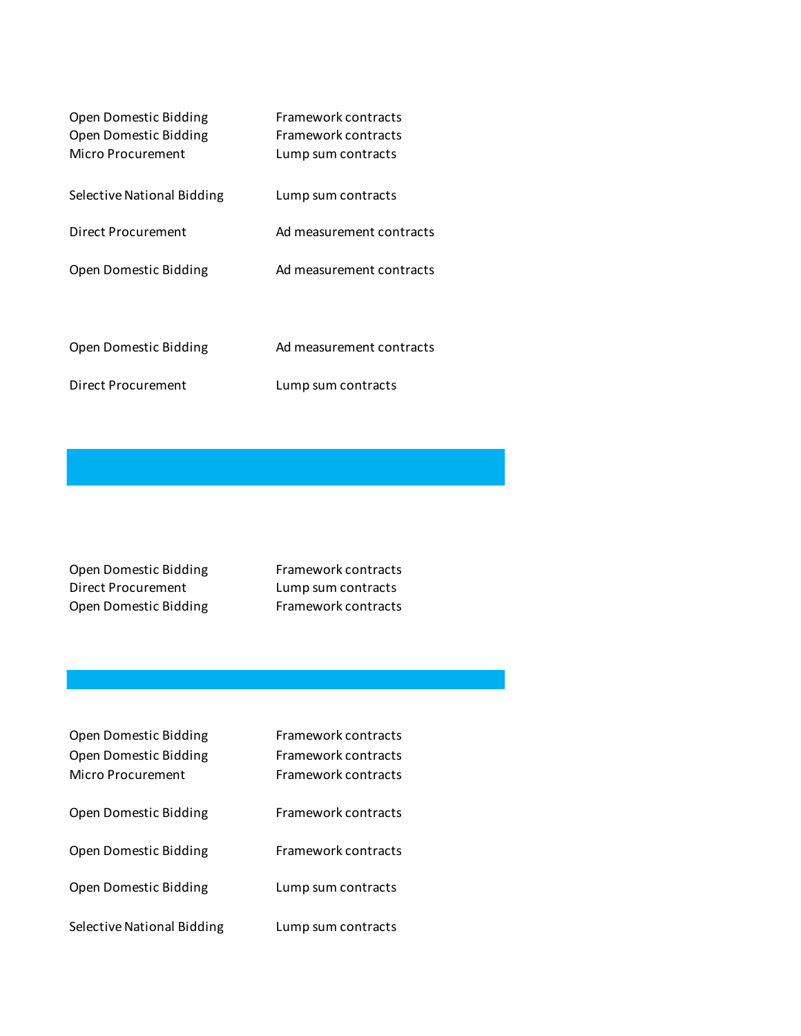| | |
|---|---|
| Open Domestic Bidding | Framework contracts |
| Open Domestic Bidding | Framework contracts |
| Micro Procurement | Lump sum contracts |
| Selective National Bidding | Lump sum contracts |
| Direct Procurement | Ad measurement contracts |
| Open Domestic Bidding | Ad measurement contracts |
| Open Domestic Bidding | Ad measurement contracts |
| Direct Procurement | Lump sum contracts |

| | |
|---|---|
| Open Domestic Bidding | Framework contracts |
| Direct Procurement | Lump sum contracts |
| Open Domestic Bidding | Framework contracts |

| | |
|---|---|
| Open Domestic Bidding | Framework contracts |
| Open Domestic Bidding | Framework contracts |
| Micro Procurement | Framework contracts |
| Open Domestic Bidding | Framework contracts |
| Open Domestic Bidding | Framework contracts |
| Open Domestic Bidding | Lump sum contracts |
| Selective National Bidding | Lump sum contracts |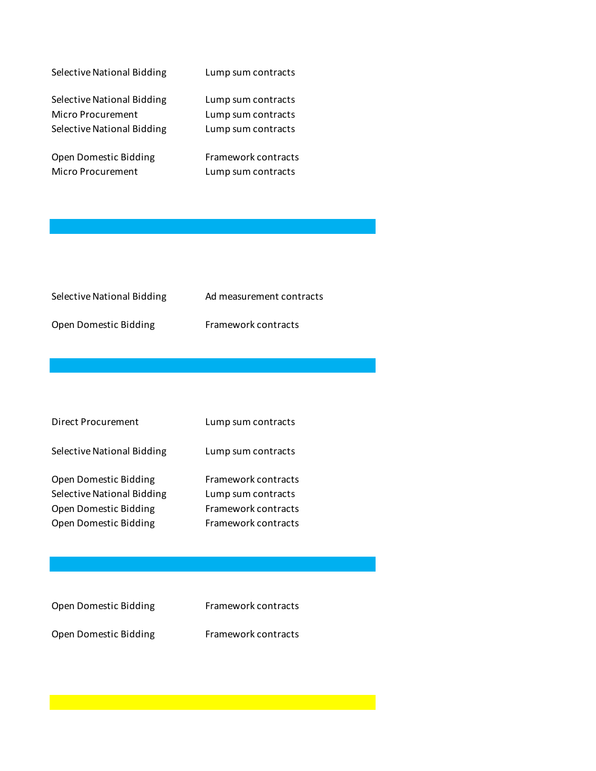| | |
|---|---|
| Selective National Bidding | Lump sum contracts |
| Selective National Bidding | Lump sum contracts |
| Micro Procurement | Lump sum contracts |
| Selective National Bidding | Lump sum contracts |
| Open Domestic Bidding | Framework contracts |
| Micro Procurement | Lump sum contracts |

| | |
|---|---|
| Selective National Bidding | Ad measurement contracts |
| Open Domestic Bidding | Framework contracts |

| | |
|---|---|
| Direct Procurement | Lump sum contracts |
| Selective National Bidding | Lump sum contracts |
| Open Domestic Bidding | Framework contracts |
| Selective National Bidding | Lump sum contracts |
| Open Domestic Bidding | Framework contracts |
| Open Domestic Bidding | Framework contracts |

| | |
|---|---|
| Open Domestic Bidding | Framework contracts |
| Open Domestic Bidding | Framework contracts |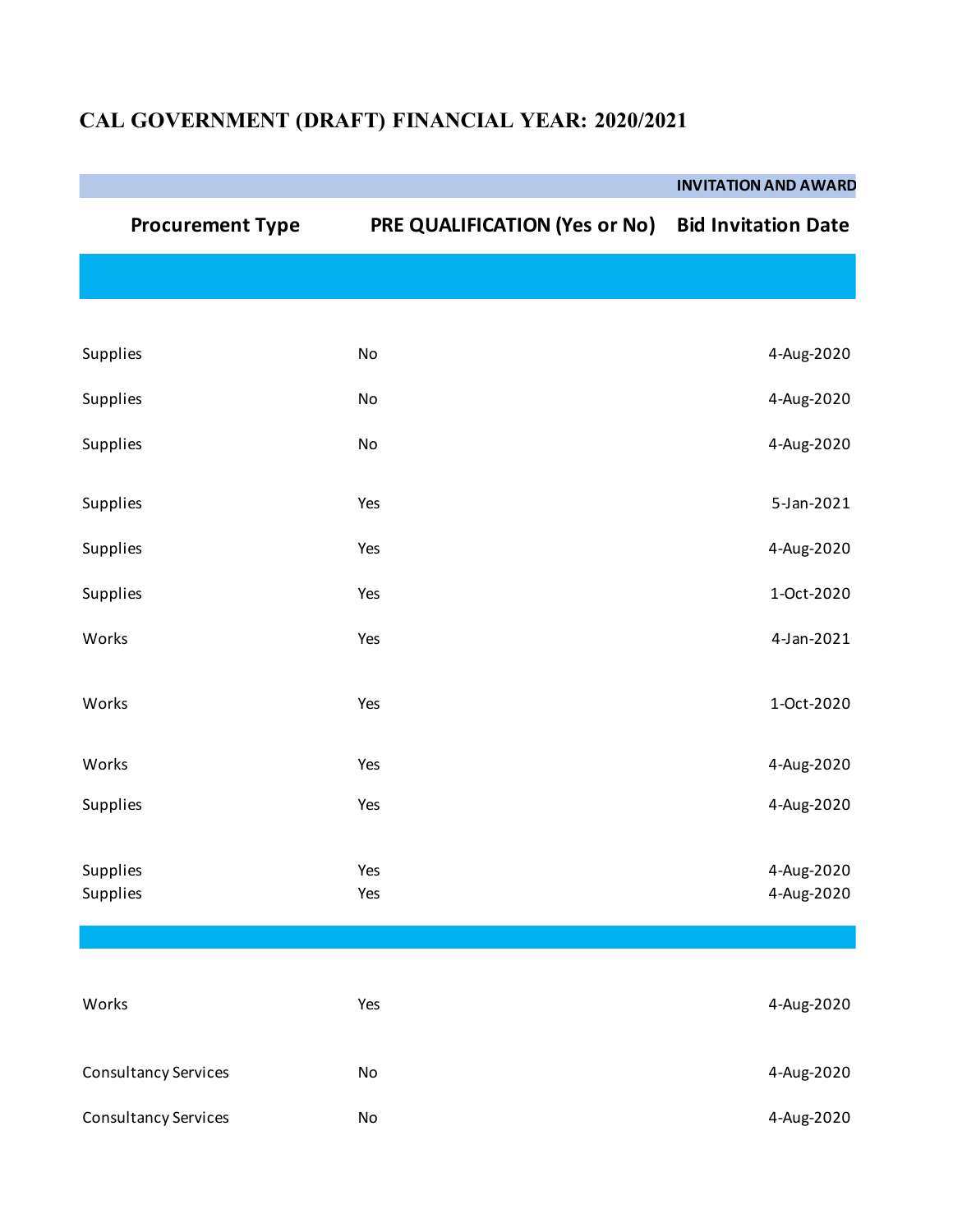# CAL GOVERNMENT (DRAFT) FINANCIAL YEAR: 2020/2021

| | | INVITATION AND AWARD |
|---|---|---|
| Procurement Type | PRE QUALIFICATION (Yes or No) | Bid Invitation Date |
| | | |
| Supplies | No | 4-Aug-2020 |
| Supplies | No | 4-Aug-2020 |
| Supplies | No | 4-Aug-2020 |
| Supplies | Yes | 5-Jan-2021 |
| Supplies | Yes | 4-Aug-2020 |
| Supplies | Yes | 1-Oct-2020 |
| Works | Yes | 4-Jan-2021 |
| Works | Yes | 1-Oct-2020 |
| Works | Yes | 4-Aug-2020 |
| Supplies | Yes | 4-Aug-2020 |
| Supplies | Yes | 4-Aug-2020 |
| Supplies | Yes | 4-Aug-2020 |
| | | |
| Works | Yes | 4-Aug-2020 |
| Consultancy Services | No | 4-Aug-2020 |
| Consultancy Services | No | 4-Aug-2020 |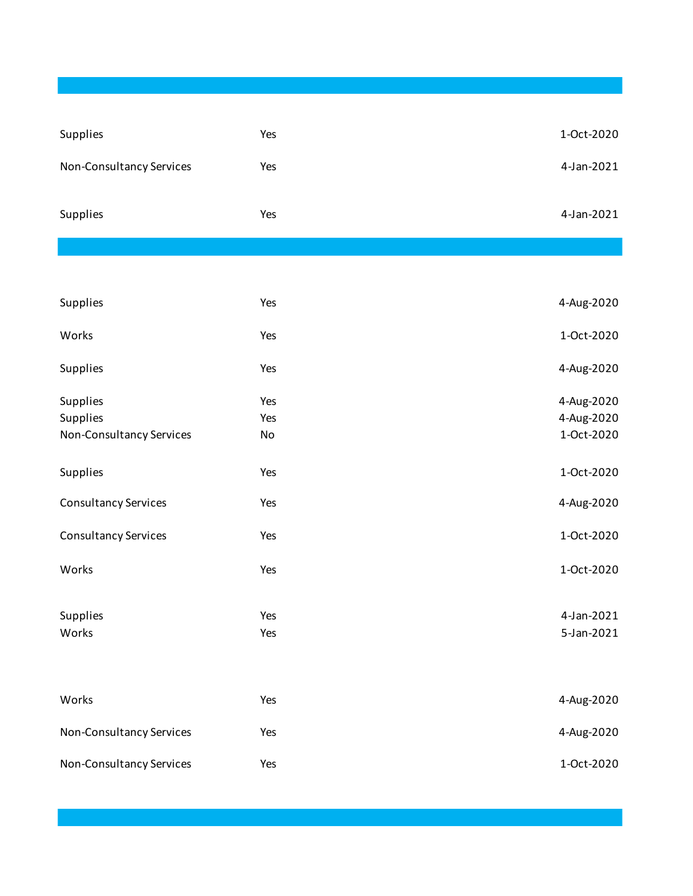| | | |
|---|---|---|
| Supplies | Yes | 1-Oct-2020 |
| Non-Consultancy Services | Yes | 4-Jan-2021 |
| Supplies | Yes | 4-Jan-2021 |

| | | |
|---|---|---|
| Supplies | Yes | 4-Aug-2020 |
| Works | Yes | 1-Oct-2020 |
| Supplies | Yes | 4-Aug-2020 |
| Supplies | Yes | 4-Aug-2020 |
| Supplies | Yes | 4-Aug-2020 |
| Non-Consultancy Services | No | 1-Oct-2020 |
| Supplies | Yes | 1-Oct-2020 |
| Consultancy Services | Yes | 4-Aug-2020 |
| Consultancy Services | Yes | 1-Oct-2020 |
| Works | Yes | 1-Oct-2020 |
| Supplies | Yes | 4-Jan-2021 |
| Works | Yes | 5-Jan-2021 |
| Works | Yes | 4-Aug-2020 |
| Non-Consultancy Services | Yes | 4-Aug-2020 |
| Non-Consultancy Services | Yes | 1-Oct-2020 |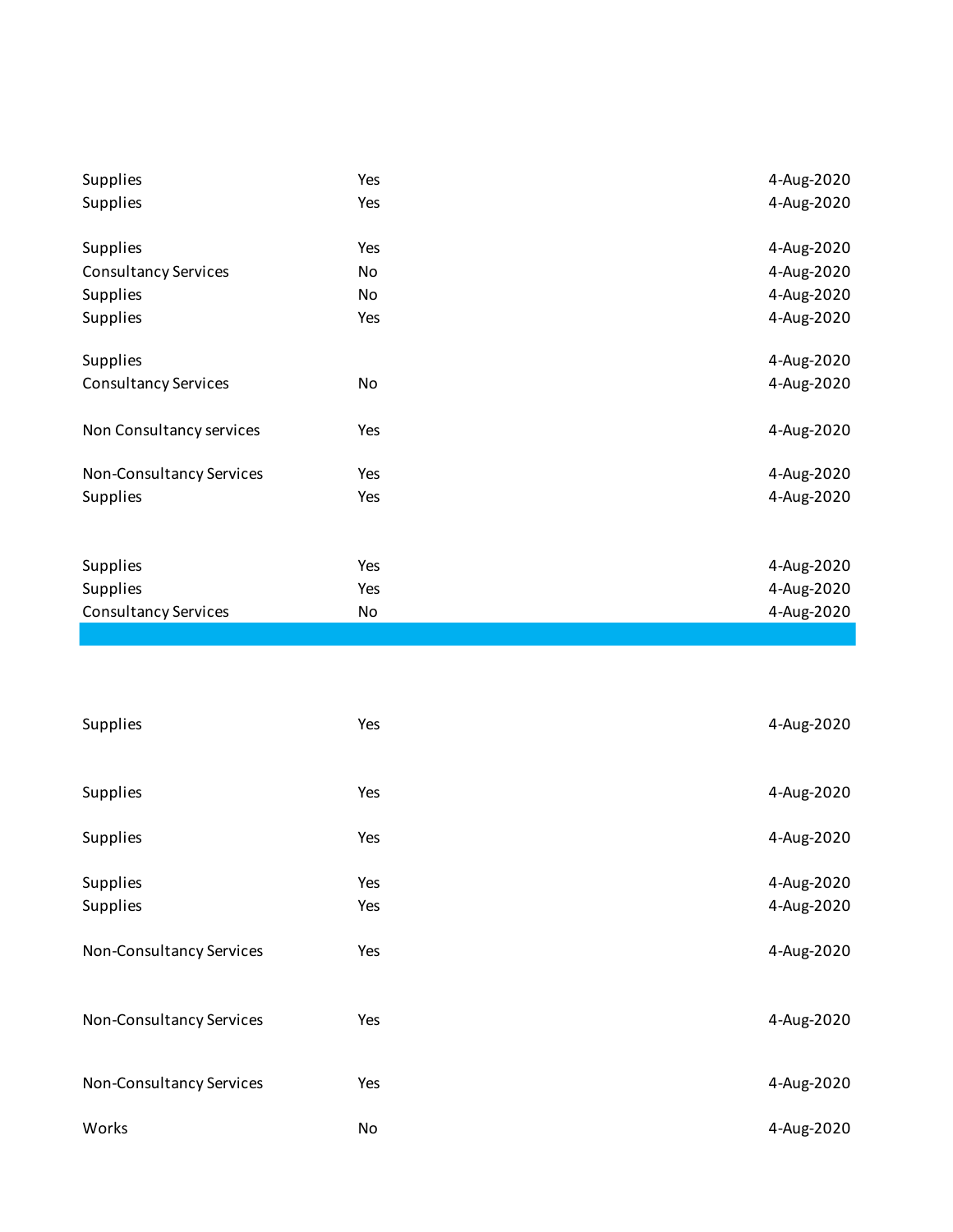| | | |
|---|---|---|
| Supplies | Yes | 4-Aug-2020 |
| Supplies | Yes | 4-Aug-2020 |
| Supplies | Yes | 4-Aug-2020 |
| Consultancy Services | No | 4-Aug-2020 |
| Supplies | No | 4-Aug-2020 |
| Supplies | Yes | 4-Aug-2020 |
| Supplies | | 4-Aug-2020 |
| Consultancy Services | No | 4-Aug-2020 |
| Non Consultancy services | Yes | 4-Aug-2020 |
| Non-Consultancy Services | Yes | 4-Aug-2020 |
| Supplies | Yes | 4-Aug-2020 |
| Supplies | Yes | 4-Aug-2020 |
| Supplies | Yes | 4-Aug-2020 |
| Consultancy Services | No | 4-Aug-2020 |
| | | |
| Supplies | Yes | 4-Aug-2020 |
| Supplies | Yes | 4-Aug-2020 |
| Supplies | Yes | 4-Aug-2020 |
| Supplies | Yes | 4-Aug-2020 |
| Supplies | Yes | 4-Aug-2020 |
| Non-Consultancy Services | Yes | 4-Aug-2020 |
| Non-Consultancy Services | Yes | 4-Aug-2020 |
| Non-Consultancy Services | Yes | 4-Aug-2020 |
| Works | No | 4-Aug-2020 |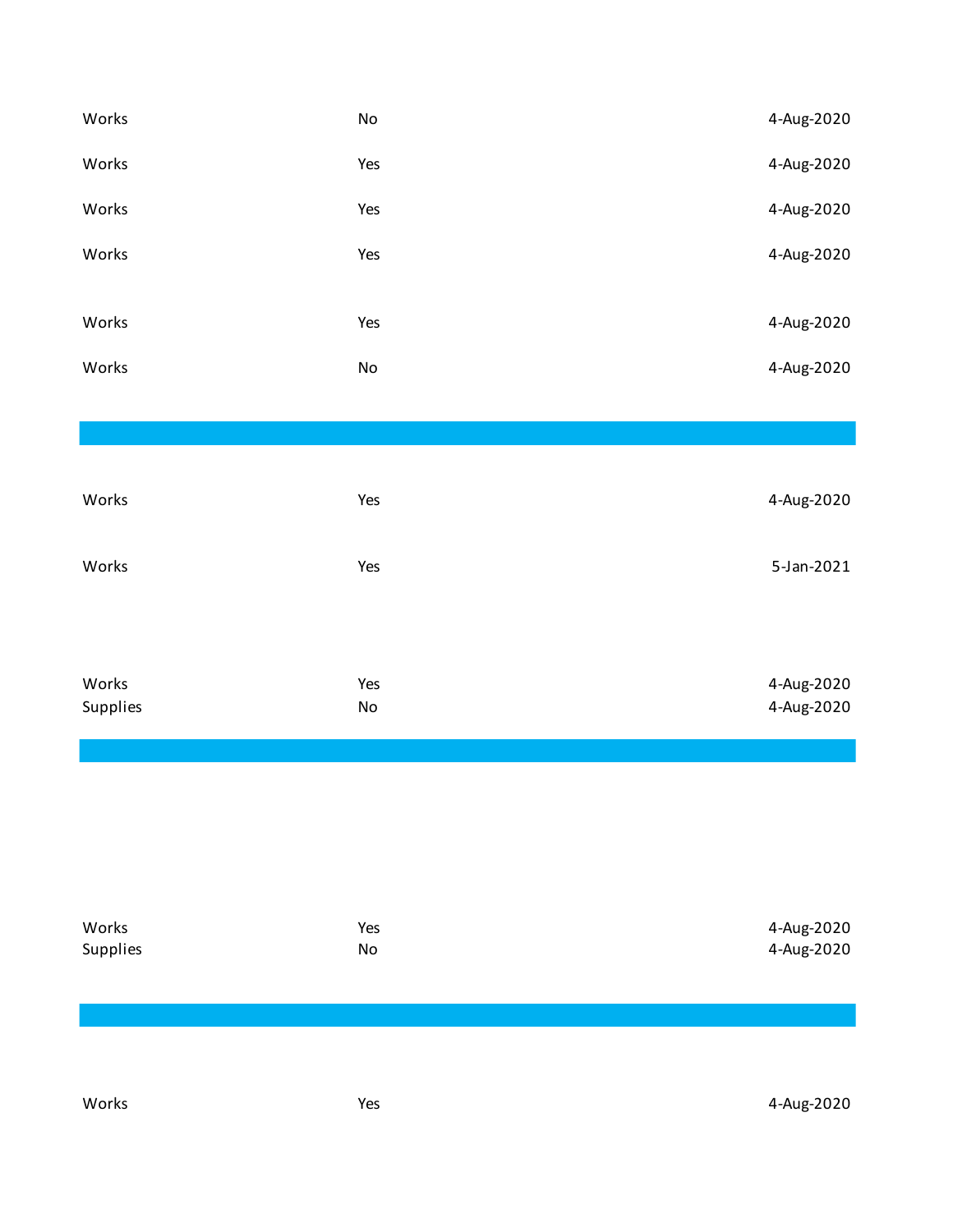| | | |
|---|---|---|
| Works | No | 4-Aug-2020 |
| Works | Yes | 4-Aug-2020 |
| Works | Yes | 4-Aug-2020 |
| Works | Yes | 4-Aug-2020 |
| Works | Yes | 4-Aug-2020 |
| Works | No | 4-Aug-2020 |

| | | |
|---|---|---|
| Works | Yes | 4-Aug-2020 |
| Works | Yes | 5-Jan-2021 |
| Works | Yes | 4-Aug-2020 |
| Supplies | No | 4-Aug-2020 |

| | | |
|---|---|---|
| Works | Yes | 4-Aug-2020 |
| Supplies | No | 4-Aug-2020 |

| | | |
|---|---|---|
| Works | Yes | 4-Aug-2020 |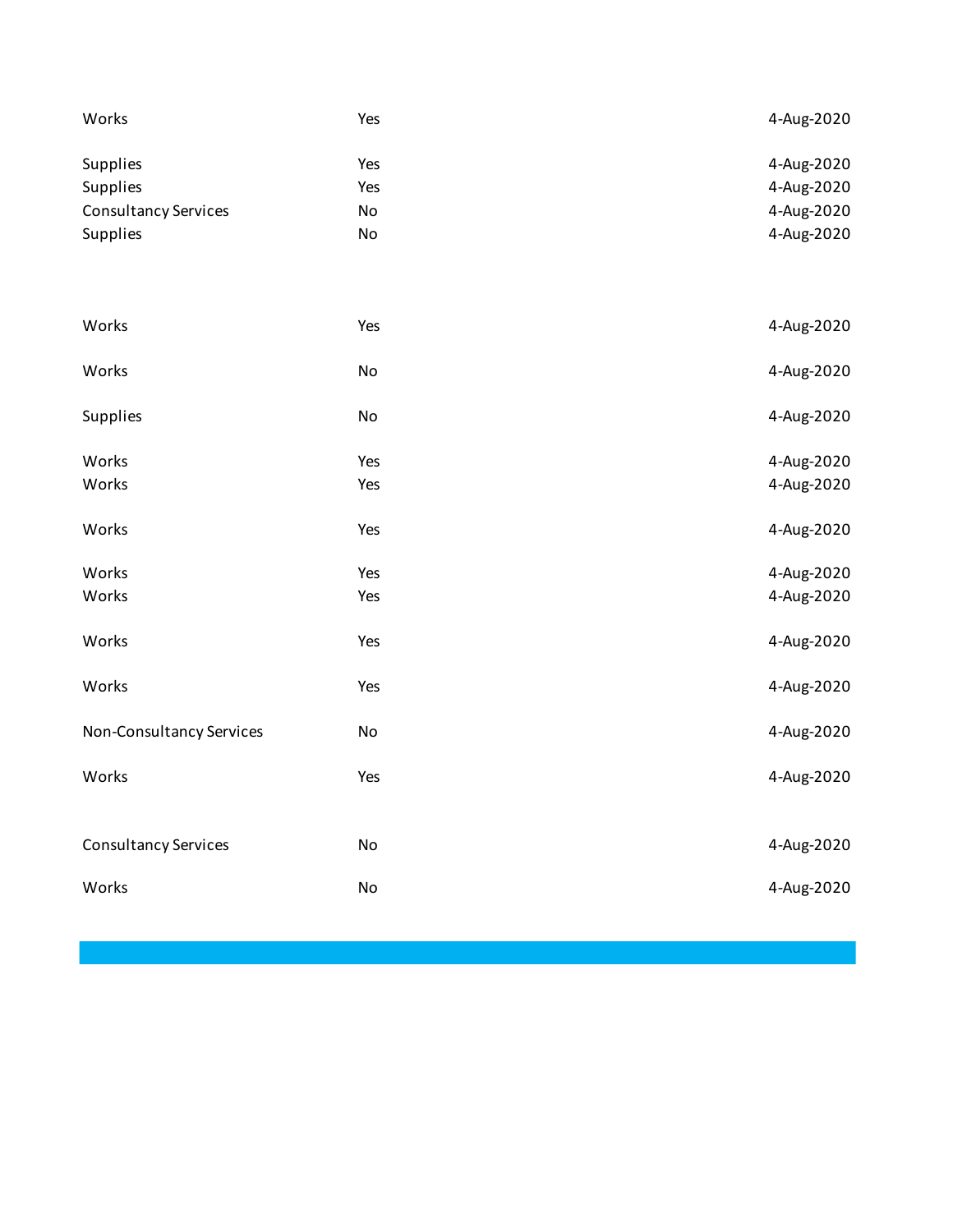| | | |
|---|---|---|
| Works | Yes | 4-Aug-2020 |
| Supplies | Yes | 4-Aug-2020 |
| Supplies | Yes | 4-Aug-2020 |
| Consultancy Services | No | 4-Aug-2020 |
| Supplies | No | 4-Aug-2020 |
| Works | Yes | 4-Aug-2020 |
| Works | No | 4-Aug-2020 |
| Supplies | No | 4-Aug-2020 |
| Works | Yes | 4-Aug-2020 |
| Works | Yes | 4-Aug-2020 |
| Works | Yes | 4-Aug-2020 |
| Works | Yes | 4-Aug-2020 |
| Works | Yes | 4-Aug-2020 |
| Works | Yes | 4-Aug-2020 |
| Works | Yes | 4-Aug-2020 |
| Non-Consultancy Services | No | 4-Aug-2020 |
| Works | Yes | 4-Aug-2020 |
| Consultancy Services | No | 4-Aug-2020 |
| Works | No | 4-Aug-2020 |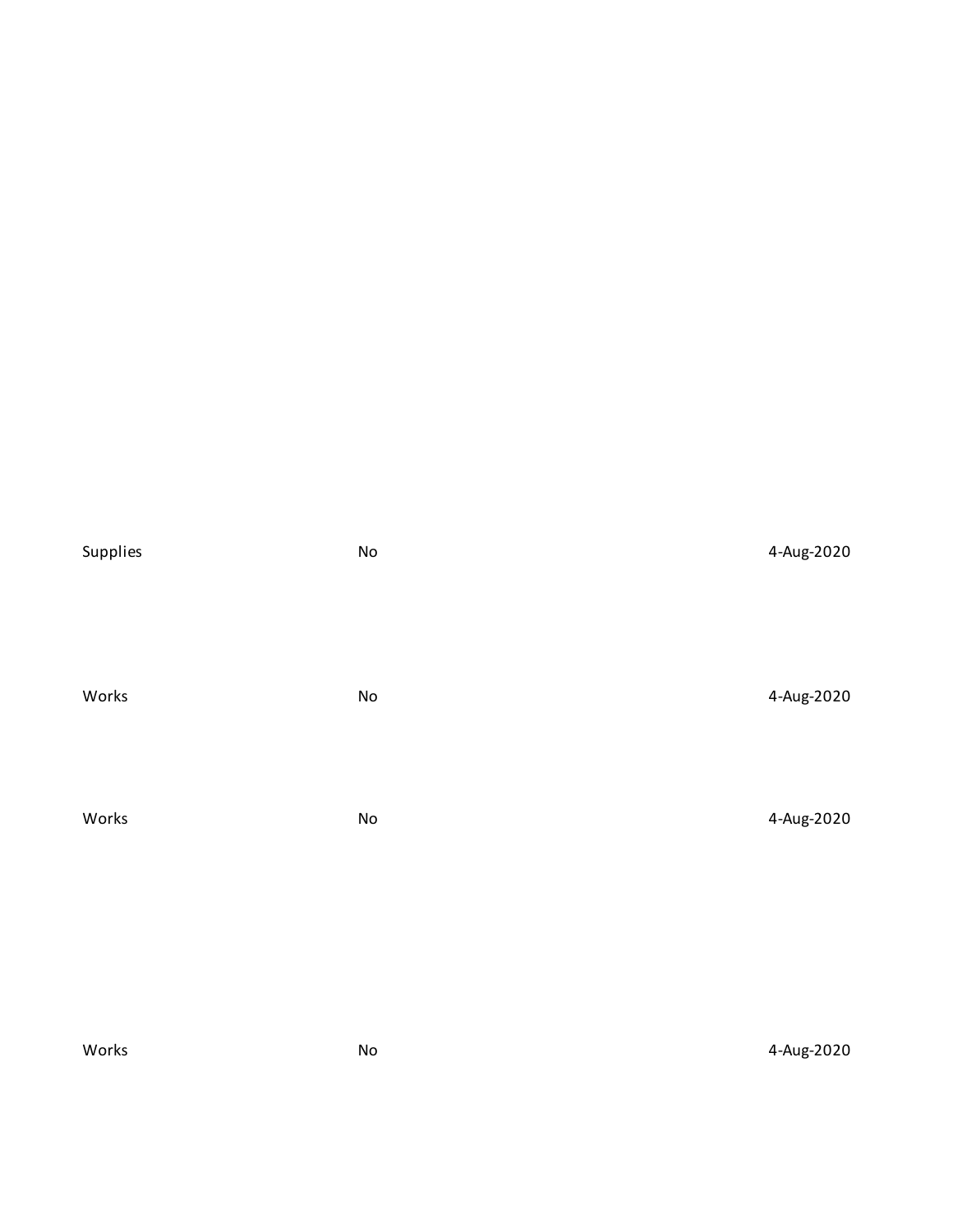| | | |
|---|---|---|
| Supplies | No | 4-Aug-2020 |
| Works | No | 4-Aug-2020 |
| Works | No | 4-Aug-2020 |
| Works | No | 4-Aug-2020 |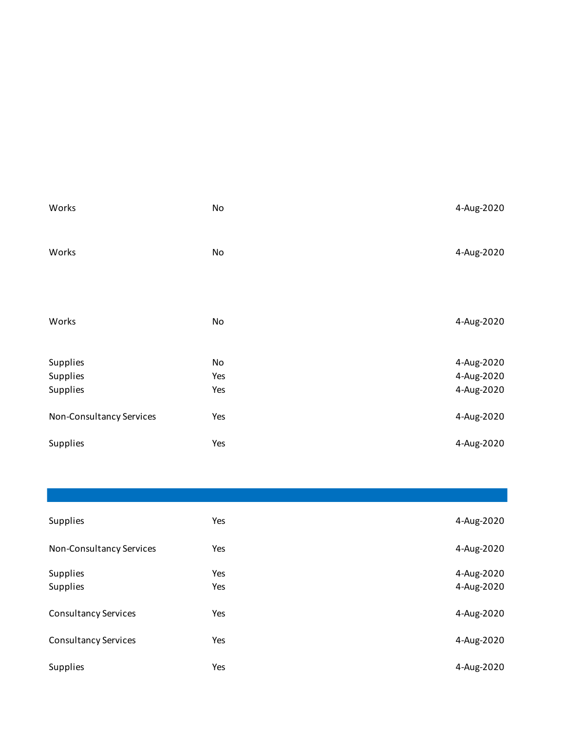| | | |
|---|---|---|
| Works | No | 4-Aug-2020 |
| Works | No | 4-Aug-2020 |
| Works | No | 4-Aug-2020 |
| Supplies | No | 4-Aug-2020 |
| Supplies | Yes | 4-Aug-2020 |
| Supplies | Yes | 4-Aug-2020 |
| Non-Consultancy Services | Yes | 4-Aug-2020 |
| Supplies | Yes | 4-Aug-2020 |

| | | |
|---|---|---|
| Supplies | Yes | 4-Aug-2020 |
| Non-Consultancy Services | Yes | 4-Aug-2020 |
| Supplies | Yes | 4-Aug-2020 |
| Supplies | Yes | 4-Aug-2020 |
| Consultancy Services | Yes | 4-Aug-2020 |
| Consultancy Services | Yes | 4-Aug-2020 |
| Supplies | Yes | 4-Aug-2020 |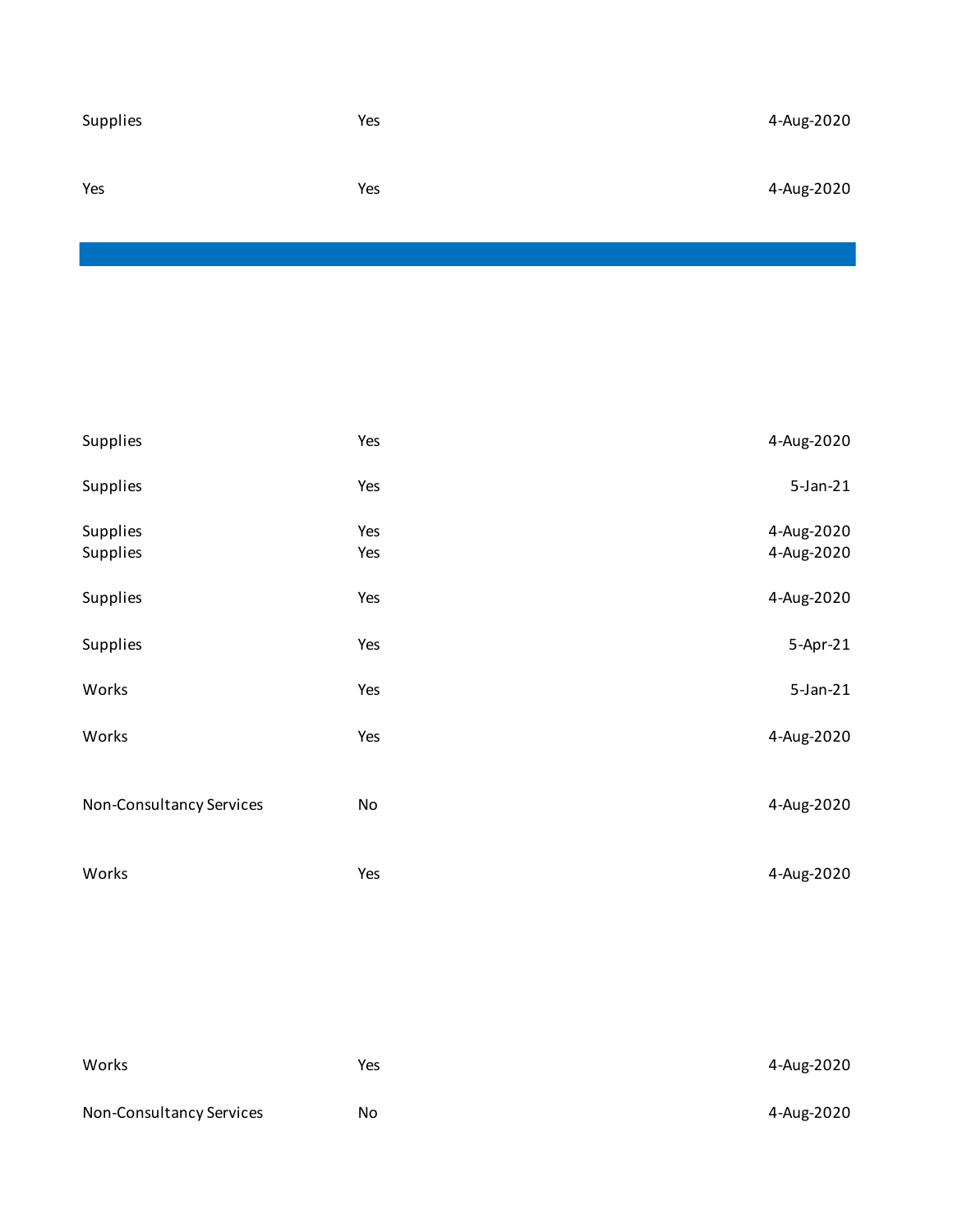| | | |
|---|---|---|
| Supplies | Yes | 4-Aug-2020 |
| Yes | Yes | 4-Aug-2020 |

| | | |
|---|---|---|
| Supplies | Yes | 4-Aug-2020 |
| Supplies | Yes | 5-Jan-21 |
| Supplies | Yes | 4-Aug-2020 |
| Supplies | Yes | 4-Aug-2020 |
| Supplies | Yes | 4-Aug-2020 |
| Supplies | Yes | 5-Apr-21 |
| Works | Yes | 5-Jan-21 |
| Works | Yes | 4-Aug-2020 |
| Non-Consultancy Services | No | 4-Aug-2020 |
| Works | Yes | 4-Aug-2020 |
| Works | Yes | 4-Aug-2020 |
| Non-Consultancy Services | No | 4-Aug-2020 |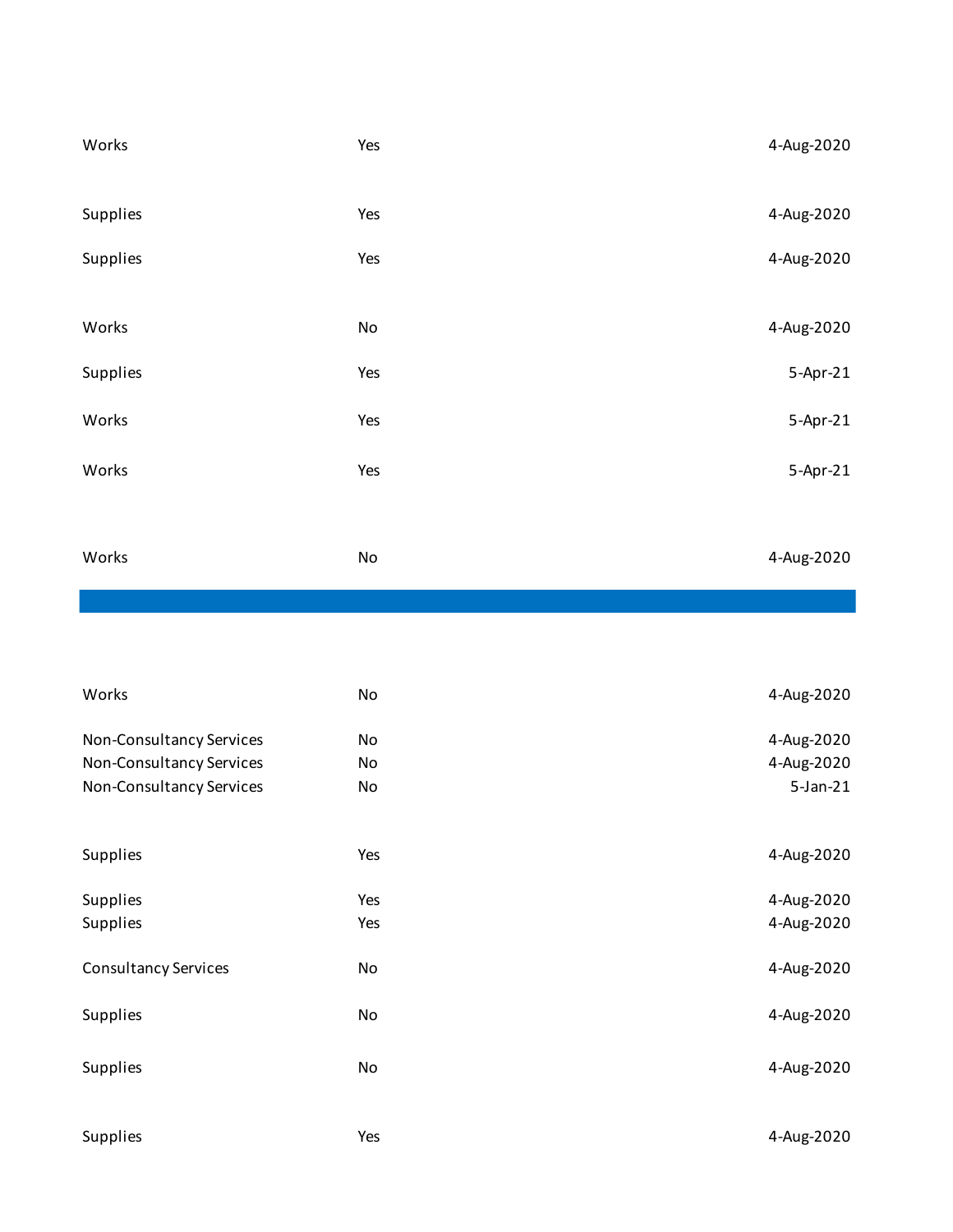| | | |
|---|---|---|
| Works | Yes | 4-Aug-2020 |
| Supplies | Yes | 4-Aug-2020 |
| Supplies | Yes | 4-Aug-2020 |
| Works | No | 4-Aug-2020 |
| Supplies | Yes | 5-Apr-21 |
| Works | Yes | 5-Apr-21 |
| Works | Yes | 5-Apr-21 |
| Works | No | 4-Aug-2020 |

| | | |
|---|---|---|
| Works | No | 4-Aug-2020 |
| Non-Consultancy Services | No | 4-Aug-2020 |
| Non-Consultancy Services | No | 4-Aug-2020 |
| Non-Consultancy Services | No | 5-Jan-21 |
| Supplies | Yes | 4-Aug-2020 |
| Supplies | Yes | 4-Aug-2020 |
| Supplies | Yes | 4-Aug-2020 |
| Consultancy Services | No | 4-Aug-2020 |
| Supplies | No | 4-Aug-2020 |
| Supplies | No | 4-Aug-2020 |
| Supplies | Yes | 4-Aug-2020 |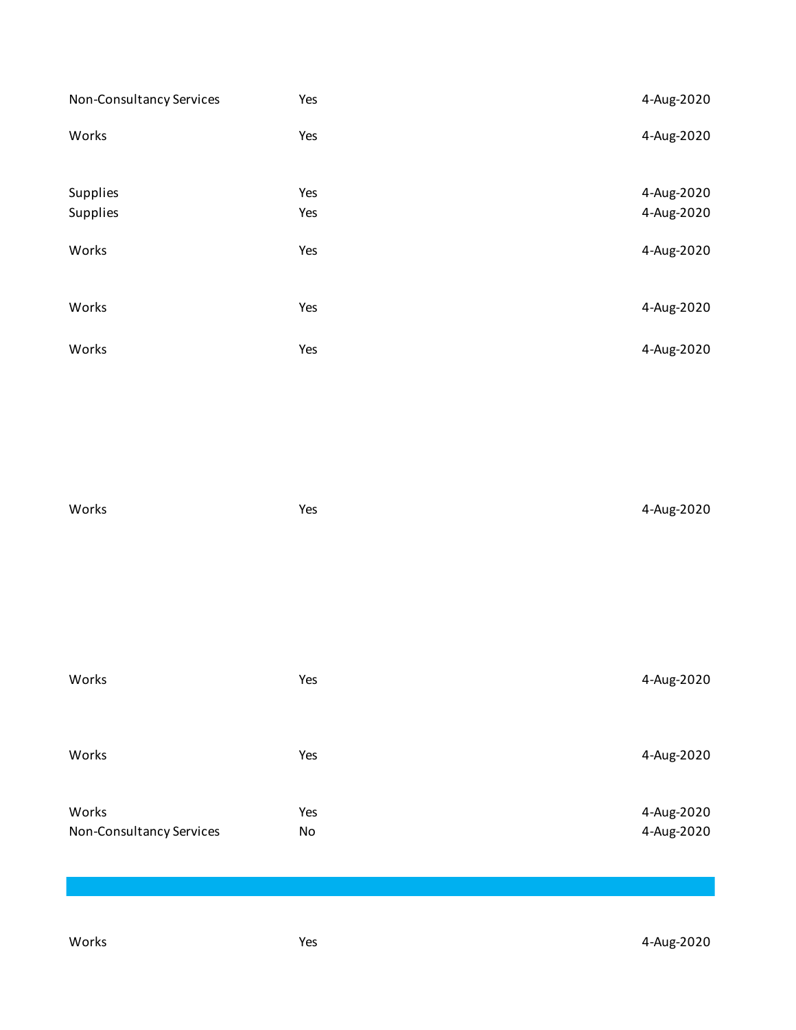| | | |
|---|---|---|
| Non-Consultancy Services | Yes | 4-Aug-2020 |
| Works | Yes | 4-Aug-2020 |
| Supplies | Yes | 4-Aug-2020 |
| Supplies | Yes | 4-Aug-2020 |
| Works | Yes | 4-Aug-2020 |
| Works | Yes | 4-Aug-2020 |
| Works | Yes | 4-Aug-2020 |
| Works | Yes | 4-Aug-2020 |
| Works | Yes | 4-Aug-2020 |
| Works | Yes | 4-Aug-2020 |
| Works | Yes | 4-Aug-2020 |
| Non-Consultancy Services | No | 4-Aug-2020 |
| | | |
| Works | Yes | 4-Aug-2020 |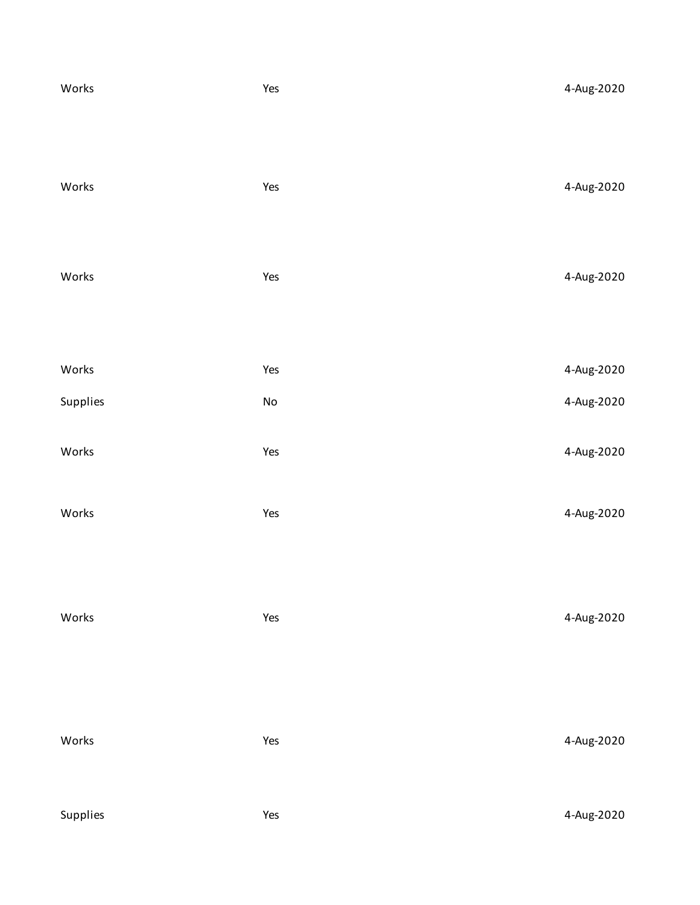| | | |
|---|---|---|
| Works | Yes | 4-Aug-2020 |
| Works | Yes | 4-Aug-2020 |
| Works | Yes | 4-Aug-2020 |
| Works | Yes | 4-Aug-2020 |
| Supplies | No | 4-Aug-2020 |
| Works | Yes | 4-Aug-2020 |
| Works | Yes | 4-Aug-2020 |
| Works | Yes | 4-Aug-2020 |
| Works | Yes | 4-Aug-2020 |
| Supplies | Yes | 4-Aug-2020 |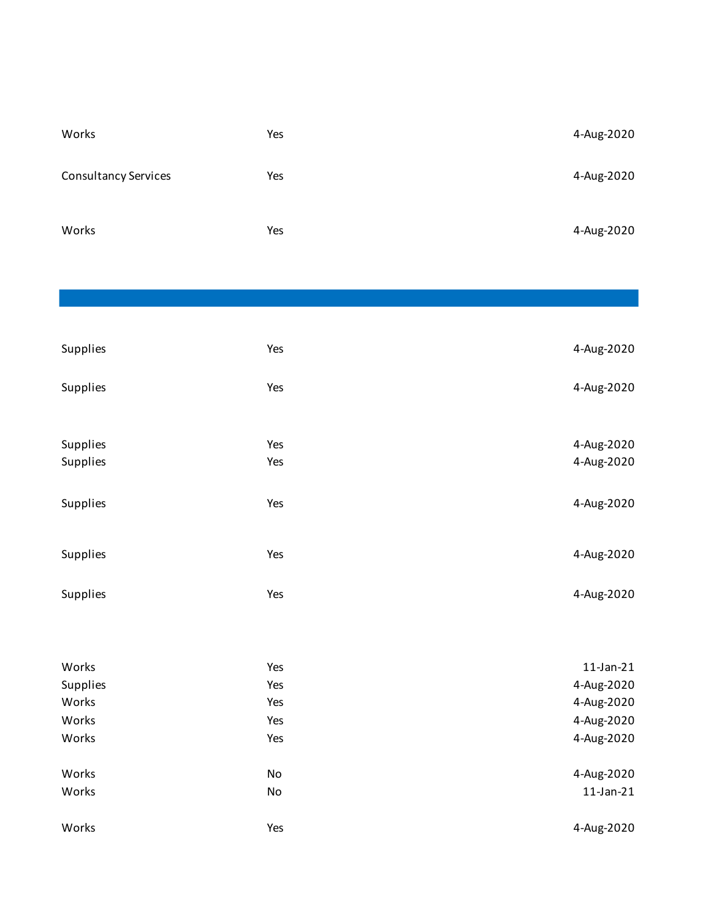| | | |
|---|---|---|
| Works | Yes | 4-Aug-2020 |
| Consultancy Services | Yes | 4-Aug-2020 |
| Works | Yes | 4-Aug-2020 |
| | | |
| Supplies | Yes | 4-Aug-2020 |
| Supplies | Yes | 4-Aug-2020 |
| Supplies | Yes | 4-Aug-2020 |
| Supplies | Yes | 4-Aug-2020 |
| Supplies | Yes | 4-Aug-2020 |
| Supplies | Yes | 4-Aug-2020 |
| Supplies | Yes | 4-Aug-2020 |
| Works | Yes | 11-Jan-21 |
| Supplies | Yes | 4-Aug-2020 |
| Works | Yes | 4-Aug-2020 |
| Works | Yes | 4-Aug-2020 |
| Works | Yes | 4-Aug-2020 |
| Works | No | 4-Aug-2020 |
| Works | No | 11-Jan-21 |
| Works | Yes | 4-Aug-2020 |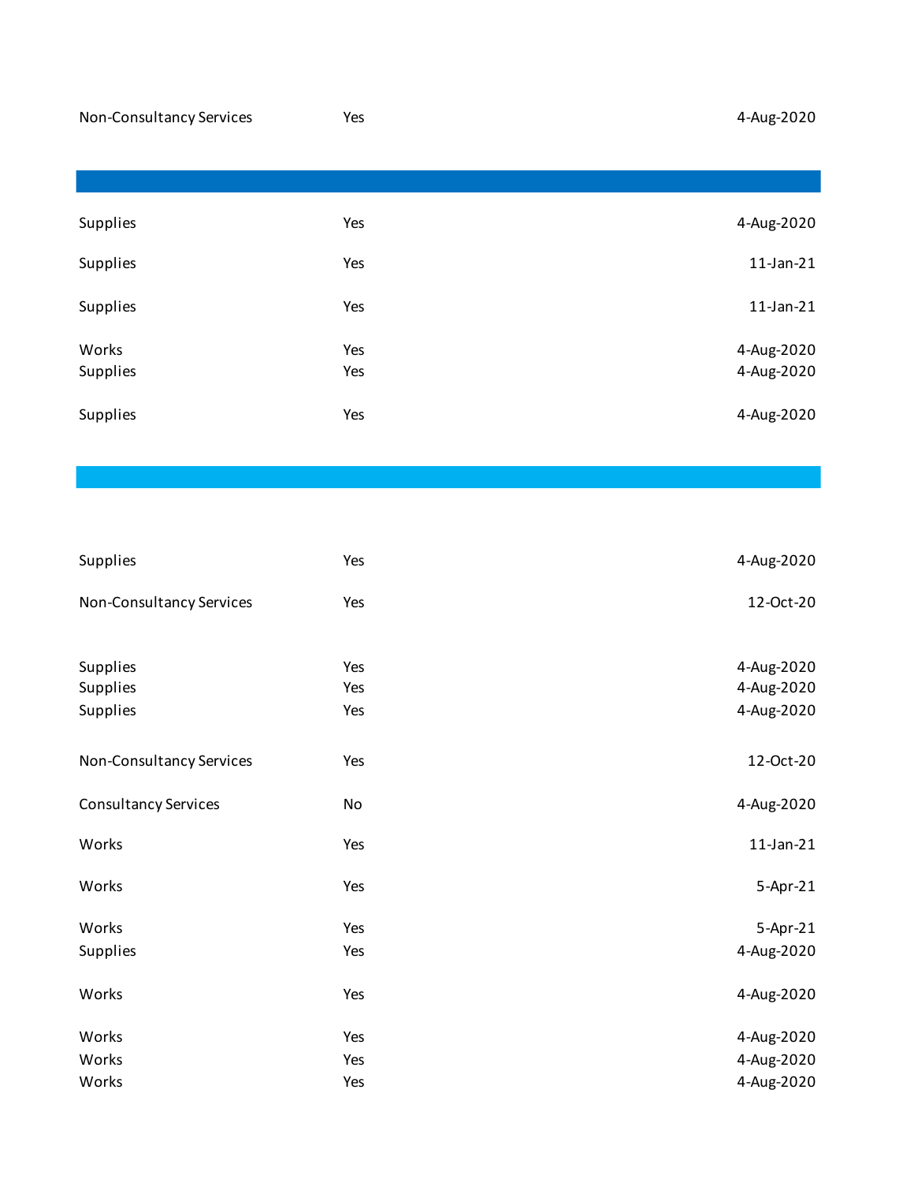| | | |
|---|---|---|
| Non-Consultancy Services | Yes | 4-Aug-2020 |
| | | |
| Supplies | Yes | 4-Aug-2020 |
| Supplies | Yes | 11-Jan-21 |
| Supplies | Yes | 11-Jan-21 |
| Works | Yes | 4-Aug-2020 |
| Supplies | Yes | 4-Aug-2020 |
| Supplies | Yes | 4-Aug-2020 |
| | | |
| Supplies | Yes | 4-Aug-2020 |
| Non-Consultancy Services | Yes | 12-Oct-20 |
| Supplies | Yes | 4-Aug-2020 |
| Supplies | Yes | 4-Aug-2020 |
| Supplies | Yes | 4-Aug-2020 |
| Non-Consultancy Services | Yes | 12-Oct-20 |
| Consultancy Services | No | 4-Aug-2020 |
| Works | Yes | 11-Jan-21 |
| Works | Yes | 5-Apr-21 |
| Works | Yes | 5-Apr-21 |
| Supplies | Yes | 4-Aug-2020 |
| Works | Yes | 4-Aug-2020 |
| Works | Yes | 4-Aug-2020 |
| Works | Yes | 4-Aug-2020 |
| Works | Yes | 4-Aug-2020 |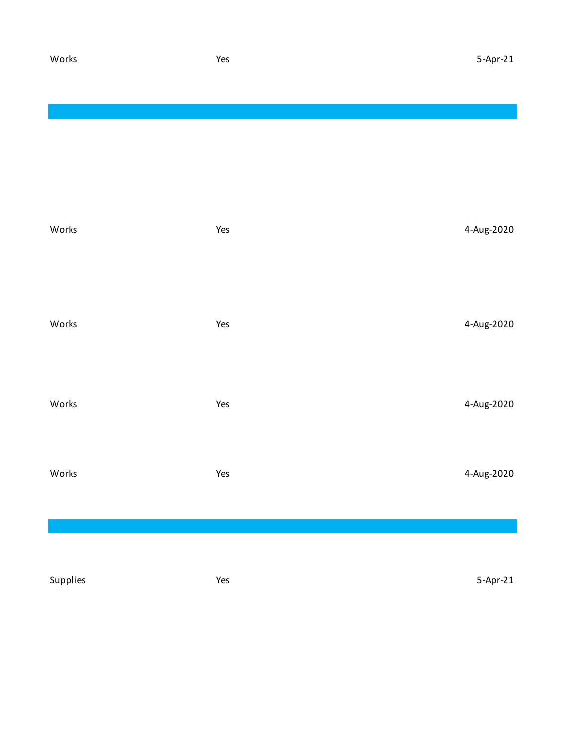| | | |
|---|---|---|
| Works | Yes | 5-Apr-21 |
| | | |
| Works | Yes | 4-Aug-2020 |
| Works | Yes | 4-Aug-2020 |
| Works | Yes | 4-Aug-2020 |
| Works | Yes | 4-Aug-2020 |
| | | |
| Supplies | Yes | 5-Apr-21 |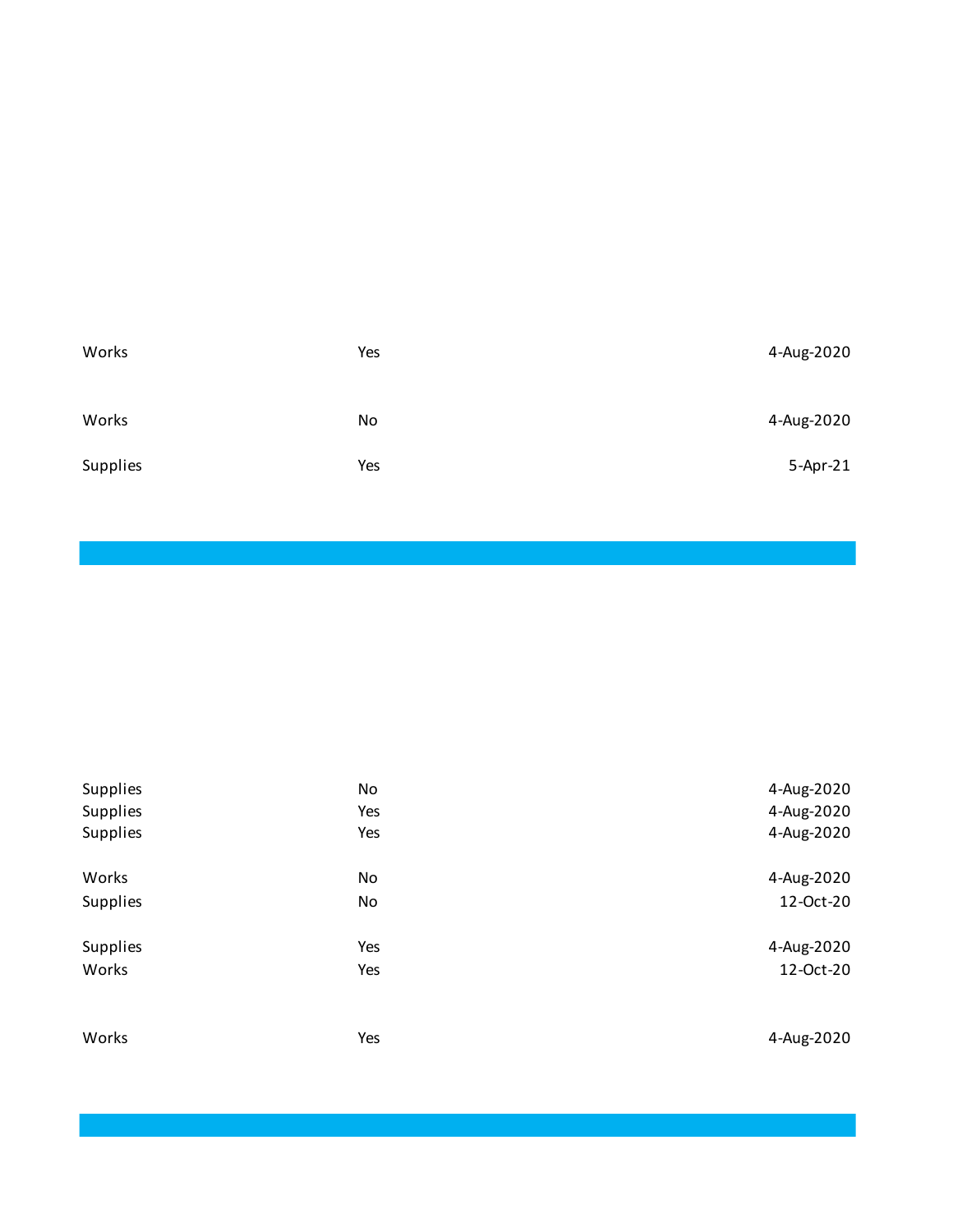| | | |
|---|---|---|
| Works | Yes | 4-Aug-2020 |
| Works | No | 4-Aug-2020 |
| Supplies | Yes | 5-Apr-21 |

| | | |
|---|---|---|
| Supplies | No | 4-Aug-2020 |
| Supplies | Yes | 4-Aug-2020 |
| Supplies | Yes | 4-Aug-2020 |
| Works | No | 4-Aug-2020 |
| Supplies | No | 12-Oct-20 |
| Supplies | Yes | 4-Aug-2020 |
| Works | Yes | 12-Oct-20 |
| Works | Yes | 4-Aug-2020 |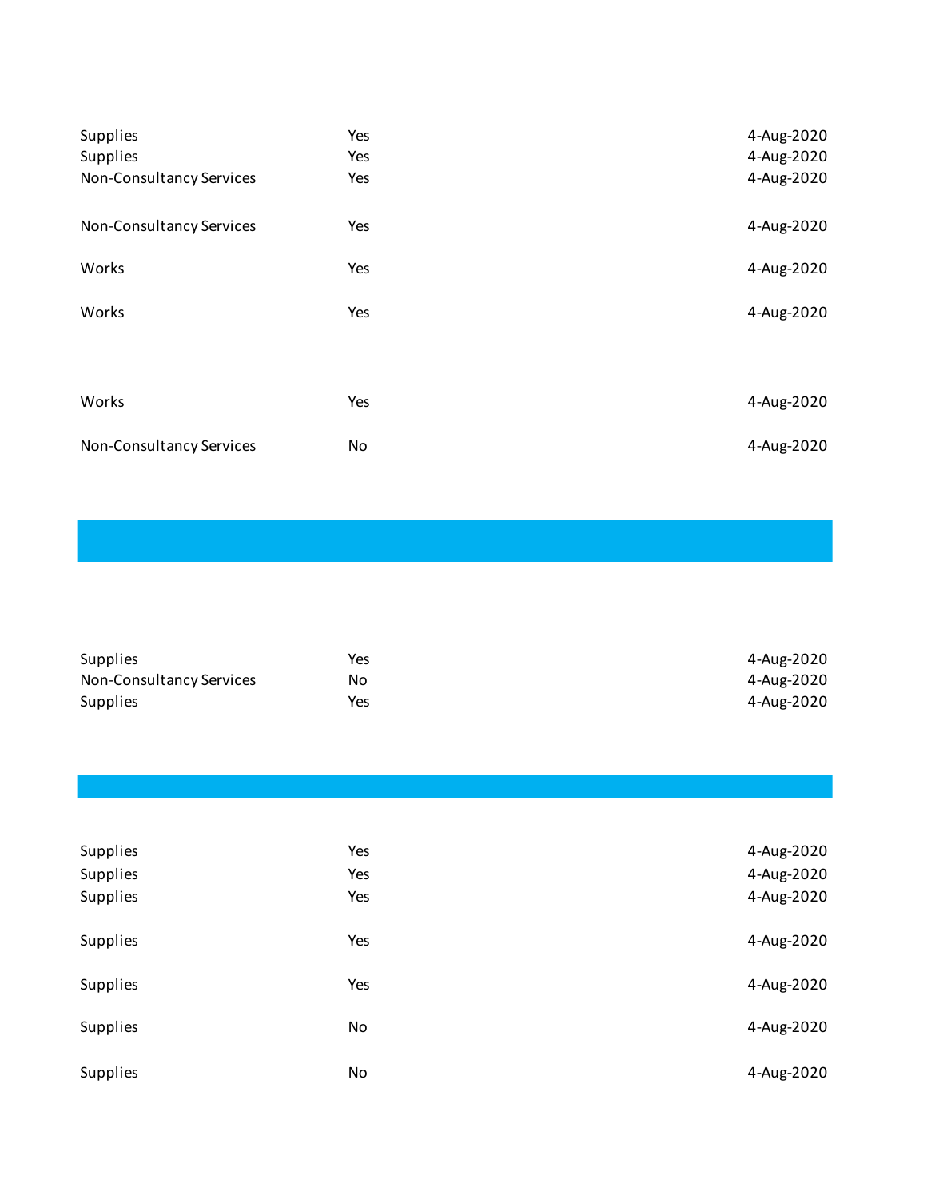| | | |
|---|---|---|
| Supplies | Yes | 4-Aug-2020 |
| Supplies | Yes | 4-Aug-2020 |
| Non-Consultancy Services | Yes | 4-Aug-2020 |
| Non-Consultancy Services | Yes | 4-Aug-2020 |
| Works | Yes | 4-Aug-2020 |
| Works | Yes | 4-Aug-2020 |
| Works | Yes | 4-Aug-2020 |
| Non-Consultancy Services | No | 4-Aug-2020 |

| | | |
|---|---|---|
| Supplies | Yes | 4-Aug-2020 |
| Non-Consultancy Services | No | 4-Aug-2020 |
| Supplies | Yes | 4-Aug-2020 |

| | | |
|---|---|---|
| Supplies | Yes | 4-Aug-2020 |
| Supplies | Yes | 4-Aug-2020 |
| Supplies | Yes | 4-Aug-2020 |
| Supplies | Yes | 4-Aug-2020 |
| Supplies | Yes | 4-Aug-2020 |
| Supplies | No | 4-Aug-2020 |
| Supplies | No | 4-Aug-2020 |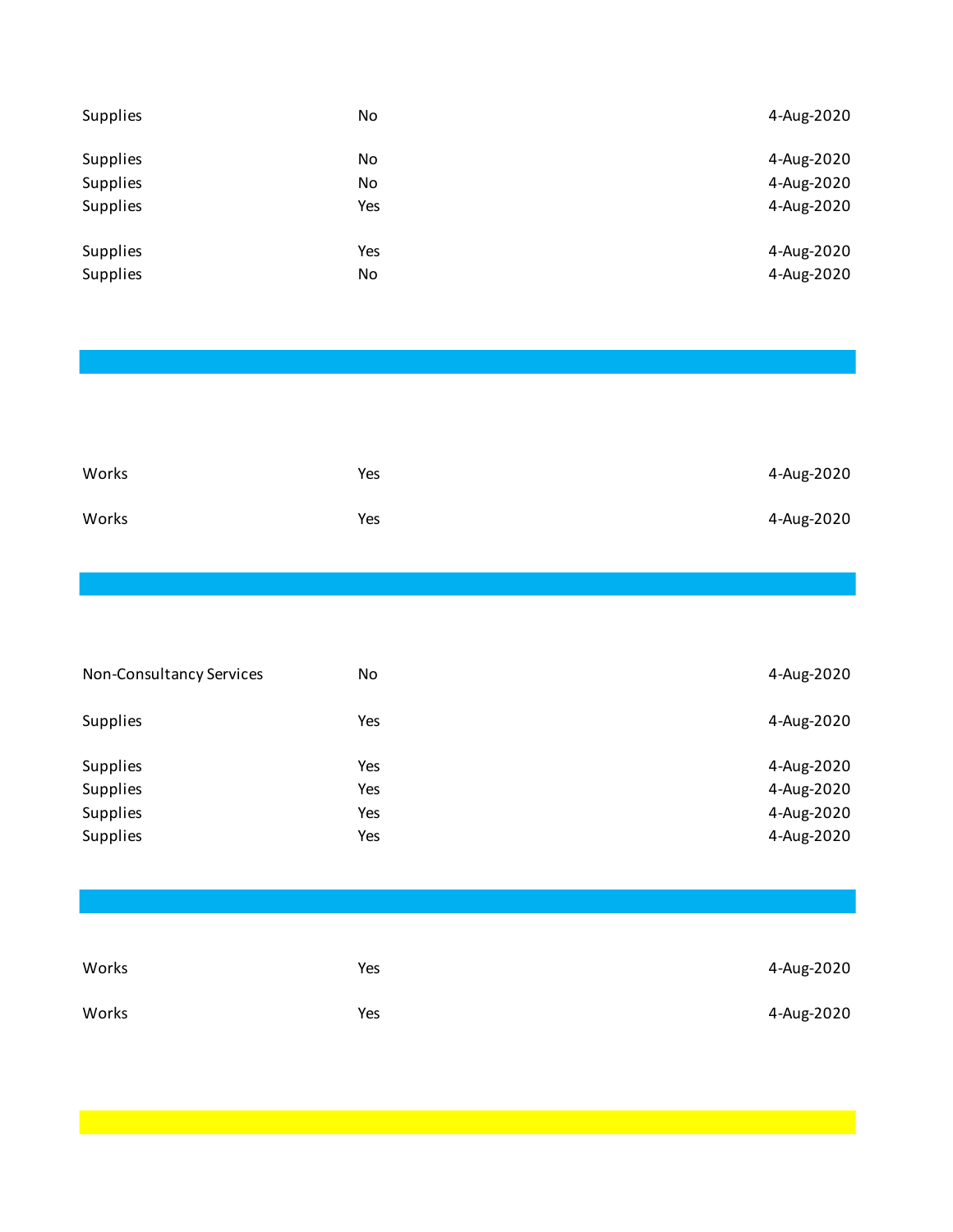| | | |
|---|---|---|
| Supplies | No | 4-Aug-2020 |
| Supplies | No | 4-Aug-2020 |
| Supplies | No | 4-Aug-2020 |
| Supplies | Yes | 4-Aug-2020 |
| Supplies | Yes | 4-Aug-2020 |
| Supplies | No | 4-Aug-2020 |
| | | |
| Works | Yes | 4-Aug-2020 |
| Works | Yes | 4-Aug-2020 |
| | | |
| Non-Consultancy Services | No | 4-Aug-2020 |
| Supplies | Yes | 4-Aug-2020 |
| Supplies | Yes | 4-Aug-2020 |
| Supplies | Yes | 4-Aug-2020 |
| Supplies | Yes | 4-Aug-2020 |
| Supplies | Yes | 4-Aug-2020 |
| | | |
| Works | Yes | 4-Aug-2020 |
| Works | Yes | 4-Aug-2020 |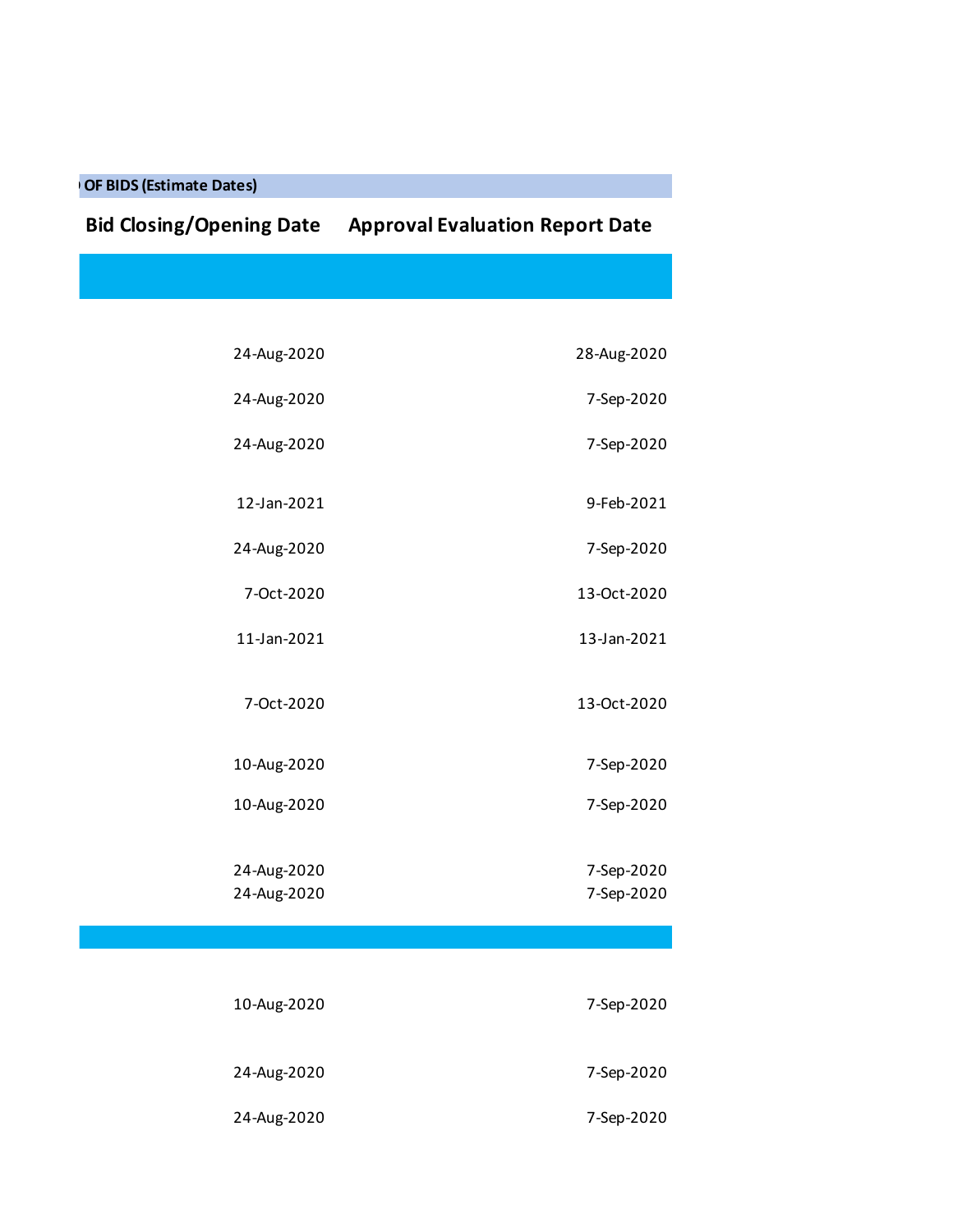| OF BIDS (Estimate Dates) | |
|---|---|
| Bid Closing/Opening Date | Approval Evaluation Report Date |
| | |
| 24-Aug-2020 | 28-Aug-2020 |
| 24-Aug-2020 | 7-Sep-2020 |
| 24-Aug-2020 | 7-Sep-2020 |
| 12-Jan-2021 | 9-Feb-2021 |
| 24-Aug-2020 | 7-Sep-2020 |
| 7-Oct-2020 | 13-Oct-2020 |
| 11-Jan-2021 | 13-Jan-2021 |
| 7-Oct-2020 | 13-Oct-2020 |
| 10-Aug-2020 | 7-Sep-2020 |
| 10-Aug-2020 | 7-Sep-2020 |
| 24-Aug-2020 | 7-Sep-2020 |
| 24-Aug-2020 | 7-Sep-2020 |
| | |
| 10-Aug-2020 | 7-Sep-2020 |
| 24-Aug-2020 | 7-Sep-2020 |
| 24-Aug-2020 | 7-Sep-2020 |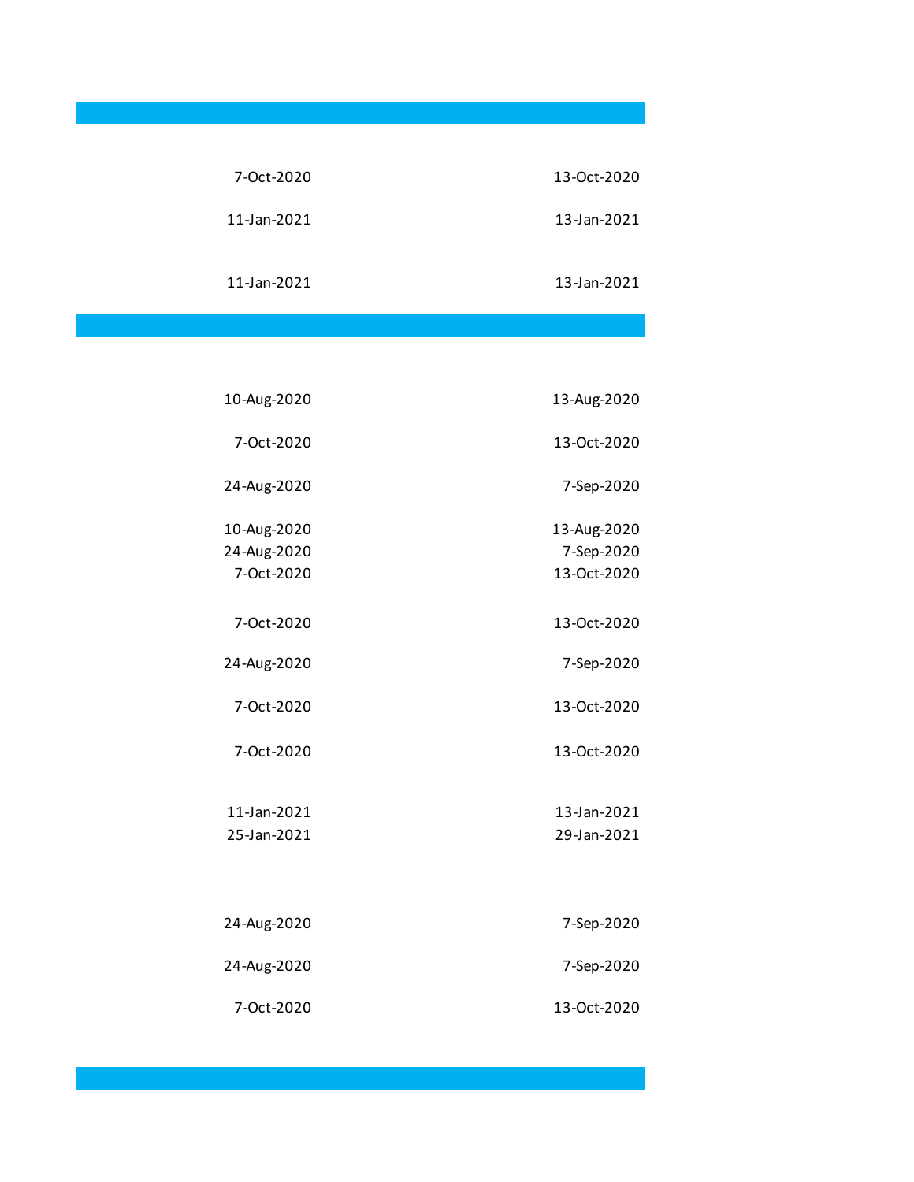| | |
|---|---|
| 7-Oct-2020 | 13-Oct-2020 |
| 11-Jan-2021 | 13-Jan-2021 |
| 11-Jan-2021 | 13-Jan-2021 |

| | |
|---|---|
| 10-Aug-2020 | 13-Aug-2020 |
| 7-Oct-2020 | 13-Oct-2020 |
| 24-Aug-2020 | 7-Sep-2020 |
| 10-Aug-2020 | 13-Aug-2020 |
| 24-Aug-2020 | 7-Sep-2020 |
| 7-Oct-2020 | 13-Oct-2020 |
| 7-Oct-2020 | 13-Oct-2020 |
| 24-Aug-2020 | 7-Sep-2020 |
| 7-Oct-2020 | 13-Oct-2020 |
| 7-Oct-2020 | 13-Oct-2020 |
| 11-Jan-2021 | 13-Jan-2021 |
| 25-Jan-2021 | 29-Jan-2021 |
| 24-Aug-2020 | 7-Sep-2020 |
| 24-Aug-2020 | 7-Sep-2020 |
| 7-Oct-2020 | 13-Oct-2020 |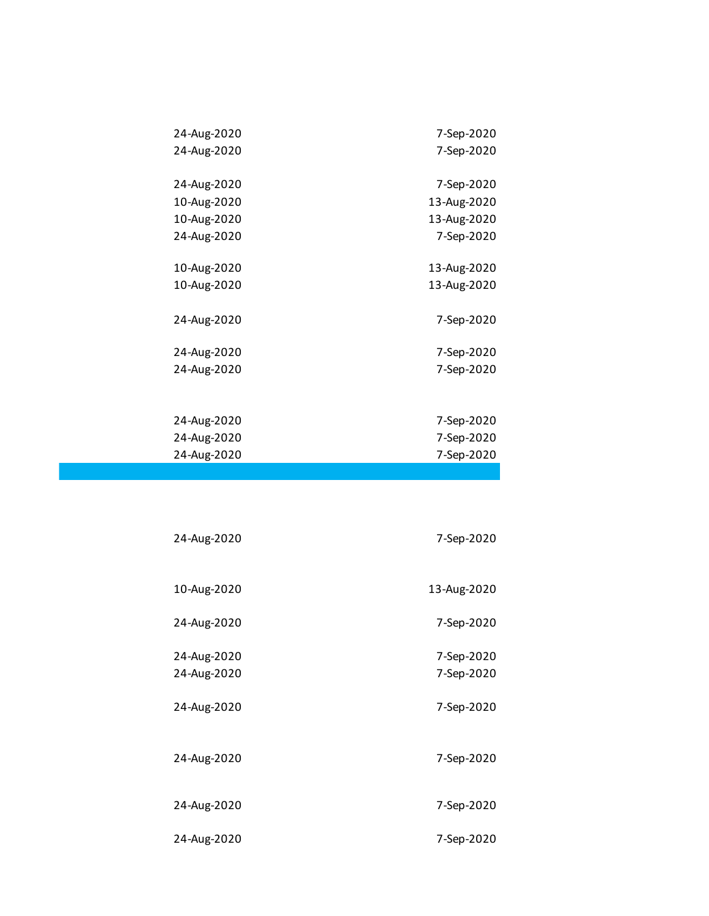| | |
|---|---|
| 24-Aug-2020 | 7-Sep-2020 |
| 24-Aug-2020 | 7-Sep-2020 |
| | |
| 24-Aug-2020 | 7-Sep-2020 |
| 10-Aug-2020 | 13-Aug-2020 |
| 10-Aug-2020 | 13-Aug-2020 |
| 24-Aug-2020 | 7-Sep-2020 |
| | |
| 10-Aug-2020 | 13-Aug-2020 |
| 10-Aug-2020 | 13-Aug-2020 |
| | |
| 24-Aug-2020 | 7-Sep-2020 |
| | |
| 24-Aug-2020 | 7-Sep-2020 |
| 24-Aug-2020 | 7-Sep-2020 |
| | |
| 24-Aug-2020 | 7-Sep-2020 |
| 24-Aug-2020 | 7-Sep-2020 |
| 24-Aug-2020 | 7-Sep-2020 |
| | |
| 24-Aug-2020 | 7-Sep-2020 |
| | |
| 10-Aug-2020 | 13-Aug-2020 |
| | |
| 24-Aug-2020 | 7-Sep-2020 |
| | |
| 24-Aug-2020 | 7-Sep-2020 |
| 24-Aug-2020 | 7-Sep-2020 |
| | |
| 24-Aug-2020 | 7-Sep-2020 |
| | |
| 24-Aug-2020 | 7-Sep-2020 |
| | |
| 24-Aug-2020 | 7-Sep-2020 |
| | |
| 24-Aug-2020 | 7-Sep-2020 |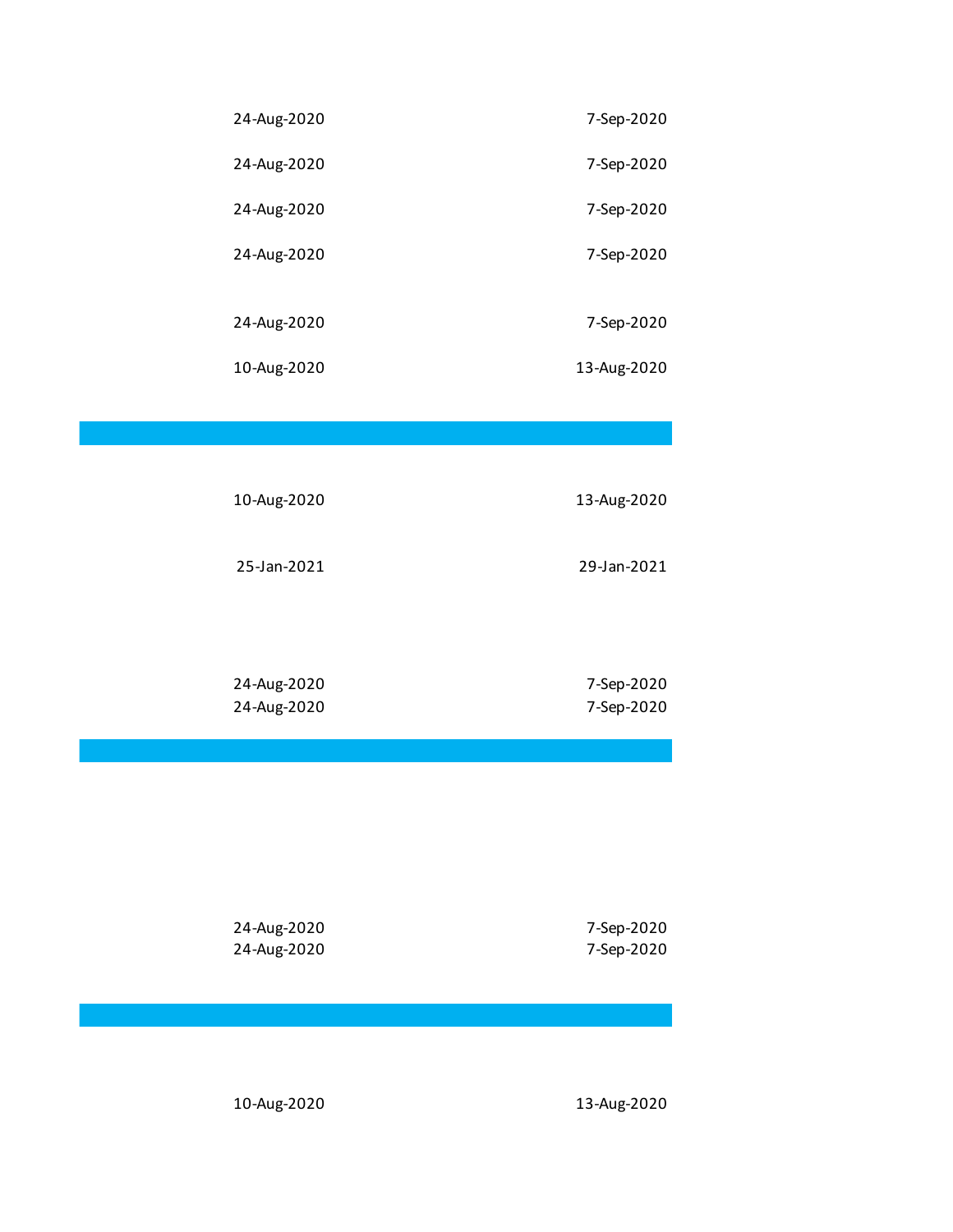| | |
|---|---|
| 24-Aug-2020 | 7-Sep-2020 |
| 24-Aug-2020 | 7-Sep-2020 |
| 24-Aug-2020 | 7-Sep-2020 |
| 24-Aug-2020 | 7-Sep-2020 |
| 24-Aug-2020 | 7-Sep-2020 |
| 10-Aug-2020 | 13-Aug-2020 |

| | |
|---|---|
| 10-Aug-2020 | 13-Aug-2020 |
| 25-Jan-2021 | 29-Jan-2021 |
| 24-Aug-2020 | 7-Sep-2020 |
| 24-Aug-2020 | 7-Sep-2020 |

| | |
|---|---|
| 24-Aug-2020 | 7-Sep-2020 |
| 24-Aug-2020 | 7-Sep-2020 |

| | |
|---|---|
| 10-Aug-2020 | 13-Aug-2020 |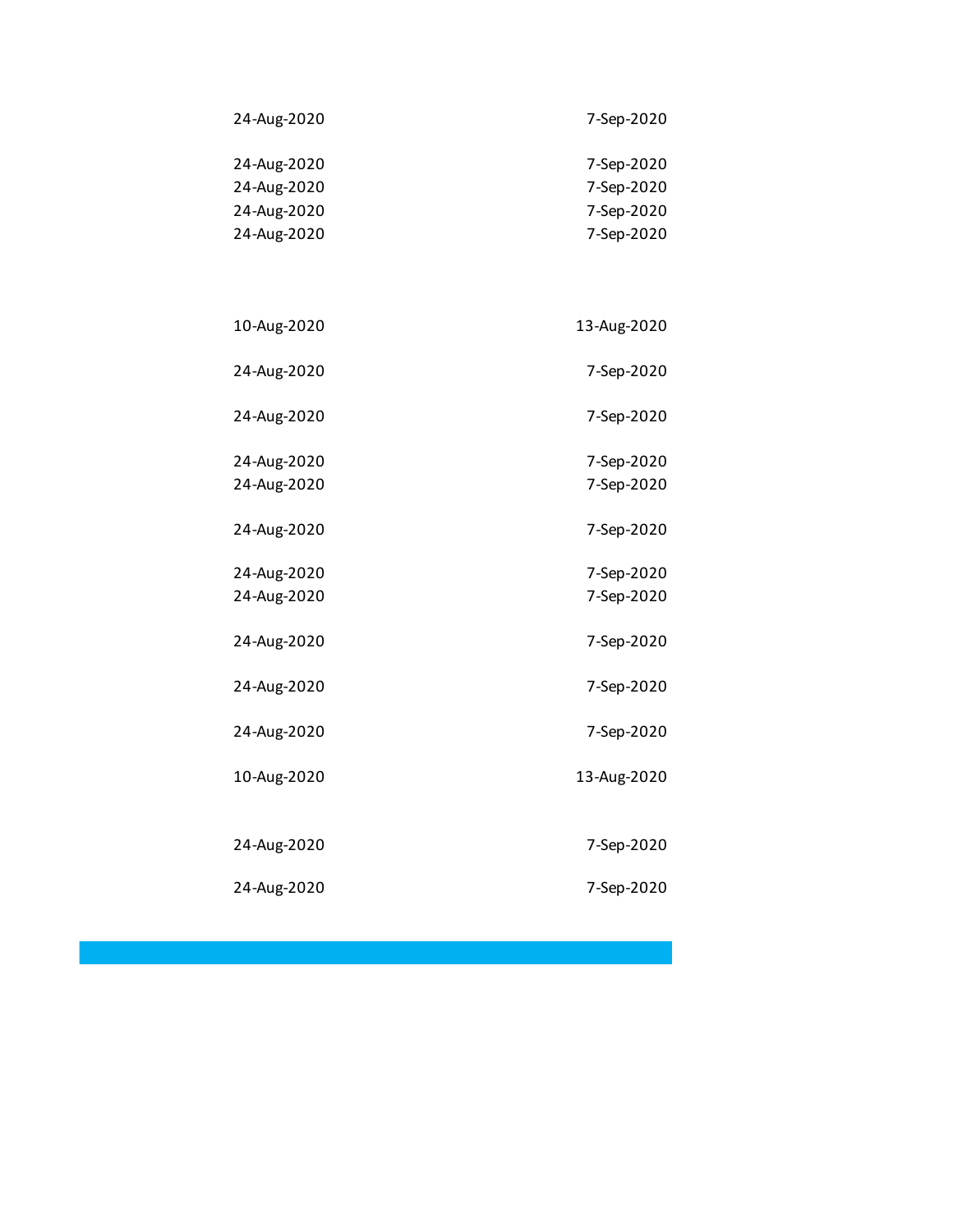| | |
|---|---|
| 24-Aug-2020 | 7-Sep-2020 |
| 24-Aug-2020 | 7-Sep-2020 |
| 24-Aug-2020 | 7-Sep-2020 |
| 24-Aug-2020 | 7-Sep-2020 |
| 24-Aug-2020 | 7-Sep-2020 |
| 10-Aug-2020 | 13-Aug-2020 |
| 24-Aug-2020 | 7-Sep-2020 |
| 24-Aug-2020 | 7-Sep-2020 |
| 24-Aug-2020 | 7-Sep-2020 |
| 24-Aug-2020 | 7-Sep-2020 |
| 24-Aug-2020 | 7-Sep-2020 |
| 24-Aug-2020 | 7-Sep-2020 |
| 24-Aug-2020 | 7-Sep-2020 |
| 24-Aug-2020 | 7-Sep-2020 |
| 24-Aug-2020 | 7-Sep-2020 |
| 24-Aug-2020 | 7-Sep-2020 |
| 10-Aug-2020 | 13-Aug-2020 |
| 24-Aug-2020 | 7-Sep-2020 |
| 24-Aug-2020 | 7-Sep-2020 |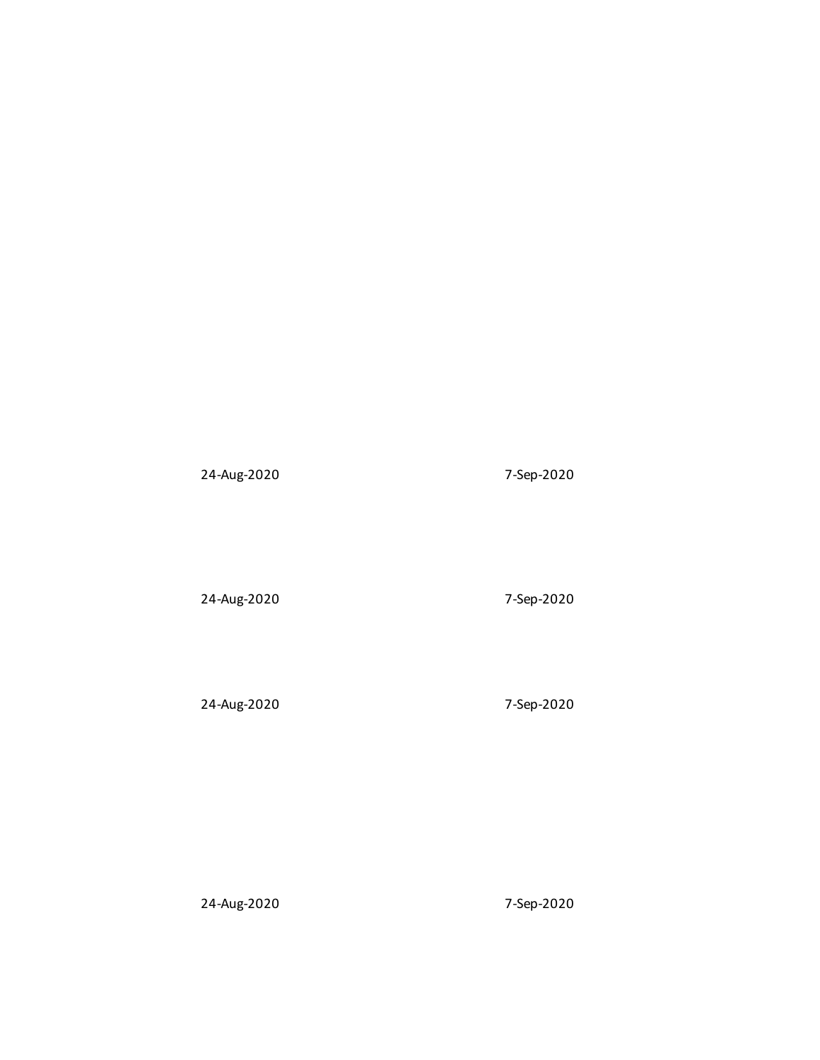24-Aug-2020 7-Sep-2020

24-Aug-2020 7-Sep-2020

24-Aug-2020 7-Sep-2020

24-Aug-2020 7-Sep-2020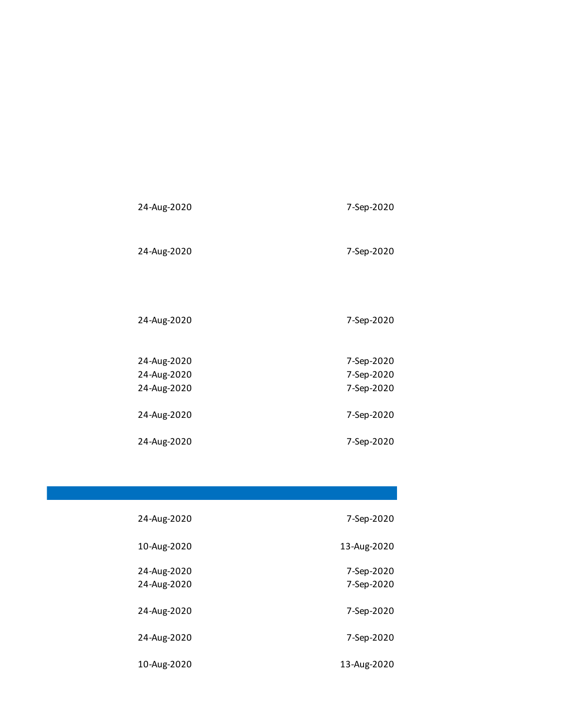| | |
|---|---|
| 24-Aug-2020 | 7-Sep-2020 |
| 24-Aug-2020 | 7-Sep-2020 |
| 24-Aug-2020 | 7-Sep-2020 |
| 24-Aug-2020 | 7-Sep-2020 |
| 24-Aug-2020 | 7-Sep-2020 |
| 24-Aug-2020 | 7-Sep-2020 |
| 24-Aug-2020 | 7-Sep-2020 |
| 24-Aug-2020 | 7-Sep-2020 |

| | |
|---|---|
| 24-Aug-2020 | 7-Sep-2020 |
| 10-Aug-2020 | 13-Aug-2020 |
| 24-Aug-2020 | 7-Sep-2020 |
| 24-Aug-2020 | 7-Sep-2020 |
| 24-Aug-2020 | 7-Sep-2020 |
| 24-Aug-2020 | 7-Sep-2020 |
| 10-Aug-2020 | 13-Aug-2020 |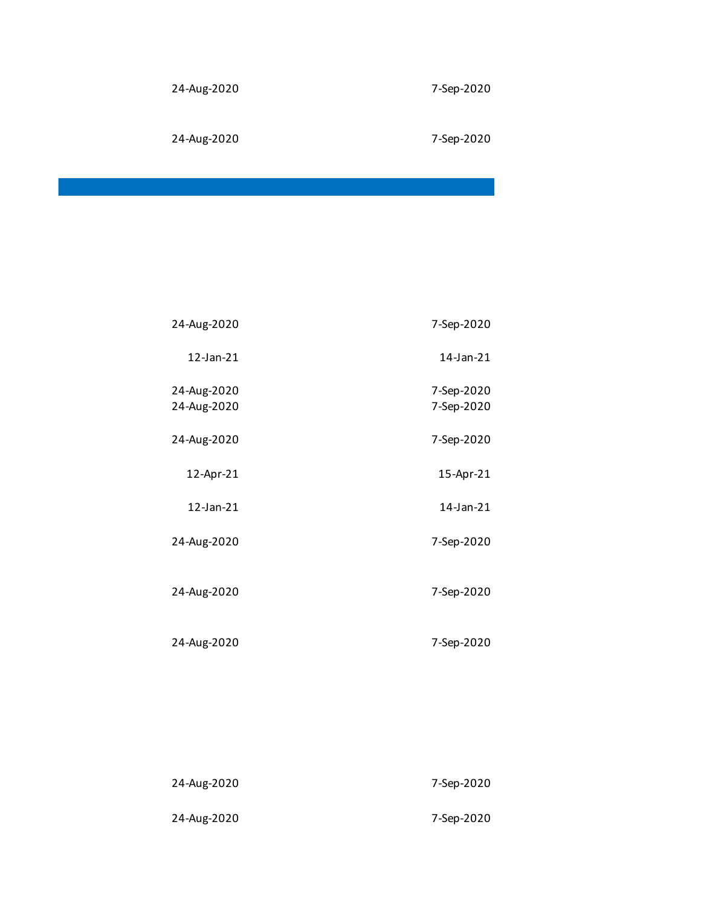| | |
|---|---|
| 24-Aug-2020 | 7-Sep-2020 |
| 24-Aug-2020 | 7-Sep-2020 |

| | |
|---|---|
| 24-Aug-2020 | 7-Sep-2020 |
| 12-Jan-21 | 14-Jan-21 |
| 24-Aug-2020 | 7-Sep-2020 |
| 24-Aug-2020 | 7-Sep-2020 |
| 24-Aug-2020 | 7-Sep-2020 |
| 12-Apr-21 | 15-Apr-21 |
| 12-Jan-21 | 14-Jan-21 |
| 24-Aug-2020 | 7-Sep-2020 |
| 24-Aug-2020 | 7-Sep-2020 |
| 24-Aug-2020 | 7-Sep-2020 |
| 24-Aug-2020 | 7-Sep-2020 |
| 24-Aug-2020 | 7-Sep-2020 |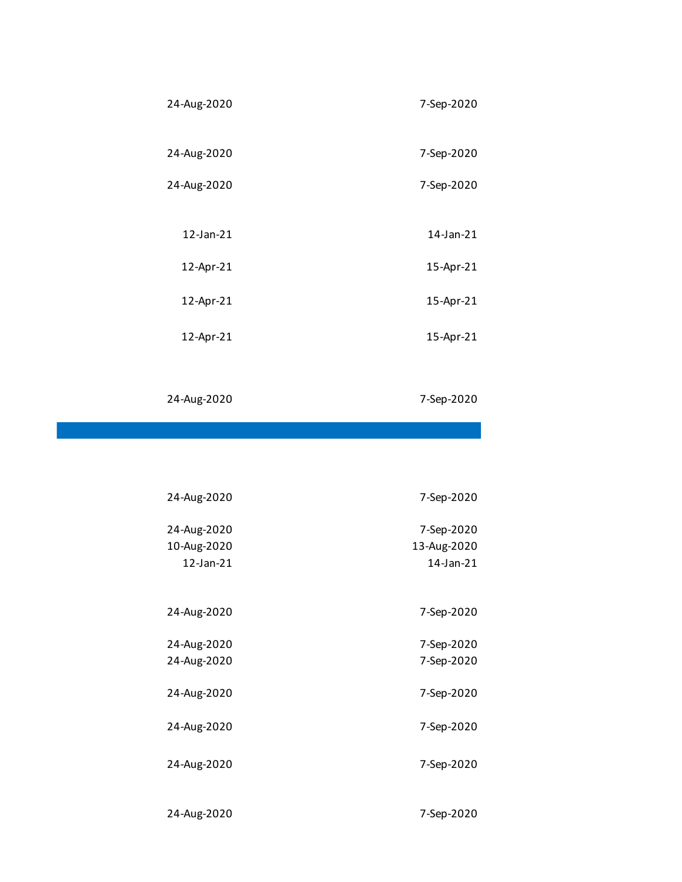| | |
|---|---|
| 24-Aug-2020 | 7-Sep-2020 |
| 24-Aug-2020 | 7-Sep-2020 |
| 24-Aug-2020 | 7-Sep-2020 |
| 12-Jan-21 | 14-Jan-21 |
| 12-Apr-21 | 15-Apr-21 |
| 12-Apr-21 | 15-Apr-21 |
| 12-Apr-21 | 15-Apr-21 |
| 24-Aug-2020 | 7-Sep-2020 |

| | |
|---|---|
| 24-Aug-2020 | 7-Sep-2020 |
| 24-Aug-2020 | 7-Sep-2020 |
| 10-Aug-2020 | 13-Aug-2020 |
| 12-Jan-21 | 14-Jan-21 |
| 24-Aug-2020 | 7-Sep-2020 |
| 24-Aug-2020 | 7-Sep-2020 |
| 24-Aug-2020 | 7-Sep-2020 |
| 24-Aug-2020 | 7-Sep-2020 |
| 24-Aug-2020 | 7-Sep-2020 |
| 24-Aug-2020 | 7-Sep-2020 |
| 24-Aug-2020 | 7-Sep-2020 |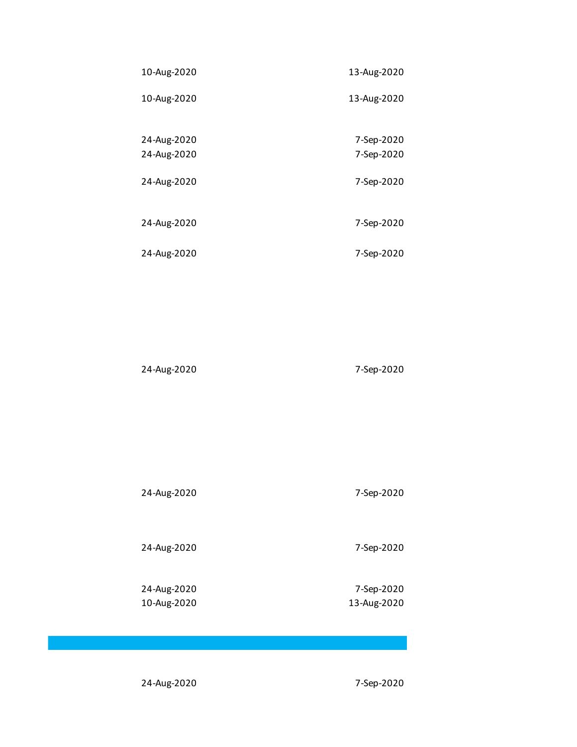| | |
|---|---|
| 10-Aug-2020 | 13-Aug-2020 |
| 10-Aug-2020 | 13-Aug-2020 |
| 24-Aug-2020 | 7-Sep-2020 |
| 24-Aug-2020 | 7-Sep-2020 |
| 24-Aug-2020 | 7-Sep-2020 |
| 24-Aug-2020 | 7-Sep-2020 |
| 24-Aug-2020 | 7-Sep-2020 |
| 24-Aug-2020 | 7-Sep-2020 |
| 24-Aug-2020 | 7-Sep-2020 |
| 24-Aug-2020 | 7-Sep-2020 |
| 24-Aug-2020 | 7-Sep-2020 |
| 10-Aug-2020 | 13-Aug-2020 |
| | |
| 24-Aug-2020 | 7-Sep-2020 |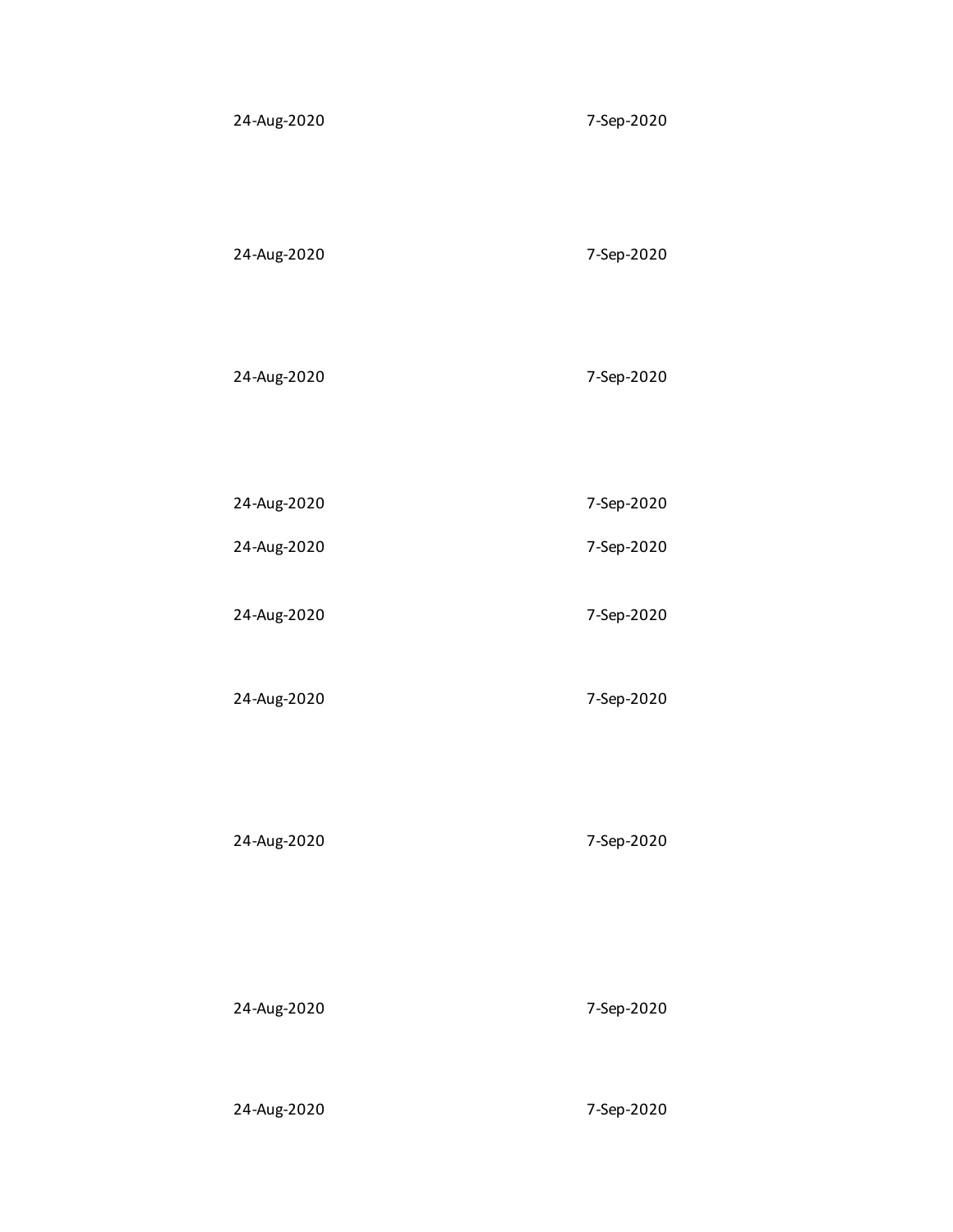| | |
|---|---|
| 24-Aug-2020 | 7-Sep-2020 |
| 24-Aug-2020 | 7-Sep-2020 |
| 24-Aug-2020 | 7-Sep-2020 |
| 24-Aug-2020 | 7-Sep-2020 |
| 24-Aug-2020 | 7-Sep-2020 |
| 24-Aug-2020 | 7-Sep-2020 |
| 24-Aug-2020 | 7-Sep-2020 |
| 24-Aug-2020 | 7-Sep-2020 |
| 24-Aug-2020 | 7-Sep-2020 |
| 24-Aug-2020 | 7-Sep-2020 |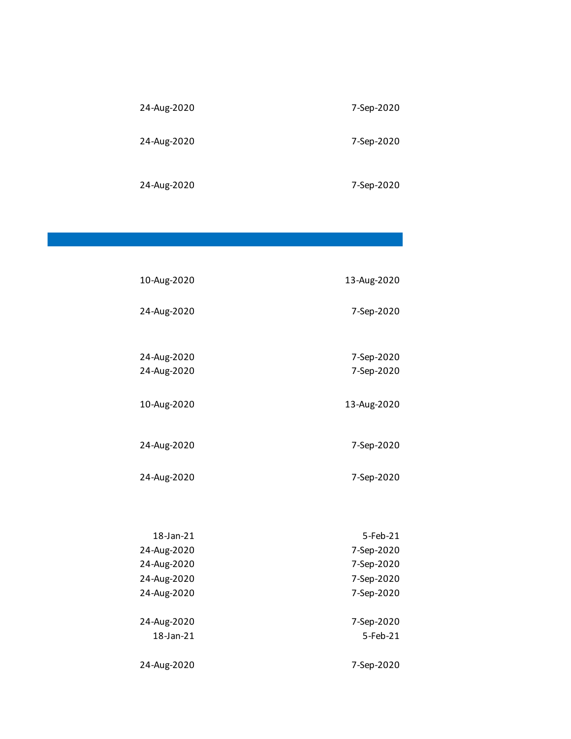| | |
|---|---|
| 24-Aug-2020 | 7-Sep-2020 |
| 24-Aug-2020 | 7-Sep-2020 |
| 24-Aug-2020 | 7-Sep-2020 |

| | |
|---|---|
| 10-Aug-2020 | 13-Aug-2020 |
| 24-Aug-2020 | 7-Sep-2020 |
| 24-Aug-2020 | 7-Sep-2020 |
| 24-Aug-2020 | 7-Sep-2020 |
| 10-Aug-2020 | 13-Aug-2020 |
| 24-Aug-2020 | 7-Sep-2020 |
| 24-Aug-2020 | 7-Sep-2020 |
| 18-Jan-21 | 5-Feb-21 |
| 24-Aug-2020 | 7-Sep-2020 |
| 24-Aug-2020 | 7-Sep-2020 |
| 24-Aug-2020 | 7-Sep-2020 |
| 24-Aug-2020 | 7-Sep-2020 |
| 24-Aug-2020 | 7-Sep-2020 |
| 18-Jan-21 | 5-Feb-21 |
| 24-Aug-2020 | 7-Sep-2020 |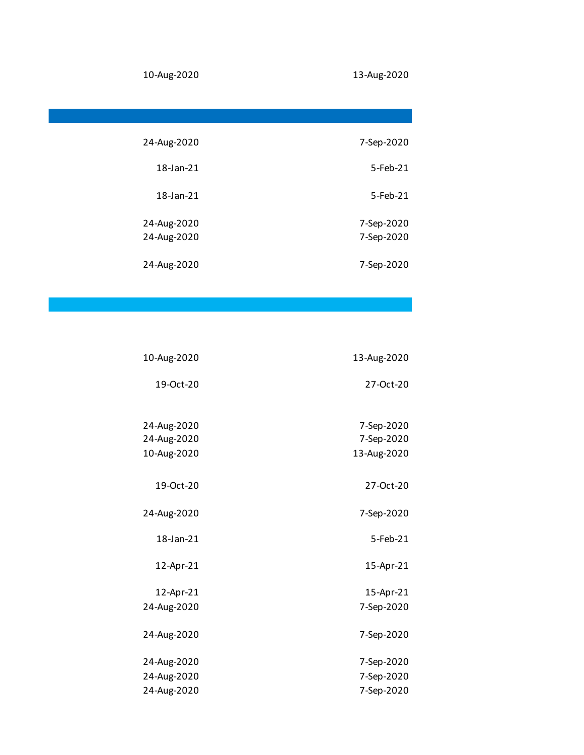| | |
|---|---|
| 10-Aug-2020 | 13-Aug-2020 |
| | |
| 24-Aug-2020 | 7-Sep-2020 |
| 18-Jan-21 | 5-Feb-21 |
| 18-Jan-21 | 5-Feb-21 |
| 24-Aug-2020 | 7-Sep-2020 |
| 24-Aug-2020 | 7-Sep-2020 |
| 24-Aug-2020 | 7-Sep-2020 |
| | |
| 10-Aug-2020 | 13-Aug-2020 |
| 19-Oct-20 | 27-Oct-20 |
| 24-Aug-2020 | 7-Sep-2020 |
| 24-Aug-2020 | 7-Sep-2020 |
| 10-Aug-2020 | 13-Aug-2020 |
| 19-Oct-20 | 27-Oct-20 |
| 24-Aug-2020 | 7-Sep-2020 |
| 18-Jan-21 | 5-Feb-21 |
| 12-Apr-21 | 15-Apr-21 |
| 12-Apr-21 | 15-Apr-21 |
| 24-Aug-2020 | 7-Sep-2020 |
| 24-Aug-2020 | 7-Sep-2020 |
| 24-Aug-2020 | 7-Sep-2020 |
| 24-Aug-2020 | 7-Sep-2020 |
| 24-Aug-2020 | 7-Sep-2020 |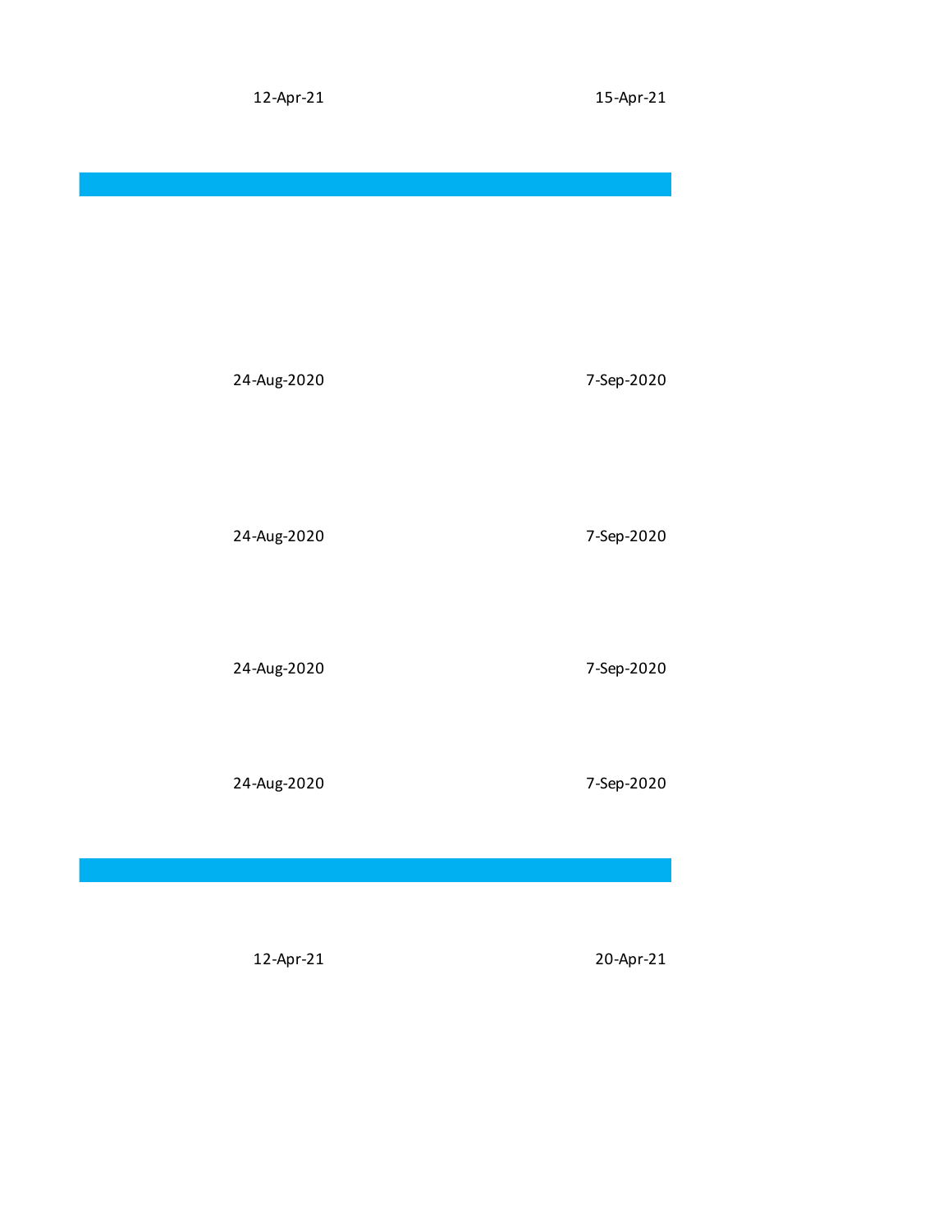| 12-Apr-21 | 15-Apr-21 |
|---|---|
| | |
| 24-Aug-2020 | 7-Sep-2020 |
| 24-Aug-2020 | 7-Sep-2020 |
| 24-Aug-2020 | 7-Sep-2020 |
| 24-Aug-2020 | 7-Sep-2020 |
| | |
| 12-Apr-21 | 20-Apr-21 |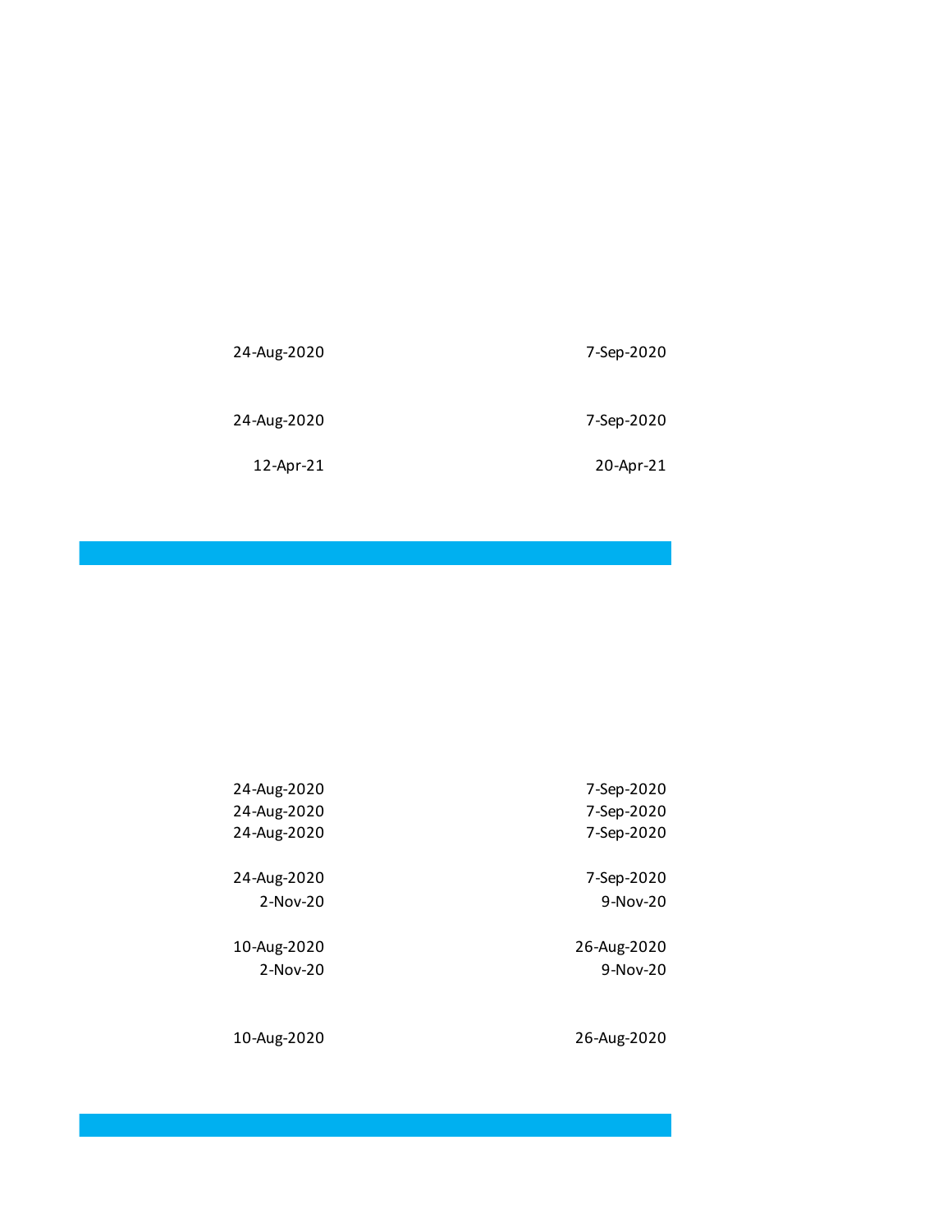| | |
|---|---|
| 24-Aug-2020 | 7-Sep-2020 |
| | |
| 24-Aug-2020 | 7-Sep-2020 |
| 12-Apr-21 | 20-Apr-21 |

| | |
|---|---|
| 24-Aug-2020 | 7-Sep-2020 |
| 24-Aug-2020 | 7-Sep-2020 |
| 24-Aug-2020 | 7-Sep-2020 |
| | |
| 24-Aug-2020 | 7-Sep-2020 |
| 2-Nov-20 | 9-Nov-20 |
| | |
| 10-Aug-2020 | 26-Aug-2020 |
| 2-Nov-20 | 9-Nov-20 |
| | |
| 10-Aug-2020 | 26-Aug-2020 |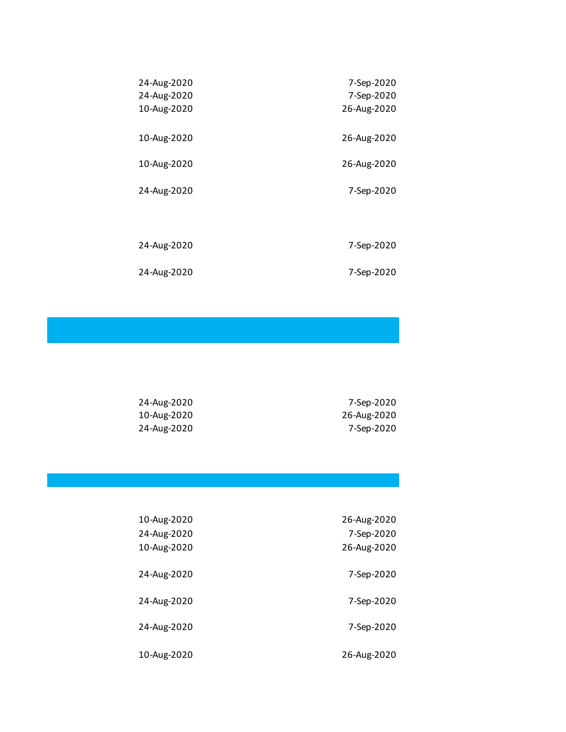| | |
|---|---|
| 24-Aug-2020 | 7-Sep-2020 |
| 24-Aug-2020 | 7-Sep-2020 |
| 10-Aug-2020 | 26-Aug-2020 |
| 10-Aug-2020 | 26-Aug-2020 |
| 10-Aug-2020 | 26-Aug-2020 |
| 24-Aug-2020 | 7-Sep-2020 |
| 24-Aug-2020 | 7-Sep-2020 |
| 24-Aug-2020 | 7-Sep-2020 |

| | |
|---|---|
| 24-Aug-2020 | 7-Sep-2020 |
| 10-Aug-2020 | 26-Aug-2020 |
| 24-Aug-2020 | 7-Sep-2020 |

| | |
|---|---|
| 10-Aug-2020 | 26-Aug-2020 |
| 24-Aug-2020 | 7-Sep-2020 |
| 10-Aug-2020 | 26-Aug-2020 |
| 24-Aug-2020 | 7-Sep-2020 |
| 24-Aug-2020 | 7-Sep-2020 |
| 24-Aug-2020 | 7-Sep-2020 |
| 10-Aug-2020 | 26-Aug-2020 |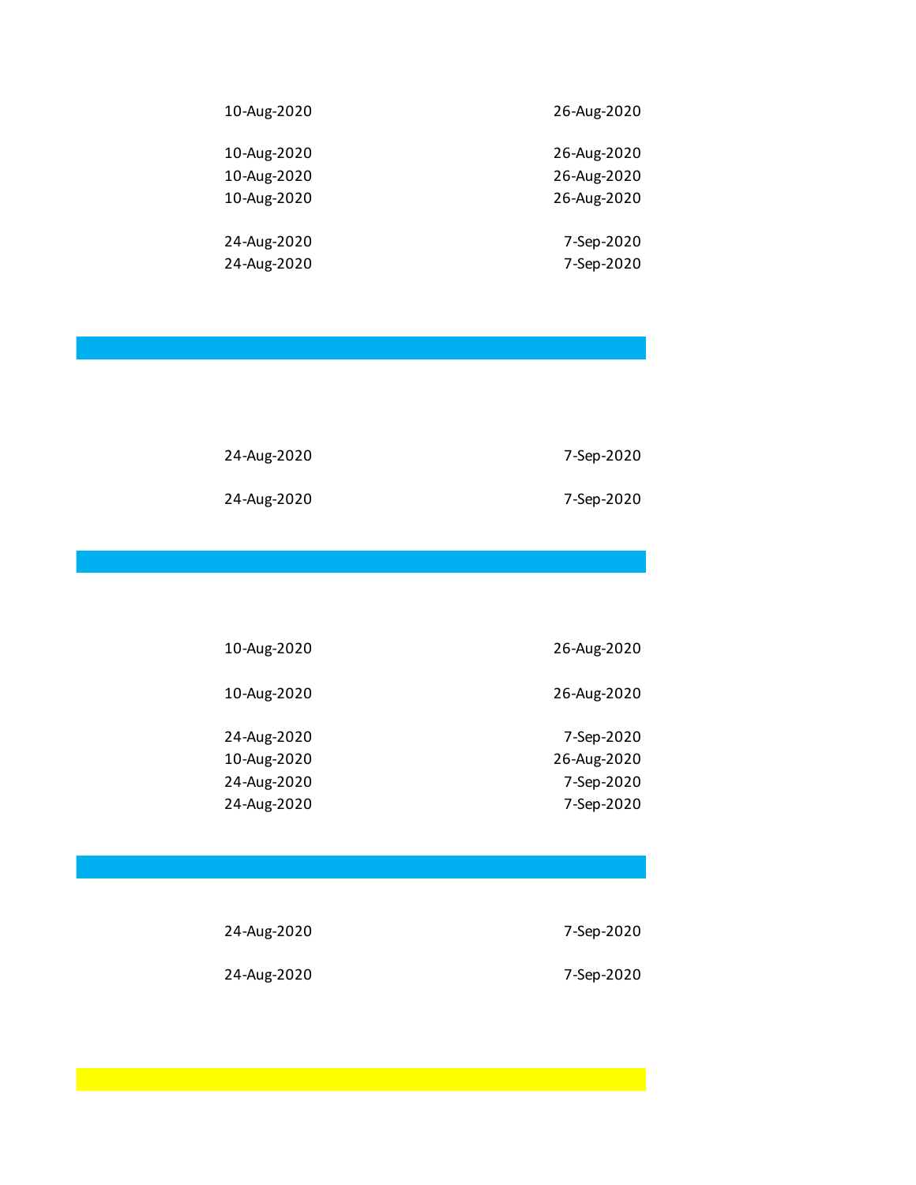| | |
|---|---|
| 10-Aug-2020 | 26-Aug-2020 |
| 10-Aug-2020 | 26-Aug-2020 |
| 10-Aug-2020 | 26-Aug-2020 |
| 10-Aug-2020 | 26-Aug-2020 |
| 24-Aug-2020 | 7-Sep-2020 |
| 24-Aug-2020 | 7-Sep-2020 |

| | |
|---|---|
| 24-Aug-2020 | 7-Sep-2020 |
| 24-Aug-2020 | 7-Sep-2020 |

| | |
|---|---|
| 10-Aug-2020 | 26-Aug-2020 |
| 10-Aug-2020 | 26-Aug-2020 |
| 24-Aug-2020 | 7-Sep-2020 |
| 10-Aug-2020 | 26-Aug-2020 |
| 24-Aug-2020 | 7-Sep-2020 |
| 24-Aug-2020 | 7-Sep-2020 |

| | |
|---|---|
| 24-Aug-2020 | 7-Sep-2020 |
| 24-Aug-2020 | 7-Sep-2020 |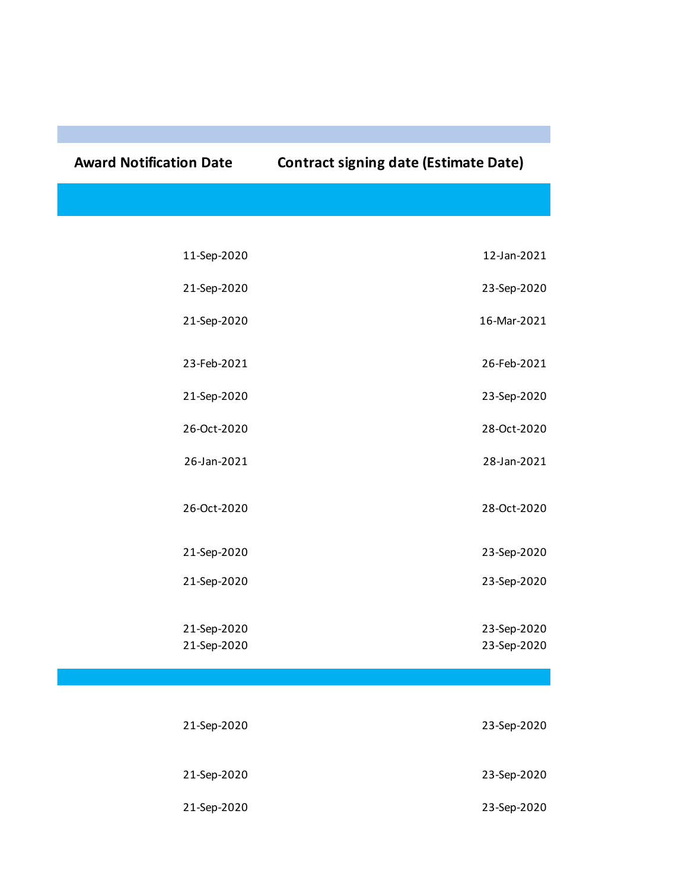| Award Notification Date | Contract signing date (Estimate Date) |
|---|---|
| | |
| 11-Sep-2020 | 12-Jan-2021 |
| 21-Sep-2020 | 23-Sep-2020 |
| 21-Sep-2020 | 16-Mar-2021 |
| 23-Feb-2021 | 26-Feb-2021 |
| 21-Sep-2020 | 23-Sep-2020 |
| 26-Oct-2020 | 28-Oct-2020 |
| 26-Jan-2021 | 28-Jan-2021 |
| 26-Oct-2020 | 28-Oct-2020 |
| 21-Sep-2020 | 23-Sep-2020 |
| 21-Sep-2020 | 23-Sep-2020 |
| 21-Sep-2020 | 23-Sep-2020 |
| 21-Sep-2020 | 23-Sep-2020 |
| | |
| 21-Sep-2020 | 23-Sep-2020 |
| 21-Sep-2020 | 23-Sep-2020 |
| 21-Sep-2020 | 23-Sep-2020 |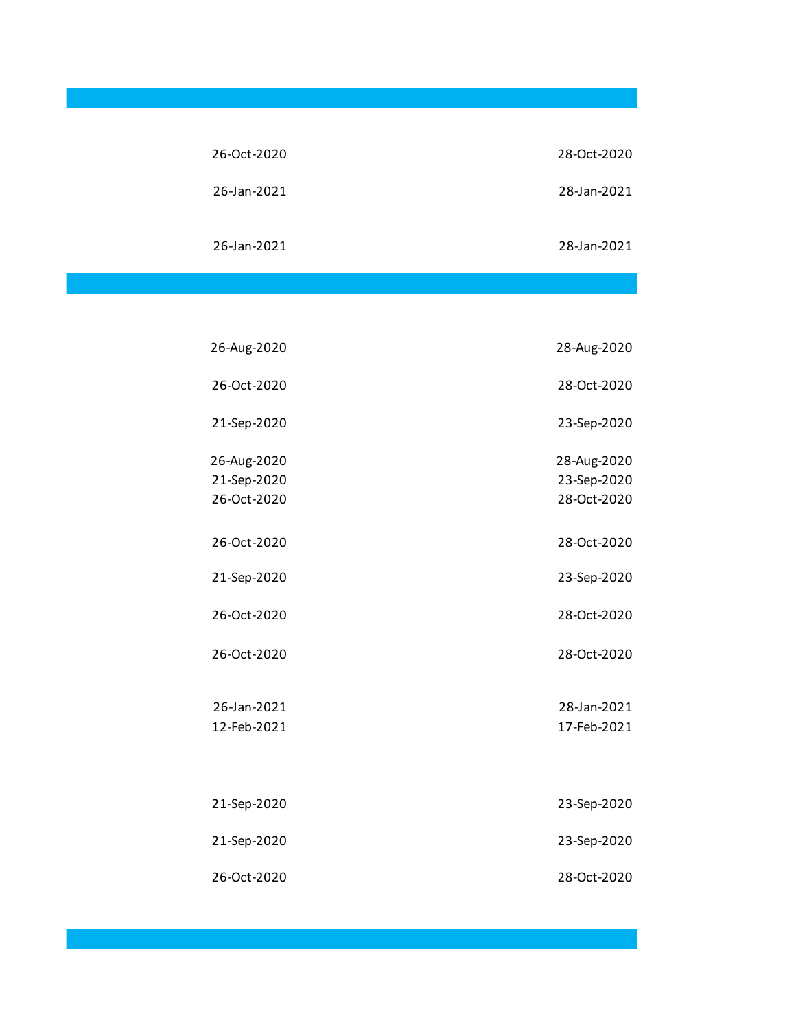| | |
|---|---|
| 26-Oct-2020 | 28-Oct-2020 |
| 26-Jan-2021 | 28-Jan-2021 |
| 26-Jan-2021 | 28-Jan-2021 |

| | |
|---|---|
| 26-Aug-2020 | 28-Aug-2020 |
| 26-Oct-2020 | 28-Oct-2020 |
| 21-Sep-2020 | 23-Sep-2020 |
| 26-Aug-2020 | 28-Aug-2020 |
| 21-Sep-2020 | 23-Sep-2020 |
| 26-Oct-2020 | 28-Oct-2020 |
| 26-Oct-2020 | 28-Oct-2020 |
| 21-Sep-2020 | 23-Sep-2020 |
| 26-Oct-2020 | 28-Oct-2020 |
| 26-Oct-2020 | 28-Oct-2020 |
| 26-Jan-2021 | 28-Jan-2021 |
| 12-Feb-2021 | 17-Feb-2021 |
| 21-Sep-2020 | 23-Sep-2020 |
| 21-Sep-2020 | 23-Sep-2020 |
| 26-Oct-2020 | 28-Oct-2020 |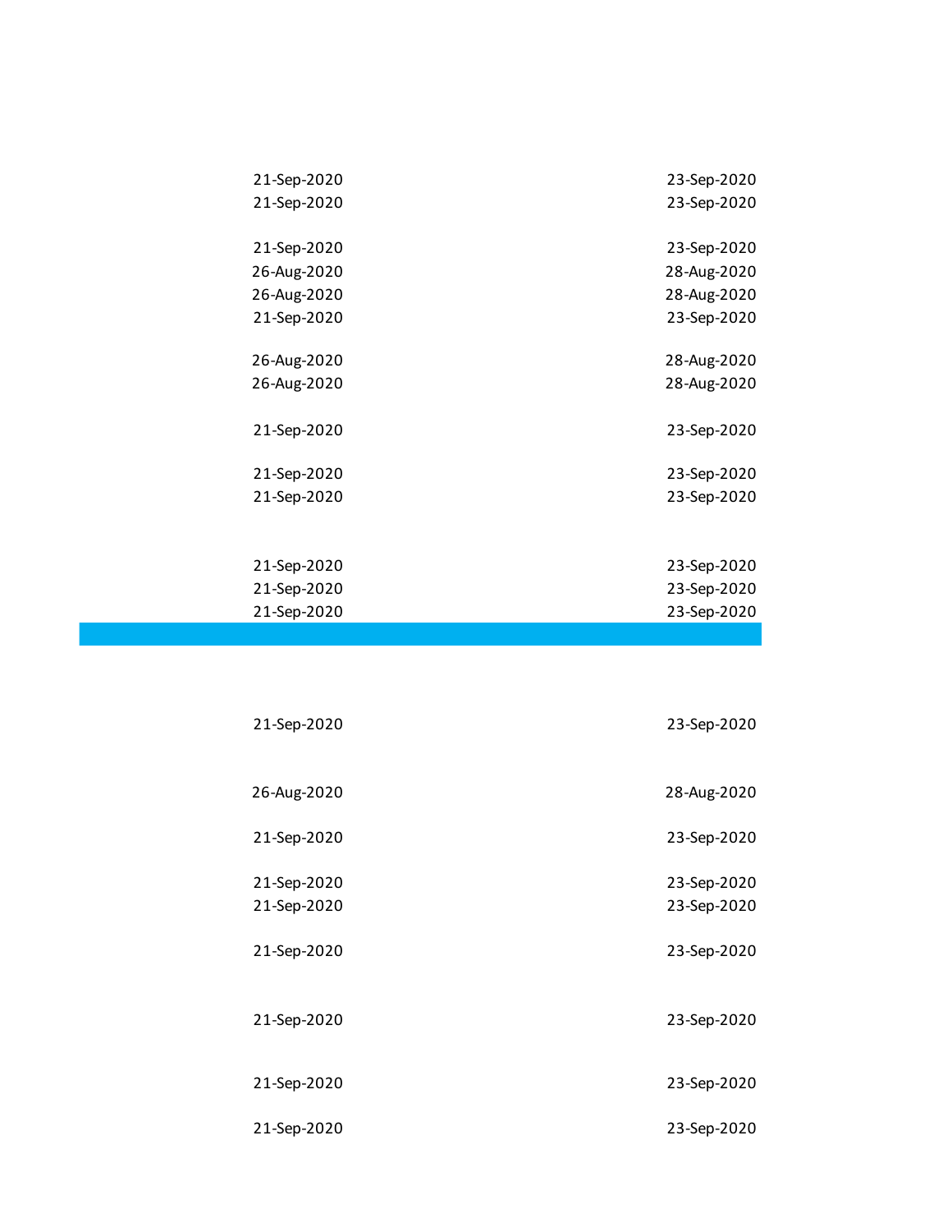| | |
|---|---|
| 21-Sep-2020 | 23-Sep-2020 |
| 21-Sep-2020 | 23-Sep-2020 |
| 21-Sep-2020 | 23-Sep-2020 |
| 26-Aug-2020 | 28-Aug-2020 |
| 26-Aug-2020 | 28-Aug-2020 |
| 21-Sep-2020 | 23-Sep-2020 |
| 26-Aug-2020 | 28-Aug-2020 |
| 26-Aug-2020 | 28-Aug-2020 |
| 21-Sep-2020 | 23-Sep-2020 |
| 21-Sep-2020 | 23-Sep-2020 |
| 21-Sep-2020 | 23-Sep-2020 |
| 21-Sep-2020 | 23-Sep-2020 |
| 21-Sep-2020 | 23-Sep-2020 |
| 21-Sep-2020 | 23-Sep-2020 |
| | |
| 21-Sep-2020 | 23-Sep-2020 |
| 26-Aug-2020 | 28-Aug-2020 |
| 21-Sep-2020 | 23-Sep-2020 |
| 21-Sep-2020 | 23-Sep-2020 |
| 21-Sep-2020 | 23-Sep-2020 |
| 21-Sep-2020 | 23-Sep-2020 |
| 21-Sep-2020 | 23-Sep-2020 |
| 21-Sep-2020 | 23-Sep-2020 |
| 21-Sep-2020 | 23-Sep-2020 |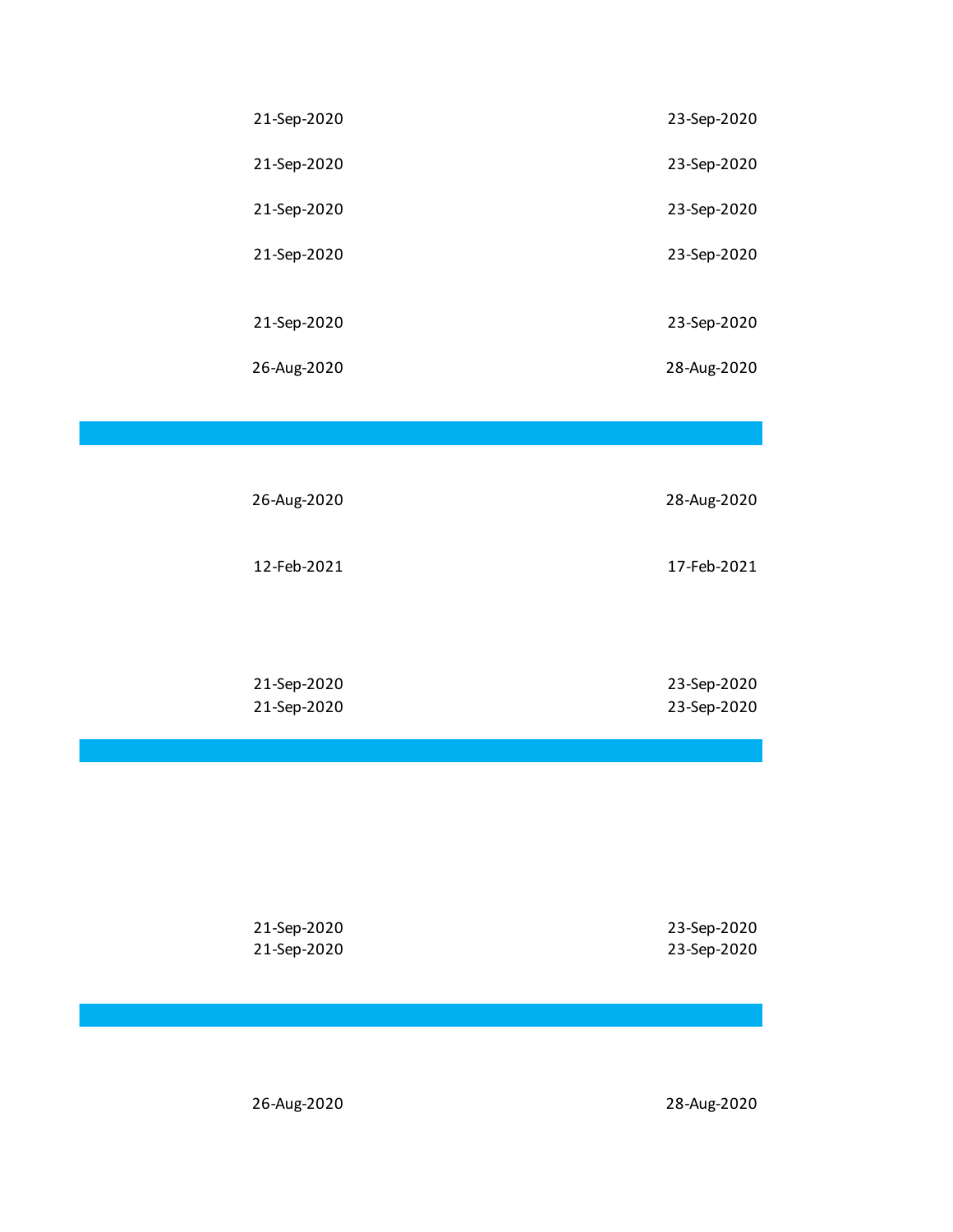| | |
|---|---|
| 21-Sep-2020 | 23-Sep-2020 |
| 21-Sep-2020 | 23-Sep-2020 |
| 21-Sep-2020 | 23-Sep-2020 |
| 21-Sep-2020 | 23-Sep-2020 |
| 21-Sep-2020 | 23-Sep-2020 |
| 26-Aug-2020 | 28-Aug-2020 |

| | |
|---|---|
| 26-Aug-2020 | 28-Aug-2020 |
| 12-Feb-2021 | 17-Feb-2021 |
| 21-Sep-2020 | 23-Sep-2020 |
| 21-Sep-2020 | 23-Sep-2020 |

| | |
|---|---|
| 21-Sep-2020 | 23-Sep-2020 |
| 21-Sep-2020 | 23-Sep-2020 |

| | |
|---|---|
| 26-Aug-2020 | 28-Aug-2020 |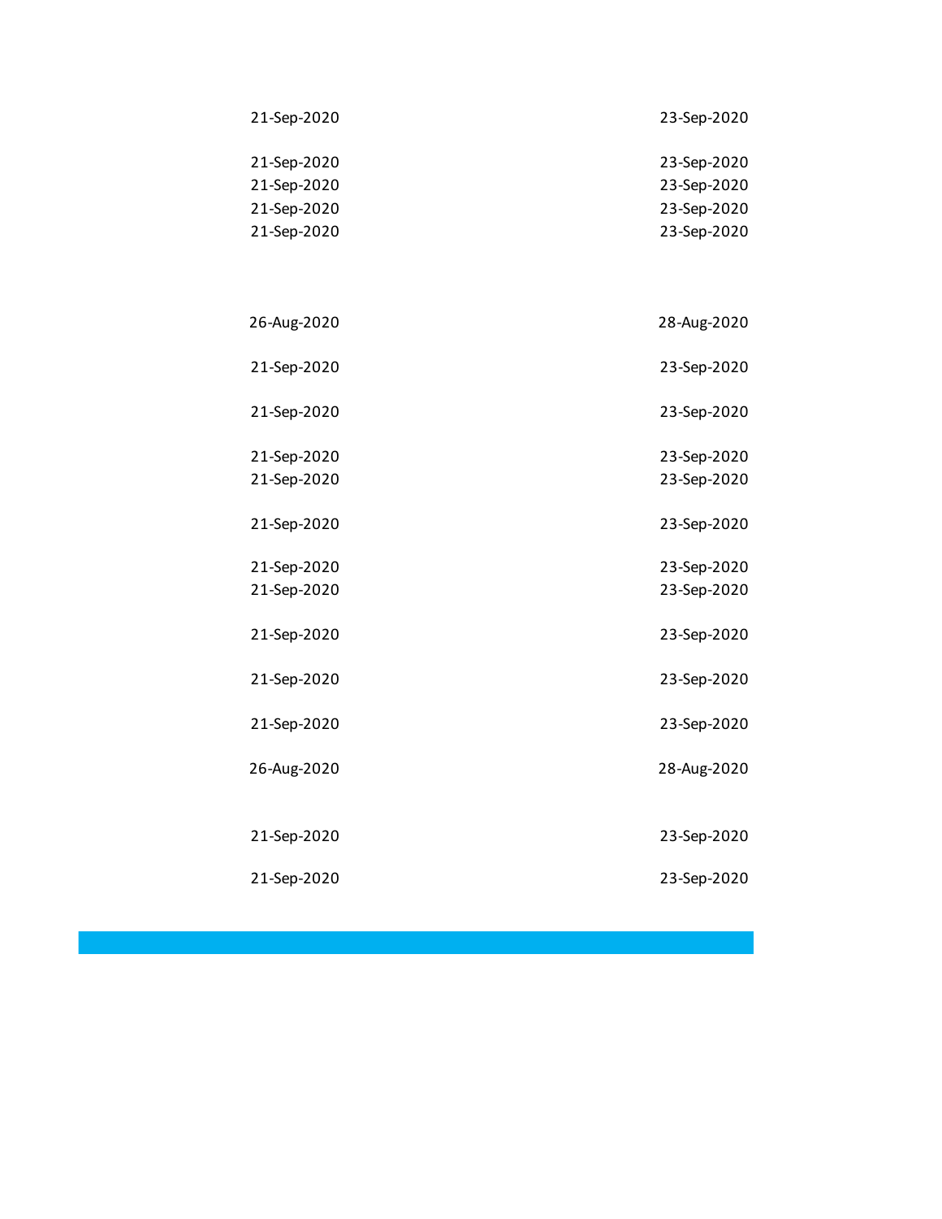| | |
|---|---|
| 21-Sep-2020 | 23-Sep-2020 |
| 21-Sep-2020 | 23-Sep-2020 |
| 21-Sep-2020 | 23-Sep-2020 |
| 21-Sep-2020 | 23-Sep-2020 |
| 21-Sep-2020 | 23-Sep-2020 |
| 26-Aug-2020 | 28-Aug-2020 |
| 21-Sep-2020 | 23-Sep-2020 |
| 21-Sep-2020 | 23-Sep-2020 |
| 21-Sep-2020 | 23-Sep-2020 |
| 21-Sep-2020 | 23-Sep-2020 |
| 21-Sep-2020 | 23-Sep-2020 |
| 21-Sep-2020 | 23-Sep-2020 |
| 21-Sep-2020 | 23-Sep-2020 |
| 21-Sep-2020 | 23-Sep-2020 |
| 21-Sep-2020 | 23-Sep-2020 |
| 21-Sep-2020 | 23-Sep-2020 |
| 26-Aug-2020 | 28-Aug-2020 |
| 21-Sep-2020 | 23-Sep-2020 |
| 21-Sep-2020 | 23-Sep-2020 |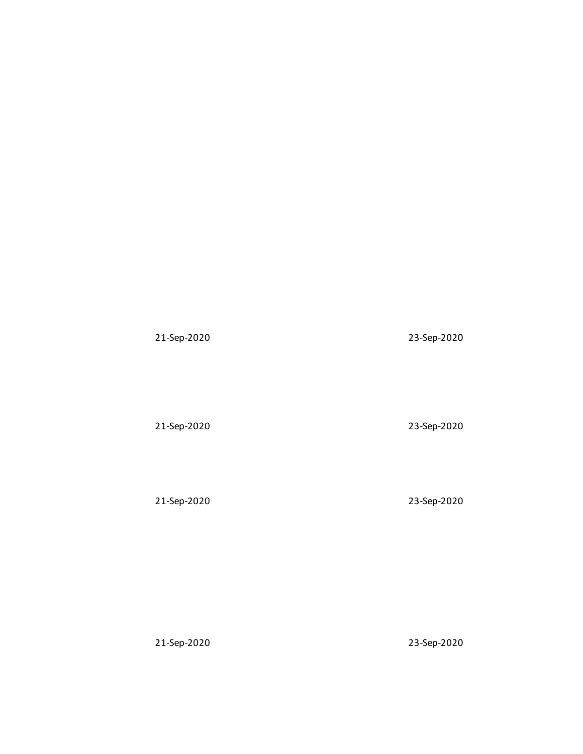21-Sep-2020 23-Sep-2020

21-Sep-2020 23-Sep-2020

21-Sep-2020 23-Sep-2020

21-Sep-2020 23-Sep-2020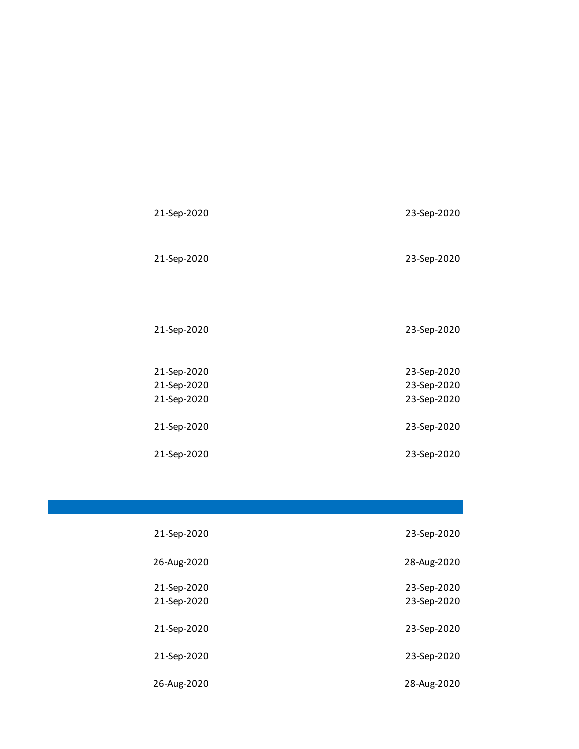| | |
|---|---|
| 21-Sep-2020 | 23-Sep-2020 |
| 21-Sep-2020 | 23-Sep-2020 |
| 21-Sep-2020 | 23-Sep-2020 |
| 21-Sep-2020 | 23-Sep-2020 |
| 21-Sep-2020 | 23-Sep-2020 |
| 21-Sep-2020 | 23-Sep-2020 |
| 21-Sep-2020 | 23-Sep-2020 |
| 21-Sep-2020 | 23-Sep-2020 |

| | |
|---|---|
| 21-Sep-2020 | 23-Sep-2020 |
| 26-Aug-2020 | 28-Aug-2020 |
| 21-Sep-2020 | 23-Sep-2020 |
| 21-Sep-2020 | 23-Sep-2020 |
| 21-Sep-2020 | 23-Sep-2020 |
| 21-Sep-2020 | 23-Sep-2020 |
| 26-Aug-2020 | 28-Aug-2020 |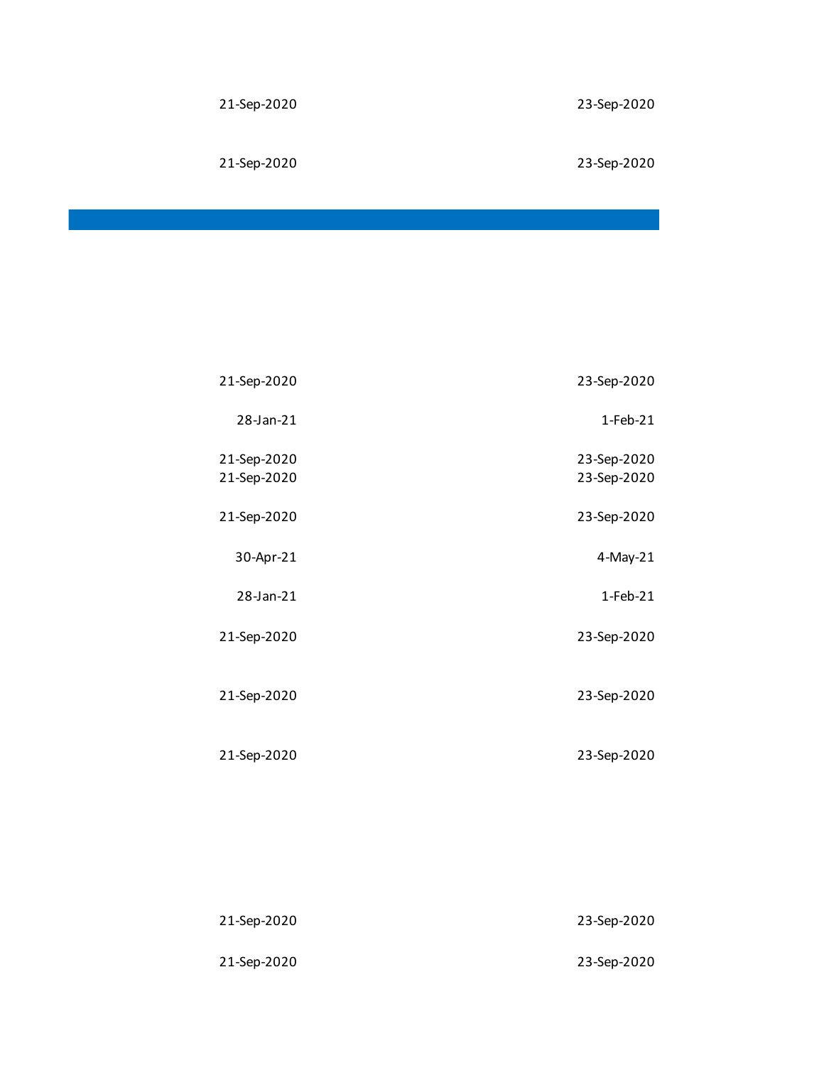| | |
|---|---|
| 21-Sep-2020 | 23-Sep-2020 |
| 21-Sep-2020 | 23-Sep-2020 |

| | |
|---|---|
| 21-Sep-2020 | 23-Sep-2020 |
| 28-Jan-21 | 1-Feb-21 |
| 21-Sep-2020 | 23-Sep-2020 |
| 21-Sep-2020 | 23-Sep-2020 |
| 21-Sep-2020 | 23-Sep-2020 |
| 30-Apr-21 | 4-May-21 |
| 28-Jan-21 | 1-Feb-21 |
| 21-Sep-2020 | 23-Sep-2020 |
| 21-Sep-2020 | 23-Sep-2020 |
| 21-Sep-2020 | 23-Sep-2020 |
| 21-Sep-2020 | 23-Sep-2020 |
| 21-Sep-2020 | 23-Sep-2020 |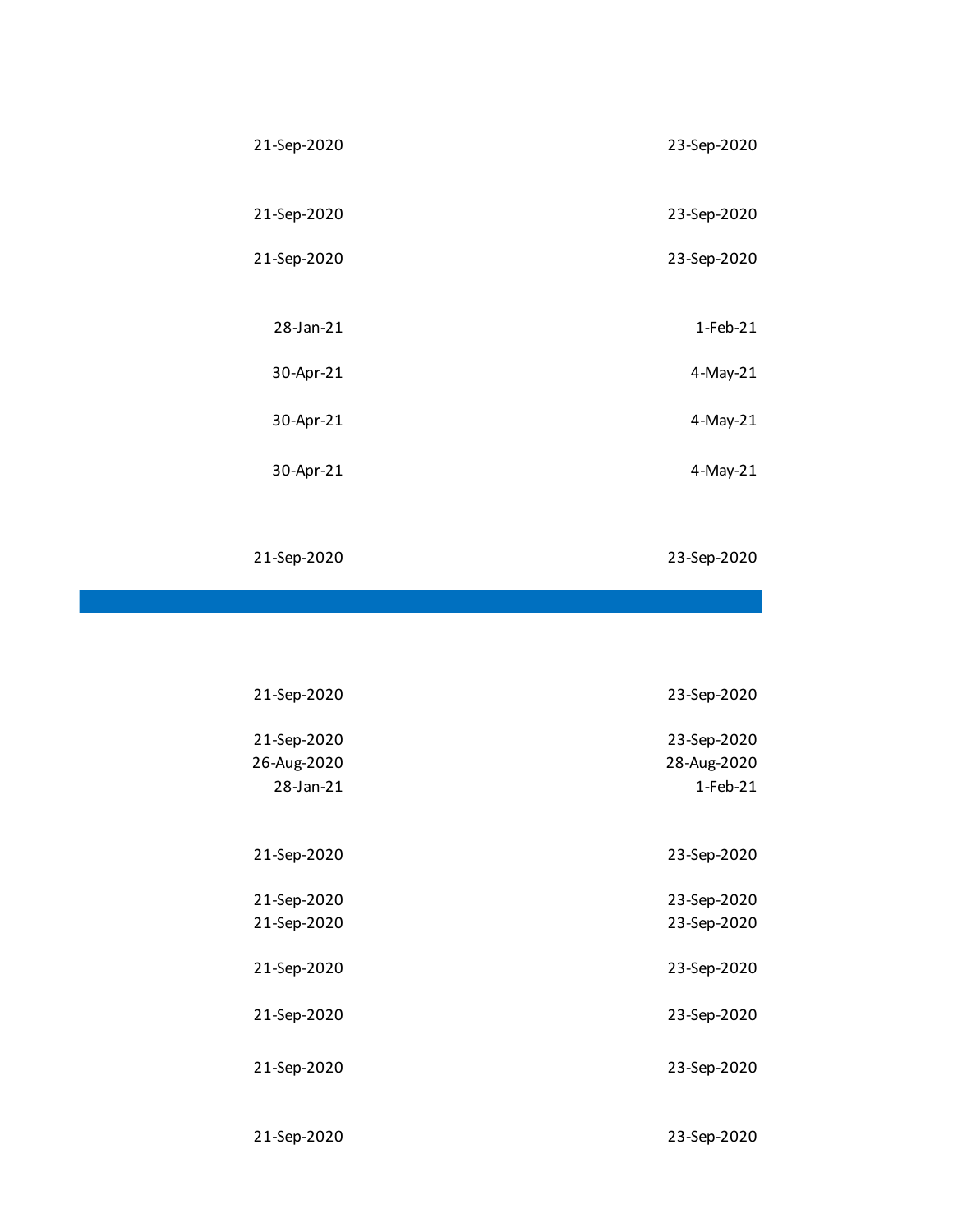| | |
|---|---|
| 21-Sep-2020 | 23-Sep-2020 |
| 21-Sep-2020 | 23-Sep-2020 |
| 21-Sep-2020 | 23-Sep-2020 |
| 28-Jan-21 | 1-Feb-21 |
| 30-Apr-21 | 4-May-21 |
| 30-Apr-21 | 4-May-21 |
| 30-Apr-21 | 4-May-21 |
| 21-Sep-2020 | 23-Sep-2020 |

| | |
|---|---|
| 21-Sep-2020 | 23-Sep-2020 |
| 21-Sep-2020 | 23-Sep-2020 |
| 26-Aug-2020 | 28-Aug-2020 |
| 28-Jan-21 | 1-Feb-21 |
| 21-Sep-2020 | 23-Sep-2020 |
| 21-Sep-2020 | 23-Sep-2020 |
| 21-Sep-2020 | 23-Sep-2020 |
| 21-Sep-2020 | 23-Sep-2020 |
| 21-Sep-2020 | 23-Sep-2020 |
| 21-Sep-2020 | 23-Sep-2020 |
| 21-Sep-2020 | 23-Sep-2020 |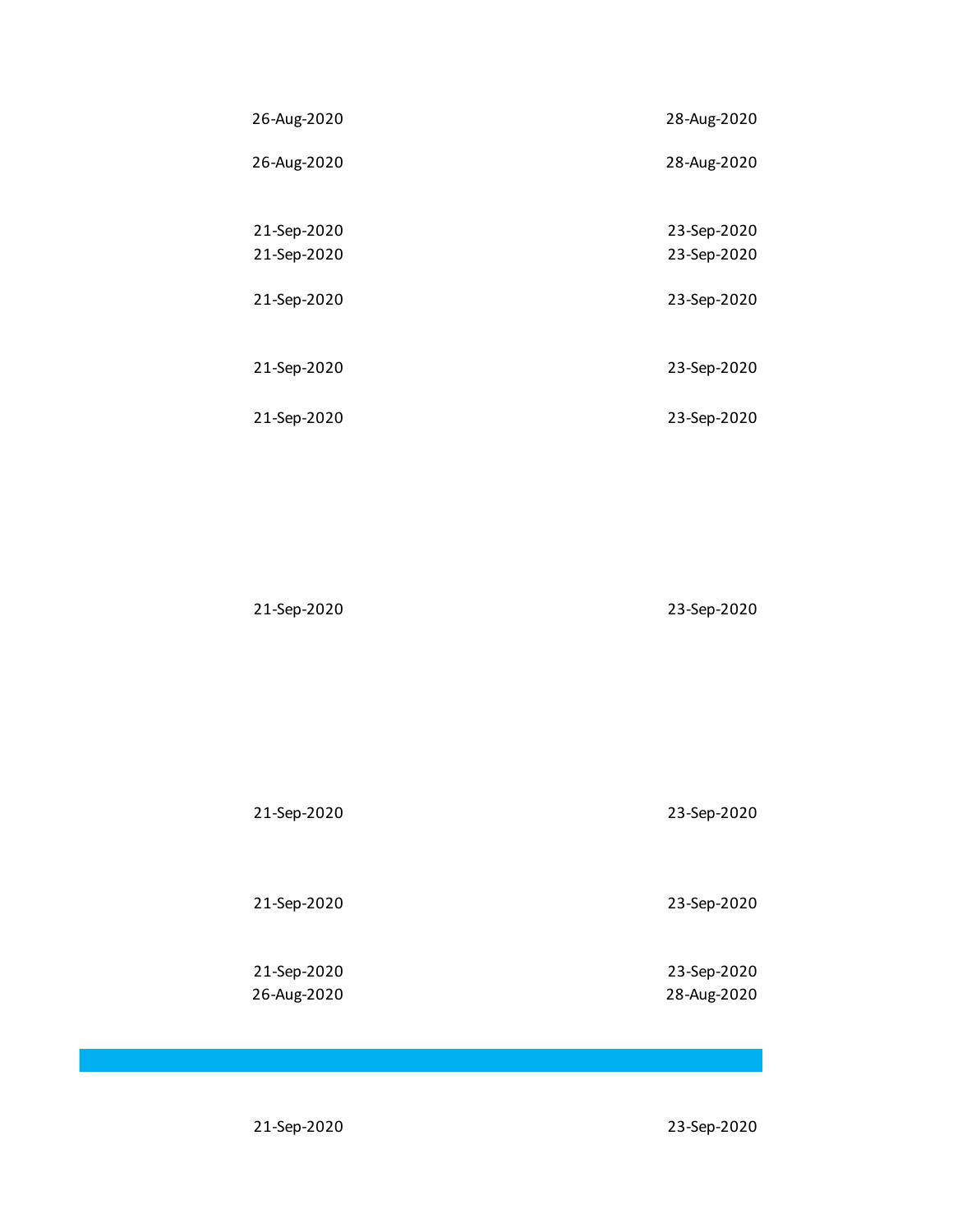| | |
|---|---|
| 26-Aug-2020 | 28-Aug-2020 |
| 26-Aug-2020 | 28-Aug-2020 |
| 21-Sep-2020 | 23-Sep-2020 |
| 21-Sep-2020 | 23-Sep-2020 |
| 21-Sep-2020 | 23-Sep-2020 |
| 21-Sep-2020 | 23-Sep-2020 |
| 21-Sep-2020 | 23-Sep-2020 |
| 21-Sep-2020 | 23-Sep-2020 |
| 21-Sep-2020 | 23-Sep-2020 |
| 21-Sep-2020 | 23-Sep-2020 |
| 21-Sep-2020 | 23-Sep-2020 |
| 26-Aug-2020 | 28-Aug-2020 |
| | |
| 21-Sep-2020 | 23-Sep-2020 |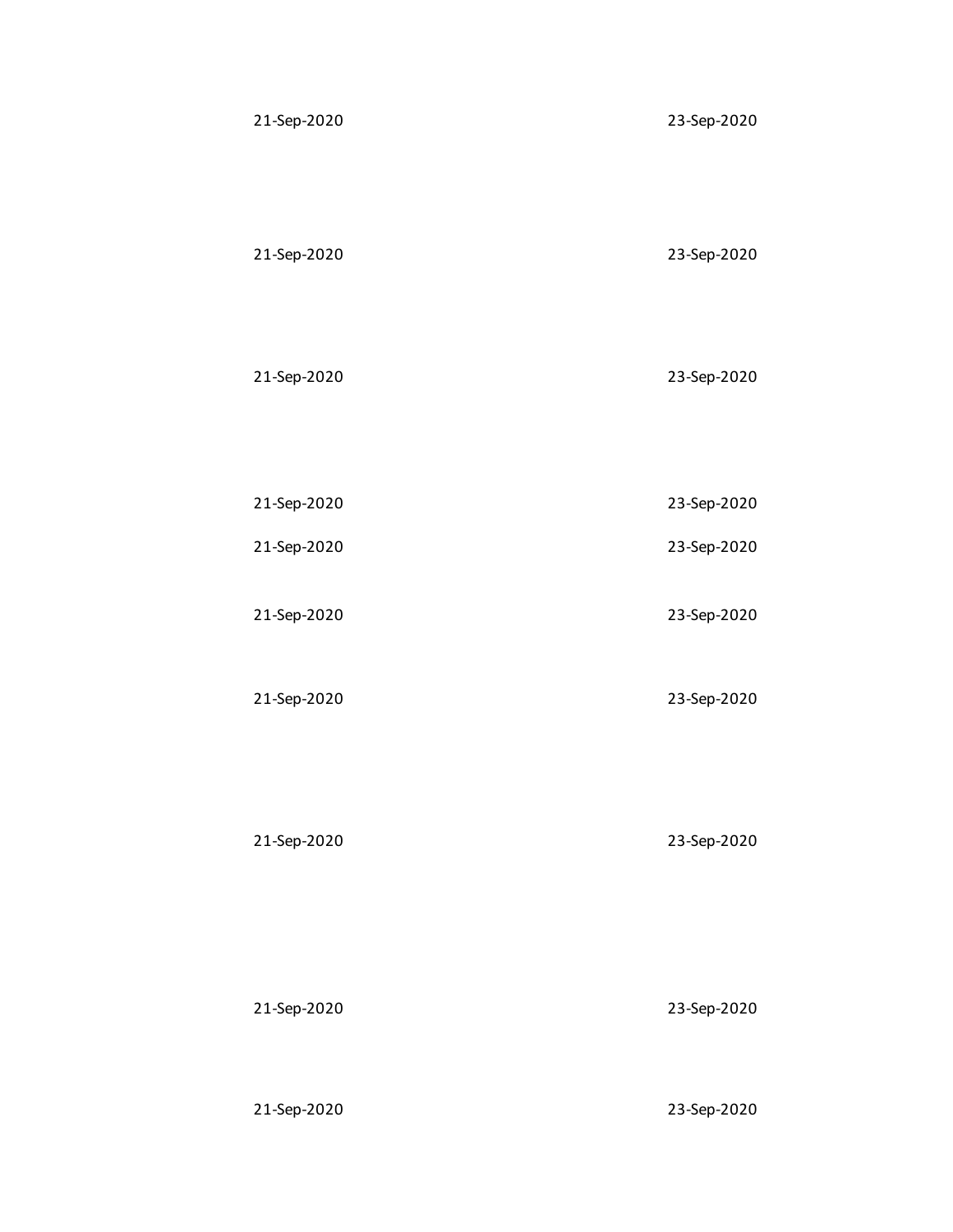| | |
|---|---|
| 21-Sep-2020 | 23-Sep-2020 |
| 21-Sep-2020 | 23-Sep-2020 |
| 21-Sep-2020 | 23-Sep-2020 |
| 21-Sep-2020 | 23-Sep-2020 |
| 21-Sep-2020 | 23-Sep-2020 |
| 21-Sep-2020 | 23-Sep-2020 |
| 21-Sep-2020 | 23-Sep-2020 |
| 21-Sep-2020 | 23-Sep-2020 |
| 21-Sep-2020 | 23-Sep-2020 |
| 21-Sep-2020 | 23-Sep-2020 |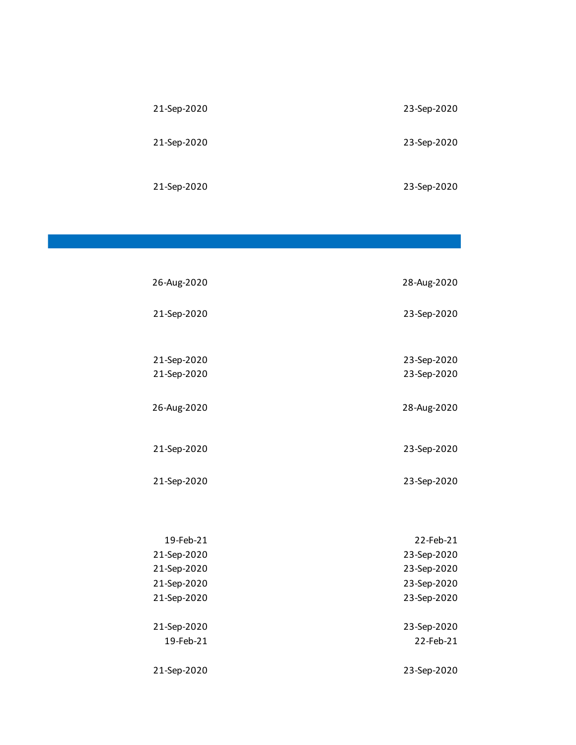| | |
|---|---|
| 21-Sep-2020 | 23-Sep-2020 |
| 21-Sep-2020 | 23-Sep-2020 |
| 21-Sep-2020 | 23-Sep-2020 |

| | |
|---|---|
| 26-Aug-2020 | 28-Aug-2020 |
| 21-Sep-2020 | 23-Sep-2020 |
| 21-Sep-2020 | 23-Sep-2020 |
| 21-Sep-2020 | 23-Sep-2020 |
| 26-Aug-2020 | 28-Aug-2020 |
| 21-Sep-2020 | 23-Sep-2020 |
| 21-Sep-2020 | 23-Sep-2020 |
| 19-Feb-21 | 22-Feb-21 |
| 21-Sep-2020 | 23-Sep-2020 |
| 21-Sep-2020 | 23-Sep-2020 |
| 21-Sep-2020 | 23-Sep-2020 |
| 21-Sep-2020 | 23-Sep-2020 |
| 21-Sep-2020 | 23-Sep-2020 |
| 19-Feb-21 | 22-Feb-21 |
| 21-Sep-2020 | 23-Sep-2020 |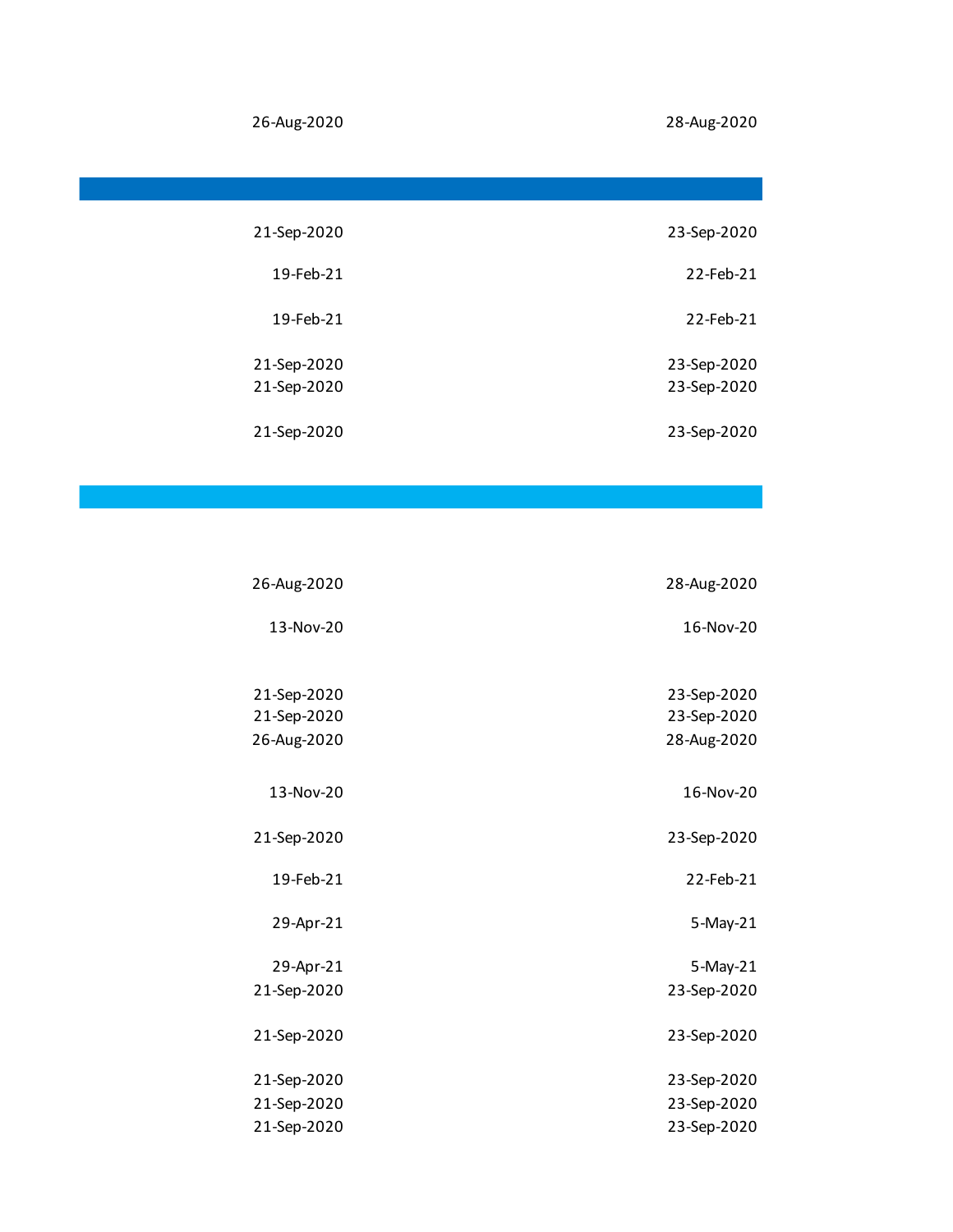| | |
|---|---|
| 26-Aug-2020 | 28-Aug-2020 |
| | |
| 21-Sep-2020 | 23-Sep-2020 |
| 19-Feb-21 | 22-Feb-21 |
| 19-Feb-21 | 22-Feb-21 |
| 21-Sep-2020 | 23-Sep-2020 |
| 21-Sep-2020 | 23-Sep-2020 |
| 21-Sep-2020 | 23-Sep-2020 |
| | |
| 26-Aug-2020 | 28-Aug-2020 |
| 13-Nov-20 | 16-Nov-20 |
| 21-Sep-2020 | 23-Sep-2020 |
| 21-Sep-2020 | 23-Sep-2020 |
| 26-Aug-2020 | 28-Aug-2020 |
| 13-Nov-20 | 16-Nov-20 |
| 21-Sep-2020 | 23-Sep-2020 |
| 19-Feb-21 | 22-Feb-21 |
| 29-Apr-21 | 5-May-21 |
| 29-Apr-21 | 5-May-21 |
| 21-Sep-2020 | 23-Sep-2020 |
| 21-Sep-2020 | 23-Sep-2020 |
| 21-Sep-2020 | 23-Sep-2020 |
| 21-Sep-2020 | 23-Sep-2020 |
| 21-Sep-2020 | 23-Sep-2020 |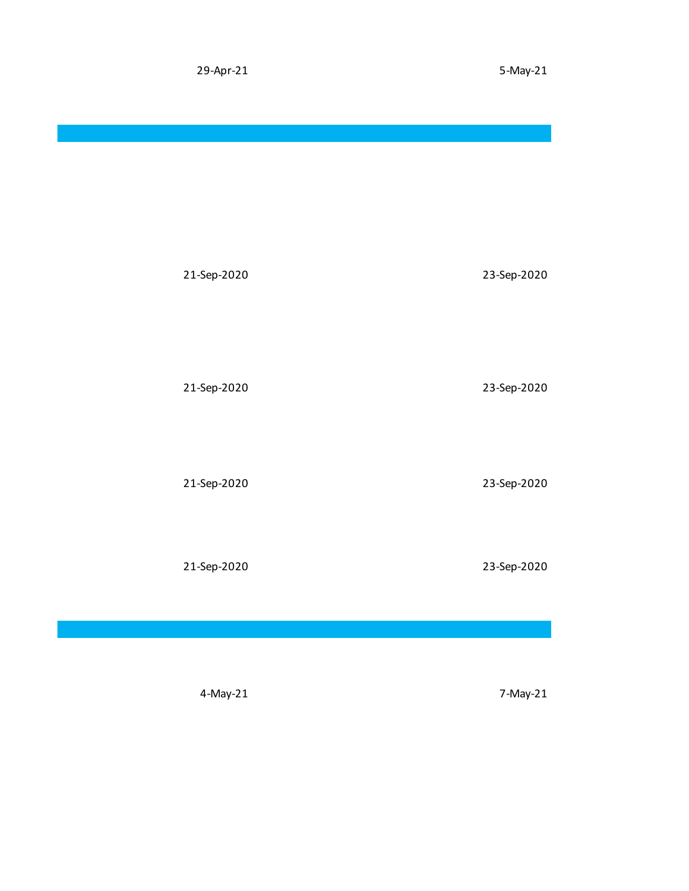| 29-Apr-21 | 5-May-21 |
|---|---|
| | |
| 21-Sep-2020 | 23-Sep-2020 |
| 21-Sep-2020 | 23-Sep-2020 |
| 21-Sep-2020 | 23-Sep-2020 |
| 21-Sep-2020 | 23-Sep-2020 |
| | |
| 4-May-21 | 7-May-21 |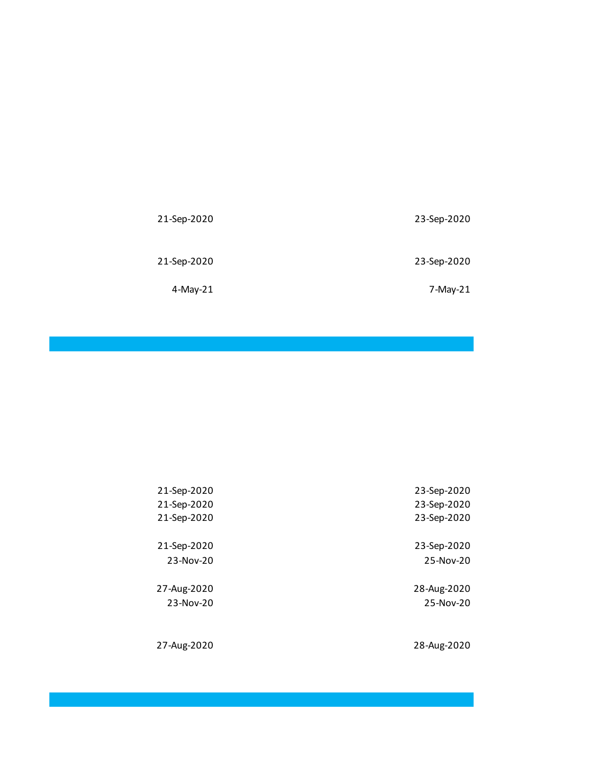| | |
|---|---|
| 21-Sep-2020 | 23-Sep-2020 |
| 21-Sep-2020 | 23-Sep-2020 |
| 4-May-21 | 7-May-21 |

| | |
|---|---|
| 21-Sep-2020 | 23-Sep-2020 |
| 21-Sep-2020 | 23-Sep-2020 |
| 21-Sep-2020 | 23-Sep-2020 |
| 21-Sep-2020 | 23-Sep-2020 |
| 23-Nov-20 | 25-Nov-20 |
| 27-Aug-2020 | 28-Aug-2020 |
| 23-Nov-20 | 25-Nov-20 |
| 27-Aug-2020 | 28-Aug-2020 |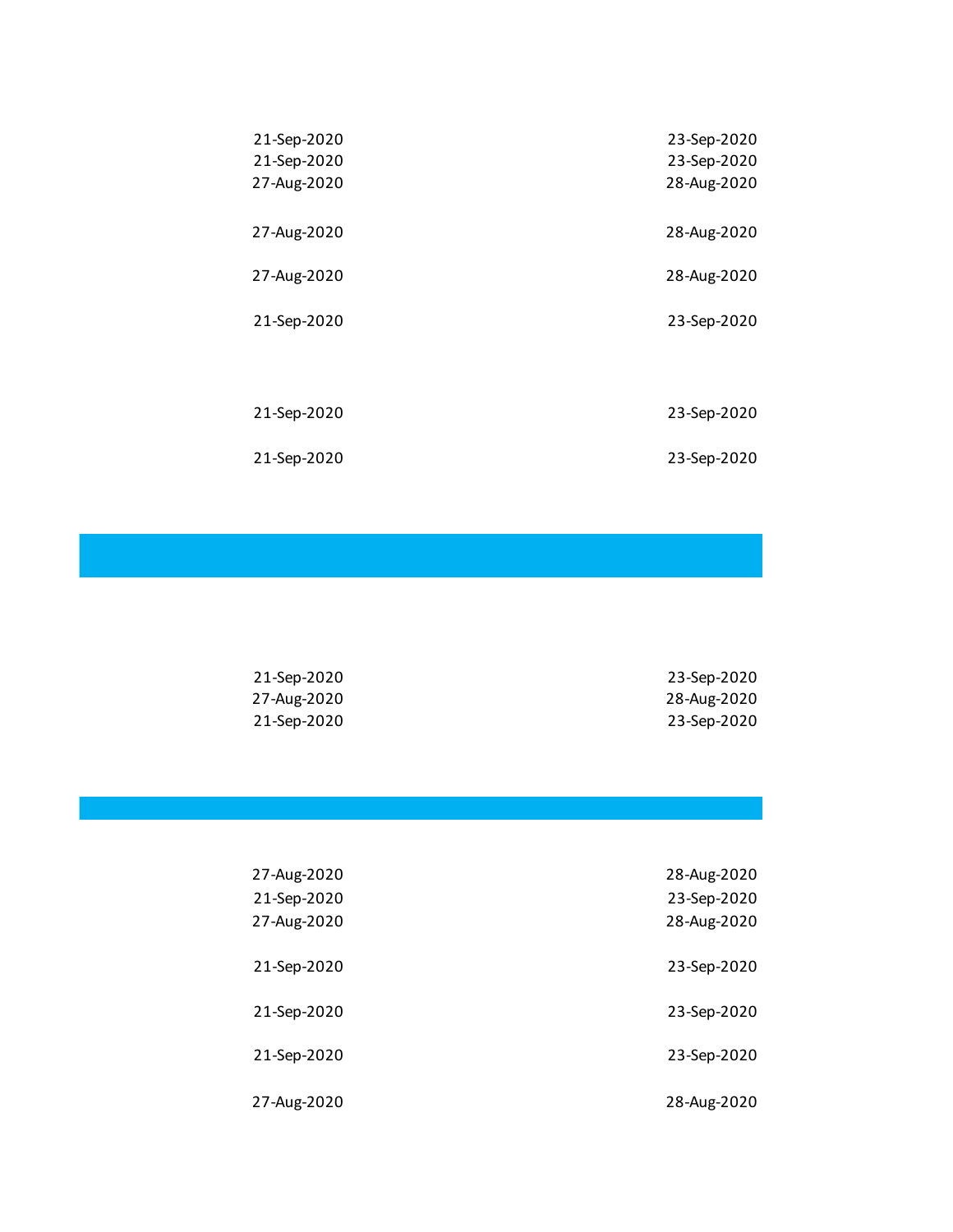| | |
|---|---|
| 21-Sep-2020 | 23-Sep-2020 |
| 21-Sep-2020 | 23-Sep-2020 |
| 27-Aug-2020 | 28-Aug-2020 |
| 27-Aug-2020 | 28-Aug-2020 |
| 27-Aug-2020 | 28-Aug-2020 |
| 21-Sep-2020 | 23-Sep-2020 |
| 21-Sep-2020 | 23-Sep-2020 |
| 21-Sep-2020 | 23-Sep-2020 |

| | |
|---|---|
| 21-Sep-2020 | 23-Sep-2020 |
| 27-Aug-2020 | 28-Aug-2020 |
| 21-Sep-2020 | 23-Sep-2020 |

| | |
|---|---|
| 27-Aug-2020 | 28-Aug-2020 |
| 21-Sep-2020 | 23-Sep-2020 |
| 27-Aug-2020 | 28-Aug-2020 |
| 21-Sep-2020 | 23-Sep-2020 |
| 21-Sep-2020 | 23-Sep-2020 |
| 21-Sep-2020 | 23-Sep-2020 |
| 27-Aug-2020 | 28-Aug-2020 |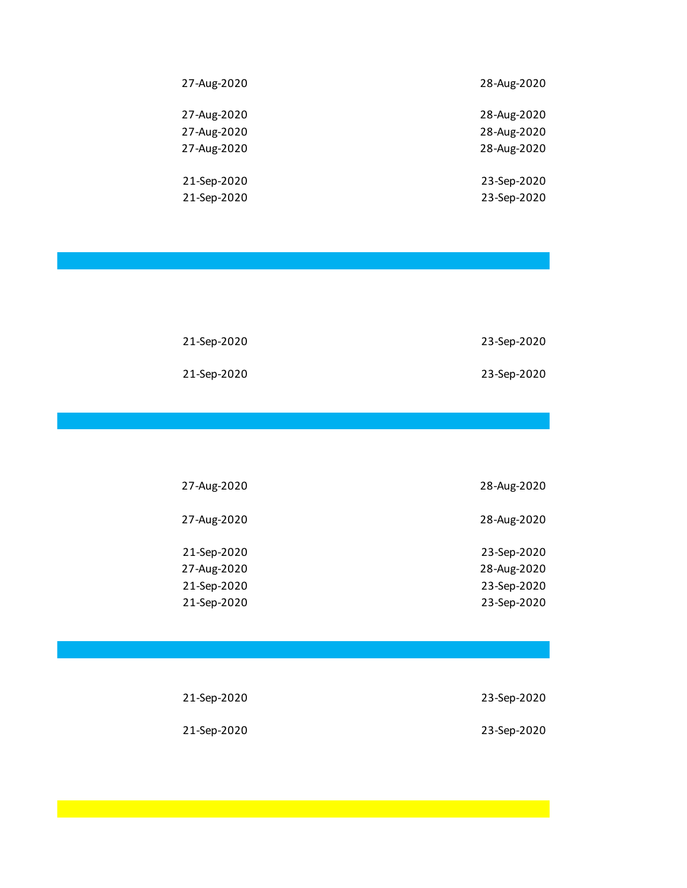| | |
|---|---|
| 27-Aug-2020 | 28-Aug-2020 |
| 27-Aug-2020 | 28-Aug-2020 |
| 27-Aug-2020 | 28-Aug-2020 |
| 27-Aug-2020 | 28-Aug-2020 |
| 21-Sep-2020 | 23-Sep-2020 |
| 21-Sep-2020 | 23-Sep-2020 |

| | |
|---|---|
| 21-Sep-2020 | 23-Sep-2020 |
| 21-Sep-2020 | 23-Sep-2020 |

| | |
|---|---|
| 27-Aug-2020 | 28-Aug-2020 |
| 27-Aug-2020 | 28-Aug-2020 |
| 21-Sep-2020 | 23-Sep-2020 |
| 27-Aug-2020 | 28-Aug-2020 |
| 21-Sep-2020 | 23-Sep-2020 |
| 21-Sep-2020 | 23-Sep-2020 |

| | |
|---|---|
| 21-Sep-2020 | 23-Sep-2020 |
| 21-Sep-2020 | 23-Sep-2020 |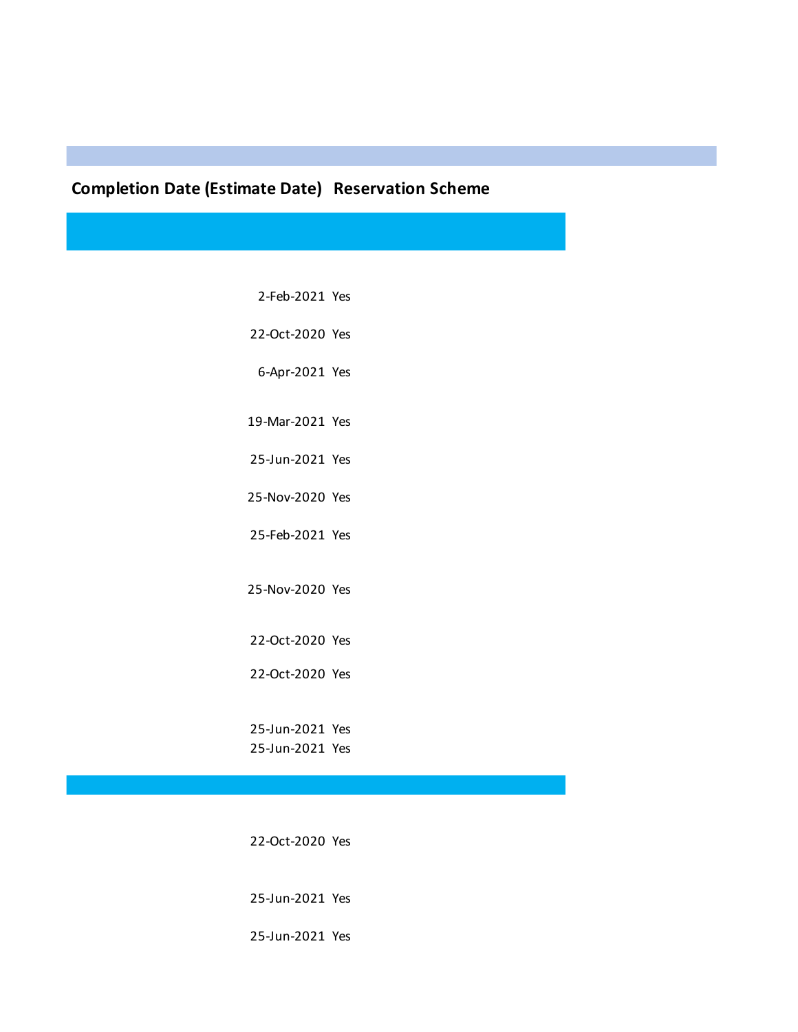| Completion Date (Estimate Date) | Reservation Scheme |
|---|---|
| | |
| 2-Feb-2021 | Yes |
| 22-Oct-2020 | Yes |
| 6-Apr-2021 | Yes |
| 19-Mar-2021 | Yes |
| 25-Jun-2021 | Yes |
| 25-Nov-2020 | Yes |
| 25-Feb-2021 | Yes |
| 25-Nov-2020 | Yes |
| 22-Oct-2020 | Yes |
| 22-Oct-2020 | Yes |
| 25-Jun-2021 | Yes |
| 25-Jun-2021 | Yes |
| | |
| 22-Oct-2020 | Yes |
| 25-Jun-2021 | Yes |
| 25-Jun-2021 | Yes |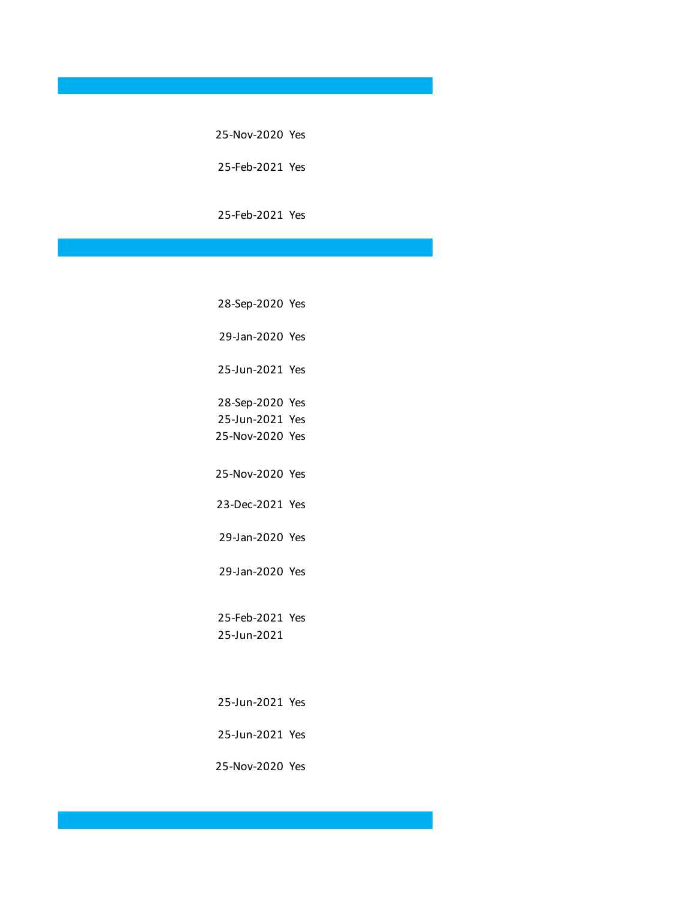| | |
|---|---|
| 25-Nov-2020 | Yes |
| 25-Feb-2021 | Yes |
| 25-Feb-2021 | Yes |

| | |
|---|---|
| 28-Sep-2020 | Yes |
| 29-Jan-2020 | Yes |
| 25-Jun-2021 | Yes |
| 28-Sep-2020 | Yes |
| 25-Jun-2021 | Yes |
| 25-Nov-2020 | Yes |
| 25-Nov-2020 | Yes |
| 23-Dec-2021 | Yes |
| 29-Jan-2020 | Yes |
| 29-Jan-2020 | Yes |
| 25-Feb-2021 | Yes |
| 25-Jun-2021 | |
| 25-Jun-2021 | Yes |
| 25-Jun-2021 | Yes |
| 25-Nov-2020 | Yes |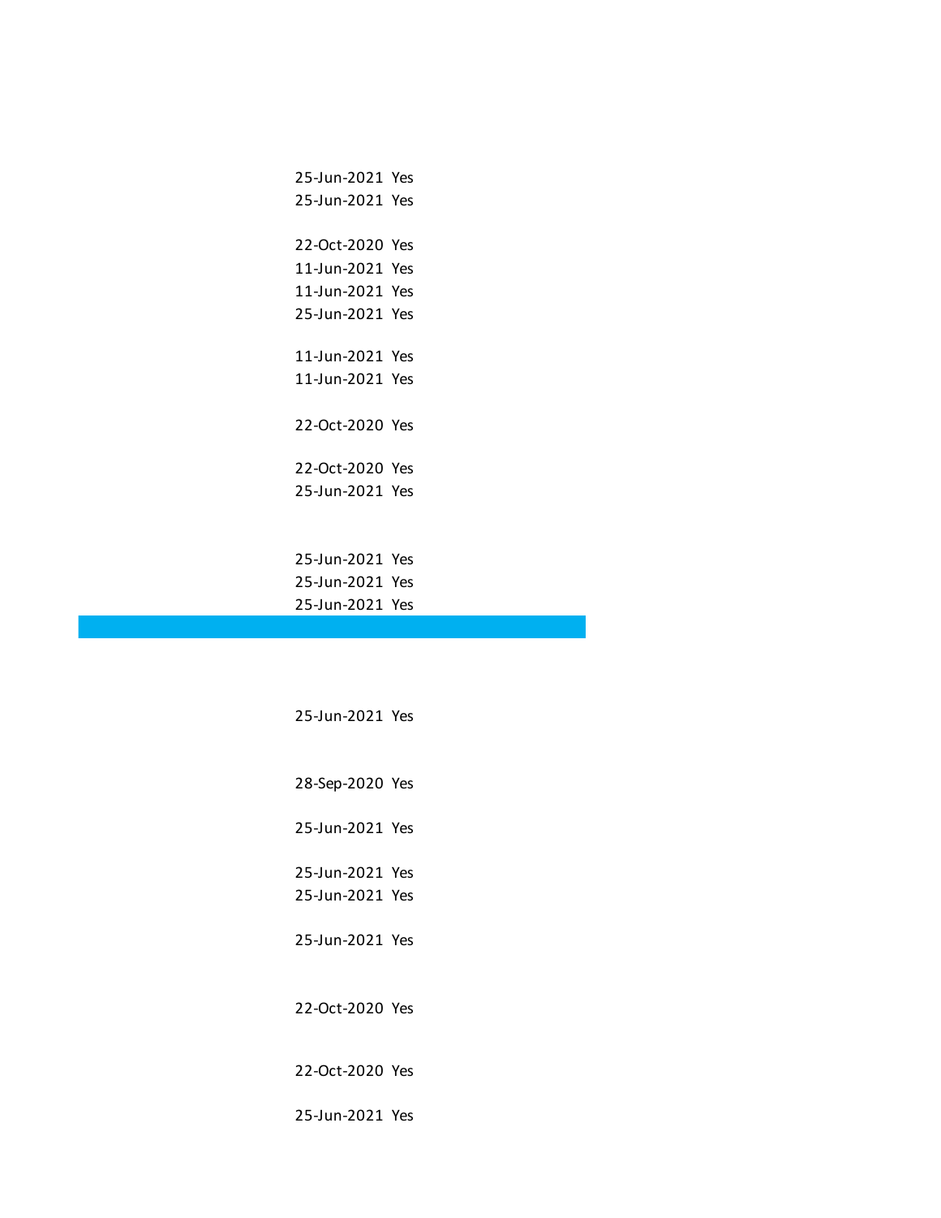| | |
|---|---|
| 25-Jun-2021 | Yes |
| 25-Jun-2021 | Yes |
| | |
| 22-Oct-2020 | Yes |
| 11-Jun-2021 | Yes |
| 11-Jun-2021 | Yes |
| 25-Jun-2021 | Yes |
| | |
| 11-Jun-2021 | Yes |
| 11-Jun-2021 | Yes |
| | |
| 22-Oct-2020 | Yes |
| | |
| 22-Oct-2020 | Yes |
| 25-Jun-2021 | Yes |
| | |
| 25-Jun-2021 | Yes |
| 25-Jun-2021 | Yes |
| 25-Jun-2021 | Yes |
| | |
| 25-Jun-2021 | Yes |
| | |
| 28-Sep-2020 | Yes |
| | |
| 25-Jun-2021 | Yes |
| | |
| 25-Jun-2021 | Yes |
| 25-Jun-2021 | Yes |
| | |
| 25-Jun-2021 | Yes |
| | |
| 22-Oct-2020 | Yes |
| | |
| 22-Oct-2020 | Yes |
| | |
| 25-Jun-2021 | Yes |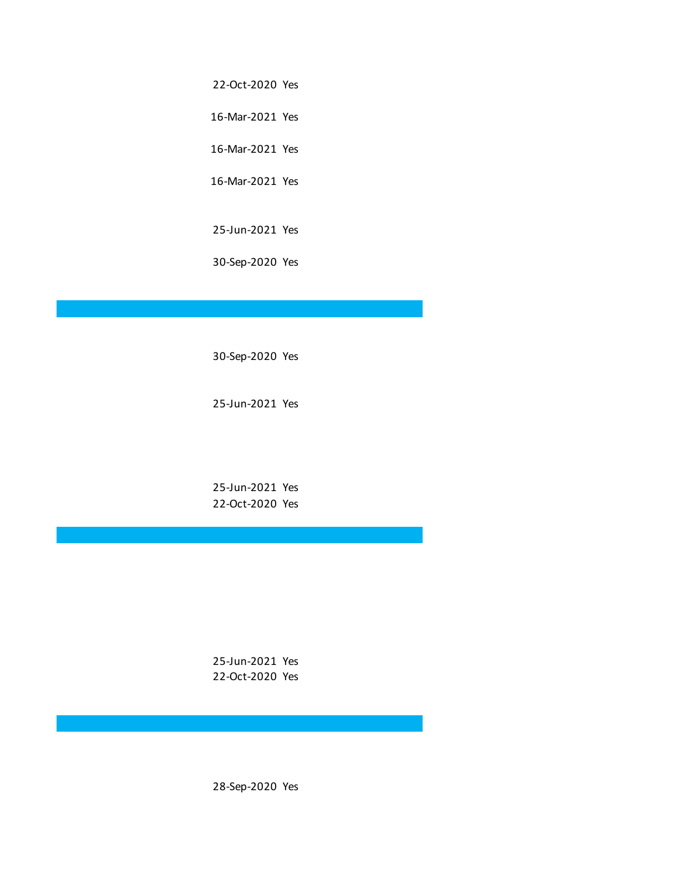22-Oct-2020 Yes

16-Mar-2021 Yes

16-Mar-2021 Yes

16-Mar-2021 Yes

25-Jun-2021 Yes

30-Sep-2020 Yes

30-Sep-2020 Yes

25-Jun-2021 Yes

25-Jun-2021 Yes
22-Oct-2020 Yes

25-Jun-2021 Yes
22-Oct-2020 Yes

28-Sep-2020 Yes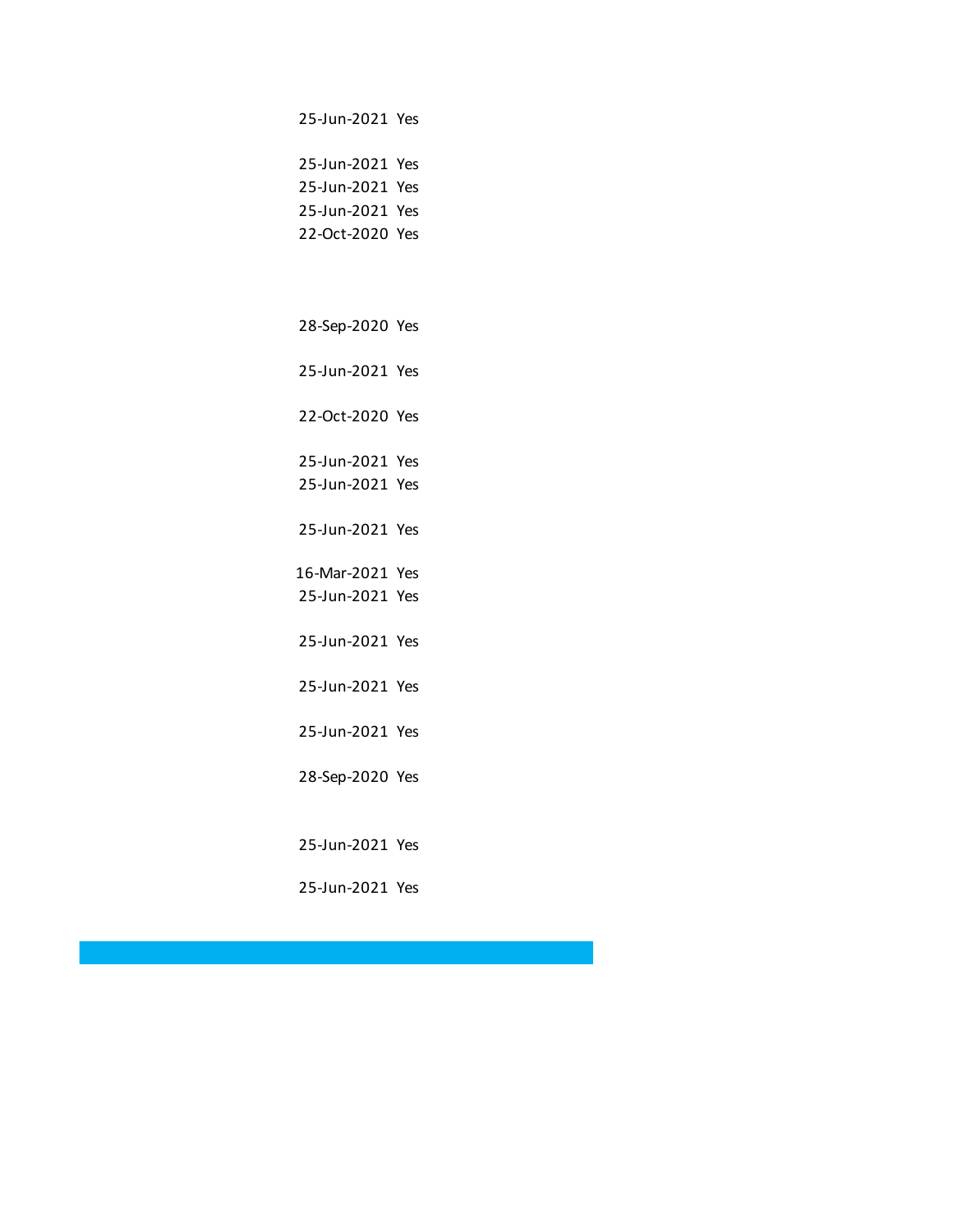| | |
|---|---|
| 25-Jun-2021 | Yes |
| 25-Jun-2021 | Yes |
| 25-Jun-2021 | Yes |
| 25-Jun-2021 | Yes |
| 22-Oct-2020 | Yes |
| 28-Sep-2020 | Yes |
| 25-Jun-2021 | Yes |
| 22-Oct-2020 | Yes |
| 25-Jun-2021 | Yes |
| 25-Jun-2021 | Yes |
| 25-Jun-2021 | Yes |
| 16-Mar-2021 | Yes |
| 25-Jun-2021 | Yes |
| 25-Jun-2021 | Yes |
| 25-Jun-2021 | Yes |
| 25-Jun-2021 | Yes |
| 28-Sep-2020 | Yes |
| 25-Jun-2021 | Yes |
| 25-Jun-2021 | Yes |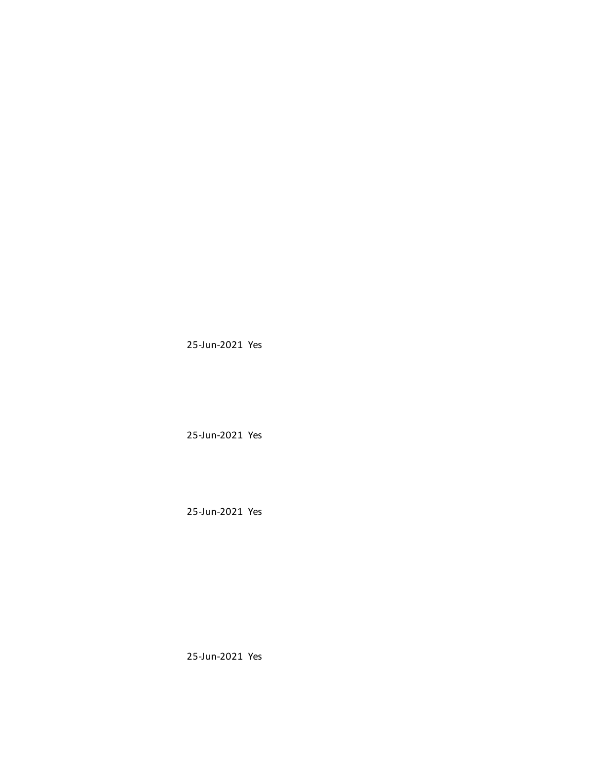25-Jun-2021 Yes

25-Jun-2021 Yes

25-Jun-2021 Yes

25-Jun-2021 Yes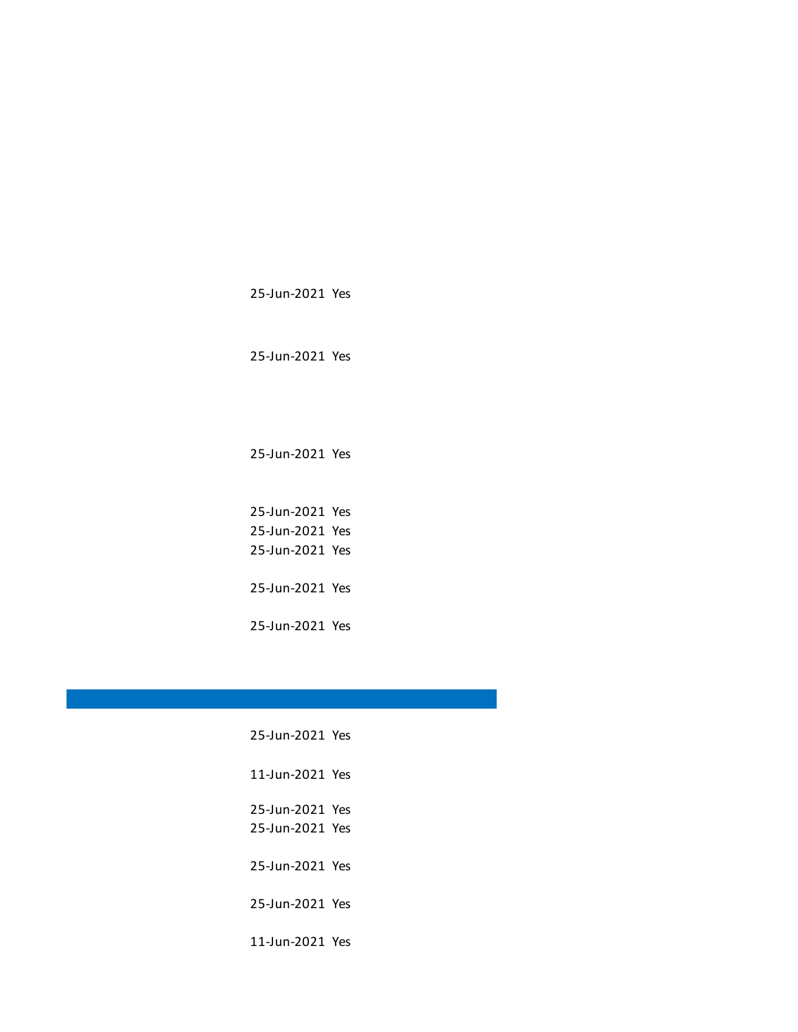25-Jun-2021 Yes

25-Jun-2021 Yes

25-Jun-2021 Yes

25-Jun-2021 Yes
25-Jun-2021 Yes
25-Jun-2021 Yes

25-Jun-2021 Yes

25-Jun-2021 Yes

25-Jun-2021 Yes

11-Jun-2021 Yes

25-Jun-2021 Yes
25-Jun-2021 Yes

25-Jun-2021 Yes

25-Jun-2021 Yes

11-Jun-2021 Yes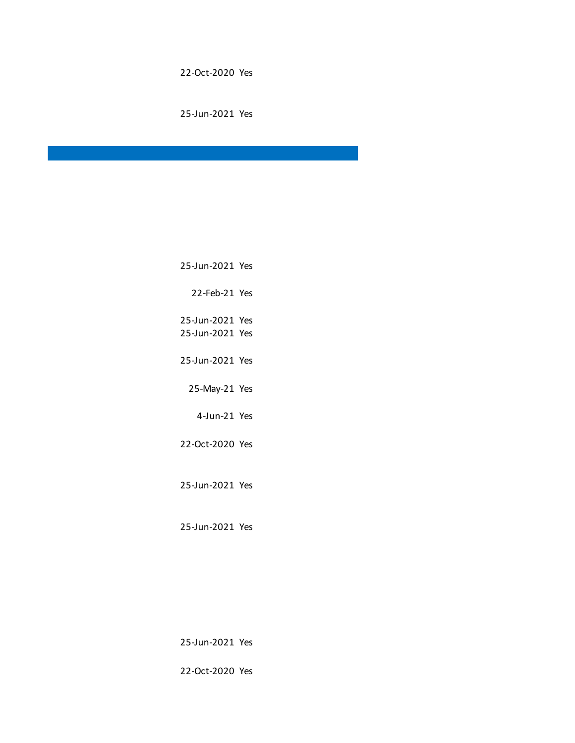22-Oct-2020 Yes

25-Jun-2021 Yes

25-Jun-2021 Yes

22-Feb-21 Yes

25-Jun-2021 Yes

25-Jun-2021 Yes

25-Jun-2021 Yes

25-May-21 Yes

4-Jun-21 Yes

22-Oct-2020 Yes

25-Jun-2021 Yes

25-Jun-2021 Yes

25-Jun-2021 Yes

22-Oct-2020 Yes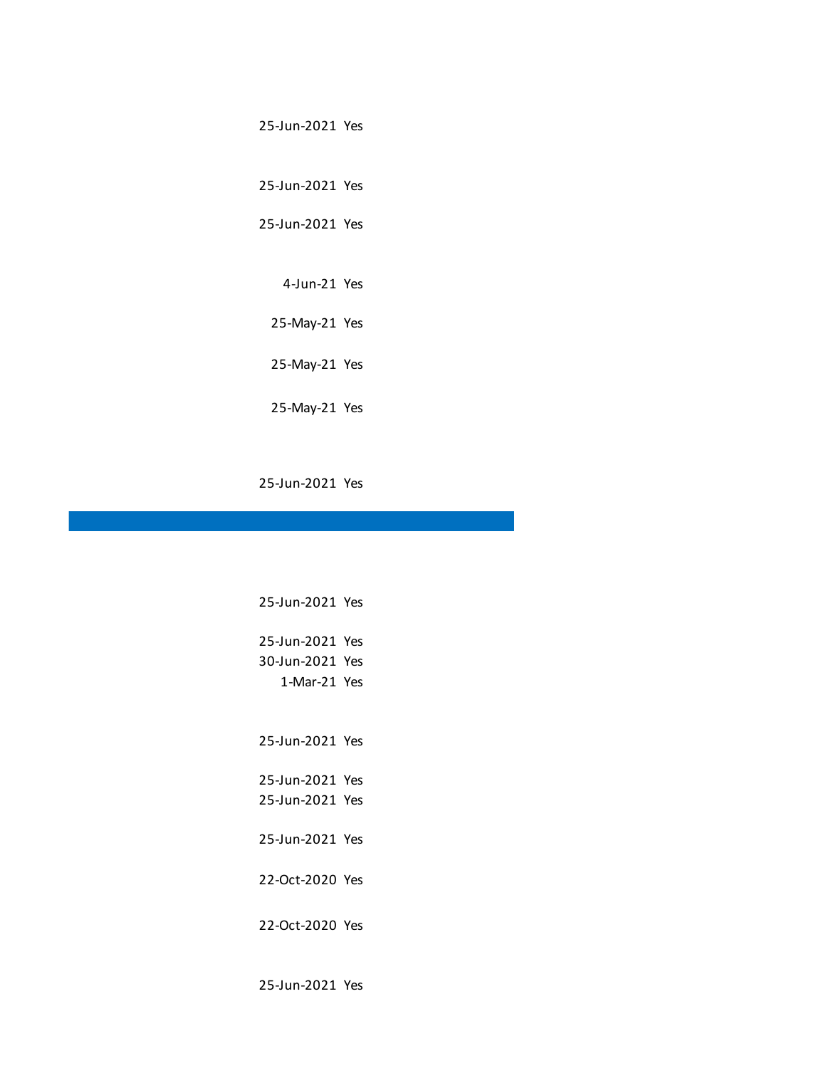| | |
|---|---|
| 25-Jun-2021 | Yes |
| 25-Jun-2021 | Yes |
| 25-Jun-2021 | Yes |
| 4-Jun-21 | Yes |
| 25-May-21 | Yes |
| 25-May-21 | Yes |
| 25-May-21 | Yes |
| 25-Jun-2021 | Yes |

| | |
|---|---|
| 25-Jun-2021 | Yes |
| 25-Jun-2021 | Yes |
| 30-Jun-2021 | Yes |
| 1-Mar-21 | Yes |
| 25-Jun-2021 | Yes |
| 25-Jun-2021 | Yes |
| 25-Jun-2021 | Yes |
| 25-Jun-2021 | Yes |
| 22-Oct-2020 | Yes |
| 22-Oct-2020 | Yes |
| 25-Jun-2021 | Yes |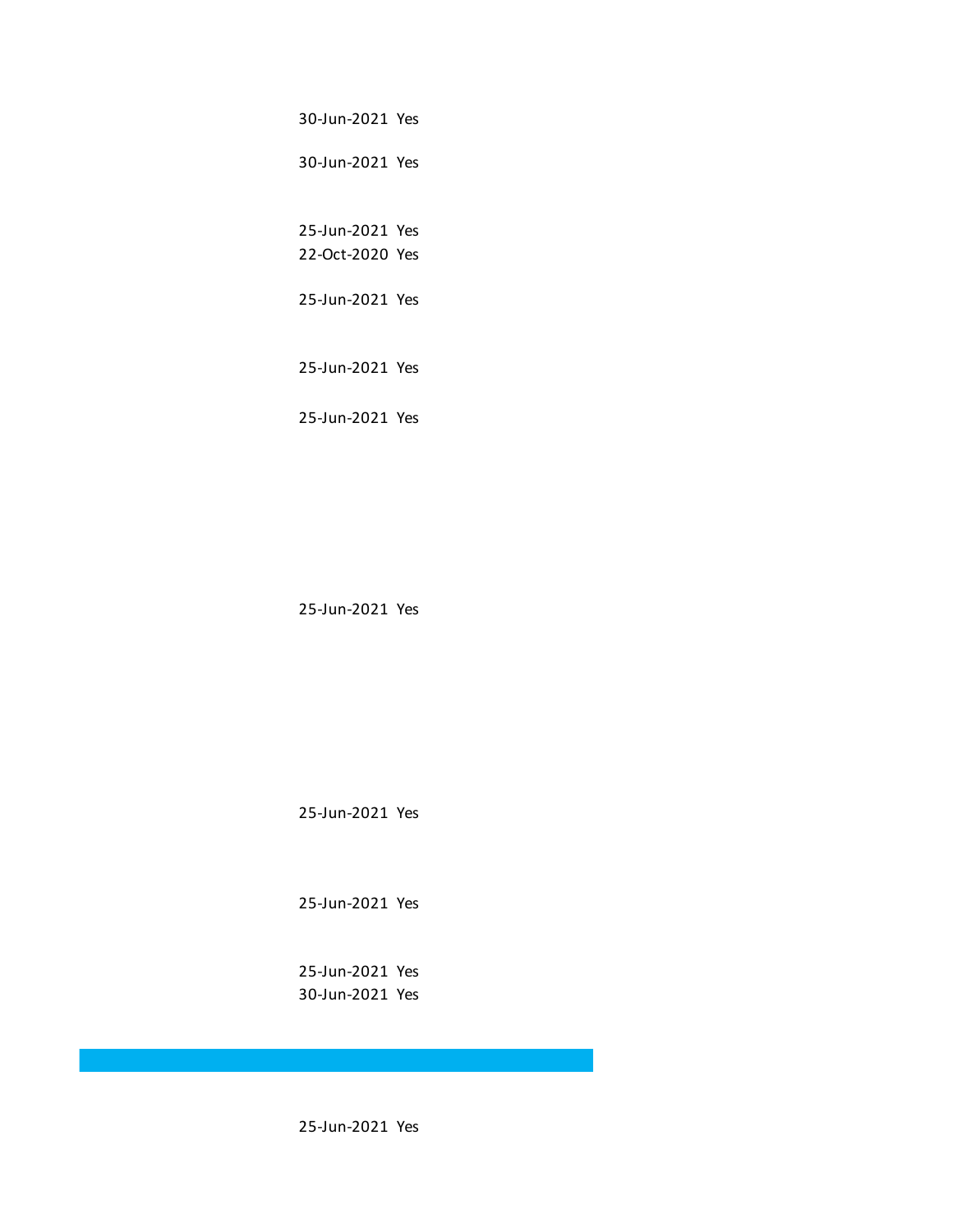30-Jun-2021 Yes

30-Jun-2021 Yes

25-Jun-2021 Yes

22-Oct-2020 Yes

25-Jun-2021 Yes

25-Jun-2021 Yes

25-Jun-2021 Yes

25-Jun-2021 Yes

25-Jun-2021 Yes

25-Jun-2021 Yes

25-Jun-2021 Yes

30-Jun-2021 Yes

25-Jun-2021 Yes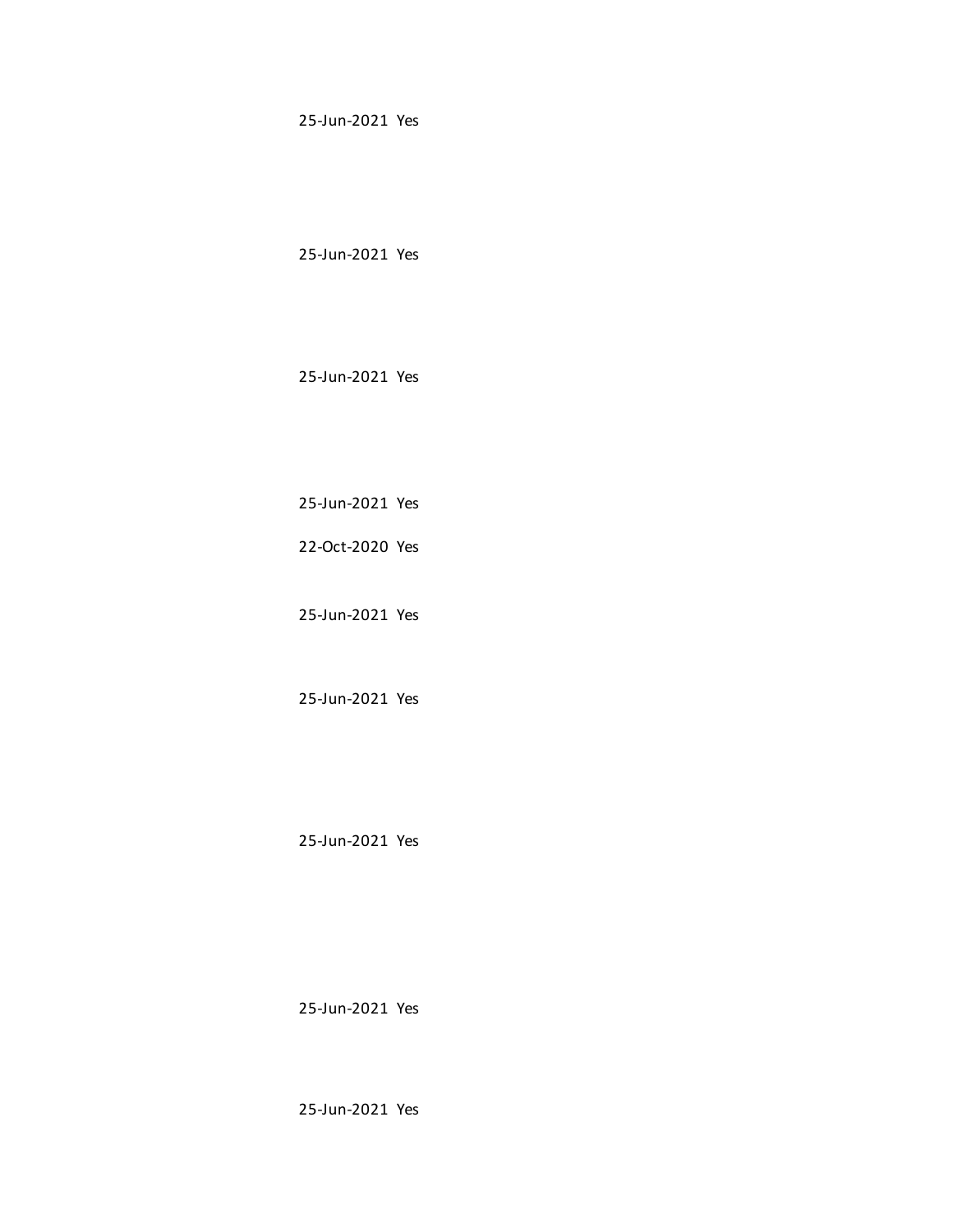25-Jun-2021 Yes

25-Jun-2021 Yes

25-Jun-2021 Yes

25-Jun-2021 Yes

22-Oct-2020 Yes

25-Jun-2021 Yes

25-Jun-2021 Yes

25-Jun-2021 Yes

25-Jun-2021 Yes

25-Jun-2021 Yes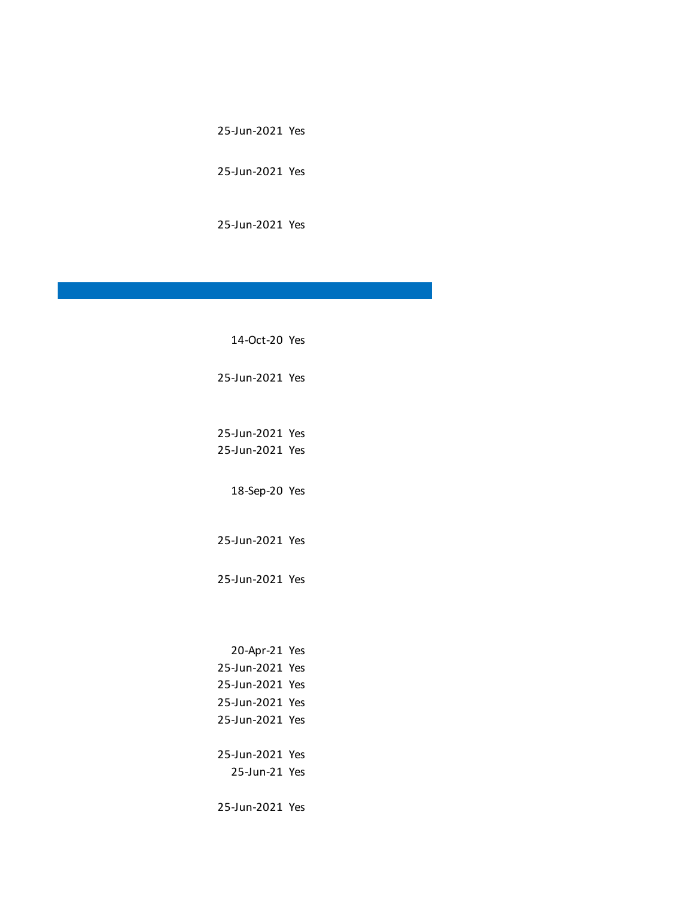| | |
|---|---|
| 25-Jun-2021 | Yes |
| 25-Jun-2021 | Yes |
| 25-Jun-2021 | Yes |

| | |
|---|---|
| 14-Oct-20 | Yes |
| 25-Jun-2021 | Yes |
| 25-Jun-2021 | Yes |
| 25-Jun-2021 | Yes |
| 18-Sep-20 | Yes |
| 25-Jun-2021 | Yes |
| 25-Jun-2021 | Yes |
| 20-Apr-21 | Yes |
| 25-Jun-2021 | Yes |
| 25-Jun-2021 | Yes |
| 25-Jun-2021 | Yes |
| 25-Jun-2021 | Yes |
| 25-Jun-2021 | Yes |
| 25-Jun-21 | Yes |
| 25-Jun-2021 | Yes |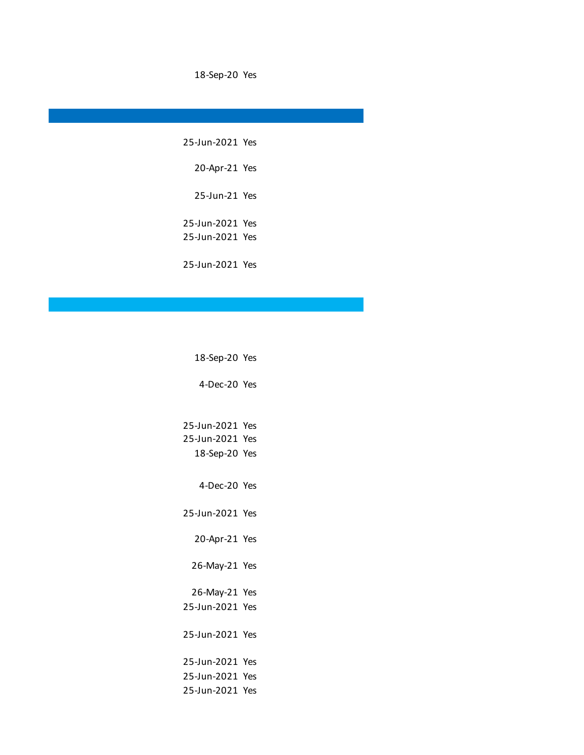| | |
|---|---|
| 18-Sep-20 | Yes |
| | |
| 25-Jun-2021 | Yes |
| 20-Apr-21 | Yes |
| 25-Jun-21 | Yes |
| 25-Jun-2021 | Yes |
| 25-Jun-2021 | Yes |
| 25-Jun-2021 | Yes |
| | |
| 18-Sep-20 | Yes |
| 4-Dec-20 | Yes |
| 25-Jun-2021 | Yes |
| 25-Jun-2021 | Yes |
| 18-Sep-20 | Yes |
| 4-Dec-20 | Yes |
| 25-Jun-2021 | Yes |
| 20-Apr-21 | Yes |
| 26-May-21 | Yes |
| 26-May-21 | Yes |
| 25-Jun-2021 | Yes |
| 25-Jun-2021 | Yes |
| 25-Jun-2021 | Yes |
| 25-Jun-2021 | Yes |
| 25-Jun-2021 | Yes |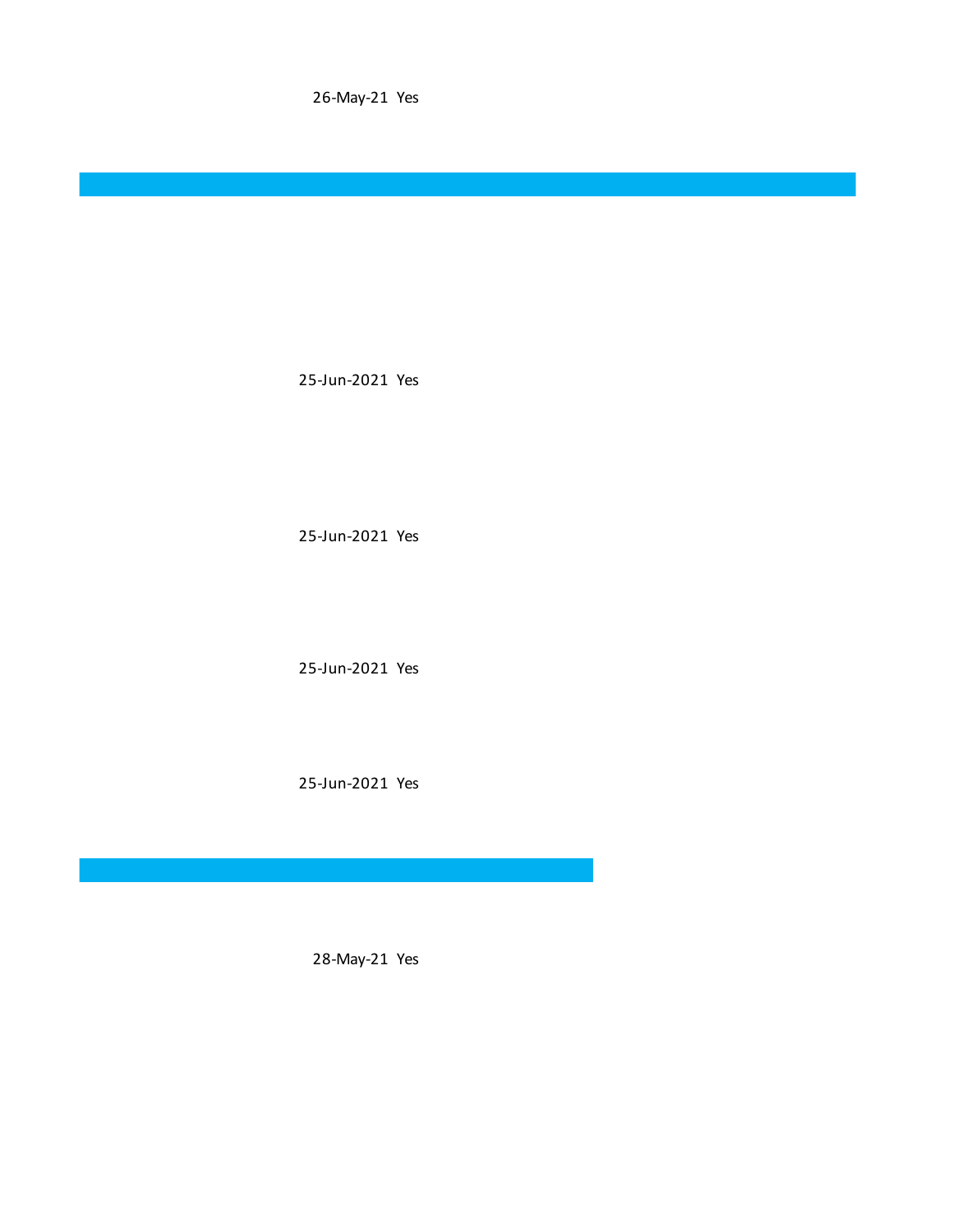26-May-21 Yes

25-Jun-2021 Yes

25-Jun-2021 Yes

25-Jun-2021 Yes

25-Jun-2021 Yes

28-May-21 Yes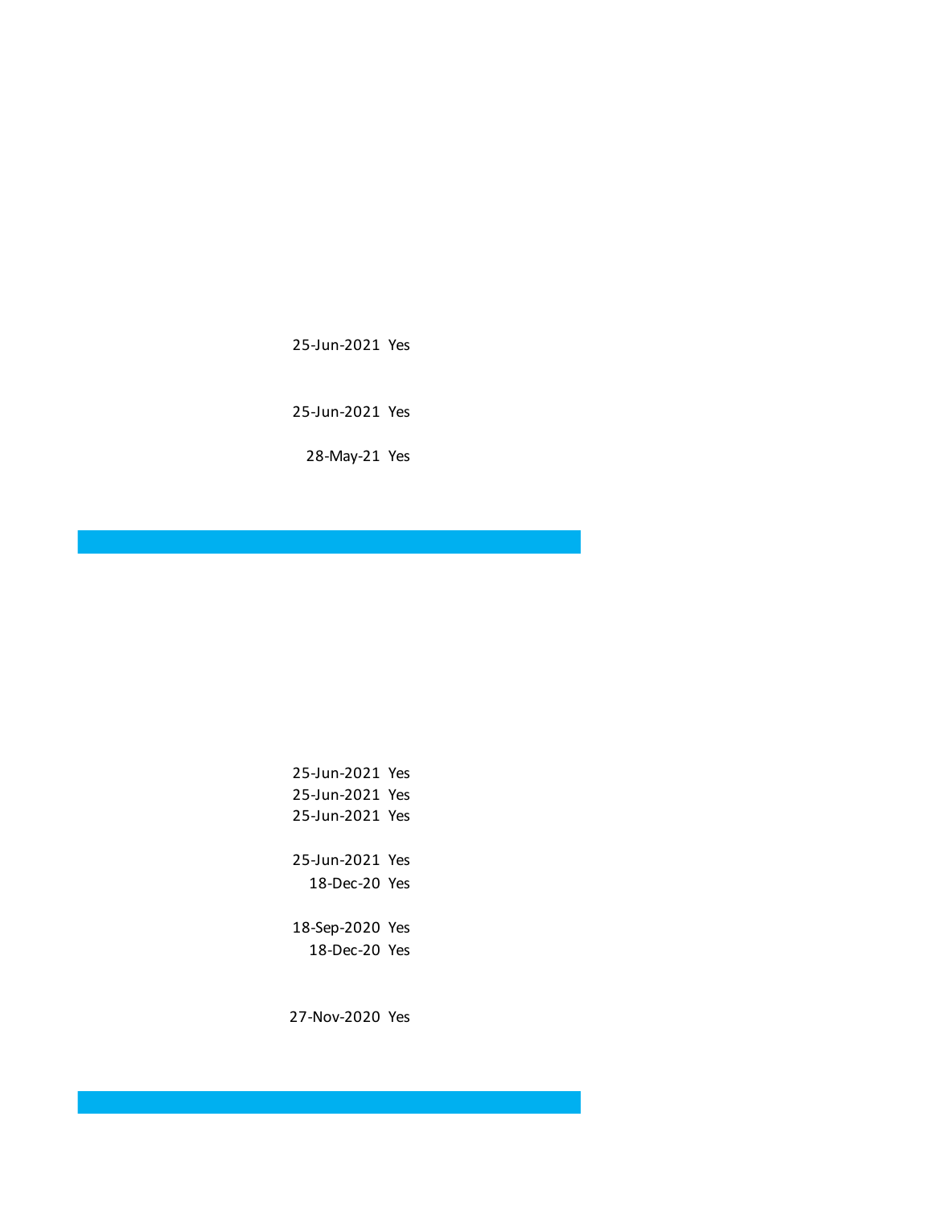25-Jun-2021 Yes

25-Jun-2021 Yes

28-May-21 Yes

25-Jun-2021 Yes
25-Jun-2021 Yes
25-Jun-2021 Yes

25-Jun-2021 Yes
18-Dec-20 Yes

18-Sep-2020 Yes
18-Dec-20 Yes

27-Nov-2020 Yes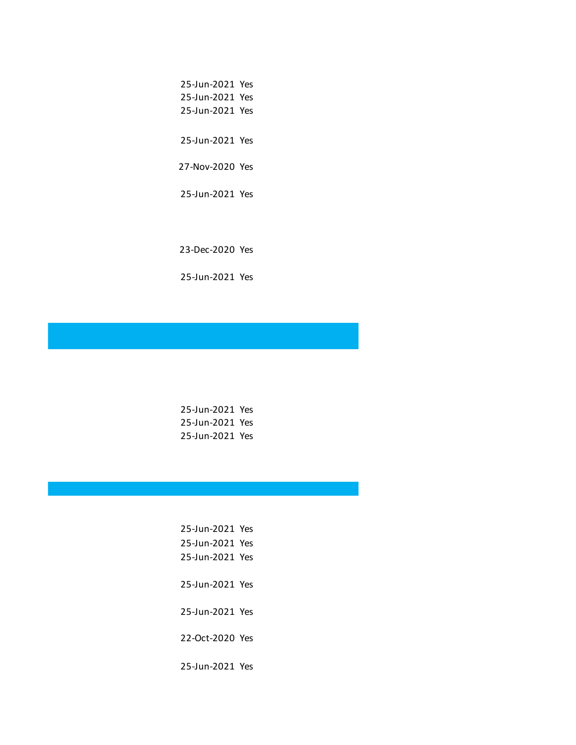| | |
|---|---|
| 25-Jun-2021 | Yes |
| 25-Jun-2021 | Yes |
| 25-Jun-2021 | Yes |
| 25-Jun-2021 | Yes |
| 27-Nov-2020 | Yes |
| 25-Jun-2021 | Yes |
| 23-Dec-2020 | Yes |
| 25-Jun-2021 | Yes |

| | |
|---|---|
| 25-Jun-2021 | Yes |
| 25-Jun-2021 | Yes |
| 25-Jun-2021 | Yes |

| | |
|---|---|
| 25-Jun-2021 | Yes |
| 25-Jun-2021 | Yes |
| 25-Jun-2021 | Yes |
| 25-Jun-2021 | Yes |
| 25-Jun-2021 | Yes |
| 22-Oct-2020 | Yes |
| 25-Jun-2021 | Yes |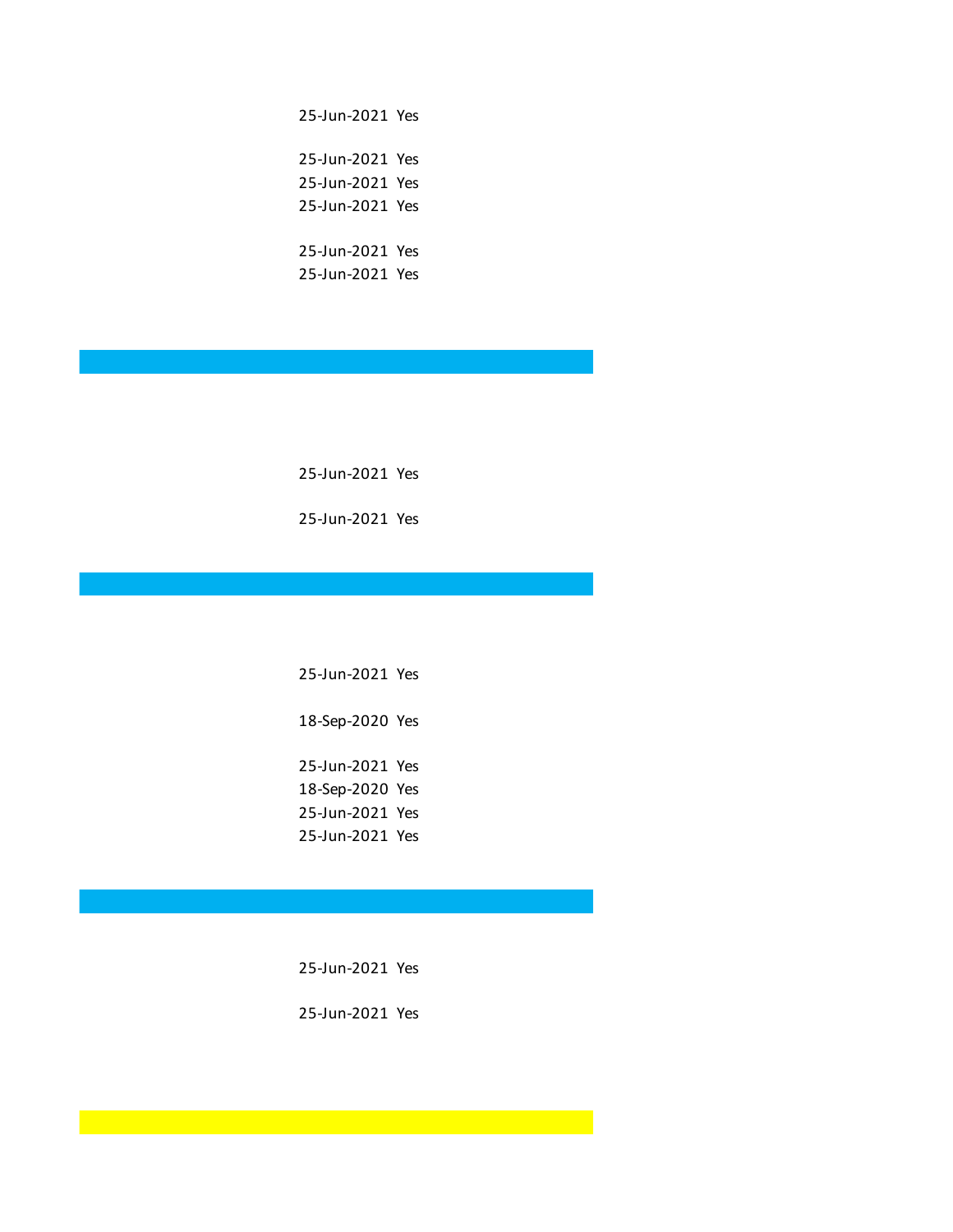| | |
|---|---|
| 25-Jun-2021 | Yes |
| 25-Jun-2021 | Yes |
| 25-Jun-2021 | Yes |
| 25-Jun-2021 | Yes |
| 25-Jun-2021 | Yes |
| 25-Jun-2021 | Yes |

| | |
|---|---|
| 25-Jun-2021 | Yes |
| 25-Jun-2021 | Yes |

| | |
|---|---|
| 25-Jun-2021 | Yes |
| 18-Sep-2020 | Yes |
| 25-Jun-2021 | Yes |
| 18-Sep-2020 | Yes |
| 25-Jun-2021 | Yes |
| 25-Jun-2021 | Yes |

| | |
|---|---|
| 25-Jun-2021 | Yes |
| 25-Jun-2021 | Yes |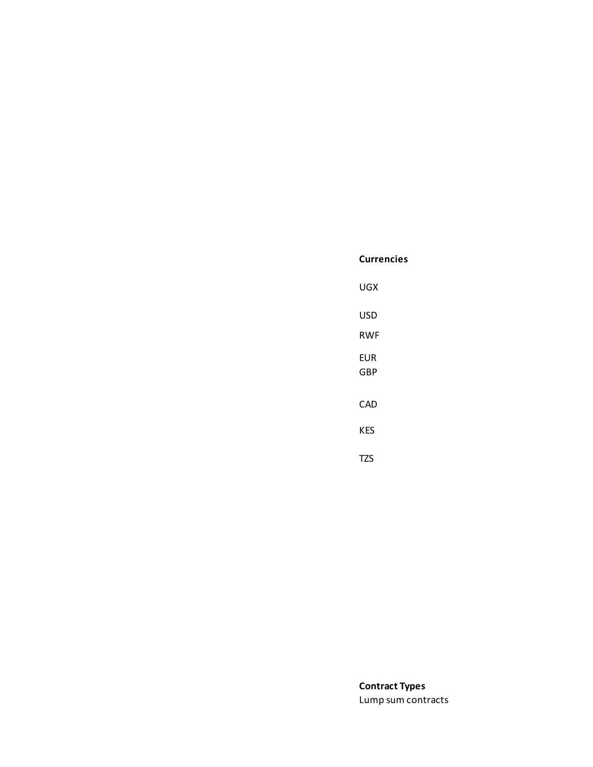**Currencies**

UGX

USD

RWF

EUR

GBP

CAD

KES

TZS

**Contract Types**

Lump sum contracts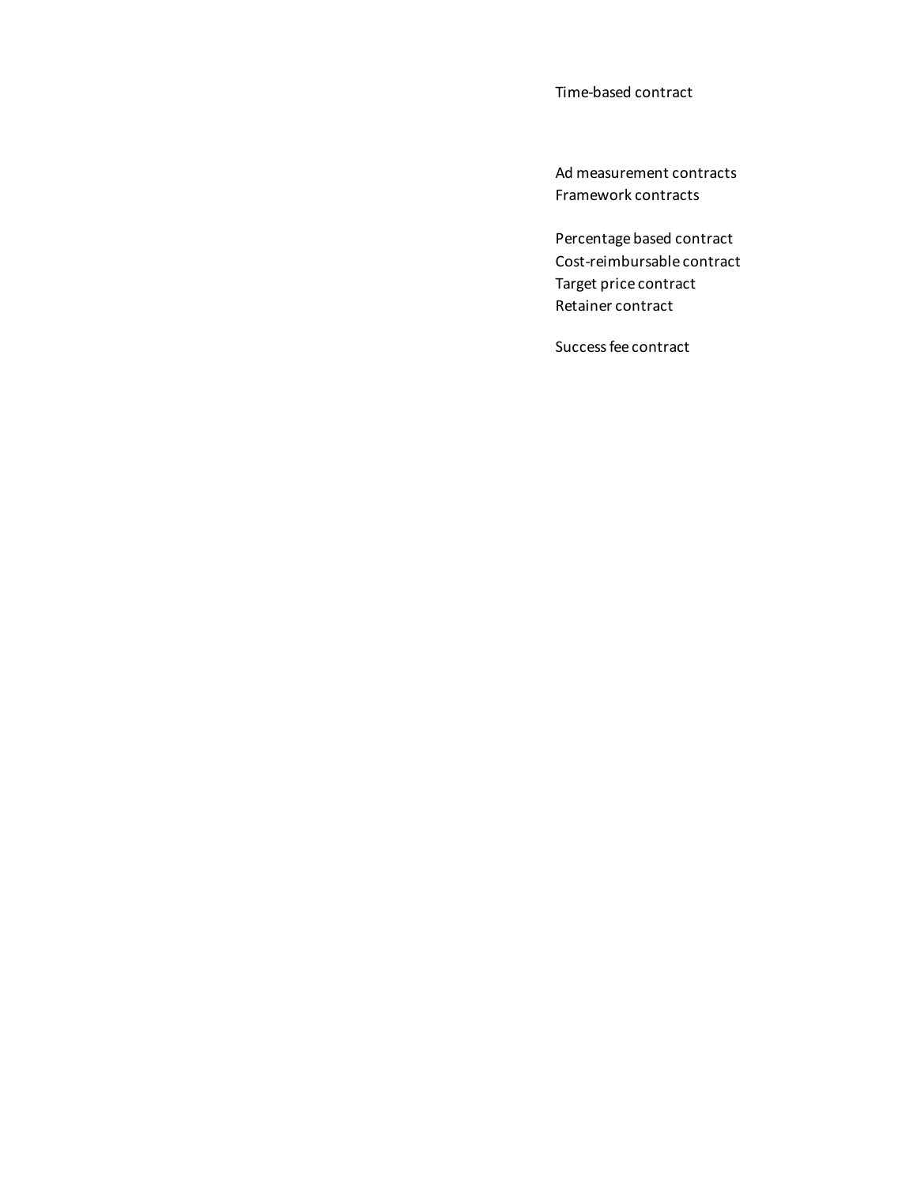Time-based contract

Ad measurement contracts
Framework contracts

Percentage based contract
Cost-reimbursable contract
Target price contract
Retainer contract

Success fee contract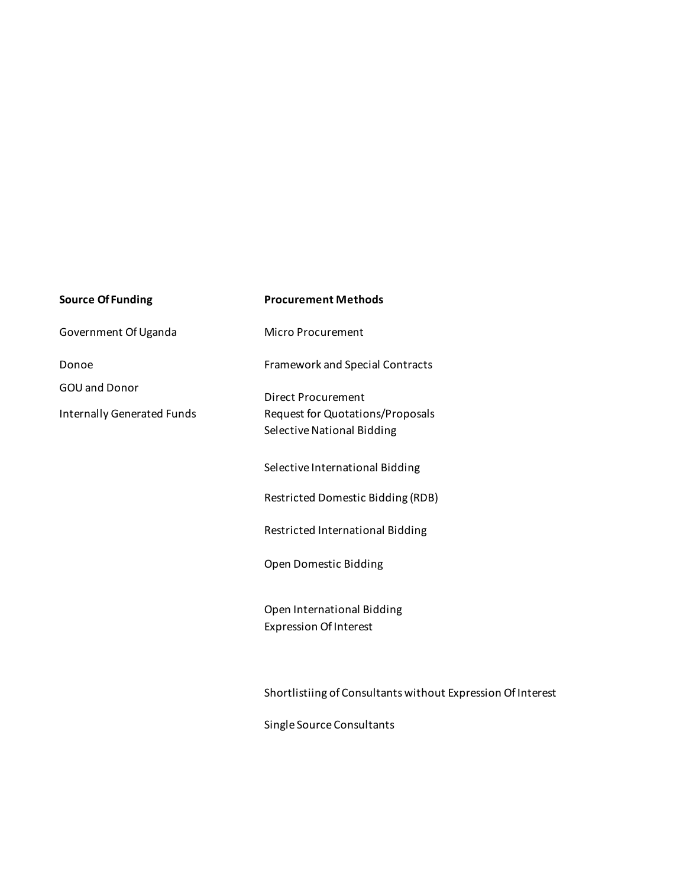| **Source Of Funding** | **Procurement Methods** |
|---|---|
| Government Of Uganda | Micro Procurement |
| Donoe | Framework and Special Contracts |
| GOU and Donor | Direct Procurement |
| Internally Generated Funds | Request for Quotations/Proposals |
| | Selective National Bidding |
| | Selective International Bidding |
| | Restricted Domestic Bidding (RDB) |
| | Restricted International Bidding |
| | Open Domestic Bidding |
| | Open International Bidding |
| | Expression Of Interest |
| | Shortlistiing of Consultants without Expression Of Interest |
| | Single Source Consultants |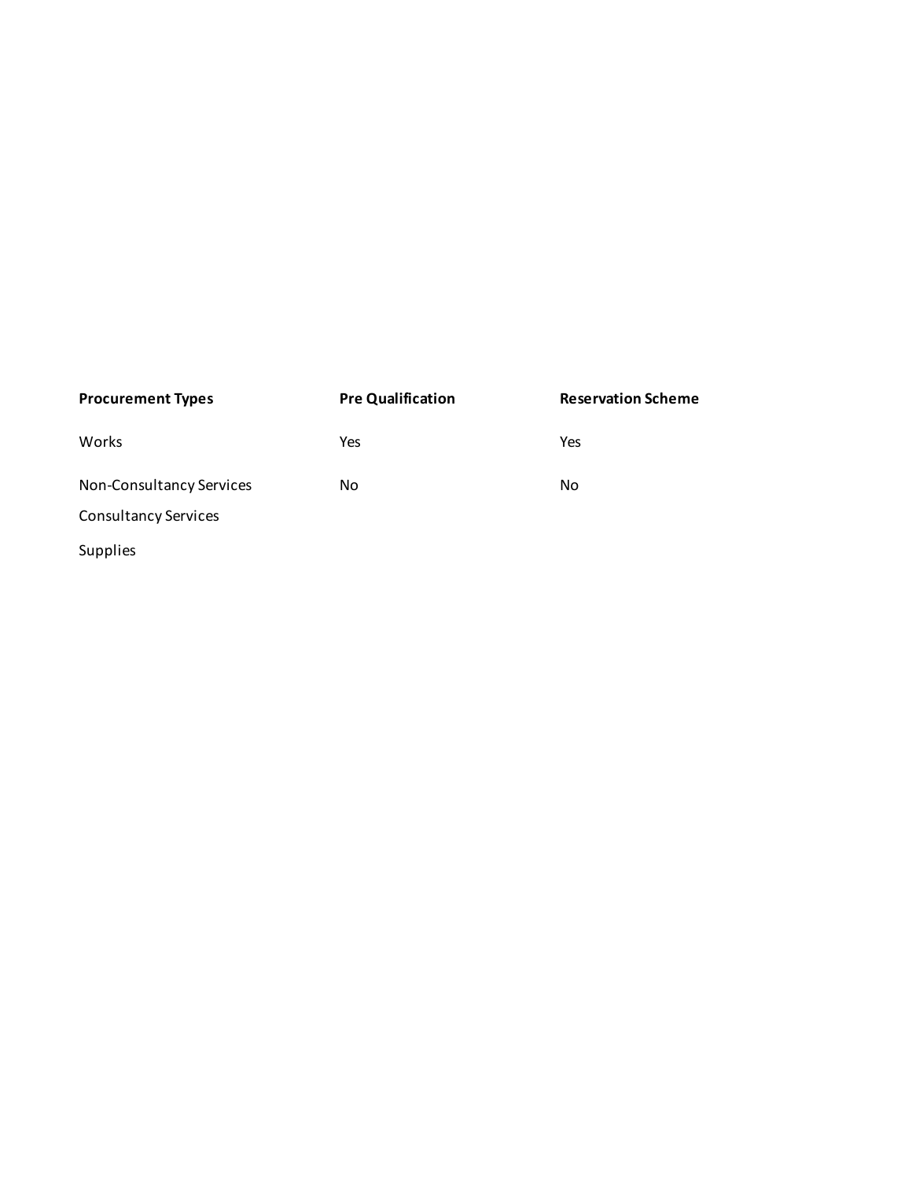| Procurement Types | Pre Qualification | Reservation Scheme |
|---|---|---|
| Works | Yes | Yes |
| Non-Consultancy Services | No | No |
| Consultancy Services | | |
| Supplies | | |